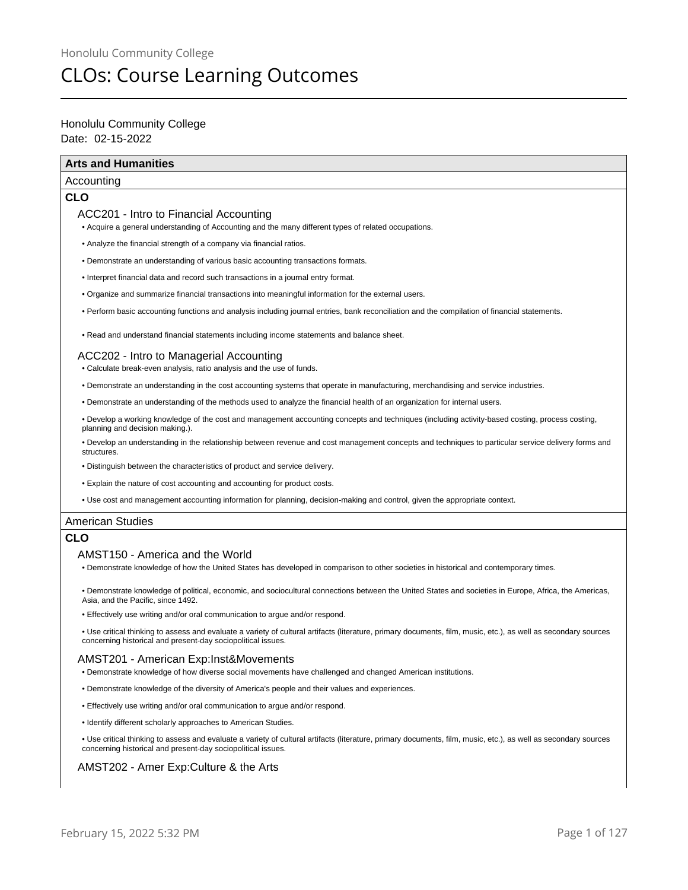Honolulu Community College

# CLOs: Course Learning Outcomes

Honolulu Community College
Date: 02-15-2022

## Arts and Humanities

### Accounting

**CLO**

#### ACC201 - Intro to Financial Accounting

- Acquire a general understanding of Accounting and the many different types of related occupations.
- Analyze the financial strength of a company via financial ratios.
- Demonstrate an understanding of various basic accounting transactions formats.
- Interpret financial data and record such transactions in a journal entry format.
- Organize and summarize financial transactions into meaningful information for the external users.
- Perform basic accounting functions and analysis including journal entries, bank reconciliation and the compilation of financial statements.
- Read and understand financial statements including income statements and balance sheet.

#### ACC202 - Intro to Managerial Accounting

- Calculate break-even analysis, ratio analysis and the use of funds.
- Demonstrate an understanding in the cost accounting systems that operate in manufacturing, merchandising and service industries.
- Demonstrate an understanding of the methods used to analyze the financial health of an organization for internal users.
- Develop a working knowledge of the cost and management accounting concepts and techniques (including activity-based costing, process costing, planning and decision making.).
- Develop an understanding in the relationship between revenue and cost management concepts and techniques to particular service delivery forms and structures.
- Distinguish between the characteristics of product and service delivery.
- Explain the nature of cost accounting and accounting for product costs.
- Use cost and management accounting information for planning, decision-making and control, given the appropriate context.

### American Studies

**CLO**

#### AMST150 - America and the World

- Demonstrate knowledge of how the United States has developed in comparison to other societies in historical and contemporary times.
- Demonstrate knowledge of political, economic, and sociocultural connections between the United States and societies in Europe, Africa, the Americas, Asia, and the Pacific, since 1492.
- Effectively use writing and/or oral communication to argue and/or respond.
- Use critical thinking to assess and evaluate a variety of cultural artifacts (literature, primary documents, film, music, etc.), as well as secondary sources concerning historical and present-day sociopolitical issues.

#### AMST201 - American Exp:Inst&Movements

- Demonstrate knowledge of how diverse social movements have challenged and changed American institutions.
- Demonstrate knowledge of the diversity of America's people and their values and experiences.
- Effectively use writing and/or oral communication to argue and/or respond.
- Identify different scholarly approaches to American Studies.
- Use critical thinking to assess and evaluate a variety of cultural artifacts (literature, primary documents, film, music, etc.), as well as secondary sources concerning historical and present-day sociopolitical issues.

#### AMST202 - Amer Exp:Culture & the Arts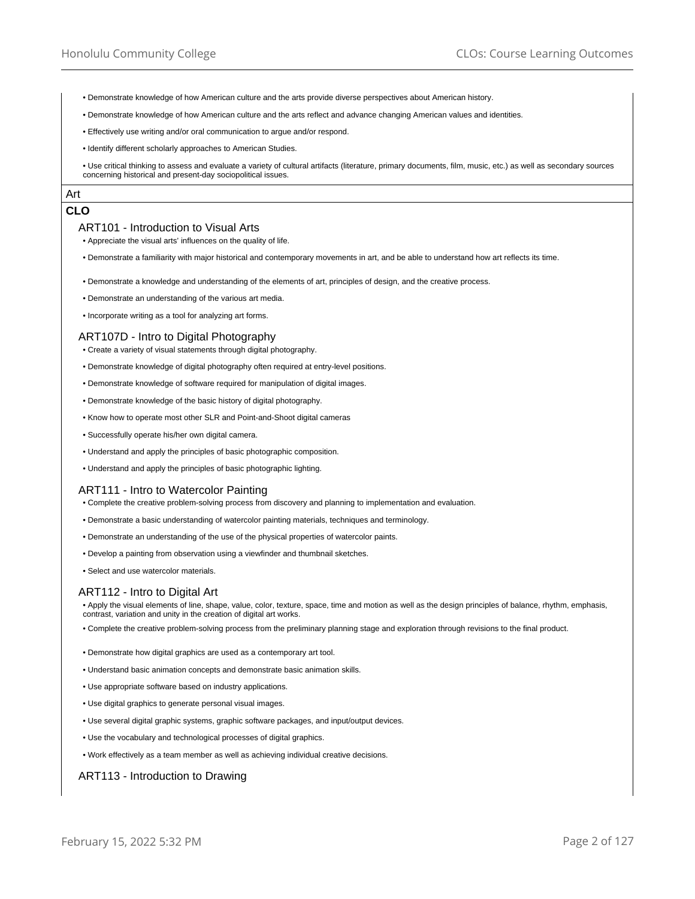- Demonstrate knowledge of how American culture and the arts provide diverse perspectives about American history.
- Demonstrate knowledge of how American culture and the arts reflect and advance changing American values and identities.
- Effectively use writing and/or oral communication to argue and/or respond.
- Identify different scholarly approaches to American Studies.
- Use critical thinking to assess and evaluate a variety of cultural artifacts (literature, primary documents, film, music, etc.) as well as secondary sources concerning historical and present-day sociopolitical issues.

# Art

## CLO

### ART101 - Introduction to Visual Arts

- Appreciate the visual arts' influences on the quality of life.
- Demonstrate a familiarity with major historical and contemporary movements in art, and be able to understand how art reflects its time.
- Demonstrate a knowledge and understanding of the elements of art, principles of design, and the creative process.
- Demonstrate an understanding of the various art media.
- Incorporate writing as a tool for analyzing art forms.

### ART107D - Intro to Digital Photography

- Create a variety of visual statements through digital photography.
- Demonstrate knowledge of digital photography often required at entry-level positions.
- Demonstrate knowledge of software required for manipulation of digital images.
- Demonstrate knowledge of the basic history of digital photography.
- Know how to operate most other SLR and Point-and-Shoot digital cameras
- Successfully operate his/her own digital camera.
- Understand and apply the principles of basic photographic composition.
- Understand and apply the principles of basic photographic lighting.

### ART111 - Intro to Watercolor Painting

- Complete the creative problem-solving process from discovery and planning to implementation and evaluation.
- Demonstrate a basic understanding of watercolor painting materials, techniques and terminology.
- Demonstrate an understanding of the use of the physical properties of watercolor paints.
- Develop a painting from observation using a viewfinder and thumbnail sketches.
- Select and use watercolor materials.

### ART112 - Intro to Digital Art

- Apply the visual elements of line, shape, value, color, texture, space, time and motion as well as the design principles of balance, rhythm, emphasis, contrast, variation and unity in the creation of digital art works.
- Complete the creative problem-solving process from the preliminary planning stage and exploration through revisions to the final product.
- Demonstrate how digital graphics are used as a contemporary art tool.
- Understand basic animation concepts and demonstrate basic animation skills.
- Use appropriate software based on industry applications.
- Use digital graphics to generate personal visual images.
- Use several digital graphic systems, graphic software packages, and input/output devices.
- Use the vocabulary and technological processes of digital graphics.
- Work effectively as a team member as well as achieving individual creative decisions.

### ART113 - Introduction to Drawing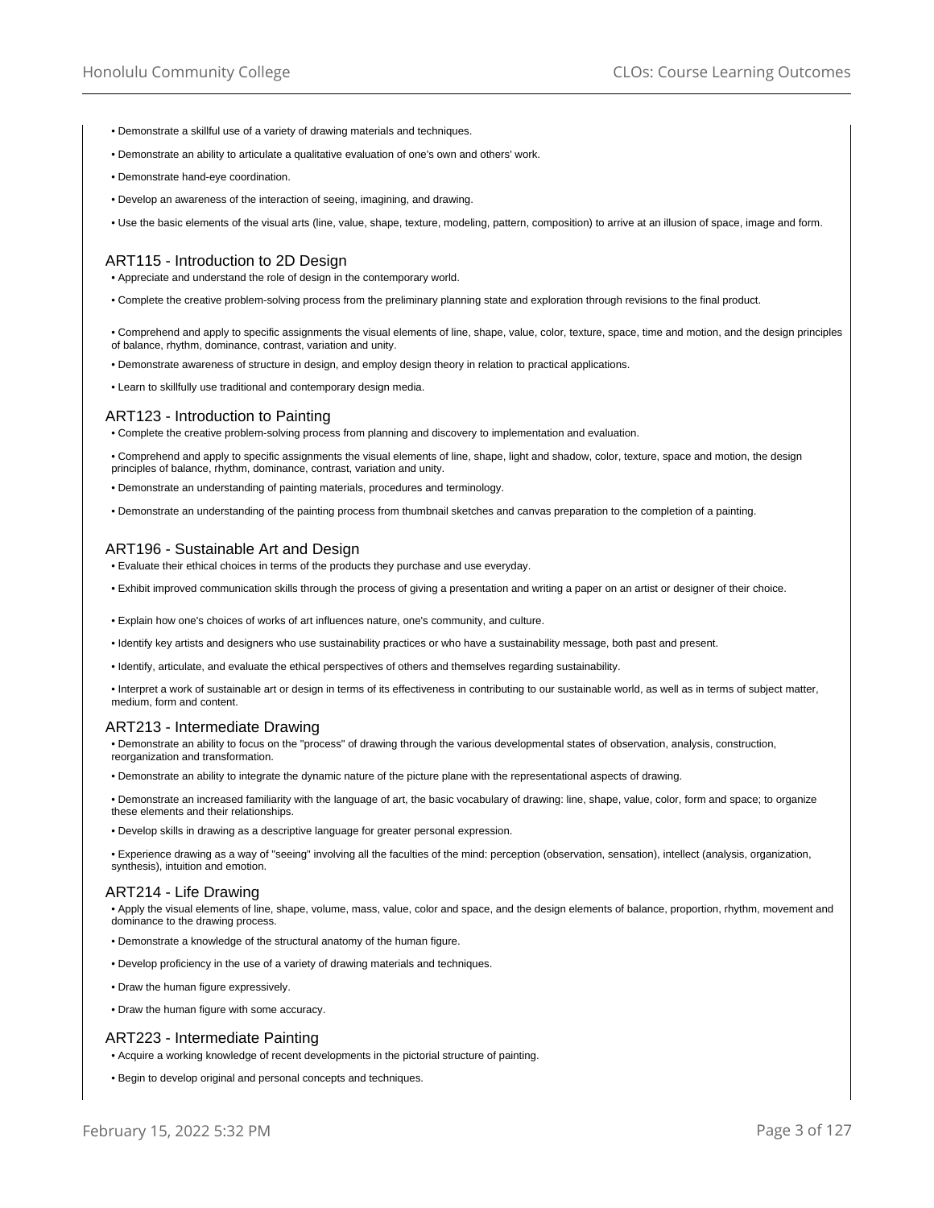- Demonstrate a skillful use of a variety of drawing materials and techniques.
- Demonstrate an ability to articulate a qualitative evaluation of one's own and others' work.
- Demonstrate hand-eye coordination.
- Develop an awareness of the interaction of seeing, imagining, and drawing.
- Use the basic elements of the visual arts (line, value, shape, texture, modeling, pattern, composition) to arrive at an illusion of space, image and form.

## ART115 - Introduction to 2D Design

- Appreciate and understand the role of design in the contemporary world.
- Complete the creative problem-solving process from the preliminary planning state and exploration through revisions to the final product.
- Comprehend and apply to specific assignments the visual elements of line, shape, value, color, texture, space, time and motion, and the design principles of balance, rhythm, dominance, contrast, variation and unity.
- Demonstrate awareness of structure in design, and employ design theory in relation to practical applications.
- Learn to skillfully use traditional and contemporary design media.

## ART123 - Introduction to Painting

- Complete the creative problem-solving process from planning and discovery to implementation and evaluation.
- Comprehend and apply to specific assignments the visual elements of line, shape, light and shadow, color, texture, space and motion, the design principles of balance, rhythm, dominance, contrast, variation and unity.
- Demonstrate an understanding of painting materials, procedures and terminology.
- Demonstrate an understanding of the painting process from thumbnail sketches and canvas preparation to the completion of a painting.

## ART196 - Sustainable Art and Design

- Evaluate their ethical choices in terms of the products they purchase and use everyday.
- Exhibit improved communication skills through the process of giving a presentation and writing a paper on an artist or designer of their choice.
- Explain how one's choices of works of art influences nature, one's community, and culture.
- Identify key artists and designers who use sustainability practices or who have a sustainability message, both past and present.
- Identify, articulate, and evaluate the ethical perspectives of others and themselves regarding sustainability.
- Interpret a work of sustainable art or design in terms of its effectiveness in contributing to our sustainable world, as well as in terms of subject matter, medium, form and content.

## ART213 - Intermediate Drawing

- Demonstrate an ability to focus on the "process" of drawing through the various developmental states of observation, analysis, construction, reorganization and transformation.
- Demonstrate an ability to integrate the dynamic nature of the picture plane with the representational aspects of drawing.
- Demonstrate an increased familiarity with the language of art, the basic vocabulary of drawing: line, shape, value, color, form and space; to organize these elements and their relationships.
- Develop skills in drawing as a descriptive language for greater personal expression.
- Experience drawing as a way of "seeing" involving all the faculties of the mind: perception (observation, sensation), intellect (analysis, organization, synthesis), intuition and emotion.

## ART214 - Life Drawing

- Apply the visual elements of line, shape, volume, mass, value, color and space, and the design elements of balance, proportion, rhythm, movement and dominance to the drawing process.
- Demonstrate a knowledge of the structural anatomy of the human figure.
- Develop proficiency in the use of a variety of drawing materials and techniques.
- Draw the human figure expressively.
- Draw the human figure with some accuracy.

## ART223 - Intermediate Painting

- Acquire a working knowledge of recent developments in the pictorial structure of painting.
- Begin to develop original and personal concepts and techniques.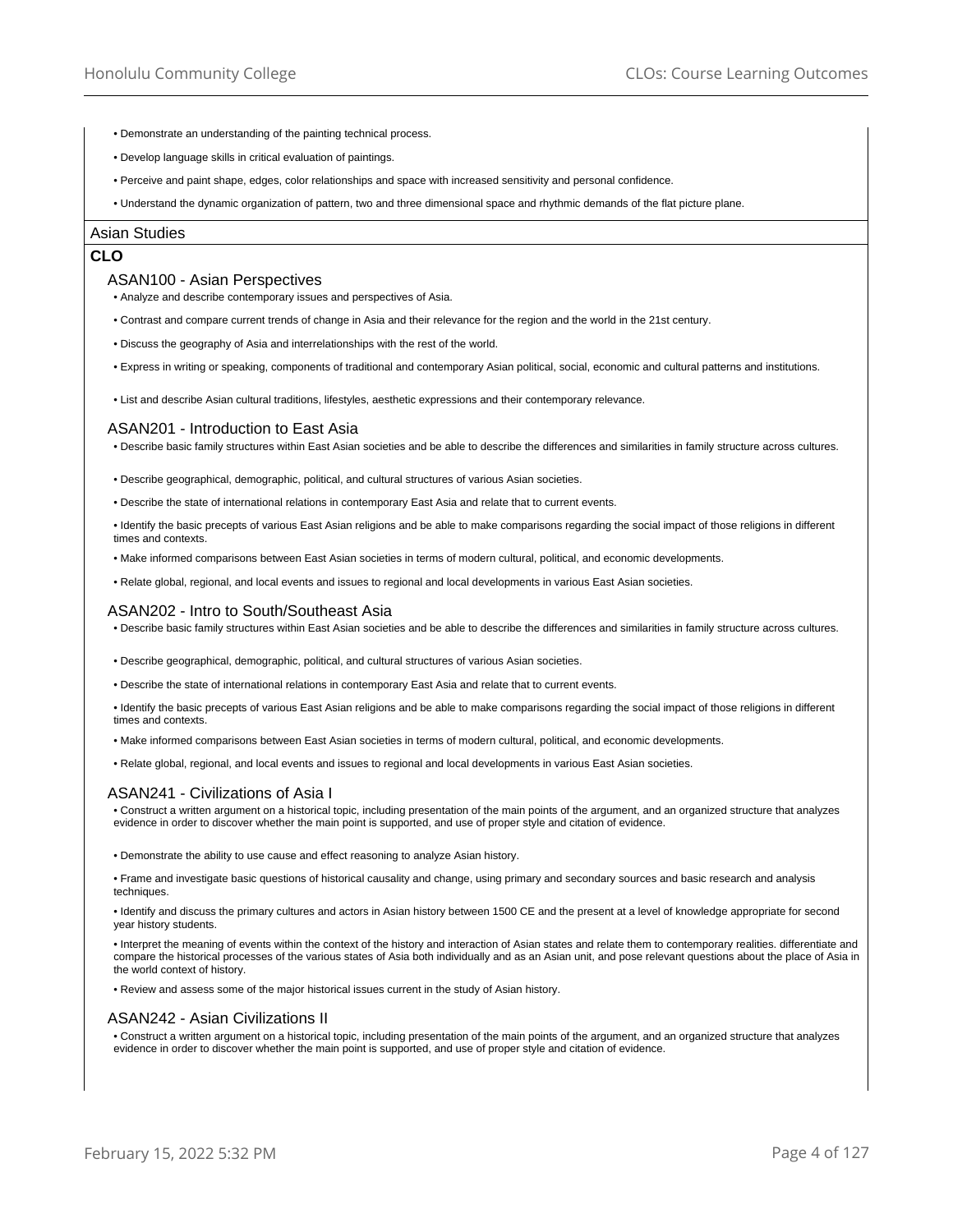- Demonstrate an understanding of the painting technical process.
- Develop language skills in critical evaluation of paintings.
- Perceive and paint shape, edges, color relationships and space with increased sensitivity and personal confidence.
- Understand the dynamic organization of pattern, two and three dimensional space and rhythmic demands of the flat picture plane.

## Asian Studies

**CLO**

### ASAN100 - Asian Perspectives

- Analyze and describe contemporary issues and perspectives of Asia.
- Contrast and compare current trends of change in Asia and their relevance for the region and the world in the 21st century.
- Discuss the geography of Asia and interrelationships with the rest of the world.
- Express in writing or speaking, components of traditional and contemporary Asian political, social, economic and cultural patterns and institutions.
- List and describe Asian cultural traditions, lifestyles, aesthetic expressions and their contemporary relevance.

### ASAN201 - Introduction to East Asia

- Describe basic family structures within East Asian societies and be able to describe the differences and similarities in family structure across cultures.
- Describe geographical, demographic, political, and cultural structures of various Asian societies.
- Describe the state of international relations in contemporary East Asia and relate that to current events.
- Identify the basic precepts of various East Asian religions and be able to make comparisons regarding the social impact of those religions in different times and contexts.
- Make informed comparisons between East Asian societies in terms of modern cultural, political, and economic developments.
- Relate global, regional, and local events and issues to regional and local developments in various East Asian societies.

### ASAN202 - Intro to South/Southeast Asia

- Describe basic family structures within East Asian societies and be able to describe the differences and similarities in family structure across cultures.
- Describe geographical, demographic, political, and cultural structures of various Asian societies.
- Describe the state of international relations in contemporary East Asia and relate that to current events.
- Identify the basic precepts of various East Asian religions and be able to make comparisons regarding the social impact of those religions in different times and contexts.
- Make informed comparisons between East Asian societies in terms of modern cultural, political, and economic developments.
- Relate global, regional, and local events and issues to regional and local developments in various East Asian societies.

### ASAN241 - Civilizations of Asia I

- Construct a written argument on a historical topic, including presentation of the main points of the argument, and an organized structure that analyzes evidence in order to discover whether the main point is supported, and use of proper style and citation of evidence.
- Demonstrate the ability to use cause and effect reasoning to analyze Asian history.
- Frame and investigate basic questions of historical causality and change, using primary and secondary sources and basic research and analysis techniques.
- Identify and discuss the primary cultures and actors in Asian history between 1500 CE and the present at a level of knowledge appropriate for second year history students.
- Interpret the meaning of events within the context of the history and interaction of Asian states and relate them to contemporary realities. differentiate and compare the historical processes of the various states of Asia both individually and as an Asian unit, and pose relevant questions about the place of Asia in the world context of history.
- Review and assess some of the major historical issues current in the study of Asian history.

### ASAN242 - Asian Civilizations II

- Construct a written argument on a historical topic, including presentation of the main points of the argument, and an organized structure that analyzes evidence in order to discover whether the main point is supported, and use of proper style and citation of evidence.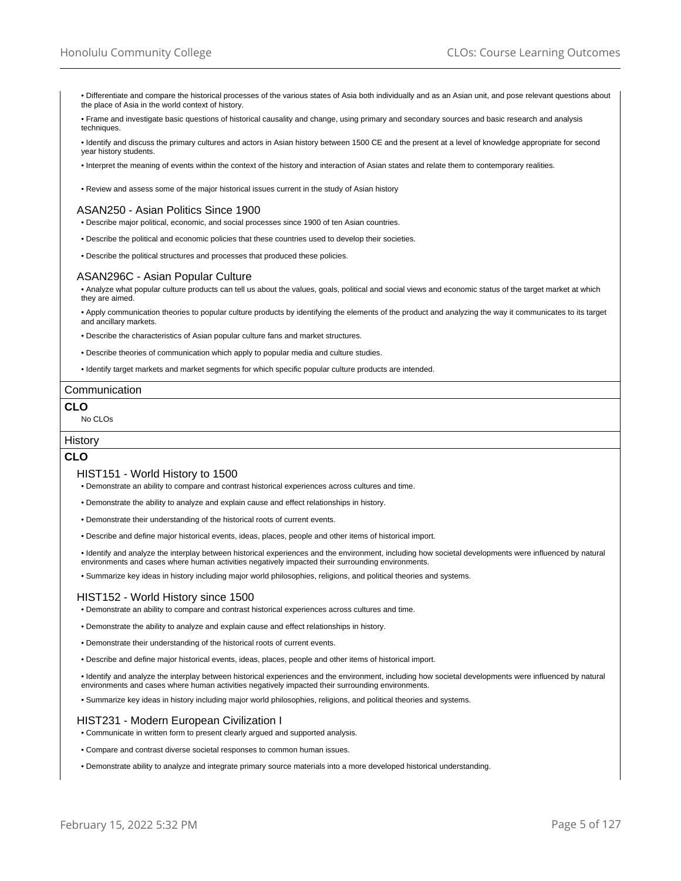- Differentiate and compare the historical processes of the various states of Asia both individually and as an Asian unit, and pose relevant questions about the place of Asia in the world context of history.
- Frame and investigate basic questions of historical causality and change, using primary and secondary sources and basic research and analysis techniques.
- Identify and discuss the primary cultures and actors in Asian history between 1500 CE and the present at a level of knowledge appropriate for second year history students.
- Interpret the meaning of events within the context of the history and interaction of Asian states and relate them to contemporary realities.
- Review and assess some of the major historical issues current in the study of Asian history

### ASAN250 - Asian Politics Since 1900

- Describe major political, economic, and social processes since 1900 of ten Asian countries.
- Describe the political and economic policies that these countries used to develop their societies.
- Describe the political structures and processes that produced these policies.

### ASAN296C - Asian Popular Culture

- Analyze what popular culture products can tell us about the values, goals, political and social views and economic status of the target market at which they are aimed.
- Apply communication theories to popular culture products by identifying the elements of the product and analyzing the way it communicates to its target and ancillary markets.
- Describe the characteristics of Asian popular culture fans and market structures.
- Describe theories of communication which apply to popular media and culture studies.
- Identify target markets and market segments for which specific popular culture products are intended.

## Communication

**CLO**

No CLOs

## History

**CLO**

### HIST151 - World History to 1500

- Demonstrate an ability to compare and contrast historical experiences across cultures and time.
- Demonstrate the ability to analyze and explain cause and effect relationships in history.
- Demonstrate their understanding of the historical roots of current events.
- Describe and define major historical events, ideas, places, people and other items of historical import.
- Identify and analyze the interplay between historical experiences and the environment, including how societal developments were influenced by natural environments and cases where human activities negatively impacted their surrounding environments.
- Summarize key ideas in history including major world philosophies, religions, and political theories and systems.

### HIST152 - World History since 1500

- Demonstrate an ability to compare and contrast historical experiences across cultures and time.
- Demonstrate the ability to analyze and explain cause and effect relationships in history.
- Demonstrate their understanding of the historical roots of current events.
- Describe and define major historical events, ideas, places, people and other items of historical import.
- Identify and analyze the interplay between historical experiences and the environment, including how societal developments were influenced by natural environments and cases where human activities negatively impacted their surrounding environments.
- Summarize key ideas in history including major world philosophies, religions, and political theories and systems.

### HIST231 - Modern European Civilization I

- Communicate in written form to present clearly argued and supported analysis.
- Compare and contrast diverse societal responses to common human issues.
- Demonstrate ability to analyze and integrate primary source materials into a more developed historical understanding.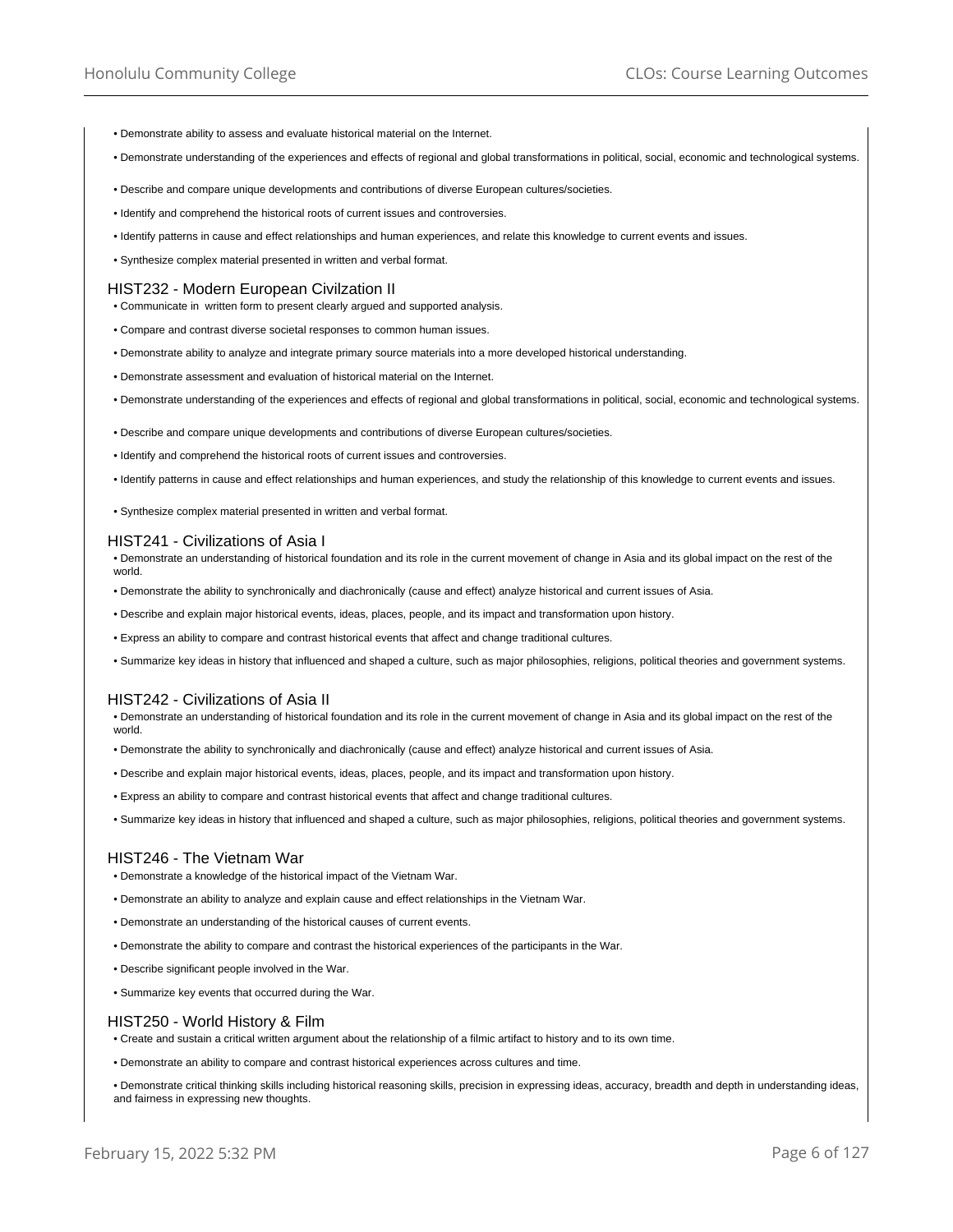- Demonstrate ability to assess and evaluate historical material on the Internet.
- Demonstrate understanding of the experiences and effects of regional and global transformations in political, social, economic and technological systems.
- Describe and compare unique developments and contributions of diverse European cultures/societies.
- Identify and comprehend the historical roots of current issues and controversies.
- Identify patterns in cause and effect relationships and human experiences, and relate this knowledge to current events and issues.
- Synthesize complex material presented in written and verbal format.

### HIST232 - Modern European Civilzation II

- Communicate in written form to present clearly argued and supported analysis.
- Compare and contrast diverse societal responses to common human issues.
- Demonstrate ability to analyze and integrate primary source materials into a more developed historical understanding.
- Demonstrate assessment and evaluation of historical material on the Internet.
- Demonstrate understanding of the experiences and effects of regional and global transformations in political, social, economic and technological systems.
- Describe and compare unique developments and contributions of diverse European cultures/societies.
- Identify and comprehend the historical roots of current issues and controversies.
- Identify patterns in cause and effect relationships and human experiences, and study the relationship of this knowledge to current events and issues.
- Synthesize complex material presented in written and verbal format.

### HIST241 - Civilizations of Asia I

- Demonstrate an understanding of historical foundation and its role in the current movement of change in Asia and its global impact on the rest of the world.
- Demonstrate the ability to synchronically and diachronically (cause and effect) analyze historical and current issues of Asia.
- Describe and explain major historical events, ideas, places, people, and its impact and transformation upon history.
- Express an ability to compare and contrast historical events that affect and change traditional cultures.
- Summarize key ideas in history that influenced and shaped a culture, such as major philosophies, religions, political theories and government systems.

### HIST242 - Civilizations of Asia II

- Demonstrate an understanding of historical foundation and its role in the current movement of change in Asia and its global impact on the rest of the world.
- Demonstrate the ability to synchronically and diachronically (cause and effect) analyze historical and current issues of Asia.
- Describe and explain major historical events, ideas, places, people, and its impact and transformation upon history.
- Express an ability to compare and contrast historical events that affect and change traditional cultures.
- Summarize key ideas in history that influenced and shaped a culture, such as major philosophies, religions, political theories and government systems.

### HIST246 - The Vietnam War

- Demonstrate a knowledge of the historical impact of the Vietnam War.
- Demonstrate an ability to analyze and explain cause and effect relationships in the Vietnam War.
- Demonstrate an understanding of the historical causes of current events.
- Demonstrate the ability to compare and contrast the historical experiences of the participants in the War.
- Describe significant people involved in the War.
- Summarize key events that occurred during the War.

### HIST250 - World History & Film

- Create and sustain a critical written argument about the relationship of a filmic artifact to history and to its own time.
- Demonstrate an ability to compare and contrast historical experiences across cultures and time.
- Demonstrate critical thinking skills including historical reasoning skills, precision in expressing ideas, accuracy, breadth and depth in understanding ideas, and fairness in expressing new thoughts.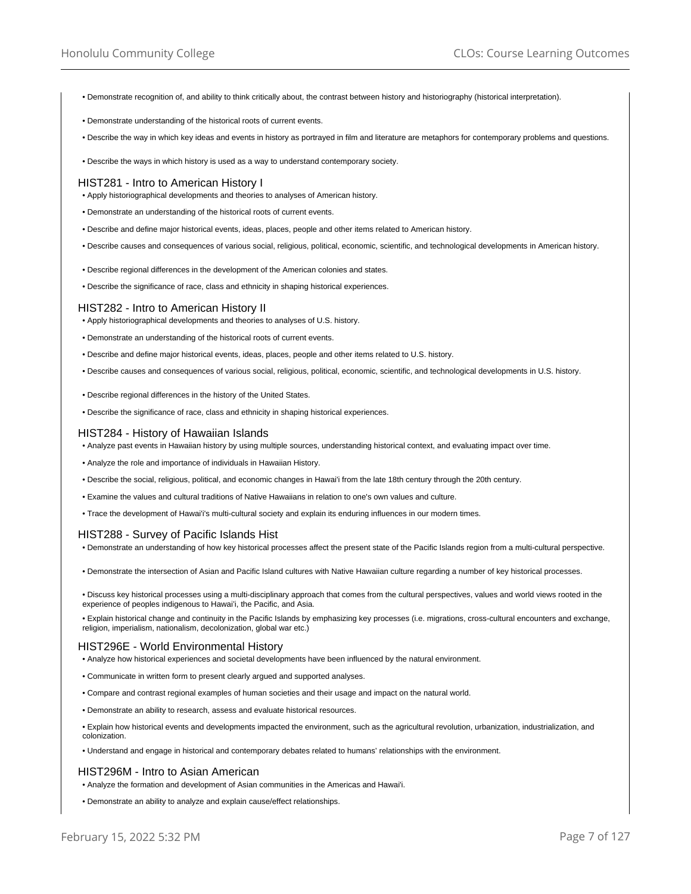- Demonstrate recognition of, and ability to think critically about, the contrast between history and historiography (historical interpretation).
- Demonstrate understanding of the historical roots of current events.
- Describe the way in which key ideas and events in history as portrayed in film and literature are metaphors for contemporary problems and questions.
- Describe the ways in which history is used as a way to understand contemporary society.

### HIST281 - Intro to American History I

- Apply historiographical developments and theories to analyses of American history.
- Demonstrate an understanding of the historical roots of current events.
- Describe and define major historical events, ideas, places, people and other items related to American history.
- Describe causes and consequences of various social, religious, political, economic, scientific, and technological developments in American history.
- Describe regional differences in the development of the American colonies and states.
- Describe the significance of race, class and ethnicity in shaping historical experiences.

### HIST282 - Intro to American History II

- Apply historiographical developments and theories to analyses of U.S. history.
- Demonstrate an understanding of the historical roots of current events.
- Describe and define major historical events, ideas, places, people and other items related to U.S. history.
- Describe causes and consequences of various social, religious, political, economic, scientific, and technological developments in U.S. history.
- Describe regional differences in the history of the United States.
- Describe the significance of race, class and ethnicity in shaping historical experiences.

### HIST284 - History of Hawaiian Islands

- Analyze past events in Hawaiian history by using multiple sources, understanding historical context, and evaluating impact over time.
- Analyze the role and importance of individuals in Hawaiian History.
- Describe the social, religious, political, and economic changes in Hawai'i from the late 18th century through the 20th century.
- Examine the values and cultural traditions of Native Hawaiians in relation to one's own values and culture.
- Trace the development of Hawai'i's multi-cultural society and explain its enduring influences in our modern times.

### HIST288 - Survey of Pacific Islands Hist

- Demonstrate an understanding of how key historical processes affect the present state of the Pacific Islands region from a multi-cultural perspective.
- Demonstrate the intersection of Asian and Pacific Island cultures with Native Hawaiian culture regarding a number of key historical processes.
- Discuss key historical processes using a multi-disciplinary approach that comes from the cultural perspectives, values and world views rooted in the experience of peoples indigenous to Hawai'i, the Pacific, and Asia.
- Explain historical change and continuity in the Pacific Islands by emphasizing key processes (i.e. migrations, cross-cultural encounters and exchange, religion, imperialism, nationalism, decolonization, global war etc.)

### HIST296E - World Environmental History

- Analyze how historical experiences and societal developments have been influenced by the natural environment.
- Communicate in written form to present clearly argued and supported analyses.
- Compare and contrast regional examples of human societies and their usage and impact on the natural world.
- Demonstrate an ability to research, assess and evaluate historical resources.
- Explain how historical events and developments impacted the environment, such as the agricultural revolution, urbanization, industrialization, and colonization.
- Understand and engage in historical and contemporary debates related to humans' relationships with the environment.

### HIST296M - Intro to Asian American

- Analyze the formation and development of Asian communities in the Americas and Hawai'i.
- Demonstrate an ability to analyze and explain cause/effect relationships.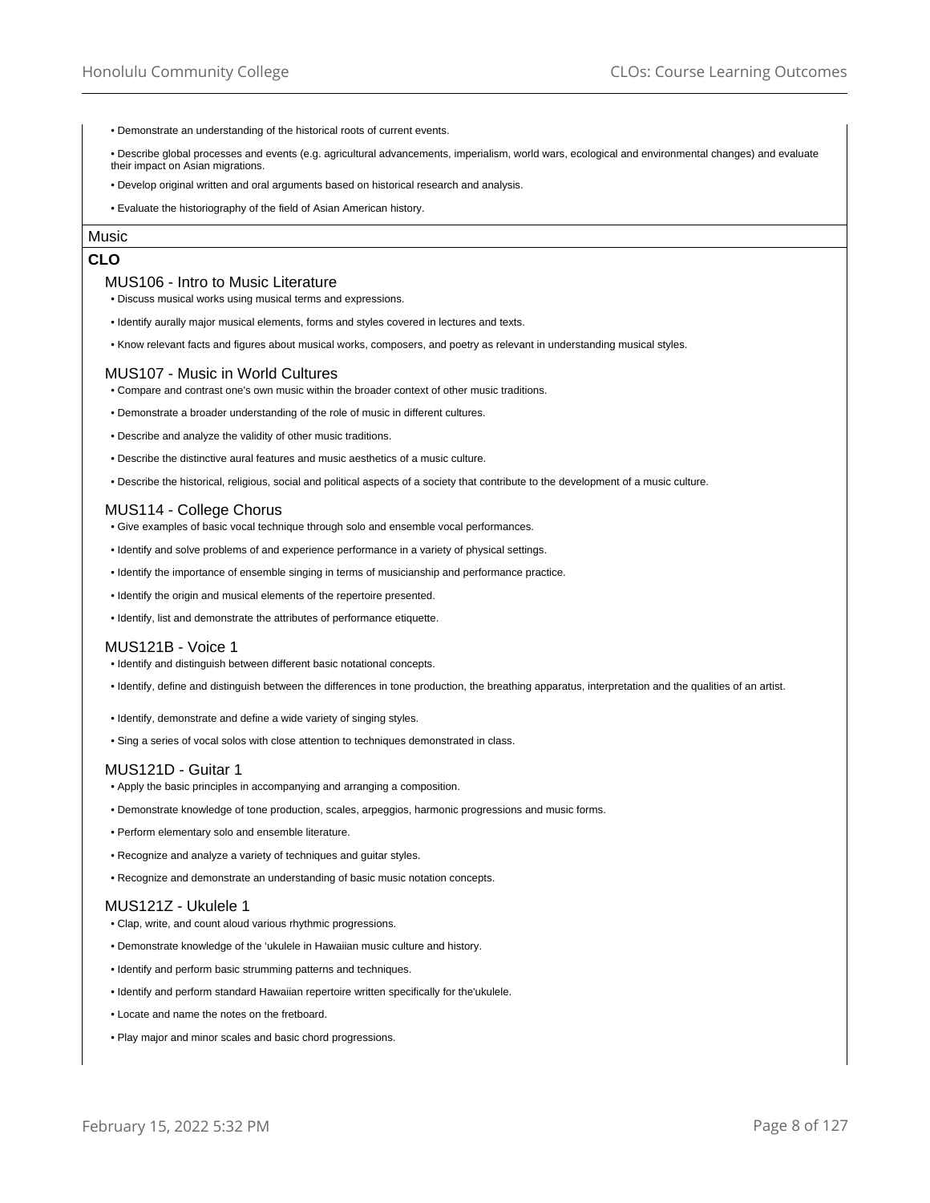- Demonstrate an understanding of the historical roots of current events.
- Describe global processes and events (e.g. agricultural advancements, imperialism, world wars, ecological and environmental changes) and evaluate their impact on Asian migrations.
- Develop original written and oral arguments based on historical research and analysis.
- Evaluate the historiography of the field of Asian American history.

## Music

### CLO

#### MUS106 - Intro to Music Literature

- Discuss musical works using musical terms and expressions.
- Identify aurally major musical elements, forms and styles covered in lectures and texts.
- Know relevant facts and figures about musical works, composers, and poetry as relevant in understanding musical styles.

#### MUS107 - Music in World Cultures

- Compare and contrast one's own music within the broader context of other music traditions.
- Demonstrate a broader understanding of the role of music in different cultures.
- Describe and analyze the validity of other music traditions.
- Describe the distinctive aural features and music aesthetics of a music culture.
- Describe the historical, religious, social and political aspects of a society that contribute to the development of a music culture.

#### MUS114 - College Chorus

- Give examples of basic vocal technique through solo and ensemble vocal performances.
- Identify and solve problems of and experience performance in a variety of physical settings.
- Identify the importance of ensemble singing in terms of musicianship and performance practice.
- Identify the origin and musical elements of the repertoire presented.
- Identify, list and demonstrate the attributes of performance etiquette.

#### MUS121B - Voice 1

- Identify and distinguish between different basic notational concepts.
- Identify, define and distinguish between the differences in tone production, the breathing apparatus, interpretation and the qualities of an artist.
- Identify, demonstrate and define a wide variety of singing styles.
- Sing a series of vocal solos with close attention to techniques demonstrated in class.

#### MUS121D - Guitar 1

- Apply the basic principles in accompanying and arranging a composition.
- Demonstrate knowledge of tone production, scales, arpeggios, harmonic progressions and music forms.
- Perform elementary solo and ensemble literature.
- Recognize and analyze a variety of techniques and guitar styles.
- Recognize and demonstrate an understanding of basic music notation concepts.

#### MUS121Z - Ukulele 1

- Clap, write, and count aloud various rhythmic progressions.
- Demonstrate knowledge of the ʻukulele in Hawaiian music culture and history.
- Identify and perform basic strumming patterns and techniques.
- Identify and perform standard Hawaiian repertoire written specifically for the'ukulele.
- Locate and name the notes on the fretboard.
- Play major and minor scales and basic chord progressions.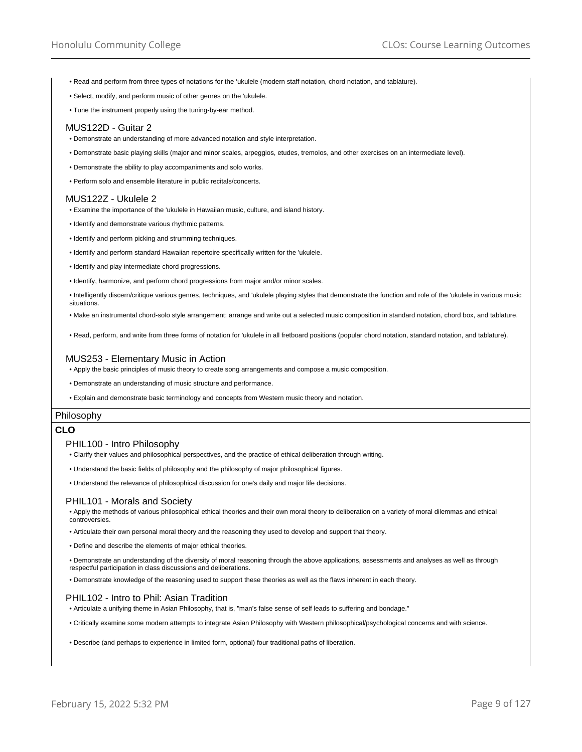- Read and perform from three types of notations for the 'ukulele (modern staff notation, chord notation, and tablature).
- Select, modify, and perform music of other genres on the 'ukulele.
- Tune the instrument properly using the tuning-by-ear method.

### MUS122D - Guitar 2

- Demonstrate an understanding of more advanced notation and style interpretation.
- Demonstrate basic playing skills (major and minor scales, arpeggios, etudes, tremolos, and other exercises on an intermediate level).
- Demonstrate the ability to play accompaniments and solo works.
- Perform solo and ensemble literature in public recitals/concerts.

### MUS122Z - Ukulele 2

- Examine the importance of the 'ukulele in Hawaiian music, culture, and island history.
- Identify and demonstrate various rhythmic patterns.
- Identify and perform picking and strumming techniques.
- Identify and perform standard Hawaiian repertoire specifically written for the 'ukulele.
- Identify and play intermediate chord progressions.
- Identify, harmonize, and perform chord progressions from major and/or minor scales.
- Intelligently discern/critique various genres, techniques, and 'ukulele playing styles that demonstrate the function and role of the 'ukulele in various music situations.
- Make an instrumental chord-solo style arrangement: arrange and write out a selected music composition in standard notation, chord box, and tablature.
- Read, perform, and write from three forms of notation for 'ukulele in all fretboard positions (popular chord notation, standard notation, and tablature).

### MUS253 - Elementary Music in Action

- Apply the basic principles of music theory to create song arrangements and compose a music composition.
- Demonstrate an understanding of music structure and performance.
- Explain and demonstrate basic terminology and concepts from Western music theory and notation.

## Philosophy

**CLO**

### PHIL100 - Intro Philosophy

- Clarify their values and philosophical perspectives, and the practice of ethical deliberation through writing.
- Understand the basic fields of philosophy and the philosophy of major philosophical figures.
- Understand the relevance of philosophical discussion for one's daily and major life decisions.

### PHIL101 - Morals and Society

- Apply the methods of various philosophical ethical theories and their own moral theory to deliberation on a variety of moral dilemmas and ethical controversies.
- Articulate their own personal moral theory and the reasoning they used to develop and support that theory.
- Define and describe the elements of major ethical theories.
- Demonstrate an understanding of the diversity of moral reasoning through the above applications, assessments and analyses as well as through respectful participation in class discussions and deliberations.
- Demonstrate knowledge of the reasoning used to support these theories as well as the flaws inherent in each theory.

### PHIL102 - Intro to Phil: Asian Tradition

- Articulate a unifying theme in Asian Philosophy, that is, "man's false sense of self leads to suffering and bondage."
- Critically examine some modern attempts to integrate Asian Philosophy with Western philosophical/psychological concerns and with science.
- Describe (and perhaps to experience in limited form, optional) four traditional paths of liberation.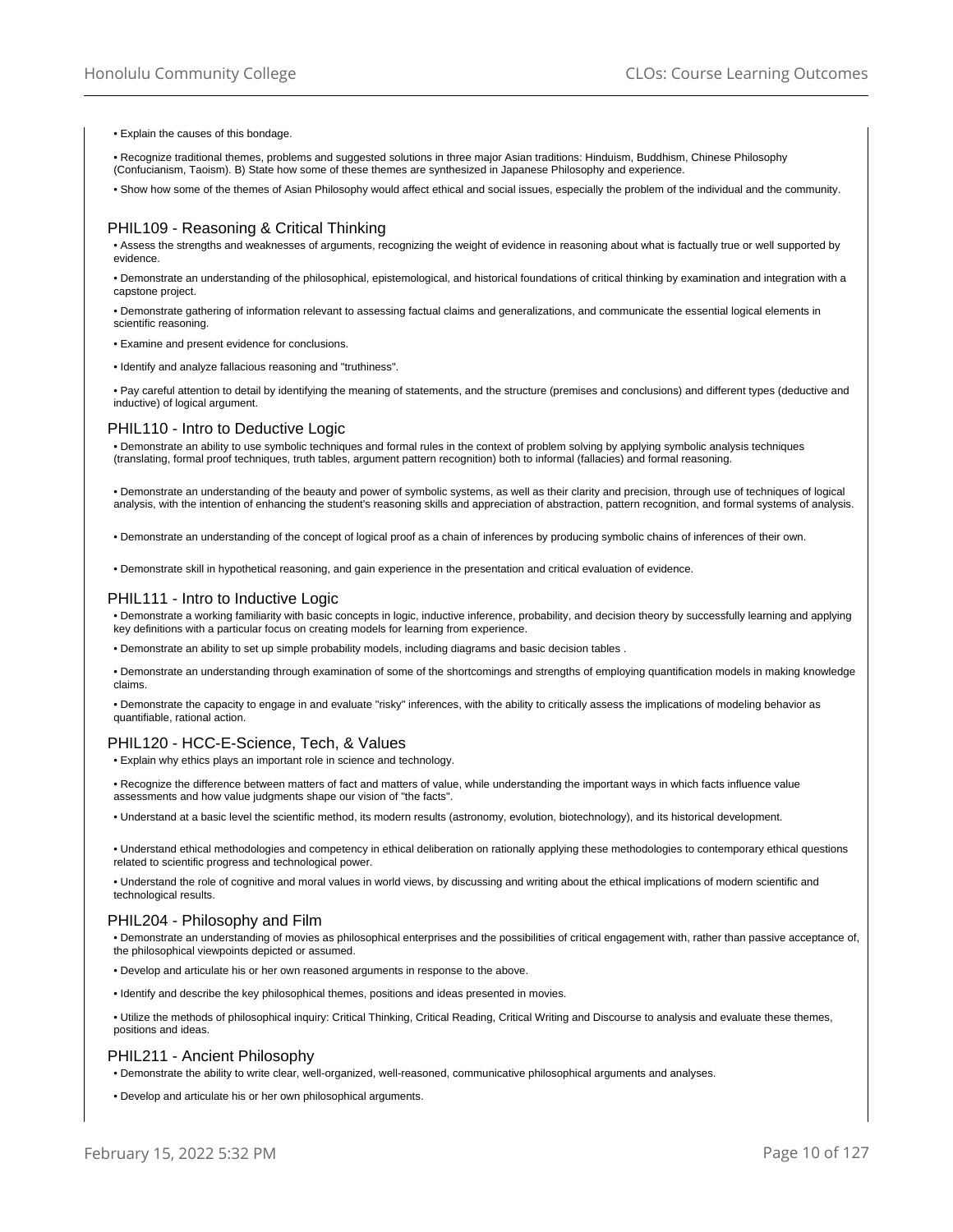- Explain the causes of this bondage.
- Recognize traditional themes, problems and suggested solutions in three major Asian traditions: Hinduism, Buddhism, Chinese Philosophy (Confucianism, Taoism). B) State how some of these themes are synthesized in Japanese Philosophy and experience.
- Show how some of the themes of Asian Philosophy would affect ethical and social issues, especially the problem of the individual and the community.

## PHIL109 - Reasoning & Critical Thinking

- Assess the strengths and weaknesses of arguments, recognizing the weight of evidence in reasoning about what is factually true or well supported by evidence.
- Demonstrate an understanding of the philosophical, epistemological, and historical foundations of critical thinking by examination and integration with a capstone project.
- Demonstrate gathering of information relevant to assessing factual claims and generalizations, and communicate the essential logical elements in scientific reasoning.
- Examine and present evidence for conclusions.
- Identify and analyze fallacious reasoning and "truthiness".
- Pay careful attention to detail by identifying the meaning of statements, and the structure (premises and conclusions) and different types (deductive and inductive) of logical argument.

## PHIL110 - Intro to Deductive Logic

- Demonstrate an ability to use symbolic techniques and formal rules in the context of problem solving by applying symbolic analysis techniques (translating, formal proof techniques, truth tables, argument pattern recognition) both to informal (fallacies) and formal reasoning.
- Demonstrate an understanding of the beauty and power of symbolic systems, as well as their clarity and precision, through use of techniques of logical analysis, with the intention of enhancing the student's reasoning skills and appreciation of abstraction, pattern recognition, and formal systems of analysis.
- Demonstrate an understanding of the concept of logical proof as a chain of inferences by producing symbolic chains of inferences of their own.
- Demonstrate skill in hypothetical reasoning, and gain experience in the presentation and critical evaluation of evidence.

## PHIL111 - Intro to Inductive Logic

- Demonstrate a working familiarity with basic concepts in logic, inductive inference, probability, and decision theory by successfully learning and applying key definitions with a particular focus on creating models for learning from experience.
- Demonstrate an ability to set up simple probability models, including diagrams and basic decision tables .
- Demonstrate an understanding through examination of some of the shortcomings and strengths of employing quantification models in making knowledge claims.
- Demonstrate the capacity to engage in and evaluate "risky" inferences, with the ability to critically assess the implications of modeling behavior as quantifiable, rational action.

## PHIL120 - HCC-E-Science, Tech, & Values

- Explain why ethics plays an important role in science and technology.
- Recognize the difference between matters of fact and matters of value, while understanding the important ways in which facts influence value assessments and how value judgments shape our vision of "the facts".
- Understand at a basic level the scientific method, its modern results (astronomy, evolution, biotechnology), and its historical development.
- Understand ethical methodologies and competency in ethical deliberation on rationally applying these methodologies to contemporary ethical questions related to scientific progress and technological power.
- Understand the role of cognitive and moral values in world views, by discussing and writing about the ethical implications of modern scientific and technological results.

## PHIL204 - Philosophy and Film

- Demonstrate an understanding of movies as philosophical enterprises and the possibilities of critical engagement with, rather than passive acceptance of, the philosophical viewpoints depicted or assumed.
- Develop and articulate his or her own reasoned arguments in response to the above.
- Identify and describe the key philosophical themes, positions and ideas presented in movies.
- Utilize the methods of philosophical inquiry: Critical Thinking, Critical Reading, Critical Writing and Discourse to analysis and evaluate these themes, positions and ideas.

## PHIL211 - Ancient Philosophy

- Demonstrate the ability to write clear, well-organized, well-reasoned, communicative philosophical arguments and analyses.
- Develop and articulate his or her own philosophical arguments.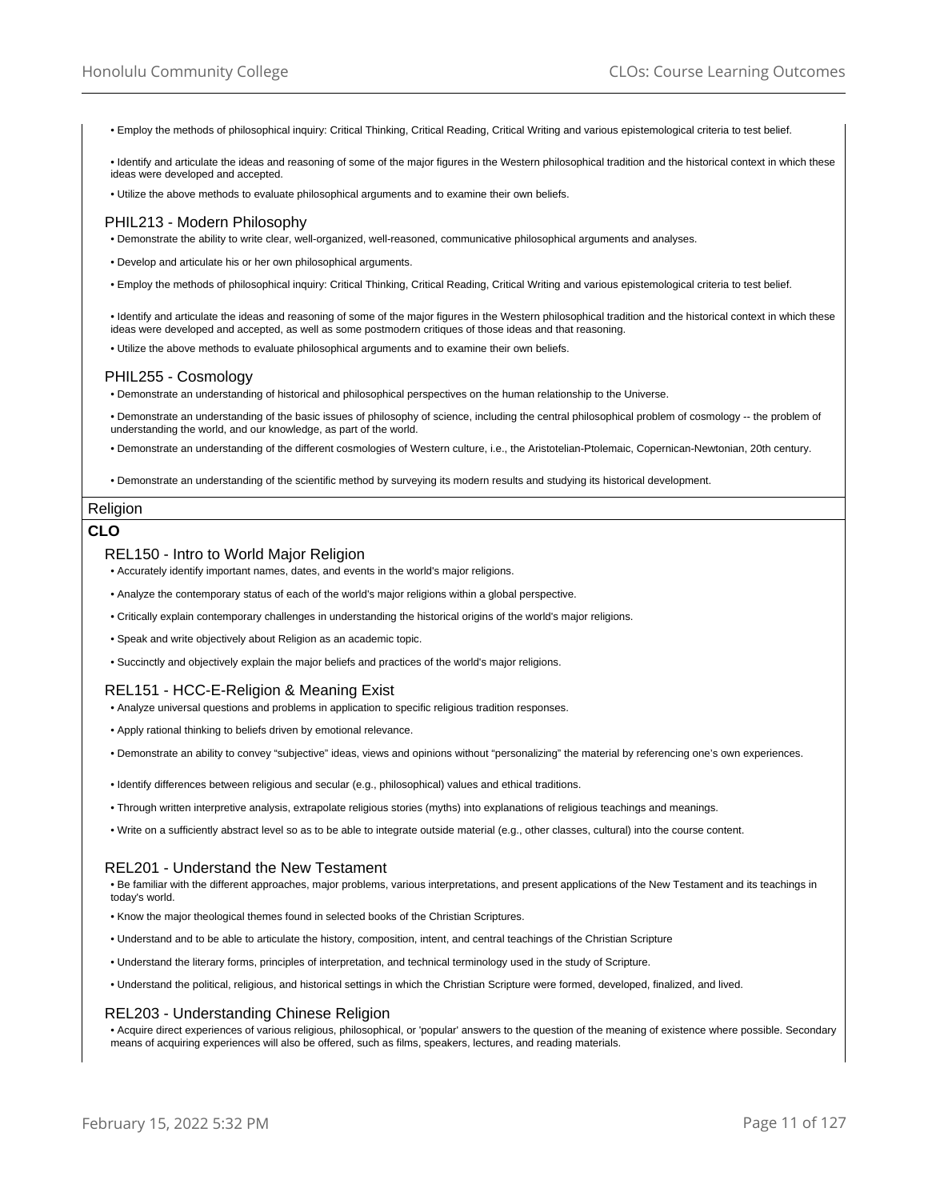- Employ the methods of philosophical inquiry: Critical Thinking, Critical Reading, Critical Writing and various epistemological criteria to test belief.
- Identify and articulate the ideas and reasoning of some of the major figures in the Western philosophical tradition and the historical context in which these ideas were developed and accepted.
- Utilize the above methods to evaluate philosophical arguments and to examine their own beliefs.

### PHIL213 - Modern Philosophy

- Demonstrate the ability to write clear, well-organized, well-reasoned, communicative philosophical arguments and analyses.
- Develop and articulate his or her own philosophical arguments.
- Employ the methods of philosophical inquiry: Critical Thinking, Critical Reading, Critical Writing and various epistemological criteria to test belief.
- Identify and articulate the ideas and reasoning of some of the major figures in the Western philosophical tradition and the historical context in which these ideas were developed and accepted, as well as some postmodern critiques of those ideas and that reasoning.
- Utilize the above methods to evaluate philosophical arguments and to examine their own beliefs.

### PHIL255 - Cosmology

- Demonstrate an understanding of historical and philosophical perspectives on the human relationship to the Universe.
- Demonstrate an understanding of the basic issues of philosophy of science, including the central philosophical problem of cosmology -- the problem of understanding the world, and our knowledge, as part of the world.
- Demonstrate an understanding of the different cosmologies of Western culture, i.e., the Aristotelian-Ptolemaic, Copernican-Newtonian, 20th century.
- Demonstrate an understanding of the scientific method by surveying its modern results and studying its historical development.

## Religion

**CLO**

### REL150 - Intro to World Major Religion

- Accurately identify important names, dates, and events in the world's major religions.
- Analyze the contemporary status of each of the world's major religions within a global perspective.
- Critically explain contemporary challenges in understanding the historical origins of the world's major religions.
- Speak and write objectively about Religion as an academic topic.
- Succinctly and objectively explain the major beliefs and practices of the world's major religions.

### REL151 - HCC-E-Religion & Meaning Exist

- Analyze universal questions and problems in application to specific religious tradition responses.
- Apply rational thinking to beliefs driven by emotional relevance.
- Demonstrate an ability to convey “subjective” ideas, views and opinions without “personalizing” the material by referencing one’s own experiences.
- Identify differences between religious and secular (e.g., philosophical) values and ethical traditions.
- Through written interpretive analysis, extrapolate religious stories (myths) into explanations of religious teachings and meanings.
- Write on a sufficiently abstract level so as to be able to integrate outside material (e.g., other classes, cultural) into the course content.

### REL201 - Understand the New Testament

- Be familiar with the different approaches, major problems, various interpretations, and present applications of the New Testament and its teachings in today's world.
- Know the major theological themes found in selected books of the Christian Scriptures.
- Understand and to be able to articulate the history, composition, intent, and central teachings of the Christian Scripture
- Understand the literary forms, principles of interpretation, and technical terminology used in the study of Scripture.
- Understand the political, religious, and historical settings in which the Christian Scripture were formed, developed, finalized, and lived.

### REL203 - Understanding Chinese Religion

- Acquire direct experiences of various religious, philosophical, or 'popular' answers to the question of the meaning of existence where possible. Secondary means of acquiring experiences will also be offered, such as films, speakers, lectures, and reading materials.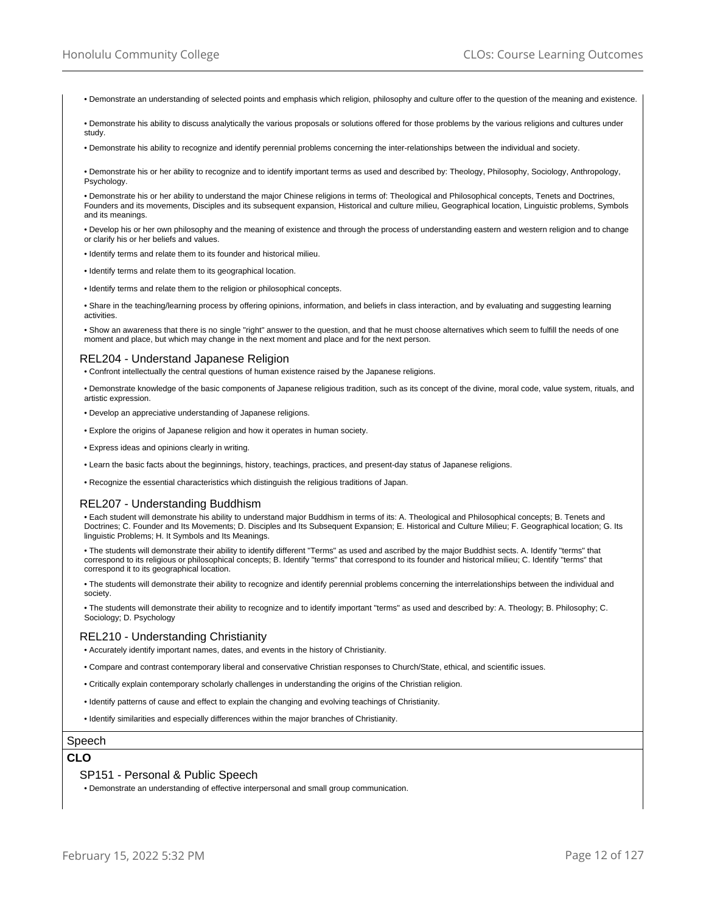- Demonstrate an understanding of selected points and emphasis which religion, philosophy and culture offer to the question of the meaning and existence.
- Demonstrate his ability to discuss analytically the various proposals or solutions offered for those problems by the various religions and cultures under study.
- Demonstrate his ability to recognize and identify perennial problems concerning the inter-relationships between the individual and society.
- Demonstrate his or her ability to recognize and to identify important terms as used and described by: Theology, Philosophy, Sociology, Anthropology, Psychology.
- Demonstrate his or her ability to understand the major Chinese religions in terms of: Theological and Philosophical concepts, Tenets and Doctrines, Founders and its movements, Disciples and its subsequent expansion, Historical and culture milieu, Geographical location, Linguistic problems, Symbols and its meanings.
- Develop his or her own philosophy and the meaning of existence and through the process of understanding eastern and western religion and to change or clarify his or her beliefs and values.
- Identify terms and relate them to its founder and historical milieu.
- Identify terms and relate them to its geographical location.
- Identify terms and relate them to the religion or philosophical concepts.
- Share in the teaching/learning process by offering opinions, information, and beliefs in class interaction, and by evaluating and suggesting learning activities.
- Show an awareness that there is no single "right" answer to the question, and that he must choose alternatives which seem to fulfill the needs of one moment and place, but which may change in the next moment and place and for the next person.

### REL204 - Understand Japanese Religion

- Confront intellectually the central questions of human existence raised by the Japanese religions.
- Demonstrate knowledge of the basic components of Japanese religious tradition, such as its concept of the divine, moral code, value system, rituals, and artistic expression.
- Develop an appreciative understanding of Japanese religions.
- Explore the origins of Japanese religion and how it operates in human society.
- Express ideas and opinions clearly in writing.
- Learn the basic facts about the beginnings, history, teachings, practices, and present-day status of Japanese religions.
- Recognize the essential characteristics which distinguish the religious traditions of Japan.

### REL207 - Understanding Buddhism

- Each student will demonstrate his ability to understand major Buddhism in terms of its: A. Theological and Philosophical concepts; B. Tenets and Doctrines; C. Founder and Its Movements; D. Disciples and Its Subsequent Expansion; E. Historical and Culture Milieu; F. Geographical location; G. Its linguistic Problems; H. It Symbols and Its Meanings.
- The students will demonstrate their ability to identify different "Terms" as used and ascribed by the major Buddhist sects. A. Identify "terms" that correspond to its religious or philosophical concepts; B. Identify "terms" that correspond to its founder and historical milieu; C. Identify "terms" that correspond it to its geographical location.
- The students will demonstrate their ability to recognize and identify perennial problems concerning the interrelationships between the individual and society.
- The students will demonstrate their ability to recognize and to identify important "terms" as used and described by: A. Theology; B. Philosophy; C. Sociology; D. Psychology

### REL210 - Understanding Christianity

- Accurately identify important names, dates, and events in the history of Christianity.
- Compare and contrast contemporary liberal and conservative Christian responses to Church/State, ethical, and scientific issues.
- Critically explain contemporary scholarly challenges in understanding the origins of the Christian religion.
- Identify patterns of cause and effect to explain the changing and evolving teachings of Christianity.
- Identify similarities and especially differences within the major branches of Christianity.

## Speech

**CLO**

### SP151 - Personal & Public Speech

- Demonstrate an understanding of effective interpersonal and small group communication.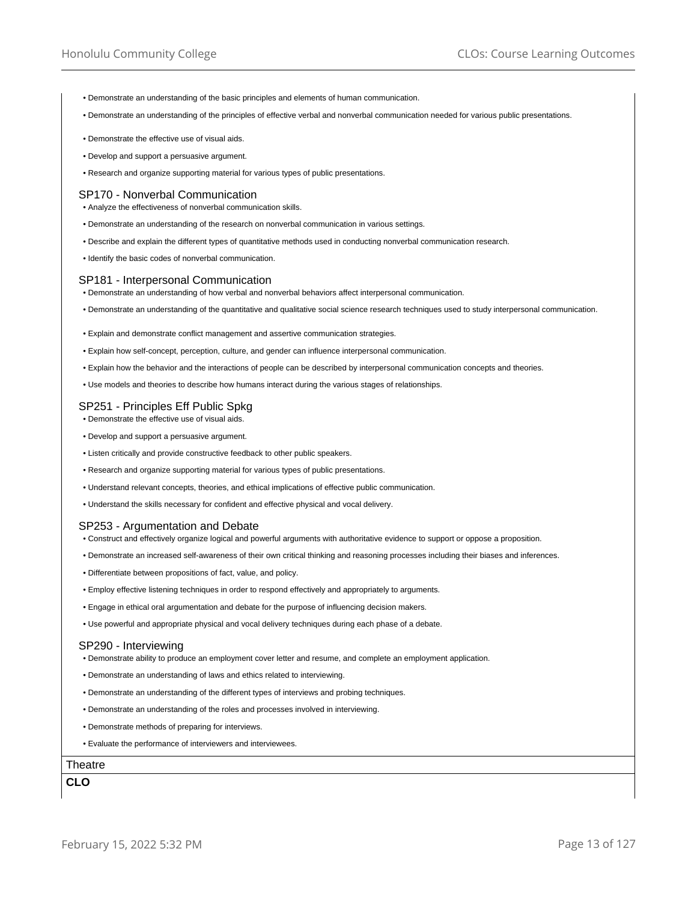- Demonstrate an understanding of the basic principles and elements of human communication.
- Demonstrate an understanding of the principles of effective verbal and nonverbal communication needed for various public presentations.
- Demonstrate the effective use of visual aids.
- Develop and support a persuasive argument.
- Research and organize supporting material for various types of public presentations.

### SP170 - Nonverbal Communication

- Analyze the effectiveness of nonverbal communication skills.
- Demonstrate an understanding of the research on nonverbal communication in various settings.
- Describe and explain the different types of quantitative methods used in conducting nonverbal communication research.
- Identify the basic codes of nonverbal communication.

### SP181 - Interpersonal Communication

- Demonstrate an understanding of how verbal and nonverbal behaviors affect interpersonal communication.
- Demonstrate an understanding of the quantitative and qualitative social science research techniques used to study interpersonal communication.
- Explain and demonstrate conflict management and assertive communication strategies.
- Explain how self-concept, perception, culture, and gender can influence interpersonal communication.
- Explain how the behavior and the interactions of people can be described by interpersonal communication concepts and theories.
- Use models and theories to describe how humans interact during the various stages of relationships.

### SP251 - Principles Eff Public Spkg

- Demonstrate the effective use of visual aids.
- Develop and support a persuasive argument.
- Listen critically and provide constructive feedback to other public speakers.
- Research and organize supporting material for various types of public presentations.
- Understand relevant concepts, theories, and ethical implications of effective public communication.
- Understand the skills necessary for confident and effective physical and vocal delivery.

### SP253 - Argumentation and Debate

- Construct and effectively organize logical and powerful arguments with authoritative evidence to support or oppose a proposition.
- Demonstrate an increased self-awareness of their own critical thinking and reasoning processes including their biases and inferences.
- Differentiate between propositions of fact, value, and policy.
- Employ effective listening techniques in order to respond effectively and appropriately to arguments.
- Engage in ethical oral argumentation and debate for the purpose of influencing decision makers.
- Use powerful and appropriate physical and vocal delivery techniques during each phase of a debate.

### SP290 - Interviewing

- Demonstrate ability to produce an employment cover letter and resume, and complete an employment application.
- Demonstrate an understanding of laws and ethics related to interviewing.
- Demonstrate an understanding of the different types of interviews and probing techniques.
- Demonstrate an understanding of the roles and processes involved in interviewing.
- Demonstrate methods of preparing for interviews.
- Evaluate the performance of interviewers and interviewees.

## Theatre

**CLO**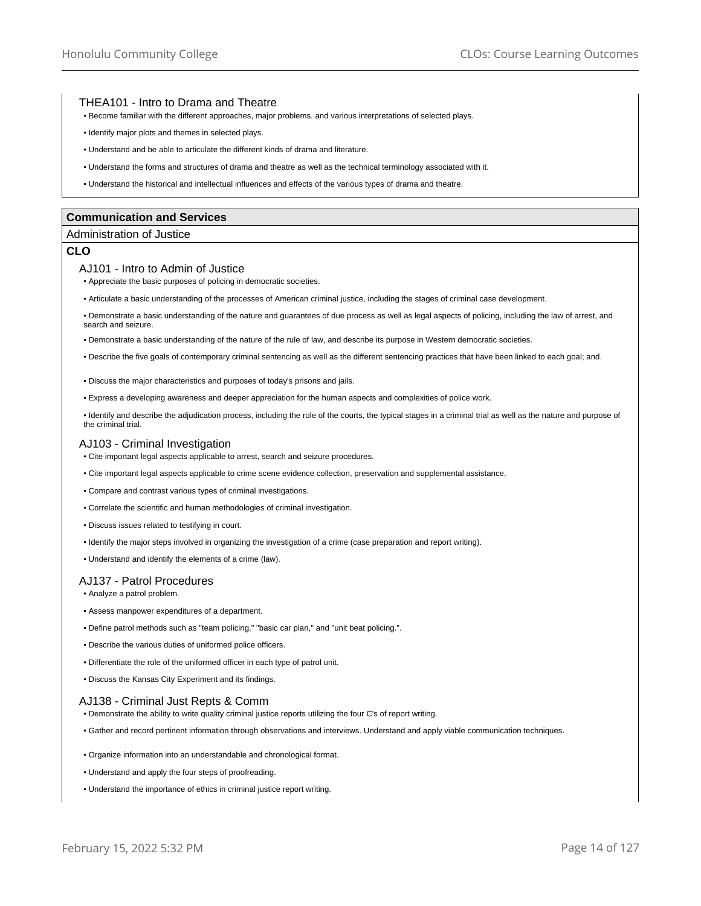### THEA101 - Intro to Drama and Theatre

- Become familiar with the different approaches, major problems. and various interpretations of selected plays.
- Identify major plots and themes in selected plays.
- Understand and be able to articulate the different kinds of drama and literature.
- Understand the forms and structures of drama and theatre as well as the technical terminology associated with it.
- Understand the historical and intellectual influences and effects of the various types of drama and theatre.

## Communication and Services

### Administration of Justice

**CLO**

### AJ101 - Intro to Admin of Justice

- Appreciate the basic purposes of policing in democratic societies.
- Articulate a basic understanding of the processes of American criminal justice, including the stages of criminal case development.
- Demonstrate a basic understanding of the nature and guarantees of due process as well as legal aspects of policing, including the law of arrest, and search and seizure.
- Demonstrate a basic understanding of the nature of the rule of law, and describe its purpose in Western democratic societies.
- Describe the five goals of contemporary criminal sentencing as well as the different sentencing practices that have been linked to each goal; and.
- Discuss the major characteristics and purposes of today's prisons and jails.
- Express a developing awareness and deeper appreciation for the human aspects and complexities of police work.
- Identify and describe the adjudication process, including the role of the courts, the typical stages in a criminal trial as well as the nature and purpose of the criminal trial.

### AJ103 - Criminal Investigation

- Cite important legal aspects applicable to arrest, search and seizure procedures.
- Cite important legal aspects applicable to crime scene evidence collection, preservation and supplemental assistance.
- Compare and contrast various types of criminal investigations.
- Correlate the scientific and human methodologies of criminal investigation.
- Discuss issues related to testifying in court.
- Identify the major steps involved in organizing the investigation of a crime (case preparation and report writing).
- Understand and identify the elements of a crime (law).

### AJ137 - Patrol Procedures

- Analyze a patrol problem.
- Assess manpower expenditures of a department.
- Define patrol methods such as "team policing," "basic car plan," and "unit beat policing.".
- Describe the various duties of uniformed police officers.
- Differentiate the role of the uniformed officer in each type of patrol unit.
- Discuss the Kansas City Experiment and its findings.

### AJ138 - Criminal Just Repts & Comm

- Demonstrate the ability to write quality criminal justice reports utilizing the four C's of report writing.
- Gather and record pertinent information through observations and interviews. Understand and apply viable communication techniques.
- Organize information into an understandable and chronological format.
- Understand and apply the four steps of proofreading.
- Understand the importance of ethics in criminal justice report writing.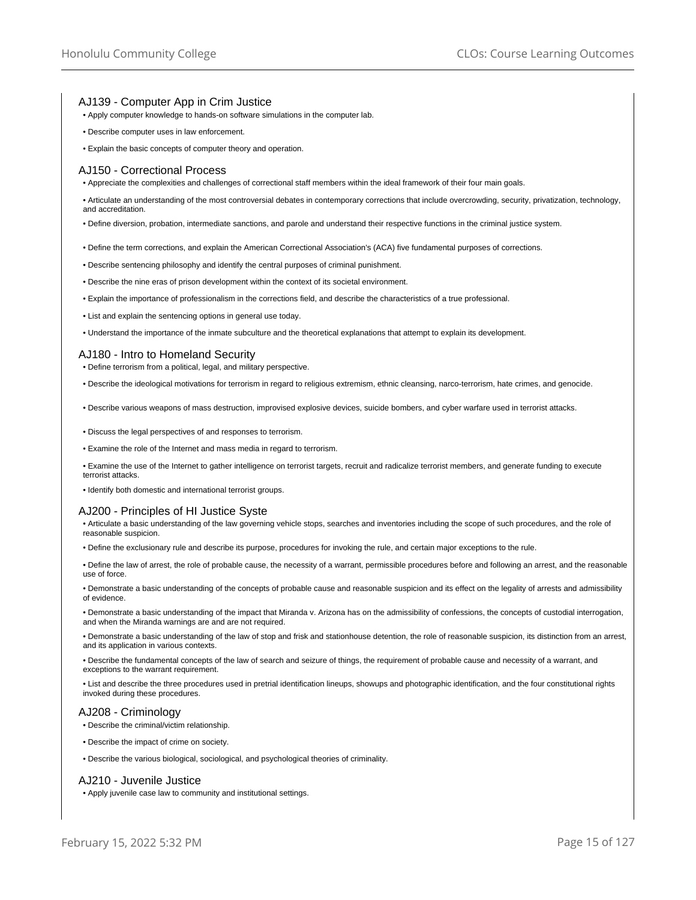## AJ139 - Computer App in Crim Justice

- Apply computer knowledge to hands-on software simulations in the computer lab.
- Describe computer uses in law enforcement.
- Explain the basic concepts of computer theory and operation.

## AJ150 - Correctional Process

- Appreciate the complexities and challenges of correctional staff members within the ideal framework of their four main goals.
- Articulate an understanding of the most controversial debates in contemporary corrections that include overcrowding, security, privatization, technology, and accreditation.
- Define diversion, probation, intermediate sanctions, and parole and understand their respective functions in the criminal justice system.
- Define the term corrections, and explain the American Correctional Association's (ACA) five fundamental purposes of corrections.
- Describe sentencing philosophy and identify the central purposes of criminal punishment.
- Describe the nine eras of prison development within the context of its societal environment.
- Explain the importance of professionalism in the corrections field, and describe the characteristics of a true professional.
- List and explain the sentencing options in general use today.
- Understand the importance of the inmate subculture and the theoretical explanations that attempt to explain its development.

## AJ180 - Intro to Homeland Security

- Define terrorism from a political, legal, and military perspective.
- Describe the ideological motivations for terrorism in regard to religious extremism, ethnic cleansing, narco-terrorism, hate crimes, and genocide.
- Describe various weapons of mass destruction, improvised explosive devices, suicide bombers, and cyber warfare used in terrorist attacks.
- Discuss the legal perspectives of and responses to terrorism.
- Examine the role of the Internet and mass media in regard to terrorism.
- Examine the use of the Internet to gather intelligence on terrorist targets, recruit and radicalize terrorist members, and generate funding to execute terrorist attacks.
- Identify both domestic and international terrorist groups.

## AJ200 - Principles of HI Justice Syste

- Articulate a basic understanding of the law governing vehicle stops, searches and inventories including the scope of such procedures, and the role of reasonable suspicion.
- Define the exclusionary rule and describe its purpose, procedures for invoking the rule, and certain major exceptions to the rule.
- Define the law of arrest, the role of probable cause, the necessity of a warrant, permissible procedures before and following an arrest, and the reasonable use of force.
- Demonstrate a basic understanding of the concepts of probable cause and reasonable suspicion and its effect on the legality of arrests and admissibility of evidence.
- Demonstrate a basic understanding of the impact that Miranda v. Arizona has on the admissibility of confessions, the concepts of custodial interrogation, and when the Miranda warnings are and are not required.
- Demonstrate a basic understanding of the law of stop and frisk and stationhouse detention, the role of reasonable suspicion, its distinction from an arrest, and its application in various contexts.
- Describe the fundamental concepts of the law of search and seizure of things, the requirement of probable cause and necessity of a warrant, and exceptions to the warrant requirement.
- List and describe the three procedures used in pretrial identification lineups, showups and photographic identification, and the four constitutional rights invoked during these procedures.

## AJ208 - Criminology

- Describe the criminal/victim relationship.
- Describe the impact of crime on society.
- Describe the various biological, sociological, and psychological theories of criminality.

## AJ210 - Juvenile Justice

- Apply juvenile case law to community and institutional settings.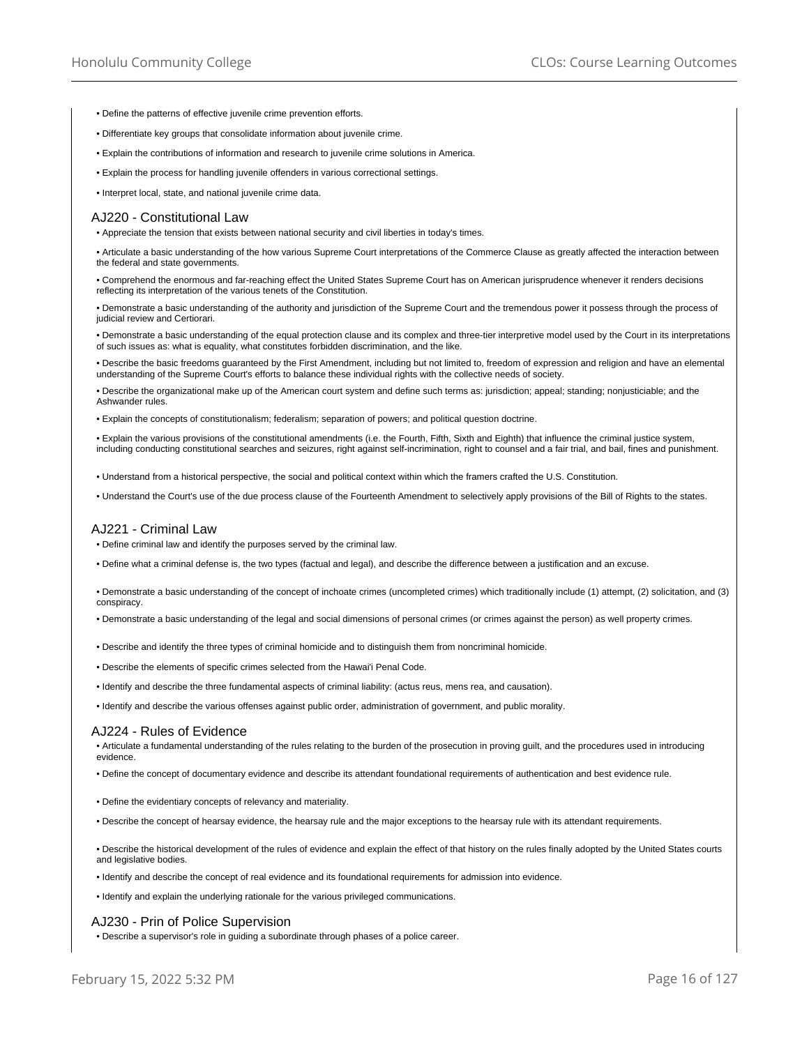- Define the patterns of effective juvenile crime prevention efforts.
- Differentiate key groups that consolidate information about juvenile crime.
- Explain the contributions of information and research to juvenile crime solutions in America.
- Explain the process for handling juvenile offenders in various correctional settings.
- Interpret local, state, and national juvenile crime data.

## AJ220 - Constitutional Law

- Appreciate the tension that exists between national security and civil liberties in today's times.
- Articulate a basic understanding of the how various Supreme Court interpretations of the Commerce Clause as greatly affected the interaction between the federal and state governments.
- Comprehend the enormous and far-reaching effect the United States Supreme Court has on American jurisprudence whenever it renders decisions reflecting its interpretation of the various tenets of the Constitution.
- Demonstrate a basic understanding of the authority and jurisdiction of the Supreme Court and the tremendous power it possess through the process of judicial review and Certiorari.
- Demonstrate a basic understanding of the equal protection clause and its complex and three-tier interpretive model used by the Court in its interpretations of such issues as: what is equality, what constitutes forbidden discrimination, and the like.
- Describe the basic freedoms guaranteed by the First Amendment, including but not limited to, freedom of expression and religion and have an elemental understanding of the Supreme Court's efforts to balance these individual rights with the collective needs of society.
- Describe the organizational make up of the American court system and define such terms as: jurisdiction; appeal; standing; nonjusticiable; and the Ashwander rules.
- Explain the concepts of constitutionalism; federalism; separation of powers; and political question doctrine.
- Explain the various provisions of the constitutional amendments (i.e. the Fourth, Fifth, Sixth and Eighth) that influence the criminal justice system, including conducting constitutional searches and seizures, right against self-incrimination, right to counsel and a fair trial, and bail, fines and punishment.
- Understand from a historical perspective, the social and political context within which the framers crafted the U.S. Constitution.
- Understand the Court's use of the due process clause of the Fourteenth Amendment to selectively apply provisions of the Bill of Rights to the states.

## AJ221 - Criminal Law

- Define criminal law and identify the purposes served by the criminal law.
- Define what a criminal defense is, the two types (factual and legal), and describe the difference between a justification and an excuse.
- Demonstrate a basic understanding of the concept of inchoate crimes (uncompleted crimes) which traditionally include (1) attempt, (2) solicitation, and (3) conspiracy.
- Demonstrate a basic understanding of the legal and social dimensions of personal crimes (or crimes against the person) as well property crimes.
- Describe and identify the three types of criminal homicide and to distinguish them from noncriminal homicide.
- Describe the elements of specific crimes selected from the Hawai'i Penal Code.
- Identify and describe the three fundamental aspects of criminal liability: (actus reus, mens rea, and causation).
- Identify and describe the various offenses against public order, administration of government, and public morality.

## AJ224 - Rules of Evidence

- Articulate a fundamental understanding of the rules relating to the burden of the prosecution in proving guilt, and the procedures used in introducing evidence.
- Define the concept of documentary evidence and describe its attendant foundational requirements of authentication and best evidence rule.
- Define the evidentiary concepts of relevancy and materiality.
- Describe the concept of hearsay evidence, the hearsay rule and the major exceptions to the hearsay rule with its attendant requirements.
- Describe the historical development of the rules of evidence and explain the effect of that history on the rules finally adopted by the United States courts and legislative bodies.
- Identify and describe the concept of real evidence and its foundational requirements for admission into evidence.
- Identify and explain the underlying rationale for the various privileged communications.

## AJ230 - Prin of Police Supervision

- Describe a supervisor's role in guiding a subordinate through phases of a police career.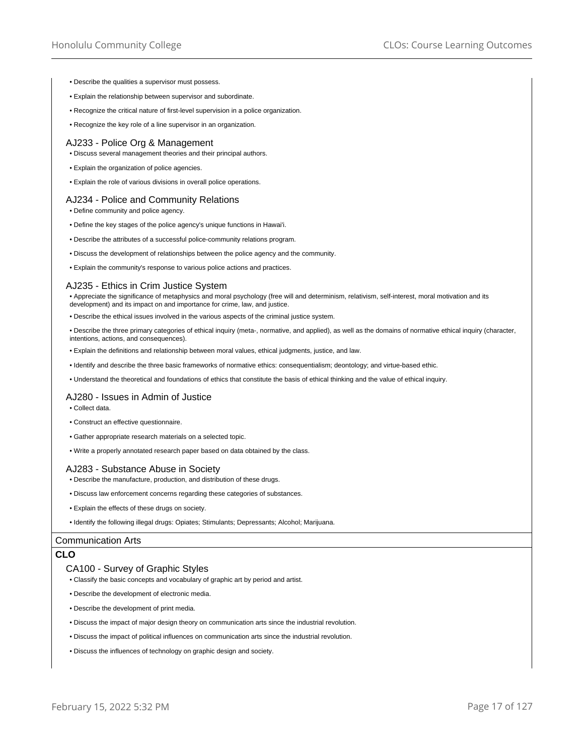- Describe the qualities a supervisor must possess.
- Explain the relationship between supervisor and subordinate.
- Recognize the critical nature of first-level supervision in a police organization.
- Recognize the key role of a line supervisor in an organization.

### AJ233 - Police Org & Management

- Discuss several management theories and their principal authors.
- Explain the organization of police agencies.
- Explain the role of various divisions in overall police operations.

### AJ234 - Police and Community Relations

- Define community and police agency.
- Define the key stages of the police agency's unique functions in Hawai'i.
- Describe the attributes of a successful police-community relations program.
- Discuss the development of relationships between the police agency and the community.
- Explain the community's response to various police actions and practices.

### AJ235 - Ethics in Crim Justice System

- Appreciate the significance of metaphysics and moral psychology (free will and determinism, relativism, self-interest, moral motivation and its development) and its impact on and importance for crime, law, and justice.
- Describe the ethical issues involved in the various aspects of the criminal justice system.
- Describe the three primary categories of ethical inquiry (meta-, normative, and applied), as well as the domains of normative ethical inquiry (character, intentions, actions, and consequences).
- Explain the definitions and relationship between moral values, ethical judgments, justice, and law.
- Identify and describe the three basic frameworks of normative ethics: consequentialism; deontology; and virtue-based ethic.
- Understand the theoretical and foundations of ethics that constitute the basis of ethical thinking and the value of ethical inquiry.

### AJ280 - Issues in Admin of Justice

- Collect data.
- Construct an effective questionnaire.
- Gather appropriate research materials on a selected topic.
- Write a properly annotated research paper based on data obtained by the class.

### AJ283 - Substance Abuse in Society

- Describe the manufacture, production, and distribution of these drugs.
- Discuss law enforcement concerns regarding these categories of substances.
- Explain the effects of these drugs on society.
- Identify the following illegal drugs: Opiates; Stimulants; Depressants; Alcohol; Marijuana.

## Communication Arts

**CLO**

### CA100 - Survey of Graphic Styles

- Classify the basic concepts and vocabulary of graphic art by period and artist.
- Describe the development of electronic media.
- Describe the development of print media.
- Discuss the impact of major design theory on communication arts since the industrial revolution.
- Discuss the impact of political influences on communication arts since the industrial revolution.
- Discuss the influences of technology on graphic design and society.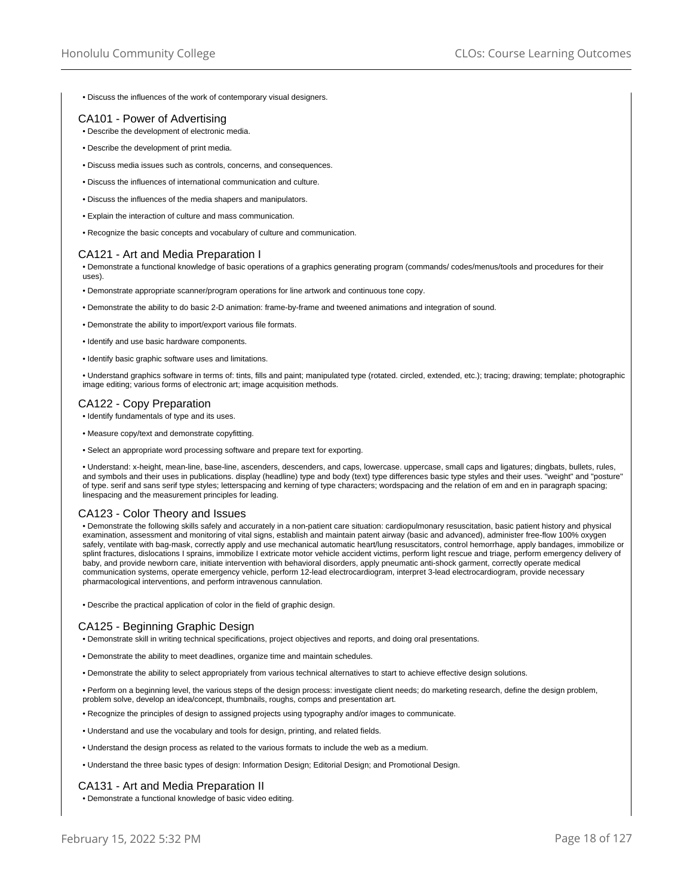- Discuss the influences of the work of contemporary visual designers.

### CA101 - Power of Advertising

- Describe the development of electronic media.
- Describe the development of print media.
- Discuss media issues such as controls, concerns, and consequences.
- Discuss the influences of international communication and culture.
- Discuss the influences of the media shapers and manipulators.
- Explain the interaction of culture and mass communication.
- Recognize the basic concepts and vocabulary of culture and communication.

### CA121 - Art and Media Preparation I

- Demonstrate a functional knowledge of basic operations of a graphics generating program (commands/ codes/menus/tools and procedures for their uses).
- Demonstrate appropriate scanner/program operations for line artwork and continuous tone copy.
- Demonstrate the ability to do basic 2-D animation: frame-by-frame and tweened animations and integration of sound.
- Demonstrate the ability to import/export various file formats.
- Identify and use basic hardware components.
- Identify basic graphic software uses and limitations.
- Understand graphics software in terms of: tints, fills and paint; manipulated type (rotated. circled, extended, etc.); tracing; drawing; template; photographic image editing; various forms of electronic art; image acquisition methods.

### CA122 - Copy Preparation

- Identify fundamentals of type and its uses.
- Measure copy/text and demonstrate copyfitting.
- Select an appropriate word processing software and prepare text for exporting.
- Understand: x-height, mean-line, base-line, ascenders, descenders, and caps, lowercase. uppercase, small caps and ligatures; dingbats, bullets, rules, and symbols and their uses in publications. display (headline) type and body (text) type differences basic type styles and their uses. "weight" and "posture" of type. serif and sans serif type styles; letterspacing and kerning of type characters; wordspacing and the relation of em and en in paragraph spacing; linespacing and the measurement principles for leading.

### CA123 - Color Theory and Issues

- Demonstrate the following skills safely and accurately in a non-patient care situation: cardiopulmonary resuscitation, basic patient history and physical examination, assessment and monitoring of vital signs, establish and maintain patent airway (basic and advanced), administer free-flow 100% oxygen safely, ventilate with bag-mask, correctly apply and use mechanical automatic heart/lung resuscitators, control hemorrhage, apply bandages, immobilize or splint fractures, dislocations I sprains, immobilize I extricate motor vehicle accident victims, perform light rescue and triage, perform emergency delivery of baby, and provide newborn care, initiate intervention with behavioral disorders, apply pneumatic anti-shock garment, correctly operate medical communication systems, operate emergency vehicle, perform 12-lead electrocardiogram, interpret 3-lead electrocardiogram, provide necessary pharmacological interventions, and perform intravenous cannulation.
- Describe the practical application of color in the field of graphic design.

### CA125 - Beginning Graphic Design

- Demonstrate skill in writing technical specifications, project objectives and reports, and doing oral presentations.
- Demonstrate the ability to meet deadlines, organize time and maintain schedules.
- Demonstrate the ability to select appropriately from various technical alternatives to start to achieve effective design solutions.
- Perform on a beginning level, the various steps of the design process: investigate client needs; do marketing research, define the design problem, problem solve, develop an idea/concept, thumbnails, roughs, comps and presentation art.
- Recognize the principles of design to assigned projects using typography and/or images to communicate.
- Understand and use the vocabulary and tools for design, printing, and related fields.
- Understand the design process as related to the various formats to include the web as a medium.
- Understand the three basic types of design: Information Design; Editorial Design; and Promotional Design.

### CA131 - Art and Media Preparation II

- Demonstrate a functional knowledge of basic video editing.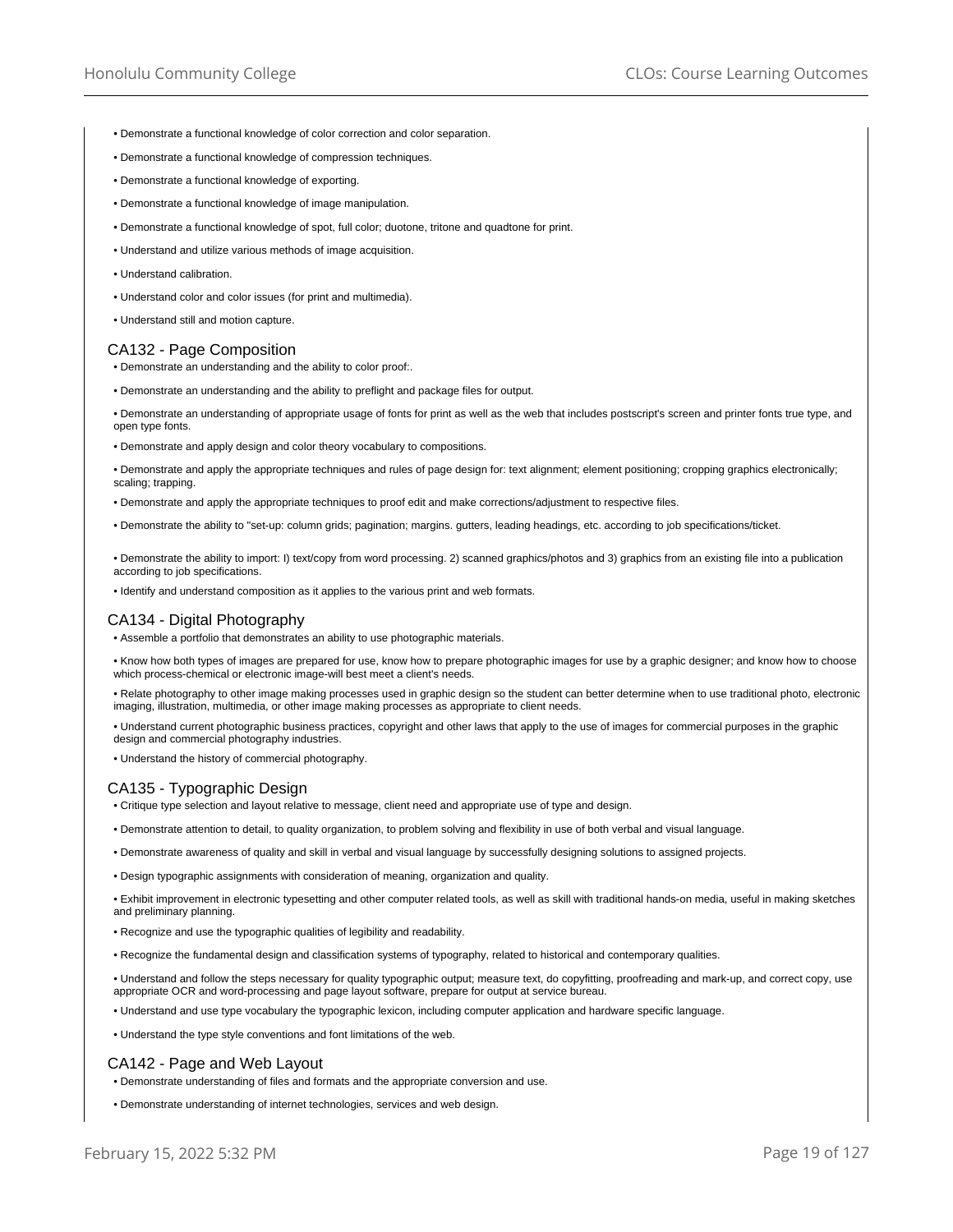- Demonstrate a functional knowledge of color correction and color separation.
- Demonstrate a functional knowledge of compression techniques.
- Demonstrate a functional knowledge of exporting.
- Demonstrate a functional knowledge of image manipulation.
- Demonstrate a functional knowledge of spot, full color; duotone, tritone and quadtone for print.
- Understand and utilize various methods of image acquisition.
- Understand calibration.
- Understand color and color issues (for print and multimedia).
- Understand still and motion capture.

## CA132 - Page Composition

- Demonstrate an understanding and the ability to color proof:.
- Demonstrate an understanding and the ability to preflight and package files for output.
- Demonstrate an understanding of appropriate usage of fonts for print as well as the web that includes postscript's screen and printer fonts true type, and open type fonts.
- Demonstrate and apply design and color theory vocabulary to compositions.
- Demonstrate and apply the appropriate techniques and rules of page design for: text alignment; element positioning; cropping graphics electronically; scaling; trapping.
- Demonstrate and apply the appropriate techniques to proof edit and make corrections/adjustment to respective files.
- Demonstrate the ability to "set-up: column grids; pagination; margins. gutters, leading headings, etc. according to job specifications/ticket.
- Demonstrate the ability to import: l) text/copy from word processing. 2) scanned graphics/photos and 3) graphics from an existing file into a publication according to job specifications.
- Identify and understand composition as it applies to the various print and web formats.

## CA134 - Digital Photography

- Assemble a portfolio that demonstrates an ability to use photographic materials.
- Know how both types of images are prepared for use, know how to prepare photographic images for use by a graphic designer; and know how to choose which process-chemical or electronic image-will best meet a client's needs.
- Relate photography to other image making processes used in graphic design so the student can better determine when to use traditional photo, electronic imaging, illustration, multimedia, or other image making processes as appropriate to client needs.
- Understand current photographic business practices, copyright and other laws that apply to the use of images for commercial purposes in the graphic design and commercial photography industries.
- Understand the history of commercial photography.

## CA135 - Typographic Design

- Critique type selection and layout relative to message, client need and appropriate use of type and design.
- Demonstrate attention to detail, to quality organization, to problem solving and flexibility in use of both verbal and visual language.
- Demonstrate awareness of quality and skill in verbal and visual language by successfully designing solutions to assigned projects.
- Design typographic assignments with consideration of meaning, organization and quality.
- Exhibit improvement in electronic typesetting and other computer related tools, as well as skill with traditional hands-on media, useful in making sketches and preliminary planning.
- Recognize and use the typographic qualities of legibility and readability.
- Recognize the fundamental design and classification systems of typography, related to historical and contemporary qualities.
- Understand and follow the steps necessary for quality typographic output; measure text, do copyfitting, proofreading and mark-up, and correct copy, use appropriate OCR and word-processing and page layout software, prepare for output at service bureau.
- Understand and use type vocabulary the typographic lexicon, including computer application and hardware specific language.
- Understand the type style conventions and font limitations of the web.

## CA142 - Page and Web Layout

- Demonstrate understanding of files and formats and the appropriate conversion and use.
- Demonstrate understanding of internet technologies, services and web design.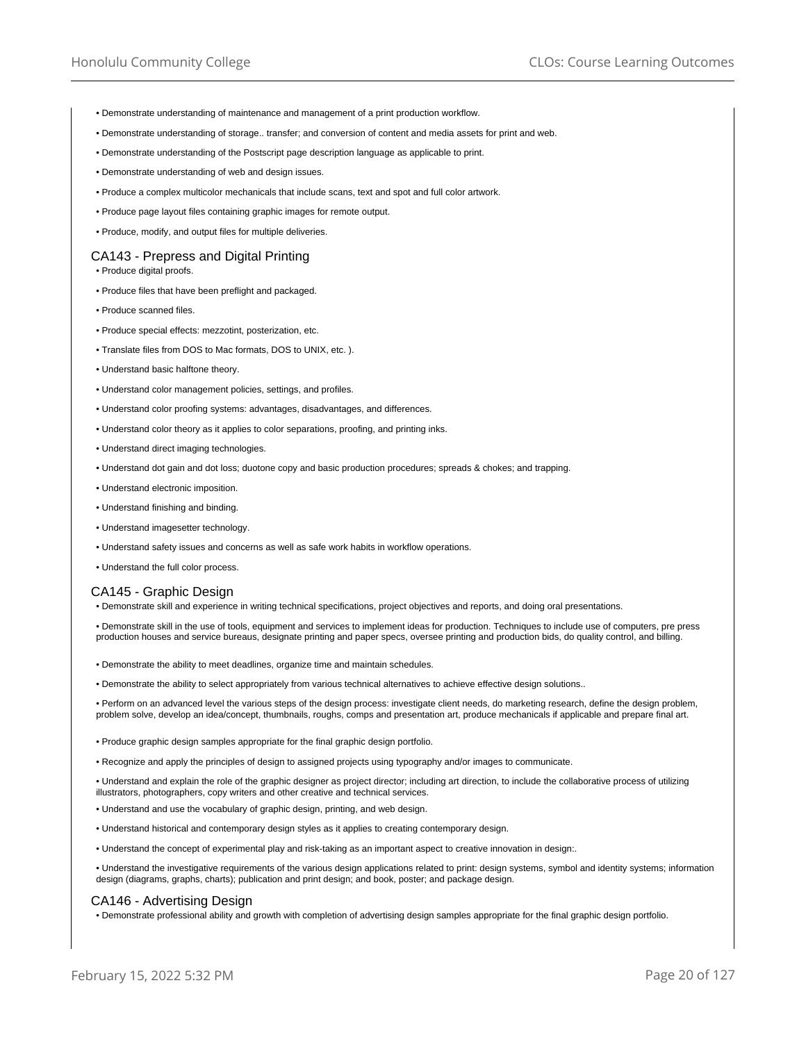- Demonstrate understanding of maintenance and management of a print production workflow.
- Demonstrate understanding of storage.. transfer; and conversion of content and media assets for print and web.
- Demonstrate understanding of the Postscript page description language as applicable to print.
- Demonstrate understanding of web and design issues.
- Produce a complex multicolor mechanicals that include scans, text and spot and full color artwork.
- Produce page layout files containing graphic images for remote output.
- Produce, modify, and output files for multiple deliveries.

## CA143 - Prepress and Digital Printing

- Produce digital proofs.
- Produce files that have been preflight and packaged.
- Produce scanned files.
- Produce special effects: mezzotint, posterization, etc.
- Translate files from DOS to Mac formats, DOS to UNIX, etc. ).
- Understand basic halftone theory.
- Understand color management policies, settings, and profiles.
- Understand color proofing systems: advantages, disadvantages, and differences.
- Understand color theory as it applies to color separations, proofing, and printing inks.
- Understand direct imaging technologies.
- Understand dot gain and dot loss; duotone copy and basic production procedures; spreads & chokes; and trapping.
- Understand electronic imposition.
- Understand finishing and binding.
- Understand imagesetter technology.
- Understand safety issues and concerns as well as safe work habits in workflow operations.
- Understand the full color process.

## CA145 - Graphic Design

- Demonstrate skill and experience in writing technical specifications, project objectives and reports, and doing oral presentations.
- Demonstrate skill in the use of tools, equipment and services to implement ideas for production. Techniques to include use of computers, pre press production houses and service bureaus, designate printing and paper specs, oversee printing and production bids, do quality control, and billing.
- Demonstrate the ability to meet deadlines, organize time and maintain schedules.
- Demonstrate the ability to select appropriately from various technical alternatives to achieve effective design solutions..
- Perform on an advanced level the various steps of the design process: investigate client needs, do marketing research, define the design problem, problem solve, develop an idea/concept, thumbnails, roughs, comps and presentation art, produce mechanicals if applicable and prepare final art.
- Produce graphic design samples appropriate for the final graphic design portfolio.
- Recognize and apply the principles of design to assigned projects using typography and/or images to communicate.
- Understand and explain the role of the graphic designer as project director; including art direction, to include the collaborative process of utilizing illustrators, photographers, copy writers and other creative and technical services.
- Understand and use the vocabulary of graphic design, printing, and web design.
- Understand historical and contemporary design styles as it applies to creating contemporary design.
- Understand the concept of experimental play and risk-taking as an important aspect to creative innovation in design:.
- Understand the investigative requirements of the various design applications related to print: design systems, symbol and identity systems; information design (diagrams, graphs, charts); publication and print design; and book, poster; and package design.

## CA146 - Advertising Design

- Demonstrate professional ability and growth with completion of advertising design samples appropriate for the final graphic design portfolio.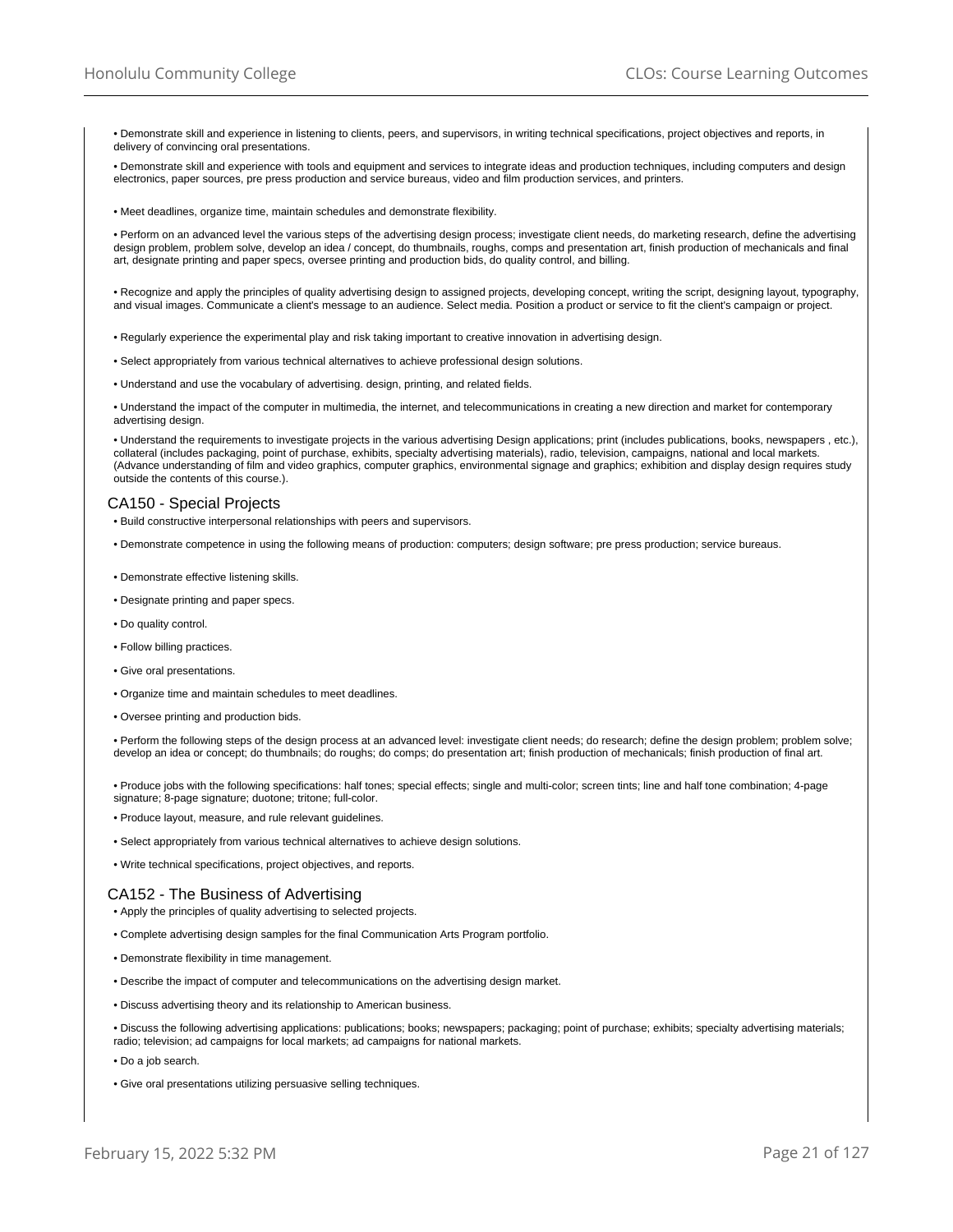• Demonstrate skill and experience in listening to clients, peers, and supervisors, in writing technical specifications, project objectives and reports, in delivery of convincing oral presentations.

• Demonstrate skill and experience with tools and equipment and services to integrate ideas and production techniques, including computers and design electronics, paper sources, pre press production and service bureaus, video and film production services, and printers.

• Meet deadlines, organize time, maintain schedules and demonstrate flexibility.

• Perform on an advanced level the various steps of the advertising design process; investigate client needs, do marketing research, define the advertising design problem, problem solve, develop an idea / concept, do thumbnails, roughs, comps and presentation art, finish production of mechanicals and final art, designate printing and paper specs, oversee printing and production bids, do quality control, and billing.

• Recognize and apply the principles of quality advertising design to assigned projects, developing concept, writing the script, designing layout, typography, and visual images. Communicate a client's message to an audience. Select media. Position a product or service to fit the client's campaign or project.

• Regularly experience the experimental play and risk taking important to creative innovation in advertising design.

• Select appropriately from various technical alternatives to achieve professional design solutions.

• Understand and use the vocabulary of advertising. design, printing, and related fields.

• Understand the impact of the computer in multimedia, the internet, and telecommunications in creating a new direction and market for contemporary advertising design.

• Understand the requirements to investigate projects in the various advertising Design applications; print (includes publications, books, newspapers , etc.), collateral (includes packaging, point of purchase, exhibits, specialty advertising materials), radio, television, campaigns, national and local markets. (Advance understanding of film and video graphics, computer graphics, environmental signage and graphics; exhibition and display design requires study outside the contents of this course.).

## CA150 - Special Projects

• Build constructive interpersonal relationships with peers and supervisors.

• Demonstrate competence in using the following means of production: computers; design software; pre press production; service bureaus.

• Demonstrate effective listening skills.

• Designate printing and paper specs.

• Do quality control.

• Follow billing practices.

• Give oral presentations.

• Organize time and maintain schedules to meet deadlines.

• Oversee printing and production bids.

• Perform the following steps of the design process at an advanced level: investigate client needs; do research; define the design problem; problem solve; develop an idea or concept; do thumbnails; do roughs; do comps; do presentation art; finish production of mechanicals; finish production of final art.

• Produce jobs with the following specifications: half tones; special effects; single and multi-color; screen tints; line and half tone combination; 4-page signature; 8-page signature; duotone; tritone; full-color.

• Produce layout, measure, and rule relevant guidelines.

• Select appropriately from various technical alternatives to achieve design solutions.

• Write technical specifications, project objectives, and reports.

## CA152 - The Business of Advertising

• Apply the principles of quality advertising to selected projects.

• Complete advertising design samples for the final Communication Arts Program portfolio.

• Demonstrate flexibility in time management.

• Describe the impact of computer and telecommunications on the advertising design market.

• Discuss advertising theory and its relationship to American business.

• Discuss the following advertising applications: publications; books; newspapers; packaging; point of purchase; exhibits; specialty advertising materials; radio; television; ad campaigns for local markets; ad campaigns for national markets.

• Do a job search.

• Give oral presentations utilizing persuasive selling techniques.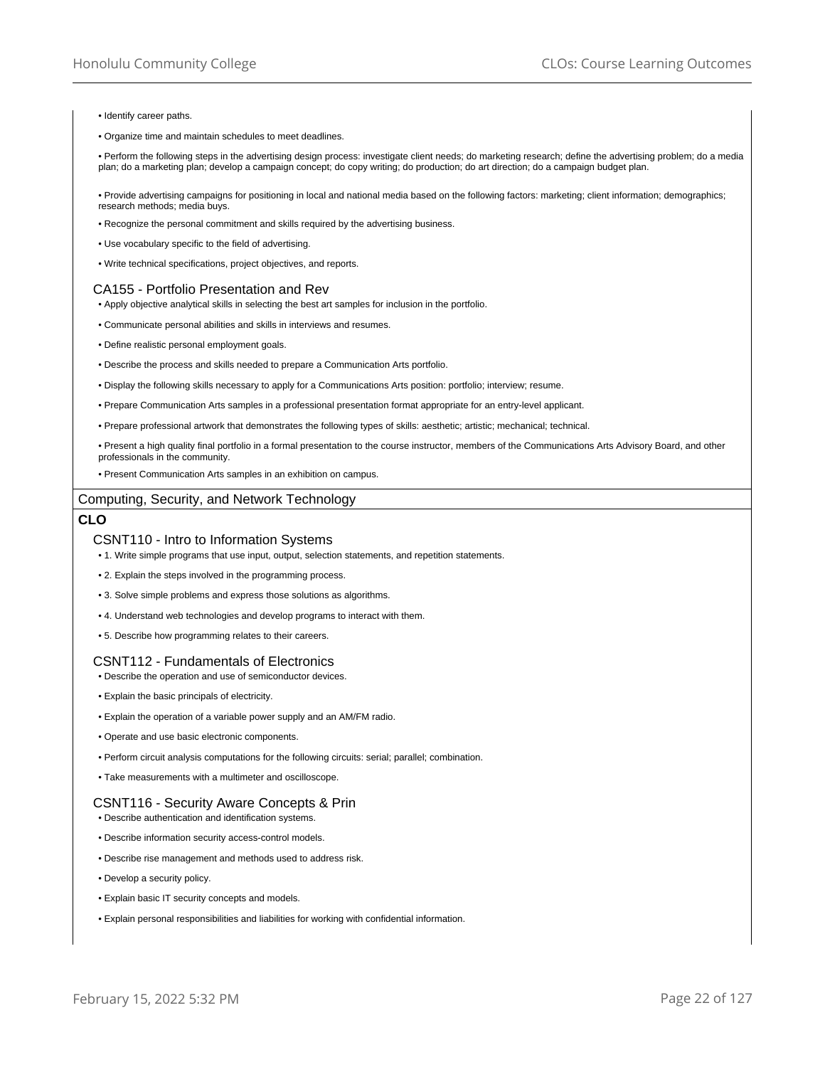- Identify career paths.
- Organize time and maintain schedules to meet deadlines.
- Perform the following steps in the advertising design process: investigate client needs; do marketing research; define the advertising problem; do a media plan; do a marketing plan; develop a campaign concept; do copy writing; do production; do art direction; do a campaign budget plan.
- Provide advertising campaigns for positioning in local and national media based on the following factors: marketing; client information; demographics; research methods; media buys.
- Recognize the personal commitment and skills required by the advertising business.
- Use vocabulary specific to the field of advertising.
- Write technical specifications, project objectives, and reports.

### CA155 - Portfolio Presentation and Rev

- Apply objective analytical skills in selecting the best art samples for inclusion in the portfolio.
- Communicate personal abilities and skills in interviews and resumes.
- Define realistic personal employment goals.
- Describe the process and skills needed to prepare a Communication Arts portfolio.
- Display the following skills necessary to apply for a Communications Arts position: portfolio; interview; resume.
- Prepare Communication Arts samples in a professional presentation format appropriate for an entry-level applicant.
- Prepare professional artwork that demonstrates the following types of skills: aesthetic; artistic; mechanical; technical.
- Present a high quality final portfolio in a formal presentation to the course instructor, members of the Communications Arts Advisory Board, and other professionals in the community.
- Present Communication Arts samples in an exhibition on campus.

## Computing, Security, and Network Technology

**CLO**

### CSNT110 - Intro to Information Systems

- 1. Write simple programs that use input, output, selection statements, and repetition statements.
- 2. Explain the steps involved in the programming process.
- 3. Solve simple problems and express those solutions as algorithms.
- 4. Understand web technologies and develop programs to interact with them.
- 5. Describe how programming relates to their careers.

### CSNT112 - Fundamentals of Electronics

- Describe the operation and use of semiconductor devices.
- Explain the basic principals of electricity.
- Explain the operation of a variable power supply and an AM/FM radio.
- Operate and use basic electronic components.
- Perform circuit analysis computations for the following circuits: serial; parallel; combination.
- Take measurements with a multimeter and oscilloscope.

### CSNT116 - Security Aware Concepts & Prin

- Describe authentication and identification systems.
- Describe information security access-control models.
- Describe rise management and methods used to address risk.
- Develop a security policy.
- Explain basic IT security concepts and models.
- Explain personal responsibilities and liabilities for working with confidential information.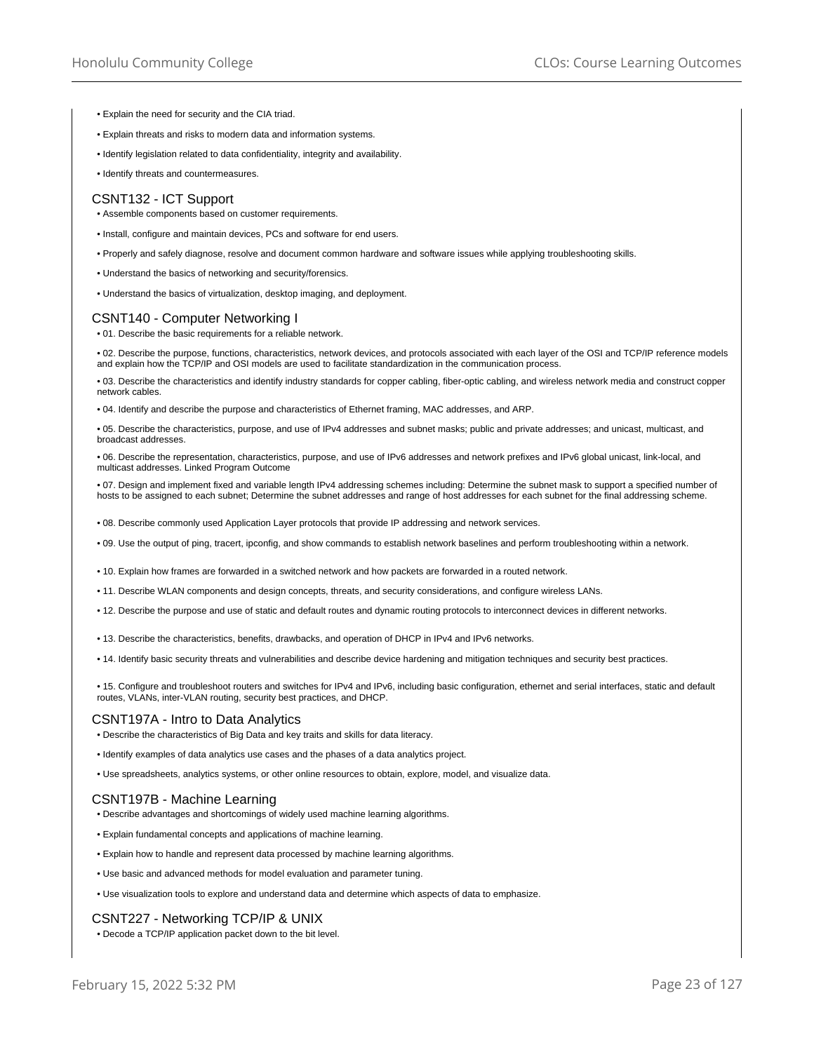- Explain the need for security and the CIA triad.
- Explain threats and risks to modern data and information systems.
- Identify legislation related to data confidentiality, integrity and availability.
- Identify threats and countermeasures.

### CSNT132 - ICT Support

- Assemble components based on customer requirements.
- Install, configure and maintain devices, PCs and software for end users.
- Properly and safely diagnose, resolve and document common hardware and software issues while applying troubleshooting skills.
- Understand the basics of networking and security/forensics.
- Understand the basics of virtualization, desktop imaging, and deployment.

### CSNT140 - Computer Networking I

- 01. Describe the basic requirements for a reliable network.
- 02. Describe the purpose, functions, characteristics, network devices, and protocols associated with each layer of the OSI and TCP/IP reference models and explain how the TCP/IP and OSI models are used to facilitate standardization in the communication process.
- 03. Describe the characteristics and identify industry standards for copper cabling, fiber-optic cabling, and wireless network media and construct copper network cables.
- 04. Identify and describe the purpose and characteristics of Ethernet framing, MAC addresses, and ARP.
- 05. Describe the characteristics, purpose, and use of IPv4 addresses and subnet masks; public and private addresses; and unicast, multicast, and broadcast addresses.
- 06. Describe the representation, characteristics, purpose, and use of IPv6 addresses and network prefixes and IPv6 global unicast, link-local, and multicast addresses. Linked Program Outcome
- 07. Design and implement fixed and variable length IPv4 addressing schemes including: Determine the subnet mask to support a specified number of hosts to be assigned to each subnet; Determine the subnet addresses and range of host addresses for each subnet for the final addressing scheme.
- 08. Describe commonly used Application Layer protocols that provide IP addressing and network services.
- 09. Use the output of ping, tracert, ipconfig, and show commands to establish network baselines and perform troubleshooting within a network.
- 10. Explain how frames are forwarded in a switched network and how packets are forwarded in a routed network.
- 11. Describe WLAN components and design concepts, threats, and security considerations, and configure wireless LANs.
- 12. Describe the purpose and use of static and default routes and dynamic routing protocols to interconnect devices in different networks.
- 13. Describe the characteristics, benefits, drawbacks, and operation of DHCP in IPv4 and IPv6 networks.
- 14. Identify basic security threats and vulnerabilities and describe device hardening and mitigation techniques and security best practices.
- 15. Configure and troubleshoot routers and switches for IPv4 and IPv6, including basic configuration, ethernet and serial interfaces, static and default routes, VLANs, inter-VLAN routing, security best practices, and DHCP.

### CSNT197A - Intro to Data Analytics

- Describe the characteristics of Big Data and key traits and skills for data literacy.
- Identify examples of data analytics use cases and the phases of a data analytics project.
- Use spreadsheets, analytics systems, or other online resources to obtain, explore, model, and visualize data.

### CSNT197B - Machine Learning

- Describe advantages and shortcomings of widely used machine learning algorithms.
- Explain fundamental concepts and applications of machine learning.
- Explain how to handle and represent data processed by machine learning algorithms.
- Use basic and advanced methods for model evaluation and parameter tuning.
- Use visualization tools to explore and understand data and determine which aspects of data to emphasize.

### CSNT227 - Networking TCP/IP & UNIX

- Decode a TCP/IP application packet down to the bit level.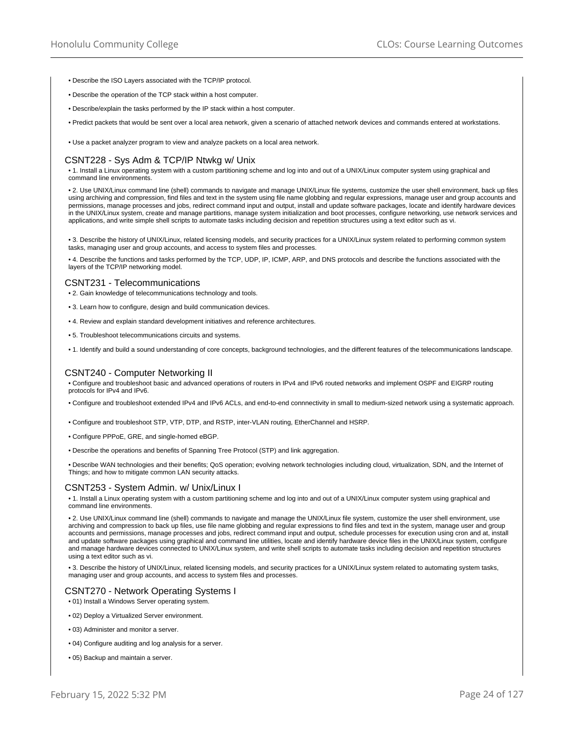- Describe the ISO Layers associated with the TCP/IP protocol.
- Describe the operation of the TCP stack within a host computer.
- Describe/explain the tasks performed by the IP stack within a host computer.
- Predict packets that would be sent over a local area network, given a scenario of attached network devices and commands entered at workstations.
- Use a packet analyzer program to view and analyze packets on a local area network.

## CSNT228 - Sys Adm & TCP/IP Ntwkg w/ Unix

- 1. Install a Linux operating system with a custom partitioning scheme and log into and out of a UNIX/Linux computer system using graphical and command line environments.
- 2. Use UNIX/Linux command line (shell) commands to navigate and manage UNIX/Linux file systems, customize the user shell environment, back up files using archiving and compression, find files and text in the system using file name globbing and regular expressions, manage user and group accounts and permissions, manage processes and jobs, redirect command input and output, install and update software packages, locate and identify hardware devices in the UNIX/Linux system, create and manage partitions, manage system initialization and boot processes, configure networking, use network services and applications, and write simple shell scripts to automate tasks including decision and repetition structures using a text editor such as vi.
- 3. Describe the history of UNIX/Linux, related licensing models, and security practices for a UNIX/Linux system related to performing common system tasks, managing user and group accounts, and access to system files and processes.
- 4. Describe the functions and tasks performed by the TCP, UDP, IP, ICMP, ARP, and DNS protocols and describe the functions associated with the layers of the TCP/IP networking model.

## CSNT231 - Telecommunications

- 2. Gain knowledge of telecommunications technology and tools.
- 3. Learn how to configure, design and build communication devices.
- 4. Review and explain standard development initiatives and reference architectures.
- 5. Troubleshoot telecommunications circuits and systems.
- 1. Identify and build a sound understanding of core concepts, background technologies, and the different features of the telecommunications landscape.

## CSNT240 - Computer Networking II

- Configure and troubleshoot basic and advanced operations of routers in IPv4 and IPv6 routed networks and implement OSPF and EIGRP routing protocols for IPv4 and IPv6.
- Configure and troubleshoot extended IPv4 and IPv6 ACLs, and end-to-end connnectivity in small to medium-sized network using a systematic approach.
- Configure and troubleshoot STP, VTP, DTP, and RSTP, inter-VLAN routing, EtherChannel and HSRP.
- Configure PPPoE, GRE, and single-homed eBGP.
- Describe the operations and benefits of Spanning Tree Protocol (STP) and link aggregation.
- Describe WAN technologies and their benefits; QoS operation; evolving network technologies including cloud, virtualization, SDN, and the Internet of Things; and how to mitigate common LAN security attacks.

## CSNT253 - System Admin. w/ Unix/Linux I

- 1. Install a Linux operating system with a custom partitioning scheme and log into and out of a UNIX/Linux computer system using graphical and command line environments.
- 2. Use UNIX/Linux command line (shell) commands to navigate and manage the UNIX/Linux file system, customize the user shell environment, use archiving and compression to back up files, use file name globbing and regular expressions to find files and text in the system, manage user and group accounts and permissions, manage processes and jobs, redirect command input and output, schedule processes for execution using cron and at, install and update software packages using graphical and command line utilities, locate and identify hardware device files in the UNIX/Linux system, configure and manage hardware devices connected to UNIX/Linux system, and write shell scripts to automate tasks including decision and repetition structures using a text editor such as vi.
- 3. Describe the history of UNIX/Linux, related licensing models, and security practices for a UNIX/Linux system related to automating system tasks, managing user and group accounts, and access to system files and processes.

## CSNT270 - Network Operating Systems I

- 01) Install a Windows Server operating system.
- 02) Deploy a Virtualized Server environment.
- 03) Administer and monitor a server.
- 04) Configure auditing and log analysis for a server.
- 05) Backup and maintain a server.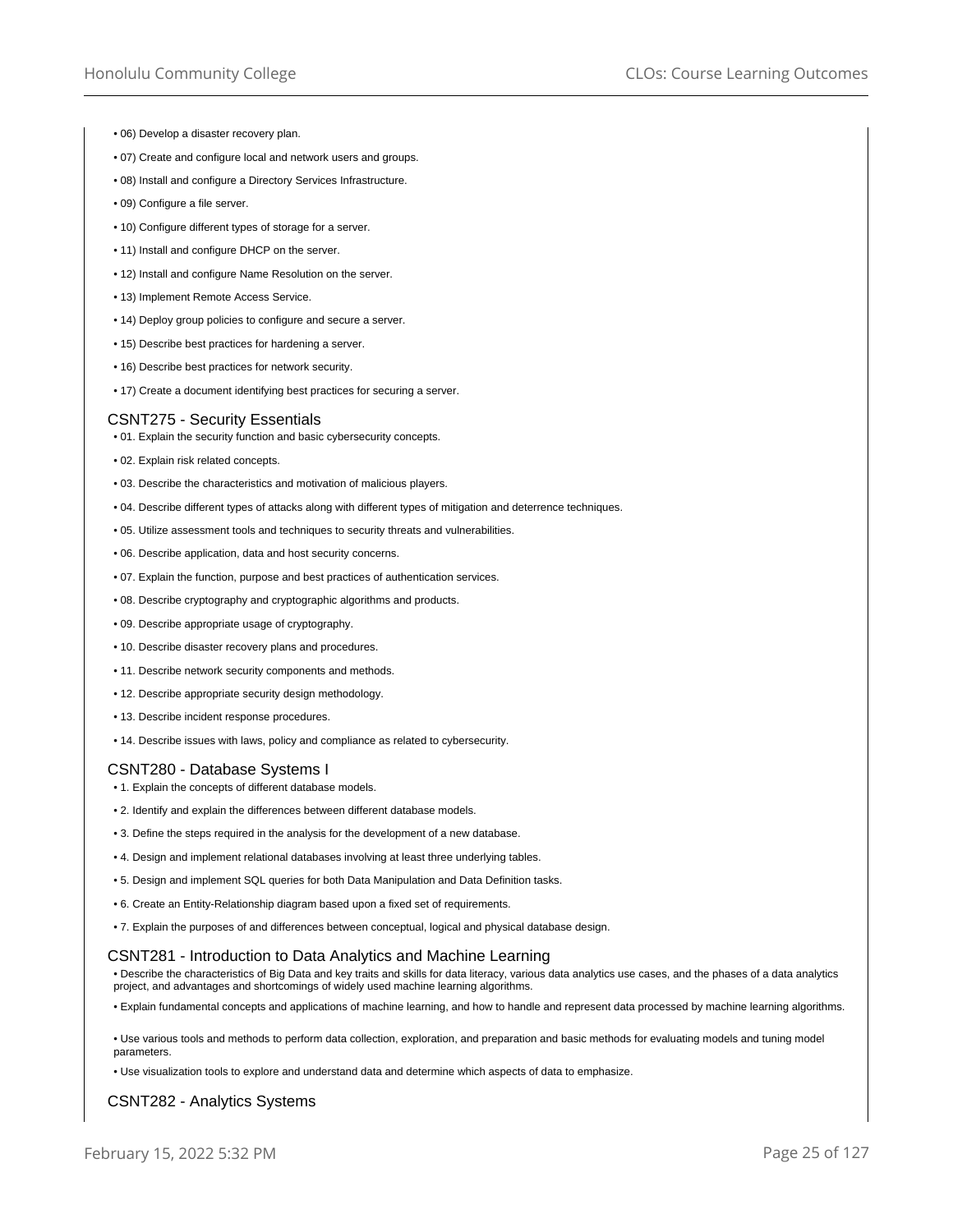- 06) Develop a disaster recovery plan.
- 07) Create and configure local and network users and groups.
- 08) Install and configure a Directory Services Infrastructure.
- 09) Configure a file server.
- 10) Configure different types of storage for a server.
- 11) Install and configure DHCP on the server.
- 12) Install and configure Name Resolution on the server.
- 13) Implement Remote Access Service.
- 14) Deploy group policies to configure and secure a server.
- 15) Describe best practices for hardening a server.
- 16) Describe best practices for network security.
- 17) Create a document identifying best practices for securing a server.

## CSNT275 - Security Essentials

- 01. Explain the security function and basic cybersecurity concepts.
- 02. Explain risk related concepts.
- 03. Describe the characteristics and motivation of malicious players.
- 04. Describe different types of attacks along with different types of mitigation and deterrence techniques.
- 05. Utilize assessment tools and techniques to security threats and vulnerabilities.
- 06. Describe application, data and host security concerns.
- 07. Explain the function, purpose and best practices of authentication services.
- 08. Describe cryptography and cryptographic algorithms and products.
- 09. Describe appropriate usage of cryptography.
- 10. Describe disaster recovery plans and procedures.
- 11. Describe network security components and methods.
- 12. Describe appropriate security design methodology.
- 13. Describe incident response procedures.
- 14. Describe issues with laws, policy and compliance as related to cybersecurity.

## CSNT280 - Database Systems I

- 1. Explain the concepts of different database models.
- 2. Identify and explain the differences between different database models.
- 3. Define the steps required in the analysis for the development of a new database.
- 4. Design and implement relational databases involving at least three underlying tables.
- 5. Design and implement SQL queries for both Data Manipulation and Data Definition tasks.
- 6. Create an Entity-Relationship diagram based upon a fixed set of requirements.
- 7. Explain the purposes of and differences between conceptual, logical and physical database design.

## CSNT281 - Introduction to Data Analytics and Machine Learning

- Describe the characteristics of Big Data and key traits and skills for data literacy, various data analytics use cases, and the phases of a data analytics project, and advantages and shortcomings of widely used machine learning algorithms.
- Explain fundamental concepts and applications of machine learning, and how to handle and represent data processed by machine learning algorithms.
- Use various tools and methods to perform data collection, exploration, and preparation and basic methods for evaluating models and tuning model parameters.
- Use visualization tools to explore and understand data and determine which aspects of data to emphasize.

## CSNT282 - Analytics Systems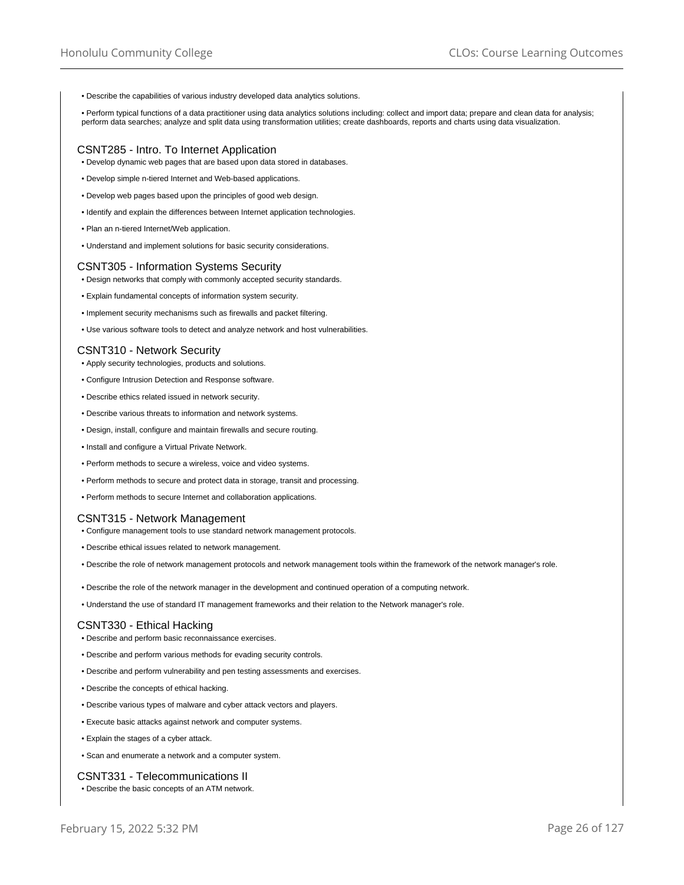- Describe the capabilities of various industry developed data analytics solutions.
- Perform typical functions of a data practitioner using data analytics solutions including: collect and import data; prepare and clean data for analysis; perform data searches; analyze and split data using transformation utilities; create dashboards, reports and charts using data visualization.

## CSNT285 - Intro. To Internet Application

- Develop dynamic web pages that are based upon data stored in databases.
- Develop simple n-tiered Internet and Web-based applications.
- Develop web pages based upon the principles of good web design.
- Identify and explain the differences between Internet application technologies.
- Plan an n-tiered Internet/Web application.
- Understand and implement solutions for basic security considerations.

## CSNT305 - Information Systems Security

- Design networks that comply with commonly accepted security standards.
- Explain fundamental concepts of information system security.
- Implement security mechanisms such as firewalls and packet filtering.
- Use various software tools to detect and analyze network and host vulnerabilities.

## CSNT310 - Network Security

- Apply security technologies, products and solutions.
- Configure Intrusion Detection and Response software.
- Describe ethics related issued in network security.
- Describe various threats to information and network systems.
- Design, install, configure and maintain firewalls and secure routing.
- Install and configure a Virtual Private Network.
- Perform methods to secure a wireless, voice and video systems.
- Perform methods to secure and protect data in storage, transit and processing.
- Perform methods to secure Internet and collaboration applications.

## CSNT315 - Network Management

- Configure management tools to use standard network management protocols.
- Describe ethical issues related to network management.
- Describe the role of network management protocols and network management tools within the framework of the network manager's role.
- Describe the role of the network manager in the development and continued operation of a computing network.
- Understand the use of standard IT management frameworks and their relation to the Network manager's role.

## CSNT330 - Ethical Hacking

- Describe and perform basic reconnaissance exercises.
- Describe and perform various methods for evading security controls.
- Describe and perform vulnerability and pen testing assessments and exercises.
- Describe the concepts of ethical hacking.
- Describe various types of malware and cyber attack vectors and players.
- Execute basic attacks against network and computer systems.
- Explain the stages of a cyber attack.
- Scan and enumerate a network and a computer system.

## CSNT331 - Telecommunications II

- Describe the basic concepts of an ATM network.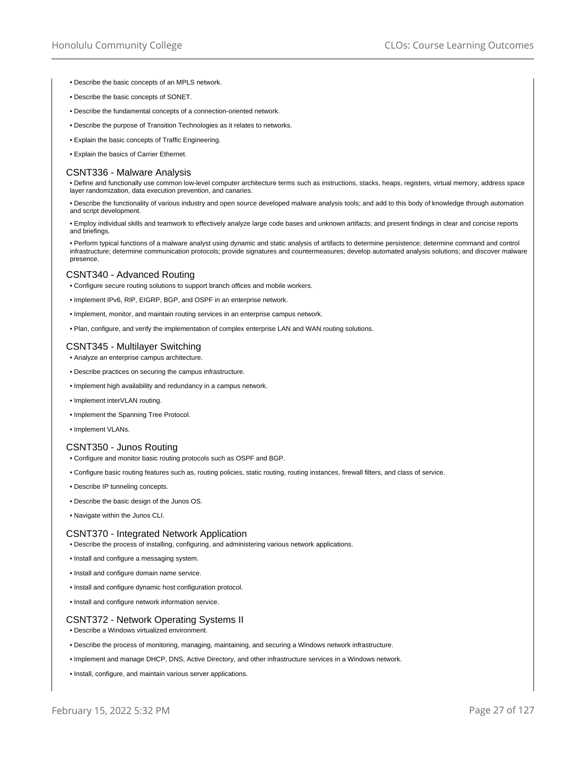- Describe the basic concepts of an MPLS network.
- Describe the basic concepts of SONET.
- Describe the fundamental concepts of a connection-oriented network.
- Describe the purpose of Transition Technologies as it relates to networks.
- Explain the basic concepts of Traffic Engineering.
- Explain the basics of Carrier Ethernet.

## CSNT336 - Malware Analysis

- Define and functionally use common low-level computer architecture terms such as instructions, stacks, heaps, registers, virtual memory, address space layer randomization, data execution prevention, and canaries.
- Describe the functionality of various industry and open source developed malware analysis tools; and add to this body of knowledge through automation and script development.
- Employ individual skills and teamwork to effectively analyze large code bases and unknown artifacts; and present findings in clear and concise reports and briefings.
- Perform typical functions of a malware analyst using dynamic and static analysis of artifacts to determine persistence; determine command and control infrastructure; determine communication protocols; provide signatures and countermeasures; develop automated analysis solutions; and discover malware presence.

## CSNT340 - Advanced Routing

- Configure secure routing solutions to support branch offices and mobile workers.
- Implement IPv6, RIP, EIGRP, BGP, and OSPF in an enterprise network.
- Implement, monitor, and maintain routing services in an enterprise campus network.
- Plan, configure, and verify the implementation of complex enterprise LAN and WAN routing solutions.

## CSNT345 - Multilayer Switching

- Analyze an enterprise campus architecture.
- Describe practices on securing the campus infrastructure.
- Implement high availability and redundancy in a campus network.
- Implement interVLAN routing.
- Implement the Spanning Tree Protocol.
- Implement VLANs.

## CSNT350 - Junos Routing

- Configure and monitor basic routing protocols such as OSPF and BGP.
- Configure basic routing features such as, routing policies, static routing, routing instances, firewall filters, and class of service.
- Describe IP tunneling concepts.
- Describe the basic design of the Junos OS.
- Navigate within the Junos CLI.

## CSNT370 - Integrated Network Application

- Describe the process of installing, configuring, and administering various network applications.
- Install and configure a messaging system.
- Install and configure domain name service.
- Install and configure dynamic host configuration protocol.
- Install and configure network information service.

## CSNT372 - Network Operating Systems II

- Describe a Windows virtualized environment.
- Describe the process of monitoring, managing, maintaining, and securing a Windows network infrastructure.
- Implement and manage DHCP, DNS, Active Directory, and other infrastructure services in a Windows network.
- Install, configure, and maintain various server applications.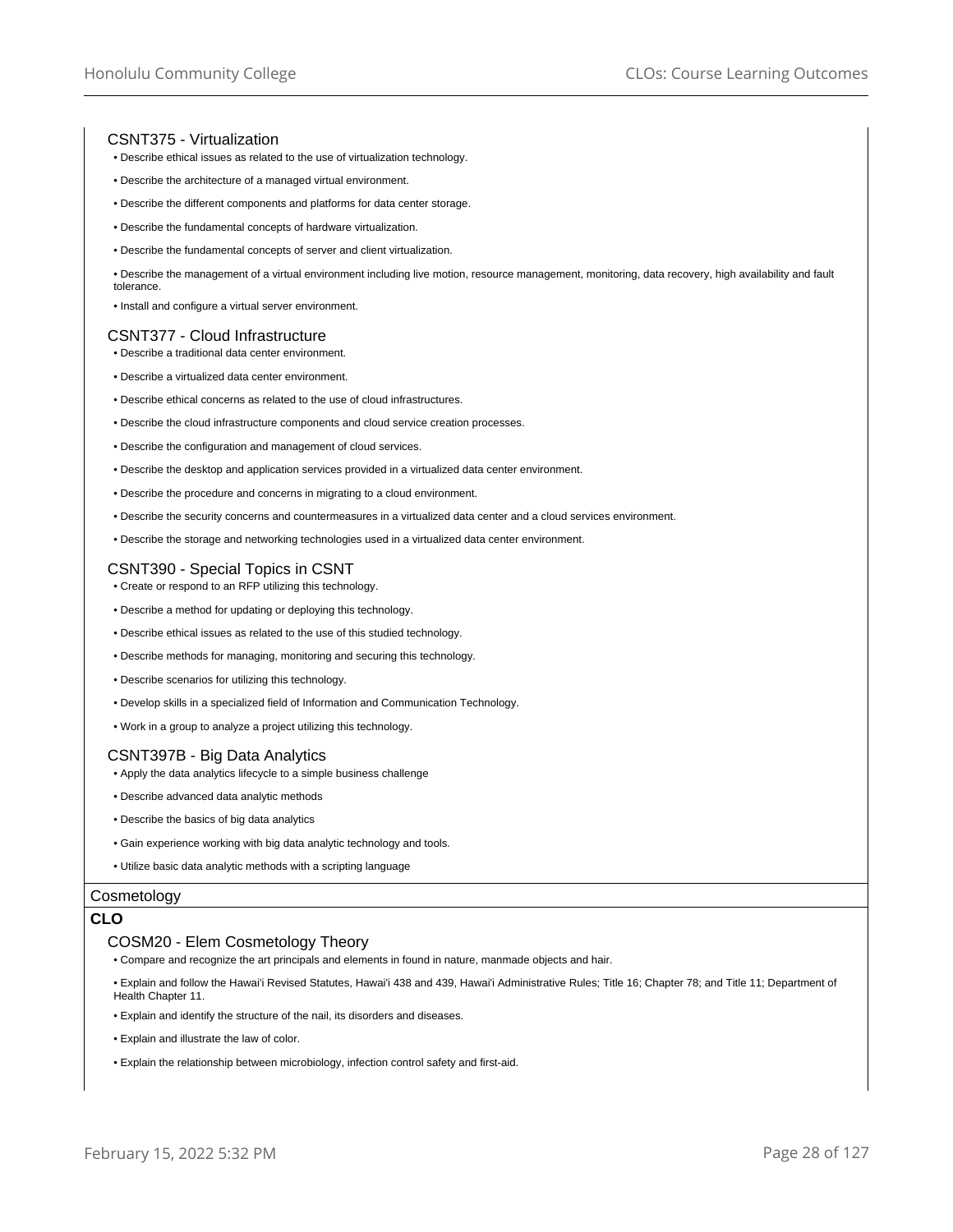### CSNT375 - Virtualization

- Describe ethical issues as related to the use of virtualization technology.
- Describe the architecture of a managed virtual environment.
- Describe the different components and platforms for data center storage.
- Describe the fundamental concepts of hardware virtualization.
- Describe the fundamental concepts of server and client virtualization.
- Describe the management of a virtual environment including live motion, resource management, monitoring, data recovery, high availability and fault tolerance.
- Install and configure a virtual server environment.

### CSNT377 - Cloud Infrastructure

- Describe a traditional data center environment.
- Describe a virtualized data center environment.
- Describe ethical concerns as related to the use of cloud infrastructures.
- Describe the cloud infrastructure components and cloud service creation processes.
- Describe the configuration and management of cloud services.
- Describe the desktop and application services provided in a virtualized data center environment.
- Describe the procedure and concerns in migrating to a cloud environment.
- Describe the security concerns and countermeasures in a virtualized data center and a cloud services environment.
- Describe the storage and networking technologies used in a virtualized data center environment.

### CSNT390 - Special Topics in CSNT

- Create or respond to an RFP utilizing this technology.
- Describe a method for updating or deploying this technology.
- Describe ethical issues as related to the use of this studied technology.
- Describe methods for managing, monitoring and securing this technology.
- Describe scenarios for utilizing this technology.
- Develop skills in a specialized field of Information and Communication Technology.
- Work in a group to analyze a project utilizing this technology.

### CSNT397B - Big Data Analytics

- Apply the data analytics lifecycle to a simple business challenge
- Describe advanced data analytic methods
- Describe the basics of big data analytics
- Gain experience working with big data analytic technology and tools.
- Utilize basic data analytic methods with a scripting language

## Cosmetology

**CLO**

### COSM20 - Elem Cosmetology Theory

- Compare and recognize the art principals and elements in found in nature, manmade objects and hair.
- Explain and follow the Hawai'i Revised Statutes, Hawai'i 438 and 439, Hawai'i Administrative Rules; Title 16; Chapter 78; and Title 11; Department of Health Chapter 11.
- Explain and identify the structure of the nail, its disorders and diseases.
- Explain and illustrate the law of color.
- Explain the relationship between microbiology, infection control safety and first-aid.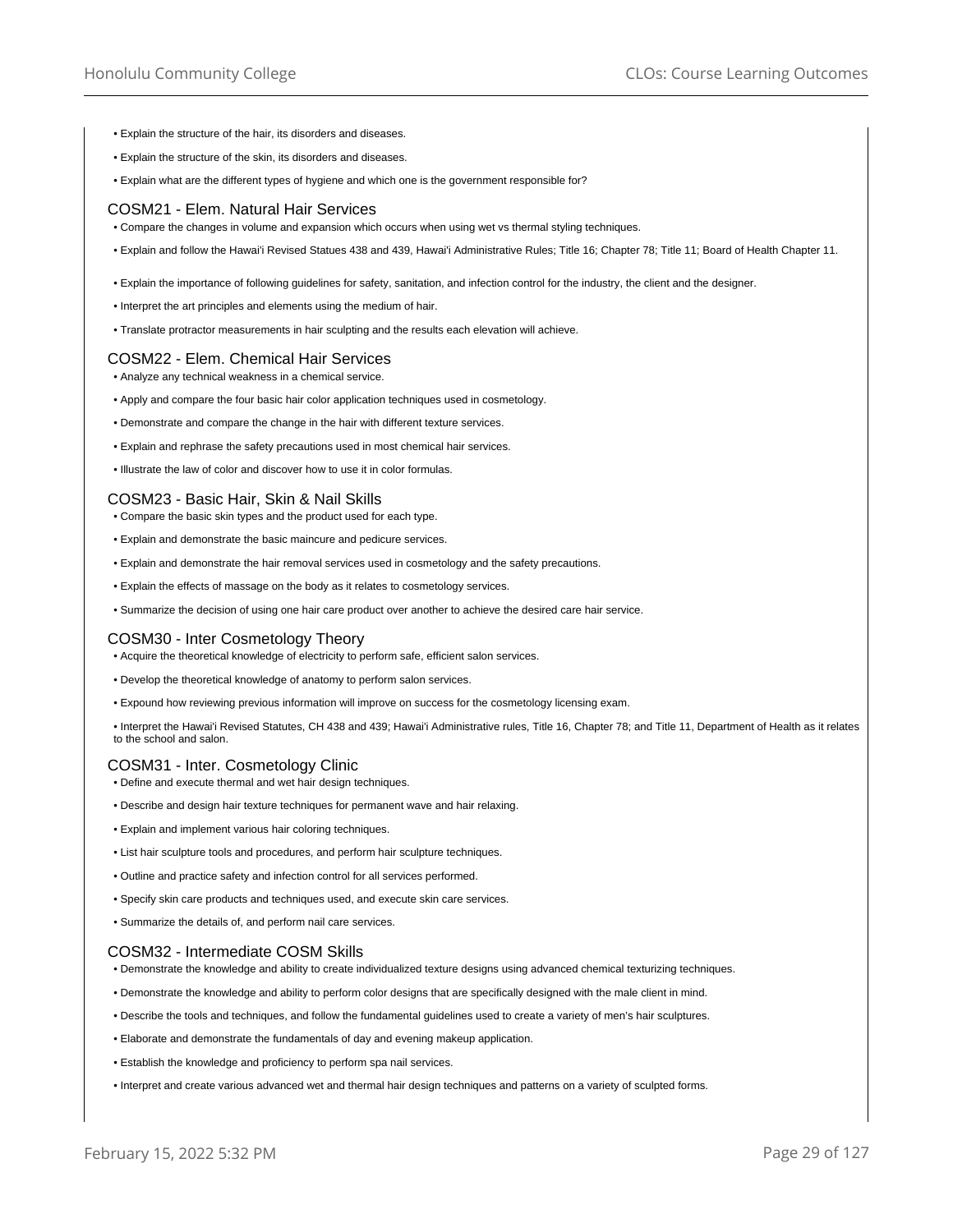- Explain the structure of the hair, its disorders and diseases.
- Explain the structure of the skin, its disorders and diseases.
- Explain what are the different types of hygiene and which one is the government responsible for?

### COSM21 - Elem. Natural Hair Services

- Compare the changes in volume and expansion which occurs when using wet vs thermal styling techniques.
- Explain and follow the Hawai'i Revised Statues 438 and 439, Hawai'i Administrative Rules; Title 16; Chapter 78; Title 11; Board of Health Chapter 11.
- Explain the importance of following guidelines for safety, sanitation, and infection control for the industry, the client and the designer.
- Interpret the art principles and elements using the medium of hair.
- Translate protractor measurements in hair sculpting and the results each elevation will achieve.

### COSM22 - Elem. Chemical Hair Services

- Analyze any technical weakness in a chemical service.
- Apply and compare the four basic hair color application techniques used in cosmetology.
- Demonstrate and compare the change in the hair with different texture services.
- Explain and rephrase the safety precautions used in most chemical hair services.
- Illustrate the law of color and discover how to use it in color formulas.

### COSM23 - Basic Hair, Skin & Nail Skills

- Compare the basic skin types and the product used for each type.
- Explain and demonstrate the basic maincure and pedicure services.
- Explain and demonstrate the hair removal services used in cosmetology and the safety precautions.
- Explain the effects of massage on the body as it relates to cosmetology services.
- Summarize the decision of using one hair care product over another to achieve the desired care hair service.

### COSM30 - Inter Cosmetology Theory

- Acquire the theoretical knowledge of electricity to perform safe, efficient salon services.
- Develop the theoretical knowledge of anatomy to perform salon services.
- Expound how reviewing previous information will improve on success for the cosmetology licensing exam.
- Interpret the Hawai'i Revised Statutes, CH 438 and 439; Hawai'i Administrative rules, Title 16, Chapter 78; and Title 11, Department of Health as it relates to the school and salon.

### COSM31 - Inter. Cosmetology Clinic

- Define and execute thermal and wet hair design techniques.
- Describe and design hair texture techniques for permanent wave and hair relaxing.
- Explain and implement various hair coloring techniques.
- List hair sculpture tools and procedures, and perform hair sculpture techniques.
- Outline and practice safety and infection control for all services performed.
- Specify skin care products and techniques used, and execute skin care services.
- Summarize the details of, and perform nail care services.

### COSM32 - Intermediate COSM Skills

- Demonstrate the knowledge and ability to create individualized texture designs using advanced chemical texturizing techniques.
- Demonstrate the knowledge and ability to perform color designs that are specifically designed with the male client in mind.
- Describe the tools and techniques, and follow the fundamental guidelines used to create a variety of men's hair sculptures.
- Elaborate and demonstrate the fundamentals of day and evening makeup application.
- Establish the knowledge and proficiency to perform spa nail services.
- Interpret and create various advanced wet and thermal hair design techniques and patterns on a variety of sculpted forms.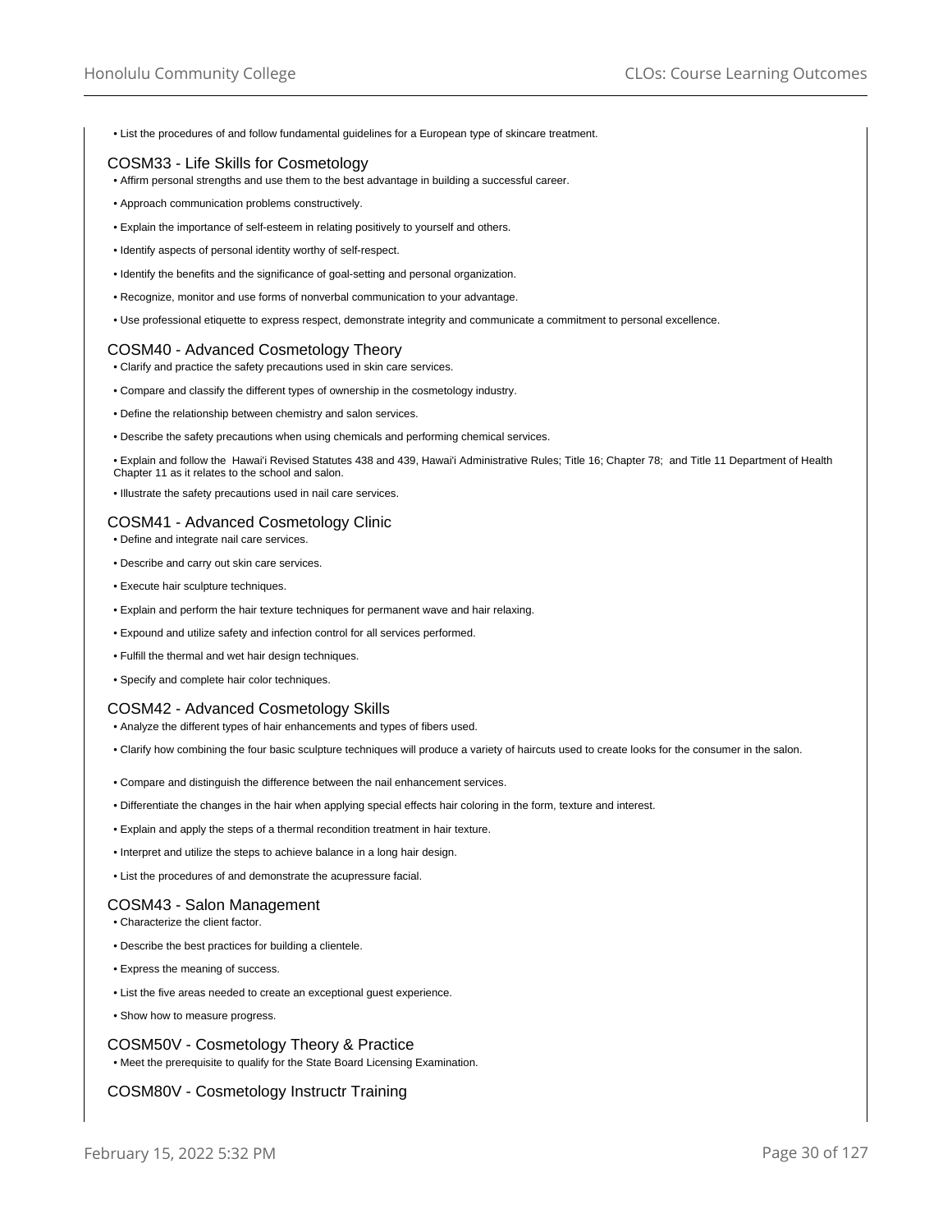- List the procedures of and follow fundamental guidelines for a European type of skincare treatment.

### COSM33 - Life Skills for Cosmetology

- Affirm personal strengths and use them to the best advantage in building a successful career.
- Approach communication problems constructively.
- Explain the importance of self-esteem in relating positively to yourself and others.
- Identify aspects of personal identity worthy of self-respect.
- Identify the benefits and the significance of goal-setting and personal organization.
- Recognize, monitor and use forms of nonverbal communication to your advantage.
- Use professional etiquette to express respect, demonstrate integrity and communicate a commitment to personal excellence.

### COSM40 - Advanced Cosmetology Theory

- Clarify and practice the safety precautions used in skin care services.
- Compare and classify the different types of ownership in the cosmetology industry.
- Define the relationship between chemistry and salon services.
- Describe the safety precautions when using chemicals and performing chemical services.
- Explain and follow the Hawai'i Revised Statutes 438 and 439, Hawai'i Administrative Rules; Title 16; Chapter 78; and Title 11 Department of Health Chapter 11 as it relates to the school and salon.
- Illustrate the safety precautions used in nail care services.

### COSM41 - Advanced Cosmetology Clinic

- Define and integrate nail care services.
- Describe and carry out skin care services.
- Execute hair sculpture techniques.
- Explain and perform the hair texture techniques for permanent wave and hair relaxing.
- Expound and utilize safety and infection control for all services performed.
- Fulfill the thermal and wet hair design techniques.
- Specify and complete hair color techniques.

### COSM42 - Advanced Cosmetology Skills

- Analyze the different types of hair enhancements and types of fibers used.
- Clarify how combining the four basic sculpture techniques will produce a variety of haircuts used to create looks for the consumer in the salon.
- Compare and distinguish the difference between the nail enhancement services.
- Differentiate the changes in the hair when applying special effects hair coloring in the form, texture and interest.
- Explain and apply the steps of a thermal recondition treatment in hair texture.
- Interpret and utilize the steps to achieve balance in a long hair design.
- List the procedures of and demonstrate the acupressure facial.

### COSM43 - Salon Management

- Characterize the client factor.
- Describe the best practices for building a clientele.
- Express the meaning of success.
- List the five areas needed to create an exceptional guest experience.
- Show how to measure progress.

### COSM50V - Cosmetology Theory & Practice

- Meet the prerequisite to qualify for the State Board Licensing Examination.

### COSM80V - Cosmetology Instructr Training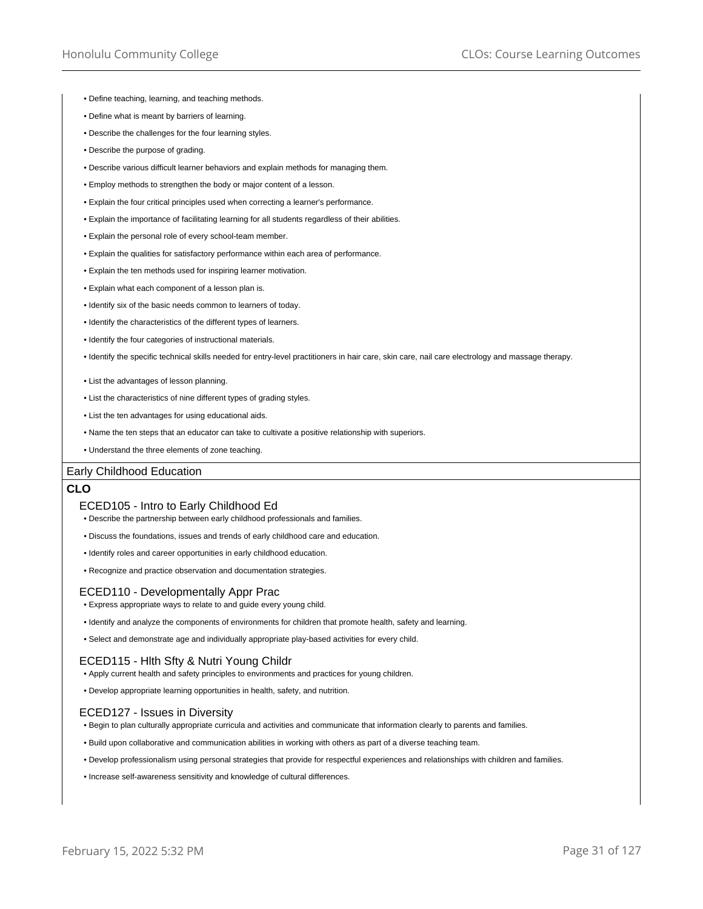- Define teaching, learning, and teaching methods.
- Define what is meant by barriers of learning.
- Describe the challenges for the four learning styles.
- Describe the purpose of grading.
- Describe various difficult learner behaviors and explain methods for managing them.
- Employ methods to strengthen the body or major content of a lesson.
- Explain the four critical principles used when correcting a learner's performance.
- Explain the importance of facilitating learning for all students regardless of their abilities.
- Explain the personal role of every school-team member.
- Explain the qualities for satisfactory performance within each area of performance.
- Explain the ten methods used for inspiring learner motivation.
- Explain what each component of a lesson plan is.
- Identify six of the basic needs common to learners of today.
- Identify the characteristics of the different types of learners.
- Identify the four categories of instructional materials.
- Identify the specific technical skills needed for entry-level practitioners in hair care, skin care, nail care electrology and massage therapy.
- List the advantages of lesson planning.
- List the characteristics of nine different types of grading styles.
- List the ten advantages for using educational aids.
- Name the ten steps that an educator can take to cultivate a positive relationship with superiors.
- Understand the three elements of zone teaching.

## Early Childhood Education

**CLO**

### ECED105 - Intro to Early Childhood Ed

- Describe the partnership between early childhood professionals and families.
- Discuss the foundations, issues and trends of early childhood care and education.
- Identify roles and career opportunities in early childhood education.
- Recognize and practice observation and documentation strategies.

### ECED110 - Developmentally Appr Prac

- Express appropriate ways to relate to and guide every young child.
- Identify and analyze the components of environments for children that promote health, safety and learning.
- Select and demonstrate age and individually appropriate play-based activities for every child.

### ECED115 - Hlth Sfty & Nutri Young Childr

- Apply current health and safety principles to environments and practices for young children.
- Develop appropriate learning opportunities in health, safety, and nutrition.

### ECED127 - Issues in Diversity

- Begin to plan culturally appropriate curricula and activities and communicate that information clearly to parents and families.
- Build upon collaborative and communication abilities in working with others as part of a diverse teaching team.
- Develop professionalism using personal strategies that provide for respectful experiences and relationships with children and families.
- Increase self-awareness sensitivity and knowledge of cultural differences.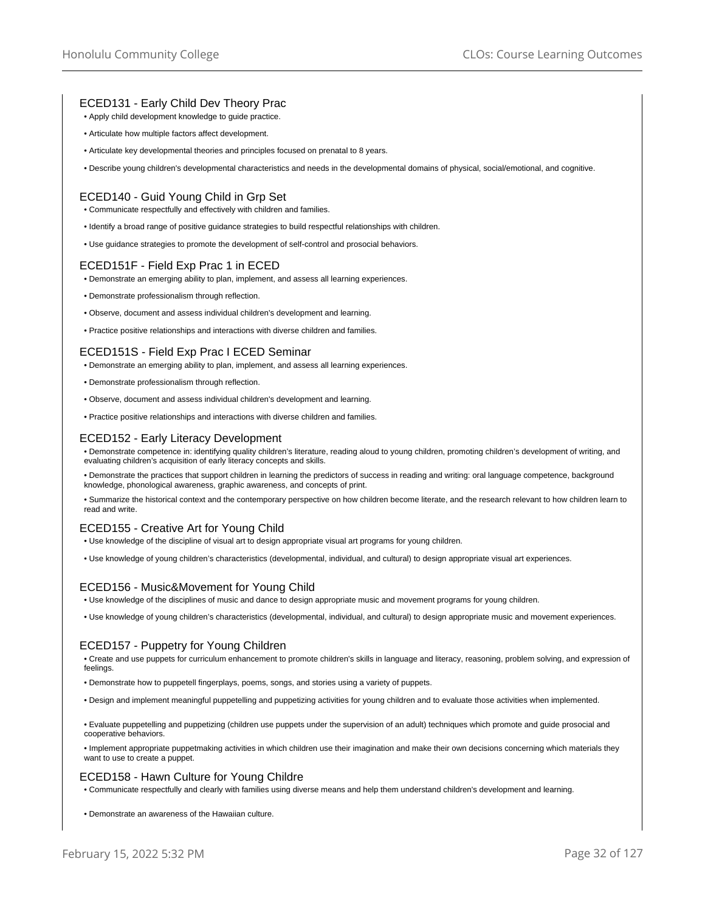## ECED131 - Early Child Dev Theory Prac

- Apply child development knowledge to guide practice.
- Articulate how multiple factors affect development.
- Articulate key developmental theories and principles focused on prenatal to 8 years.
- Describe young children's developmental characteristics and needs in the developmental domains of physical, social/emotional, and cognitive.

## ECED140 - Guid Young Child in Grp Set

- Communicate respectfully and effectively with children and families.
- Identify a broad range of positive guidance strategies to build respectful relationships with children.
- Use guidance strategies to promote the development of self-control and prosocial behaviors.

## ECED151F - Field Exp Prac 1 in ECED

- Demonstrate an emerging ability to plan, implement, and assess all learning experiences.
- Demonstrate professionalism through reflection.
- Observe, document and assess individual children's development and learning.
- Practice positive relationships and interactions with diverse children and families.

## ECED151S - Field Exp Prac I ECED Seminar

- Demonstrate an emerging ability to plan, implement, and assess all learning experiences.
- Demonstrate professionalism through reflection.
- Observe, document and assess individual children's development and learning.
- Practice positive relationships and interactions with diverse children and families.

## ECED152 - Early Literacy Development

- Demonstrate competence in: identifying quality children's literature, reading aloud to young children, promoting children's development of writing, and evaluating children's acquisition of early literacy concepts and skills.
- Demonstrate the practices that support children in learning the predictors of success in reading and writing: oral language competence, background knowledge, phonological awareness, graphic awareness, and concepts of print.
- Summarize the historical context and the contemporary perspective on how children become literate, and the research relevant to how children learn to read and write.

## ECED155 - Creative Art for Young Child

- Use knowledge of the discipline of visual art to design appropriate visual art programs for young children.
- Use knowledge of young children's characteristics (developmental, individual, and cultural) to design appropriate visual art experiences.

## ECED156 - Music&Movement for Young Child

- Use knowledge of the disciplines of music and dance to design appropriate music and movement programs for young children.
- Use knowledge of young children's characteristics (developmental, individual, and cultural) to design appropriate music and movement experiences.

## ECED157 - Puppetry for Young Children

- Create and use puppets for curriculum enhancement to promote children's skills in language and literacy, reasoning, problem solving, and expression of feelings.
- Demonstrate how to puppetell fingerplays, poems, songs, and stories using a variety of puppets.
- Design and implement meaningful puppetelling and puppetizing activities for young children and to evaluate those activities when implemented.
- Evaluate puppetelling and puppetizing (children use puppets under the supervision of an adult) techniques which promote and guide prosocial and cooperative behaviors.
- Implement appropriate puppetmaking activities in which children use their imagination and make their own decisions concerning which materials they want to use to create a puppet.

## ECED158 - Hawn Culture for Young Childre

- Communicate respectfully and clearly with families using diverse means and help them understand children's development and learning.
- Demonstrate an awareness of the Hawaiian culture.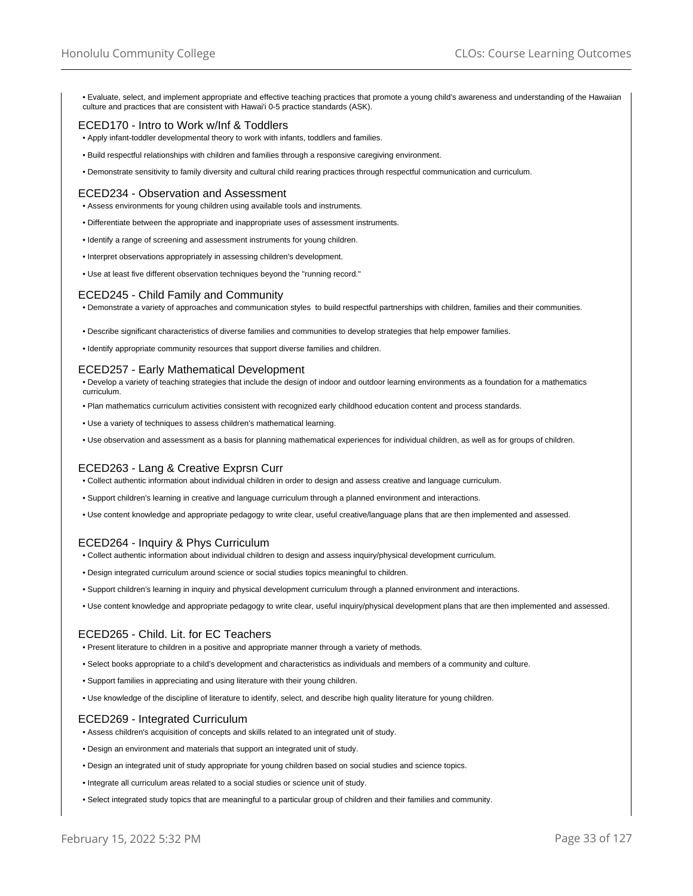- Evaluate, select, and implement appropriate and effective teaching practices that promote a young child's awareness and understanding of the Hawaiian culture and practices that are consistent with Hawai'i 0-5 practice standards (ASK).

### ECED170 - Intro to Work w/Inf & Toddlers

- Apply infant-toddler developmental theory to work with infants, toddlers and families.
- Build respectful relationships with children and families through a responsive caregiving environment.
- Demonstrate sensitivity to family diversity and cultural child rearing practices through respectful communication and curriculum.

### ECED234 - Observation and Assessment

- Assess environments for young children using available tools and instruments.
- Differentiate between the appropriate and inappropriate uses of assessment instruments.
- Identify a range of screening and assessment instruments for young children.
- Interpret observations appropriately in assessing children's development.
- Use at least five different observation techniques beyond the "running record."

### ECED245 - Child Family and Community

- Demonstrate a variety of approaches and communication styles to build respectful partnerships with children, families and their communities.
- Describe significant characteristics of diverse families and communities to develop strategies that help empower families.
- Identify appropriate community resources that support diverse families and children.

### ECED257 - Early Mathematical Development

- Develop a variety of teaching strategies that include the design of indoor and outdoor learning environments as a foundation for a mathematics curriculum.
- Plan mathematics curriculum activities consistent with recognized early childhood education content and process standards.
- Use a variety of techniques to assess children's mathematical learning.
- Use observation and assessment as a basis for planning mathematical experiences for individual children, as well as for groups of children.

### ECED263 - Lang & Creative Exprsn Curr

- Collect authentic information about individual children in order to design and assess creative and language curriculum.
- Support children's learning in creative and language curriculum through a planned environment and interactions.
- Use content knowledge and appropriate pedagogy to write clear, useful creative/language plans that are then implemented and assessed.

### ECED264 - Inquiry & Phys Curriculum

- Collect authentic information about individual children to design and assess inquiry/physical development curriculum.
- Design integrated curriculum around science or social studies topics meaningful to children.
- Support children's learning in inquiry and physical development curriculum through a planned environment and interactions.
- Use content knowledge and appropriate pedagogy to write clear, useful inquiry/physical development plans that are then implemented and assessed.

### ECED265 - Child. Lit. for EC Teachers

- Present literature to children in a positive and appropriate manner through a variety of methods.
- Select books appropriate to a child's development and characteristics as individuals and members of a community and culture.
- Support families in appreciating and using literature with their young children.
- Use knowledge of the discipline of literature to identify, select, and describe high quality literature for young children.

### ECED269 - Integrated Curriculum

- Assess children's acquisition of concepts and skills related to an integrated unit of study.
- Design an environment and materials that support an integrated unit of study.
- Design an integrated unit of study appropriate for young children based on social studies and science topics.
- Integrate all curriculum areas related to a social studies or science unit of study.
- Select integrated study topics that are meaningful to a particular group of children and their families and community.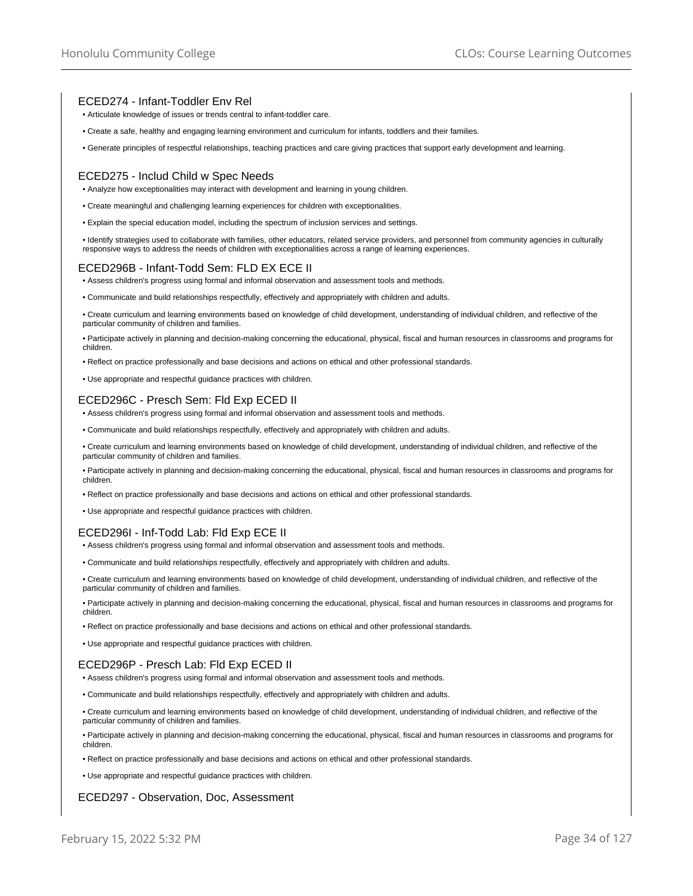## ECED274 - Infant-Toddler Env Rel

- Articulate knowledge of issues or trends central to infant-toddler care.
- Create a safe, healthy and engaging learning environment and curriculum for infants, toddlers and their families.
- Generate principles of respectful relationships, teaching practices and care giving practices that support early development and learning.

## ECED275 - Includ Child w Spec Needs

- Analyze how exceptionalities may interact with development and learning in young children.
- Create meaningful and challenging learning experiences for children with exceptionalities.
- Explain the special education model, including the spectrum of inclusion services and settings.
- Identify strategies used to collaborate with families, other educators, related service providers, and personnel from community agencies in culturally responsive ways to address the needs of children with exceptionalities across a range of learning experiences.

## ECED296B - Infant-Todd Sem: FLD EX ECE II

- Assess children's progress using formal and informal observation and assessment tools and methods.
- Communicate and build relationships respectfully, effectively and appropriately with children and adults.
- Create curriculum and learning environments based on knowledge of child development, understanding of individual children, and reflective of the particular community of children and families.
- Participate actively in planning and decision-making concerning the educational, physical, fiscal and human resources in classrooms and programs for children.
- Reflect on practice professionally and base decisions and actions on ethical and other professional standards.
- Use appropriate and respectful guidance practices with children.

## ECED296C - Presch Sem: Fld Exp ECED II

- Assess children's progress using formal and informal observation and assessment tools and methods.
- Communicate and build relationships respectfully, effectively and appropriately with children and adults.
- Create curriculum and learning environments based on knowledge of child development, understanding of individual children, and reflective of the particular community of children and families.
- Participate actively in planning and decision-making concerning the educational, physical, fiscal and human resources in classrooms and programs for children.
- Reflect on practice professionally and base decisions and actions on ethical and other professional standards.
- Use appropriate and respectful guidance practices with children.

## ECED296I - Inf-Todd Lab: Fld Exp ECE II

- Assess children's progress using formal and informal observation and assessment tools and methods.
- Communicate and build relationships respectfully, effectively and appropriately with children and adults.
- Create curriculum and learning environments based on knowledge of child development, understanding of individual children, and reflective of the particular community of children and families.
- Participate actively in planning and decision-making concerning the educational, physical, fiscal and human resources in classrooms and programs for children.
- Reflect on practice professionally and base decisions and actions on ethical and other professional standards.
- Use appropriate and respectful guidance practices with children.

## ECED296P - Presch Lab: Fld Exp ECED II

- Assess children's progress using formal and informal observation and assessment tools and methods.
- Communicate and build relationships respectfully, effectively and appropriately with children and adults.
- Create curriculum and learning environments based on knowledge of child development, understanding of individual children, and reflective of the particular community of children and families.
- Participate actively in planning and decision-making concerning the educational, physical, fiscal and human resources in classrooms and programs for children.
- Reflect on practice professionally and base decisions and actions on ethical and other professional standards.
- Use appropriate and respectful guidance practices with children.

## ECED297 - Observation, Doc, Assessment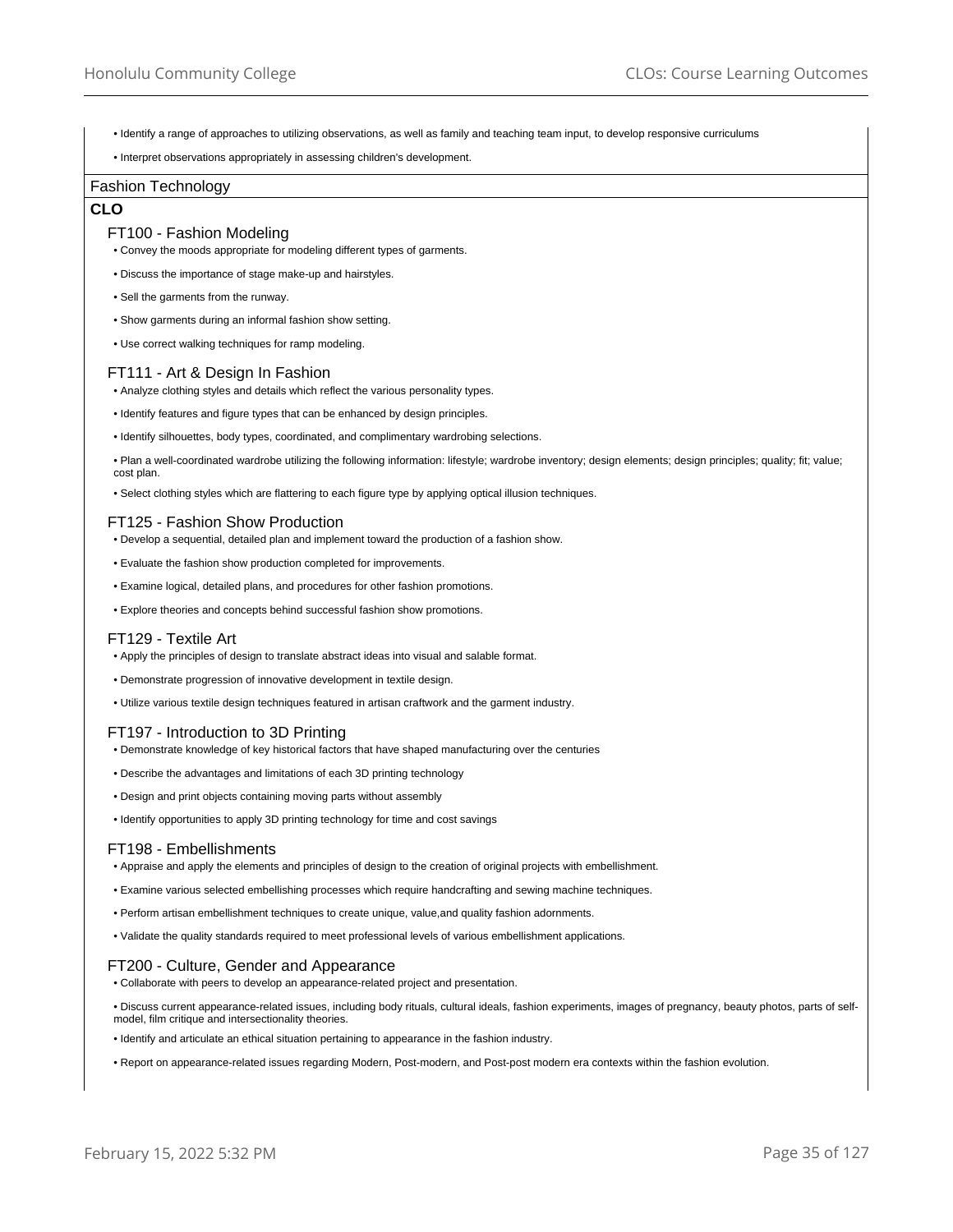- Identify a range of approaches to utilizing observations, as well as family and teaching team input, to develop responsive curriculums
- Interpret observations appropriately in assessing children's development.

## Fashion Technology

**CLO**

### FT100 - Fashion Modeling

- Convey the moods appropriate for modeling different types of garments.
- Discuss the importance of stage make-up and hairstyles.
- Sell the garments from the runway.
- Show garments during an informal fashion show setting.
- Use correct walking techniques for ramp modeling.

### FT111 - Art & Design In Fashion

- Analyze clothing styles and details which reflect the various personality types.
- Identify features and figure types that can be enhanced by design principles.
- Identify silhouettes, body types, coordinated, and complimentary wardrobing selections.
- Plan a well-coordinated wardrobe utilizing the following information: lifestyle; wardrobe inventory; design elements; design principles; quality; fit; value; cost plan.
- Select clothing styles which are flattering to each figure type by applying optical illusion techniques.

### FT125 - Fashion Show Production

- Develop a sequential, detailed plan and implement toward the production of a fashion show.
- Evaluate the fashion show production completed for improvements.
- Examine logical, detailed plans, and procedures for other fashion promotions.
- Explore theories and concepts behind successful fashion show promotions.

### FT129 - Textile Art

- Apply the principles of design to translate abstract ideas into visual and salable format.
- Demonstrate progression of innovative development in textile design.
- Utilize various textile design techniques featured in artisan craftwork and the garment industry.

### FT197 - Introduction to 3D Printing

- Demonstrate knowledge of key historical factors that have shaped manufacturing over the centuries
- Describe the advantages and limitations of each 3D printing technology
- Design and print objects containing moving parts without assembly
- Identify opportunities to apply 3D printing technology for time and cost savings

### FT198 - Embellishments

- Appraise and apply the elements and principles of design to the creation of original projects with embellishment.
- Examine various selected embellishing processes which require handcrafting and sewing machine techniques.
- Perform artisan embellishment techniques to create unique, value,and quality fashion adornments.
- Validate the quality standards required to meet professional levels of various embellishment applications.

### FT200 - Culture, Gender and Appearance

- Collaborate with peers to develop an appearance-related project and presentation.
- Discuss current appearance-related issues, including body rituals, cultural ideals, fashion experiments, images of pregnancy, beauty photos, parts of self-model, film critique and intersectionality theories.
- Identify and articulate an ethical situation pertaining to appearance in the fashion industry.
- Report on appearance-related issues regarding Modern, Post-modern, and Post-post modern era contexts within the fashion evolution.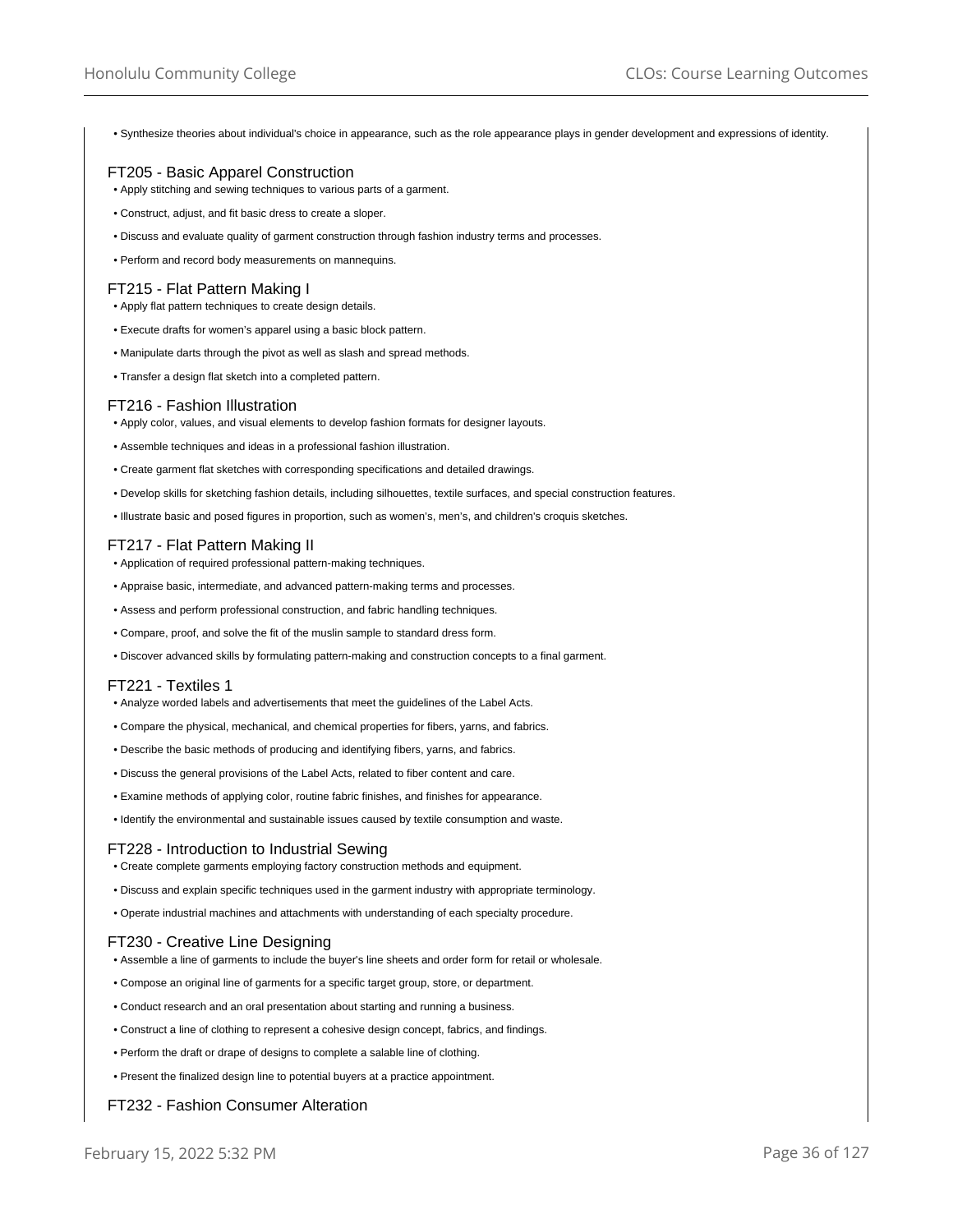- Synthesize theories about individual's choice in appearance, such as the role appearance plays in gender development and expressions of identity.

### FT205 - Basic Apparel Construction

- Apply stitching and sewing techniques to various parts of a garment.
- Construct, adjust, and fit basic dress to create a sloper.
- Discuss and evaluate quality of garment construction through fashion industry terms and processes.
- Perform and record body measurements on mannequins.

### FT215 - Flat Pattern Making I

- Apply flat pattern techniques to create design details.
- Execute drafts for women's apparel using a basic block pattern.
- Manipulate darts through the pivot as well as slash and spread methods.
- Transfer a design flat sketch into a completed pattern.

### FT216 - Fashion Illustration

- Apply color, values, and visual elements to develop fashion formats for designer layouts.
- Assemble techniques and ideas in a professional fashion illustration.
- Create garment flat sketches with corresponding specifications and detailed drawings.
- Develop skills for sketching fashion details, including silhouettes, textile surfaces, and special construction features.
- Illustrate basic and posed figures in proportion, such as women's, men's, and children's croquis sketches.

### FT217 - Flat Pattern Making II

- Application of required professional pattern-making techniques.
- Appraise basic, intermediate, and advanced pattern-making terms and processes.
- Assess and perform professional construction, and fabric handling techniques.
- Compare, proof, and solve the fit of the muslin sample to standard dress form.
- Discover advanced skills by formulating pattern-making and construction concepts to a final garment.

### FT221 - Textiles 1

- Analyze worded labels and advertisements that meet the guidelines of the Label Acts.
- Compare the physical, mechanical, and chemical properties for fibers, yarns, and fabrics.
- Describe the basic methods of producing and identifying fibers, yarns, and fabrics.
- Discuss the general provisions of the Label Acts, related to fiber content and care.
- Examine methods of applying color, routine fabric finishes, and finishes for appearance.
- Identify the environmental and sustainable issues caused by textile consumption and waste.

### FT228 - Introduction to Industrial Sewing

- Create complete garments employing factory construction methods and equipment.
- Discuss and explain specific techniques used in the garment industry with appropriate terminology.
- Operate industrial machines and attachments with understanding of each specialty procedure.

### FT230 - Creative Line Designing

- Assemble a line of garments to include the buyer's line sheets and order form for retail or wholesale.
- Compose an original line of garments for a specific target group, store, or department.
- Conduct research and an oral presentation about starting and running a business.
- Construct a line of clothing to represent a cohesive design concept, fabrics, and findings.
- Perform the draft or drape of designs to complete a salable line of clothing.
- Present the finalized design line to potential buyers at a practice appointment.

### FT232 - Fashion Consumer Alteration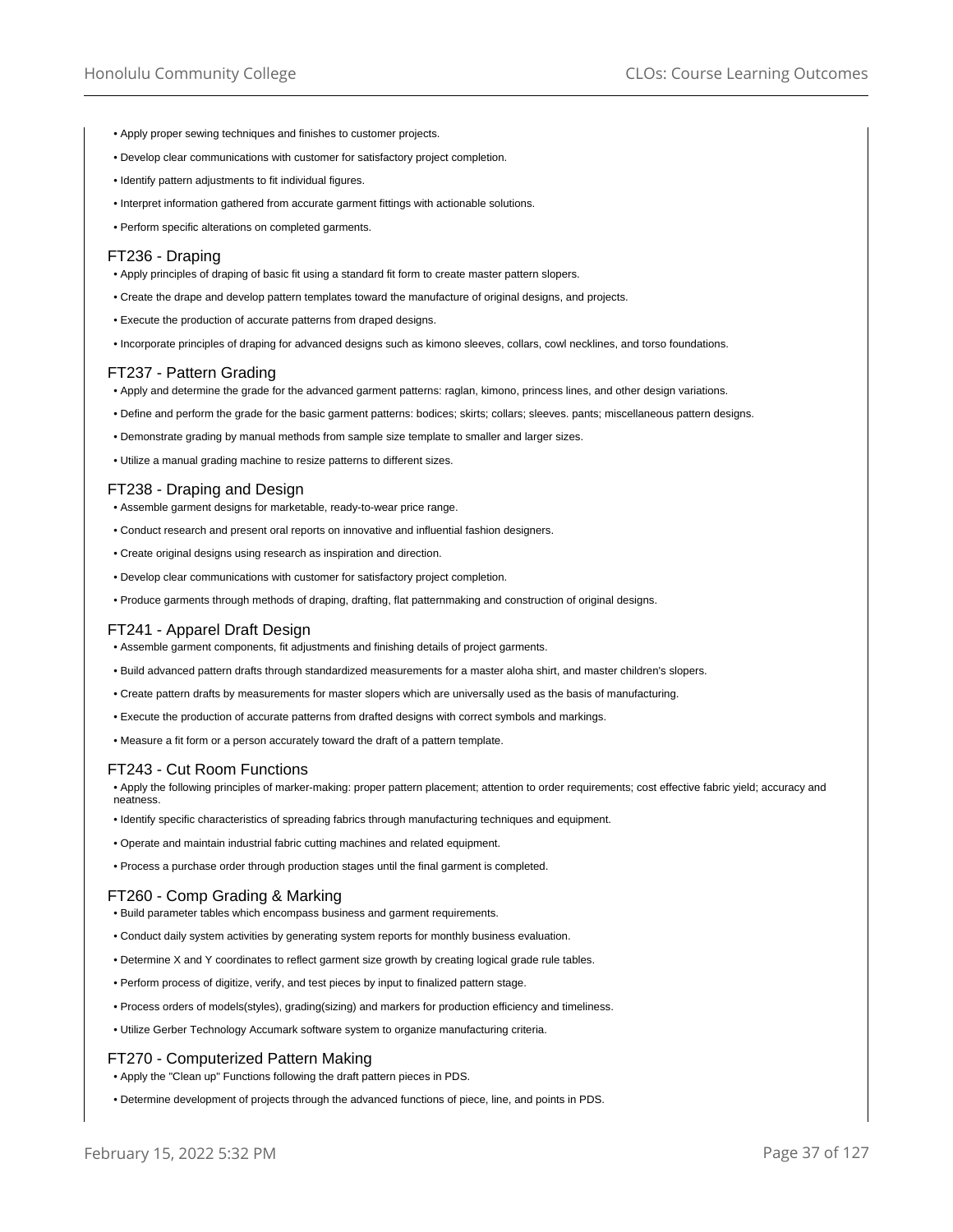- Apply proper sewing techniques and finishes to customer projects.
- Develop clear communications with customer for satisfactory project completion.
- Identify pattern adjustments to fit individual figures.
- Interpret information gathered from accurate garment fittings with actionable solutions.
- Perform specific alterations on completed garments.

## FT236 - Draping

- Apply principles of draping of basic fit using a standard fit form to create master pattern slopers.
- Create the drape and develop pattern templates toward the manufacture of original designs, and projects.
- Execute the production of accurate patterns from draped designs.
- Incorporate principles of draping for advanced designs such as kimono sleeves, collars, cowl necklines, and torso foundations.

## FT237 - Pattern Grading

- Apply and determine the grade for the advanced garment patterns: raglan, kimono, princess lines, and other design variations.
- Define and perform the grade for the basic garment patterns: bodices; skirts; collars; sleeves. pants; miscellaneous pattern designs.
- Demonstrate grading by manual methods from sample size template to smaller and larger sizes.
- Utilize a manual grading machine to resize patterns to different sizes.

## FT238 - Draping and Design

- Assemble garment designs for marketable, ready-to-wear price range.
- Conduct research and present oral reports on innovative and influential fashion designers.
- Create original designs using research as inspiration and direction.
- Develop clear communications with customer for satisfactory project completion.
- Produce garments through methods of draping, drafting, flat patternmaking and construction of original designs.

## FT241 - Apparel Draft Design

- Assemble garment components, fit adjustments and finishing details of project garments.
- Build advanced pattern drafts through standardized measurements for a master aloha shirt, and master children's slopers.
- Create pattern drafts by measurements for master slopers which are universally used as the basis of manufacturing.
- Execute the production of accurate patterns from drafted designs with correct symbols and markings.
- Measure a fit form or a person accurately toward the draft of a pattern template.

## FT243 - Cut Room Functions

- Apply the following principles of marker-making: proper pattern placement; attention to order requirements; cost effective fabric yield; accuracy and neatness.
- Identify specific characteristics of spreading fabrics through manufacturing techniques and equipment.
- Operate and maintain industrial fabric cutting machines and related equipment.
- Process a purchase order through production stages until the final garment is completed.

## FT260 - Comp Grading & Marking

- Build parameter tables which encompass business and garment requirements.
- Conduct daily system activities by generating system reports for monthly business evaluation.
- Determine X and Y coordinates to reflect garment size growth by creating logical grade rule tables.
- Perform process of digitize, verify, and test pieces by input to finalized pattern stage.
- Process orders of models(styles), grading(sizing) and markers for production efficiency and timeliness.
- Utilize Gerber Technology Accumark software system to organize manufacturing criteria.

## FT270 - Computerized Pattern Making

- Apply the "Clean up" Functions following the draft pattern pieces in PDS.
- Determine development of projects through the advanced functions of piece, line, and points in PDS.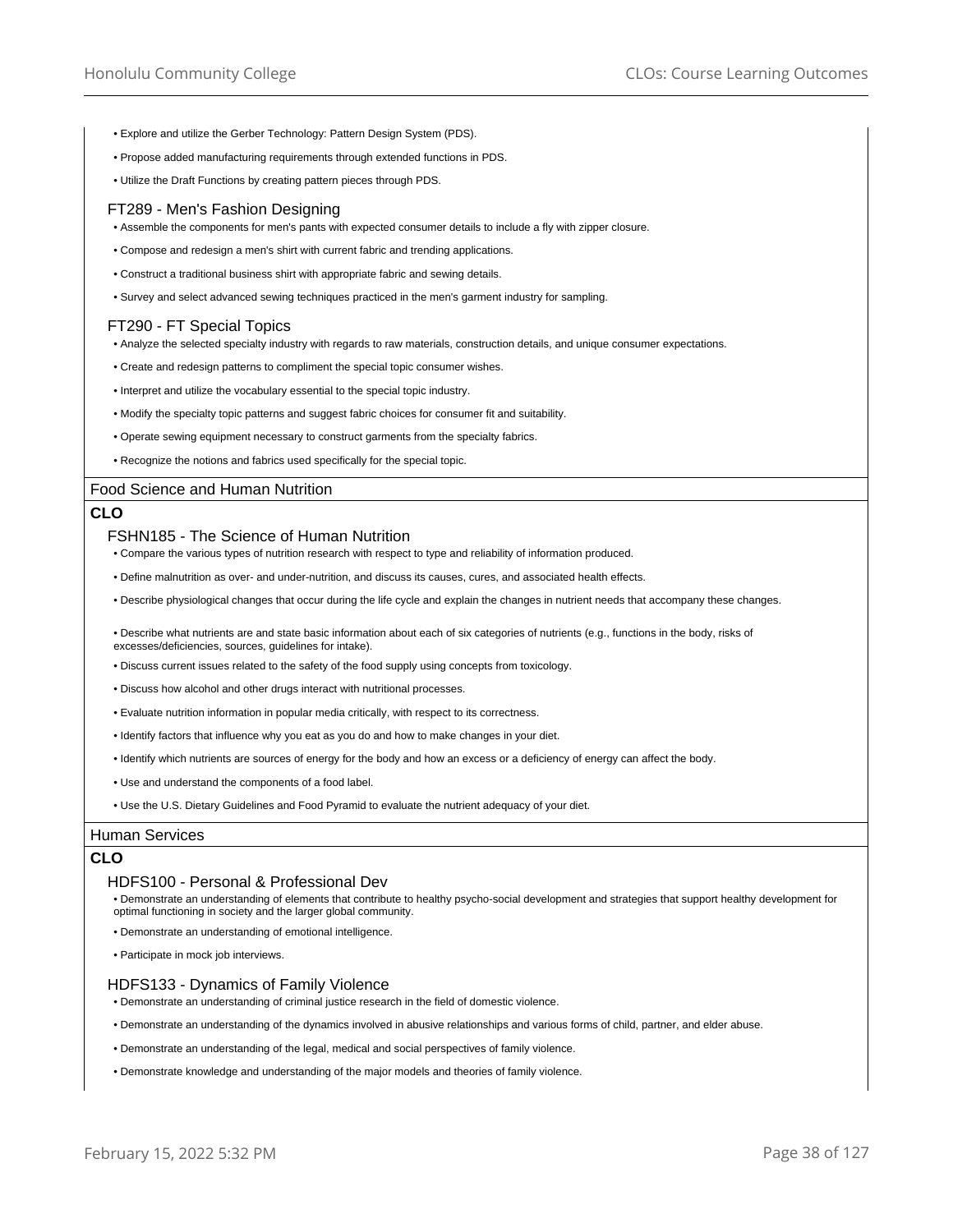- Explore and utilize the Gerber Technology: Pattern Design System (PDS).
- Propose added manufacturing requirements through extended functions in PDS.
- Utilize the Draft Functions by creating pattern pieces through PDS.

### FT289 - Men's Fashion Designing

- Assemble the components for men's pants with expected consumer details to include a fly with zipper closure.
- Compose and redesign a men's shirt with current fabric and trending applications.
- Construct a traditional business shirt with appropriate fabric and sewing details.
- Survey and select advanced sewing techniques practiced in the men's garment industry for sampling.

### FT290 - FT Special Topics

- Analyze the selected specialty industry with regards to raw materials, construction details, and unique consumer expectations.
- Create and redesign patterns to compliment the special topic consumer wishes.
- Interpret and utilize the vocabulary essential to the special topic industry.
- Modify the specialty topic patterns and suggest fabric choices for consumer fit and suitability.
- Operate sewing equipment necessary to construct garments from the specialty fabrics.
- Recognize the notions and fabrics used specifically for the special topic.

## Food Science and Human Nutrition

**CLO**

### FSHN185 - The Science of Human Nutrition

- Compare the various types of nutrition research with respect to type and reliability of information produced.
- Define malnutrition as over- and under-nutrition, and discuss its causes, cures, and associated health effects.
- Describe physiological changes that occur during the life cycle and explain the changes in nutrient needs that accompany these changes.
- Describe what nutrients are and state basic information about each of six categories of nutrients (e.g., functions in the body, risks of excesses/deficiencies, sources, guidelines for intake).
- Discuss current issues related to the safety of the food supply using concepts from toxicology.
- Discuss how alcohol and other drugs interact with nutritional processes.
- Evaluate nutrition information in popular media critically, with respect to its correctness.
- Identify factors that influence why you eat as you do and how to make changes in your diet.
- Identify which nutrients are sources of energy for the body and how an excess or a deficiency of energy can affect the body.
- Use and understand the components of a food label.
- Use the U.S. Dietary Guidelines and Food Pyramid to evaluate the nutrient adequacy of your diet.

## Human Services

**CLO**

### HDFS100 - Personal & Professional Dev

- Demonstrate an understanding of elements that contribute to healthy psycho-social development and strategies that support healthy development for optimal functioning in society and the larger global community.
- Demonstrate an understanding of emotional intelligence.
- Participate in mock job interviews.

### HDFS133 - Dynamics of Family Violence

- Demonstrate an understanding of criminal justice research in the field of domestic violence.
- Demonstrate an understanding of the dynamics involved in abusive relationships and various forms of child, partner, and elder abuse.
- Demonstrate an understanding of the legal, medical and social perspectives of family violence.
- Demonstrate knowledge and understanding of the major models and theories of family violence.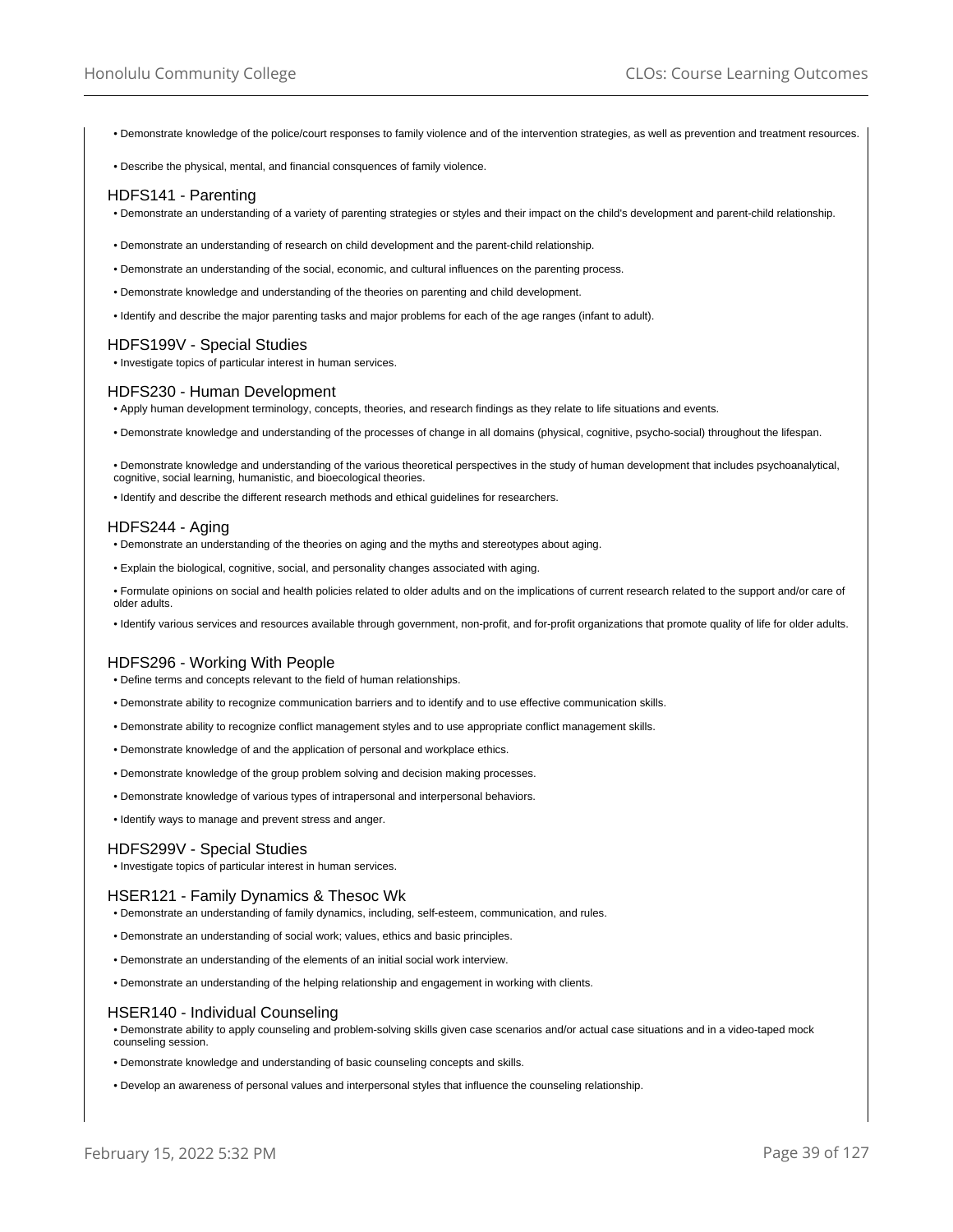- Demonstrate knowledge of the police/court responses to family violence and of the intervention strategies, as well as prevention and treatment resources.
- Describe the physical, mental, and financial consquences of family violence.

### HDFS141 - Parenting

- Demonstrate an understanding of a variety of parenting strategies or styles and their impact on the child's development and parent-child relationship.
- Demonstrate an understanding of research on child development and the parent-child relationship.
- Demonstrate an understanding of the social, economic, and cultural influences on the parenting process.
- Demonstrate knowledge and understanding of the theories on parenting and child development.
- Identify and describe the major parenting tasks and major problems for each of the age ranges (infant to adult).

### HDFS199V - Special Studies

- Investigate topics of particular interest in human services.

### HDFS230 - Human Development

- Apply human development terminology, concepts, theories, and research findings as they relate to life situations and events.
- Demonstrate knowledge and understanding of the processes of change in all domains (physical, cognitive, psycho-social) throughout the lifespan.
- Demonstrate knowledge and understanding of the various theoretical perspectives in the study of human development that includes psychoanalytical, cognitive, social learning, humanistic, and bioecological theories.
- Identify and describe the different research methods and ethical guidelines for researchers.

### HDFS244 - Aging

- Demonstrate an understanding of the theories on aging and the myths and stereotypes about aging.
- Explain the biological, cognitive, social, and personality changes associated with aging.
- Formulate opinions on social and health policies related to older adults and on the implications of current research related to the support and/or care of older adults.
- Identify various services and resources available through government, non-profit, and for-profit organizations that promote quality of life for older adults.

### HDFS296 - Working With People

- Define terms and concepts relevant to the field of human relationships.
- Demonstrate ability to recognize communication barriers and to identify and to use effective communication skills.
- Demonstrate ability to recognize conflict management styles and to use appropriate conflict management skills.
- Demonstrate knowledge of and the application of personal and workplace ethics.
- Demonstrate knowledge of the group problem solving and decision making processes.
- Demonstrate knowledge of various types of intrapersonal and interpersonal behaviors.
- Identify ways to manage and prevent stress and anger.

### HDFS299V - Special Studies

- Investigate topics of particular interest in human services.

### HSER121 - Family Dynamics & Thesoc Wk

- Demonstrate an understanding of family dynamics, including, self-esteem, communication, and rules.
- Demonstrate an understanding of social work; values, ethics and basic principles.
- Demonstrate an understanding of the elements of an initial social work interview.
- Demonstrate an understanding of the helping relationship and engagement in working with clients.

### HSER140 - Individual Counseling

- Demonstrate ability to apply counseling and problem-solving skills given case scenarios and/or actual case situations and in a video-taped mock counseling session.
- Demonstrate knowledge and understanding of basic counseling concepts and skills.
- Develop an awareness of personal values and interpersonal styles that influence the counseling relationship.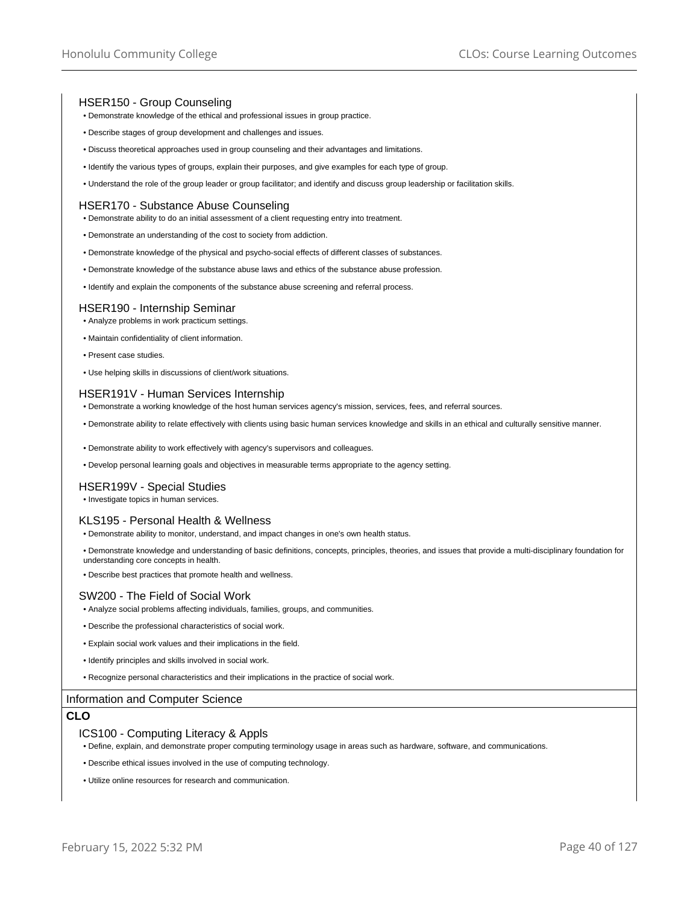### HSER150 - Group Counseling

- Demonstrate knowledge of the ethical and professional issues in group practice.
- Describe stages of group development and challenges and issues.
- Discuss theoretical approaches used in group counseling and their advantages and limitations.
- Identify the various types of groups, explain their purposes, and give examples for each type of group.
- Understand the role of the group leader or group facilitator; and identify and discuss group leadership or facilitation skills.

### HSER170 - Substance Abuse Counseling

- Demonstrate ability to do an initial assessment of a client requesting entry into treatment.
- Demonstrate an understanding of the cost to society from addiction.
- Demonstrate knowledge of the physical and psycho-social effects of different classes of substances.
- Demonstrate knowledge of the substance abuse laws and ethics of the substance abuse profession.
- Identify and explain the components of the substance abuse screening and referral process.

### HSER190 - Internship Seminar

- Analyze problems in work practicum settings.
- Maintain confidentiality of client information.
- Present case studies.
- Use helping skills in discussions of client/work situations.

### HSER191V - Human Services Internship

- Demonstrate a working knowledge of the host human services agency's mission, services, fees, and referral sources.
- Demonstrate ability to relate effectively with clients using basic human services knowledge and skills in an ethical and culturally sensitive manner.
- Demonstrate ability to work effectively with agency's supervisors and colleagues.
- Develop personal learning goals and objectives in measurable terms appropriate to the agency setting.

### HSER199V - Special Studies

- Investigate topics in human services.

### KLS195 - Personal Health & Wellness

- Demonstrate ability to monitor, understand, and impact changes in one's own health status.
- Demonstrate knowledge and understanding of basic definitions, concepts, principles, theories, and issues that provide a multi-disciplinary foundation for understanding core concepts in health.
- Describe best practices that promote health and wellness.

### SW200 - The Field of Social Work

- Analyze social problems affecting individuals, families, groups, and communities.
- Describe the professional characteristics of social work.
- Explain social work values and their implications in the field.
- Identify principles and skills involved in social work.
- Recognize personal characteristics and their implications in the practice of social work.

## Information and Computer Science

**CLO**

### ICS100 - Computing Literacy & Appls

- Define, explain, and demonstrate proper computing terminology usage in areas such as hardware, software, and communications.
- Describe ethical issues involved in the use of computing technology.
- Utilize online resources for research and communication.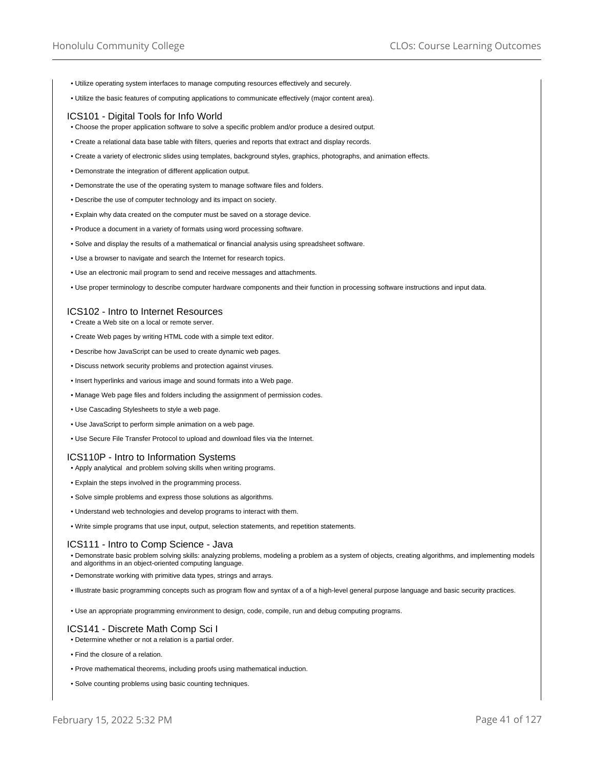- Utilize operating system interfaces to manage computing resources effectively and securely.
- Utilize the basic features of computing applications to communicate effectively (major content area).

### ICS101 - Digital Tools for Info World

- Choose the proper application software to solve a specific problem and/or produce a desired output.
- Create a relational data base table with filters, queries and reports that extract and display records.
- Create a variety of electronic slides using templates, background styles, graphics, photographs, and animation effects.
- Demonstrate the integration of different application output.
- Demonstrate the use of the operating system to manage software files and folders.
- Describe the use of computer technology and its impact on society.
- Explain why data created on the computer must be saved on a storage device.
- Produce a document in a variety of formats using word processing software.
- Solve and display the results of a mathematical or financial analysis using spreadsheet software.
- Use a browser to navigate and search the Internet for research topics.
- Use an electronic mail program to send and receive messages and attachments.
- Use proper terminology to describe computer hardware components and their function in processing software instructions and input data.

### ICS102 - Intro to Internet Resources

- Create a Web site on a local or remote server.
- Create Web pages by writing HTML code with a simple text editor.
- Describe how JavaScript can be used to create dynamic web pages.
- Discuss network security problems and protection against viruses.
- Insert hyperlinks and various image and sound formats into a Web page.
- Manage Web page files and folders including the assignment of permission codes.
- Use Cascading Stylesheets to style a web page.
- Use JavaScript to perform simple animation on a web page.
- Use Secure File Transfer Protocol to upload and download files via the Internet.

### ICS110P - Intro to Information Systems

- Apply analytical and problem solving skills when writing programs.
- Explain the steps involved in the programming process.
- Solve simple problems and express those solutions as algorithms.
- Understand web technologies and develop programs to interact with them.
- Write simple programs that use input, output, selection statements, and repetition statements.

### ICS111 - Intro to Comp Science - Java

- Demonstrate basic problem solving skills: analyzing problems, modeling a problem as a system of objects, creating algorithms, and implementing models and algorithms in an object-oriented computing language.
- Demonstrate working with primitive data types, strings and arrays.
- Illustrate basic programming concepts such as program flow and syntax of a of a high-level general purpose language and basic security practices.
- Use an appropriate programming environment to design, code, compile, run and debug computing programs.

### ICS141 - Discrete Math Comp Sci I

- Determine whether or not a relation is a partial order.
- Find the closure of a relation.
- Prove mathematical theorems, including proofs using mathematical induction.
- Solve counting problems using basic counting techniques.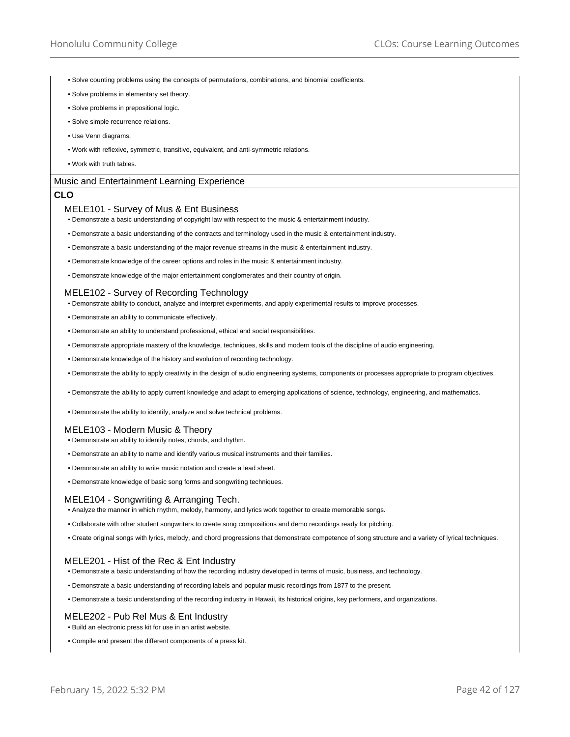- Solve counting problems using the concepts of permutations, combinations, and binomial coefficients.
- Solve problems in elementary set theory.
- Solve problems in prepositional logic.
- Solve simple recurrence relations.
- Use Venn diagrams.
- Work with reflexive, symmetric, transitive, equivalent, and anti-symmetric relations.
- Work with truth tables.

## Music and Entertainment Learning Experience

**CLO**

### MELE101 - Survey of Mus & Ent Business

- Demonstrate a basic understanding of copyright law with respect to the music & entertainment industry.
- Demonstrate a basic understanding of the contracts and terminology used in the music & entertainment industry.
- Demonstrate a basic understanding of the major revenue streams in the music & entertainment industry.
- Demonstrate knowledge of the career options and roles in the music & entertainment industry.
- Demonstrate knowledge of the major entertainment conglomerates and their country of origin.

### MELE102 - Survey of Recording Technology

- Demonstrate ability to conduct, analyze and interpret experiments, and apply experimental results to improve processes.
- Demonstrate an ability to communicate effectively.
- Demonstrate an ability to understand professional, ethical and social responsibilities.
- Demonstrate appropriate mastery of the knowledge, techniques, skills and modern tools of the discipline of audio engineering.
- Demonstrate knowledge of the history and evolution of recording technology.
- Demonstrate the ability to apply creativity in the design of audio engineering systems, components or processes appropriate to program objectives.
- Demonstrate the ability to apply current knowledge and adapt to emerging applications of science, technology, engineering, and mathematics.
- Demonstrate the ability to identify, analyze and solve technical problems.

### MELE103 - Modern Music & Theory

- Demonstrate an ability to identify notes, chords, and rhythm.
- Demonstrate an ability to name and identify various musical instruments and their families.
- Demonstrate an ability to write music notation and create a lead sheet.
- Demonstrate knowledge of basic song forms and songwriting techniques.

### MELE104 - Songwriting & Arranging Tech.

- Analyze the manner in which rhythm, melody, harmony, and lyrics work together to create memorable songs.
- Collaborate with other student songwriters to create song compositions and demo recordings ready for pitching.
- Create original songs with lyrics, melody, and chord progressions that demonstrate competence of song structure and a variety of lyrical techniques.

### MELE201 - Hist of the Rec & Ent Industry

- Demonstrate a basic understanding of how the recording industry developed in terms of music, business, and technology.
- Demonstrate a basic understanding of recording labels and popular music recordings from 1877 to the present.
- Demonstrate a basic understanding of the recording industry in Hawaii, its historical origins, key performers, and organizations.

### MELE202 - Pub Rel Mus & Ent Industry

- Build an electronic press kit for use in an artist website.
- Compile and present the different components of a press kit.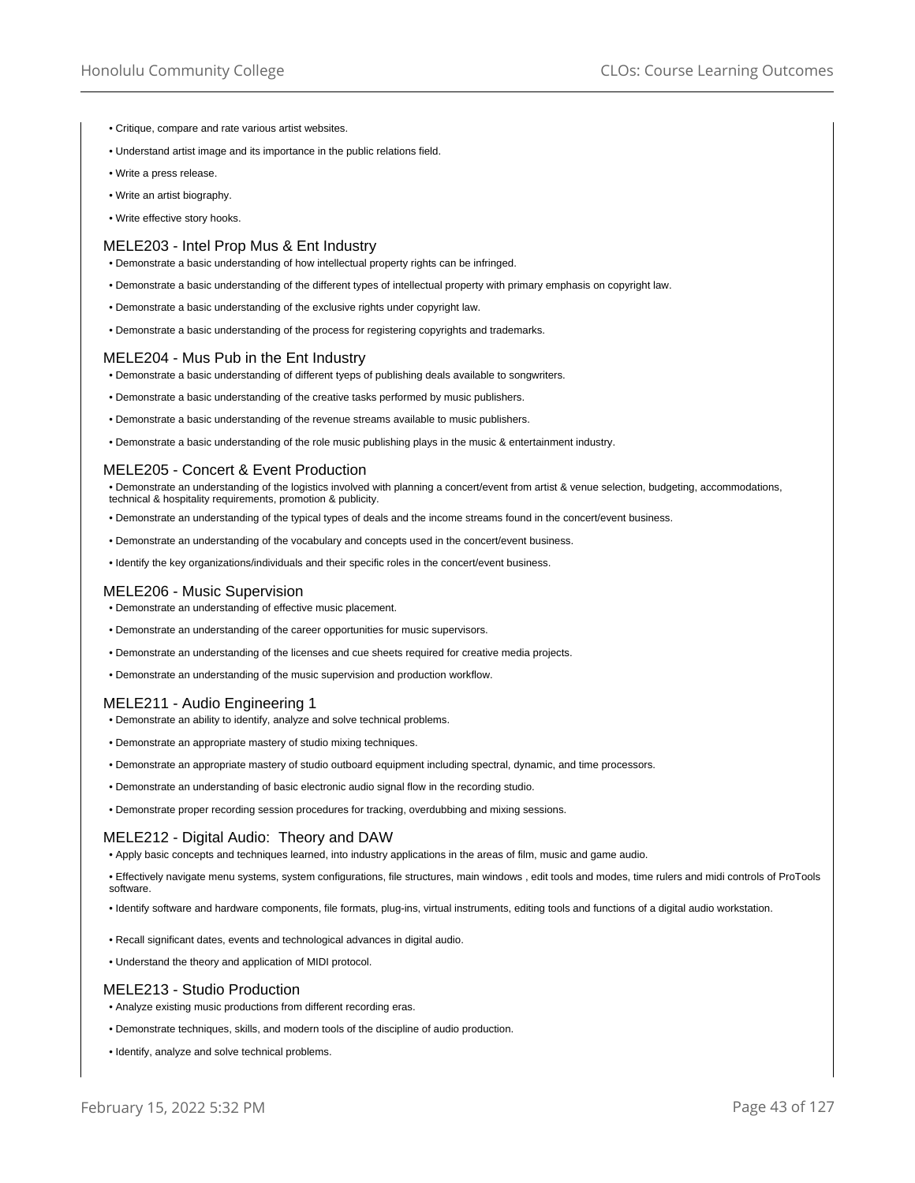- Critique, compare and rate various artist websites.
- Understand artist image and its importance in the public relations field.
- Write a press release.
- Write an artist biography.
- Write effective story hooks.

### MELE203 - Intel Prop Mus & Ent Industry

- Demonstrate a basic understanding of how intellectual property rights can be infringed.
- Demonstrate a basic understanding of the different types of intellectual property with primary emphasis on copyright law.
- Demonstrate a basic understanding of the exclusive rights under copyright law.
- Demonstrate a basic understanding of the process for registering copyrights and trademarks.

### MELE204 - Mus Pub in the Ent Industry

- Demonstrate a basic understanding of different tyeps of publishing deals available to songwriters.
- Demonstrate a basic understanding of the creative tasks performed by music publishers.
- Demonstrate a basic understanding of the revenue streams available to music publishers.
- Demonstrate a basic understanding of the role music publishing plays in the music & entertainment industry.

### MELE205 - Concert & Event Production

- Demonstrate an understanding of the logistics involved with planning a concert/event from artist & venue selection, budgeting, accommodations, technical & hospitality requirements, promotion & publicity.
- Demonstrate an understanding of the typical types of deals and the income streams found in the concert/event business.
- Demonstrate an understanding of the vocabulary and concepts used in the concert/event business.
- Identify the key organizations/individuals and their specific roles in the concert/event business.

### MELE206 - Music Supervision

- Demonstrate an understanding of effective music placement.
- Demonstrate an understanding of the career opportunities for music supervisors.
- Demonstrate an understanding of the licenses and cue sheets required for creative media projects.
- Demonstrate an understanding of the music supervision and production workflow.

### MELE211 - Audio Engineering 1

- Demonstrate an ability to identify, analyze and solve technical problems.
- Demonstrate an appropriate mastery of studio mixing techniques.
- Demonstrate an appropriate mastery of studio outboard equipment including spectral, dynamic, and time processors.
- Demonstrate an understanding of basic electronic audio signal flow in the recording studio.
- Demonstrate proper recording session procedures for tracking, overdubbing and mixing sessions.

### MELE212 - Digital Audio: Theory and DAW

- Apply basic concepts and techniques learned, into industry applications in the areas of film, music and game audio.
- Effectively navigate menu systems, system configurations, file structures, main windows , edit tools and modes, time rulers and midi controls of ProTools software.
- Identify software and hardware components, file formats, plug-ins, virtual instruments, editing tools and functions of a digital audio workstation.
- Recall significant dates, events and technological advances in digital audio.
- Understand the theory and application of MIDI protocol.

### MELE213 - Studio Production

- Analyze existing music productions from different recording eras.
- Demonstrate techniques, skills, and modern tools of the discipline of audio production.
- Identify, analyze and solve technical problems.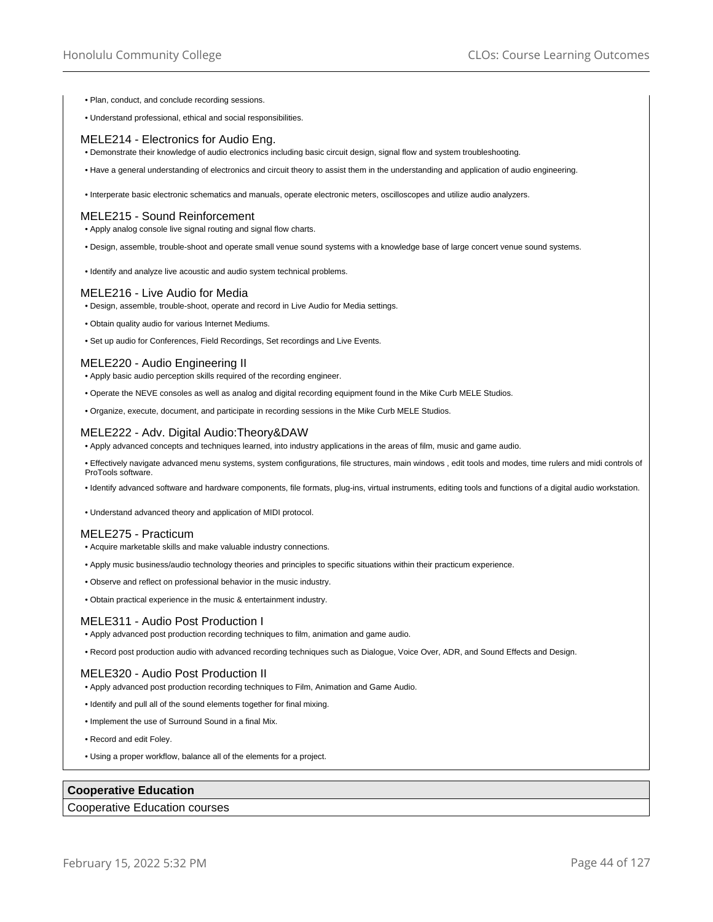- Plan, conduct, and conclude recording sessions.
- Understand professional, ethical and social responsibilities.

### MELE214 - Electronics for Audio Eng.

- Demonstrate their knowledge of audio electronics including basic circuit design, signal flow and system troubleshooting.
- Have a general understanding of electronics and circuit theory to assist them in the understanding and application of audio engineering.
- Interperate basic electronic schematics and manuals, operate electronic meters, oscilloscopes and utilize audio analyzers.

### MELE215 - Sound Reinforcement

- Apply analog console live signal routing and signal flow charts.
- Design, assemble, trouble-shoot and operate small venue sound systems with a knowledge base of large concert venue sound systems.
- Identify and analyze live acoustic and audio system technical problems.

### MELE216 - Live Audio for Media

- Design, assemble, trouble-shoot, operate and record in Live Audio for Media settings.
- Obtain quality audio for various Internet Mediums.
- Set up audio for Conferences, Field Recordings, Set recordings and Live Events.

### MELE220 - Audio Engineering II

- Apply basic audio perception skills required of the recording engineer.
- Operate the NEVE consoles as well as analog and digital recording equipment found in the Mike Curb MELE Studios.
- Organize, execute, document, and participate in recording sessions in the Mike Curb MELE Studios.

### MELE222 - Adv. Digital Audio:Theory&DAW

- Apply advanced concepts and techniques learned, into industry applications in the areas of film, music and game audio.
- Effectively navigate advanced menu systems, system configurations, file structures, main windows , edit tools and modes, time rulers and midi controls of ProTools software.
- Identify advanced software and hardware components, file formats, plug-ins, virtual instruments, editing tools and functions of a digital audio workstation.
- Understand advanced theory and application of MIDI protocol.

### MELE275 - Practicum

- Acquire marketable skills and make valuable industry connections.
- Apply music business/audio technology theories and principles to specific situations within their practicum experience.
- Observe and reflect on professional behavior in the music industry.
- Obtain practical experience in the music & entertainment industry.

### MELE311 - Audio Post Production I

- Apply advanced post production recording techniques to film, animation and game audio.
- Record post production audio with advanced recording techniques such as Dialogue, Voice Over, ADR, and Sound Effects and Design.

### MELE320 - Audio Post Production II

- Apply advanced post production recording techniques to Film, Animation and Game Audio.
- Identify and pull all of the sound elements together for final mixing.
- Implement the use of Surround Sound in a final Mix.
- Record and edit Foley.
- Using a proper workflow, balance all of the elements for a project.

## Cooperative Education

Cooperative Education courses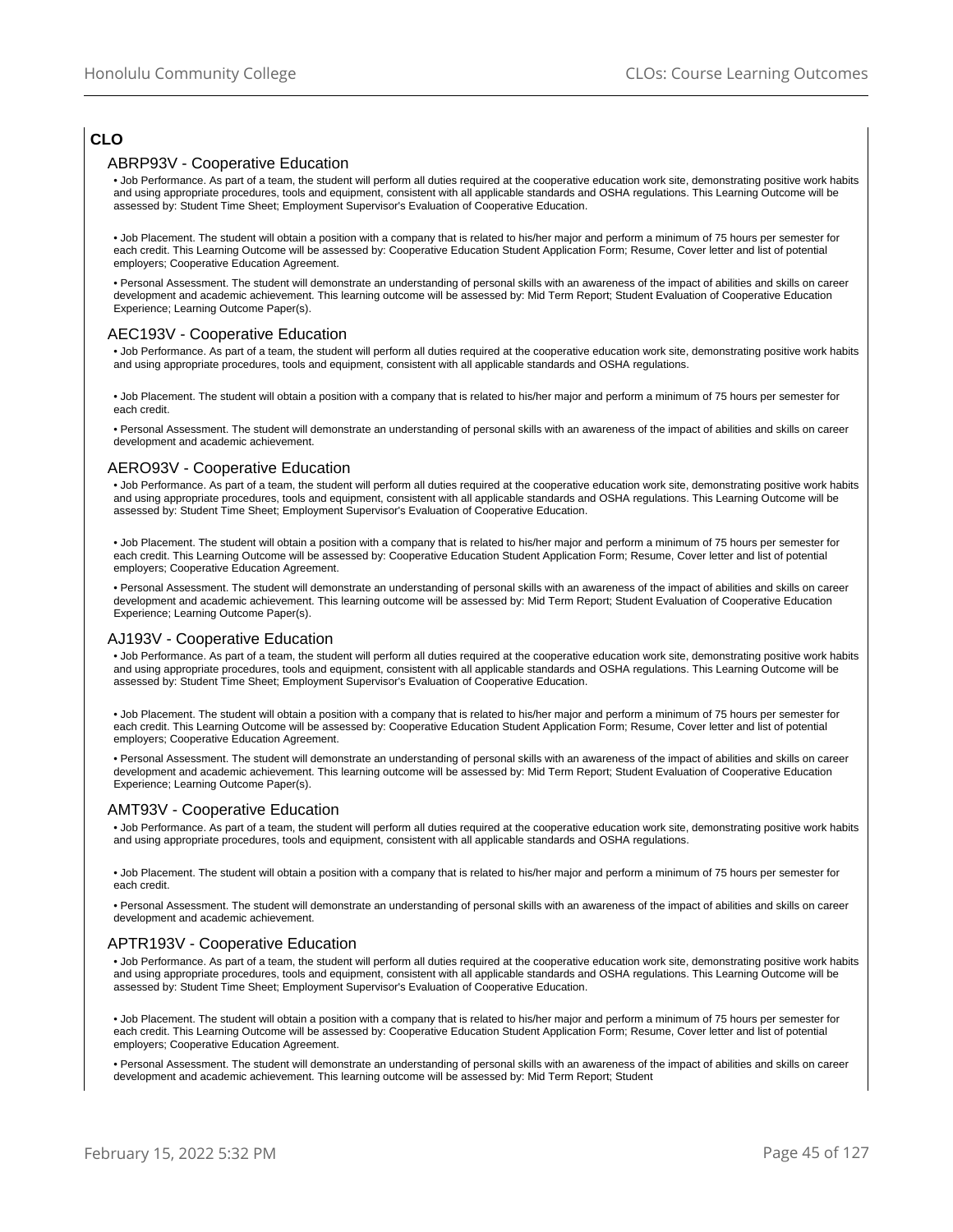## CLO

### ABRP93V - Cooperative Education

- Job Performance. As part of a team, the student will perform all duties required at the cooperative education work site, demonstrating positive work habits and using appropriate procedures, tools and equipment, consistent with all applicable standards and OSHA regulations. This Learning Outcome will be assessed by: Student Time Sheet; Employment Supervisor's Evaluation of Cooperative Education.
- Job Placement. The student will obtain a position with a company that is related to his/her major and perform a minimum of 75 hours per semester for each credit. This Learning Outcome will be assessed by: Cooperative Education Student Application Form; Resume, Cover letter and list of potential employers; Cooperative Education Agreement.
- Personal Assessment. The student will demonstrate an understanding of personal skills with an awareness of the impact of abilities and skills on career development and academic achievement. This learning outcome will be assessed by: Mid Term Report; Student Evaluation of Cooperative Education Experience; Learning Outcome Paper(s).

### AEC193V - Cooperative Education

- Job Performance. As part of a team, the student will perform all duties required at the cooperative education work site, demonstrating positive work habits and using appropriate procedures, tools and equipment, consistent with all applicable standards and OSHA regulations.
- Job Placement. The student will obtain a position with a company that is related to his/her major and perform a minimum of 75 hours per semester for each credit.
- Personal Assessment. The student will demonstrate an understanding of personal skills with an awareness of the impact of abilities and skills on career development and academic achievement.

### AERO93V - Cooperative Education

- Job Performance. As part of a team, the student will perform all duties required at the cooperative education work site, demonstrating positive work habits and using appropriate procedures, tools and equipment, consistent with all applicable standards and OSHA regulations. This Learning Outcome will be assessed by: Student Time Sheet; Employment Supervisor's Evaluation of Cooperative Education.
- Job Placement. The student will obtain a position with a company that is related to his/her major and perform a minimum of 75 hours per semester for each credit. This Learning Outcome will be assessed by: Cooperative Education Student Application Form; Resume, Cover letter and list of potential employers; Cooperative Education Agreement.
- Personal Assessment. The student will demonstrate an understanding of personal skills with an awareness of the impact of abilities and skills on career development and academic achievement. This learning outcome will be assessed by: Mid Term Report; Student Evaluation of Cooperative Education Experience; Learning Outcome Paper(s).

### AJ193V - Cooperative Education

- Job Performance. As part of a team, the student will perform all duties required at the cooperative education work site, demonstrating positive work habits and using appropriate procedures, tools and equipment, consistent with all applicable standards and OSHA regulations. This Learning Outcome will be assessed by: Student Time Sheet; Employment Supervisor's Evaluation of Cooperative Education.
- Job Placement. The student will obtain a position with a company that is related to his/her major and perform a minimum of 75 hours per semester for each credit. This Learning Outcome will be assessed by: Cooperative Education Student Application Form; Resume, Cover letter and list of potential employers; Cooperative Education Agreement.
- Personal Assessment. The student will demonstrate an understanding of personal skills with an awareness of the impact of abilities and skills on career development and academic achievement. This learning outcome will be assessed by: Mid Term Report; Student Evaluation of Cooperative Education Experience; Learning Outcome Paper(s).

### AMT93V - Cooperative Education

- Job Performance. As part of a team, the student will perform all duties required at the cooperative education work site, demonstrating positive work habits and using appropriate procedures, tools and equipment, consistent with all applicable standards and OSHA regulations.
- Job Placement. The student will obtain a position with a company that is related to his/her major and perform a minimum of 75 hours per semester for each credit.
- Personal Assessment. The student will demonstrate an understanding of personal skills with an awareness of the impact of abilities and skills on career development and academic achievement.

### APTR193V - Cooperative Education

- Job Performance. As part of a team, the student will perform all duties required at the cooperative education work site, demonstrating positive work habits and using appropriate procedures, tools and equipment, consistent with all applicable standards and OSHA regulations. This Learning Outcome will be assessed by: Student Time Sheet; Employment Supervisor's Evaluation of Cooperative Education.
- Job Placement. The student will obtain a position with a company that is related to his/her major and perform a minimum of 75 hours per semester for each credit. This Learning Outcome will be assessed by: Cooperative Education Student Application Form; Resume, Cover letter and list of potential employers; Cooperative Education Agreement.
- Personal Assessment. The student will demonstrate an understanding of personal skills with an awareness of the impact of abilities and skills on career development and academic achievement. This learning outcome will be assessed by: Mid Term Report; Student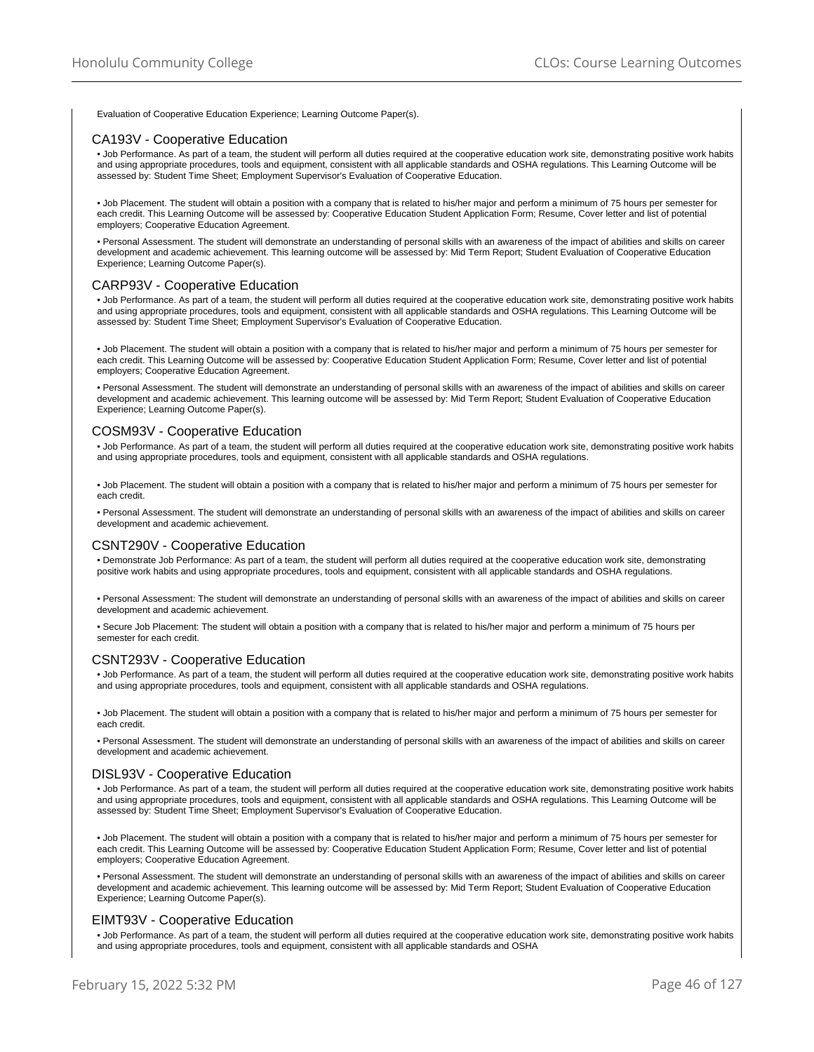Evaluation of Cooperative Education Experience; Learning Outcome Paper(s).

### CA193V - Cooperative Education

• Job Performance. As part of a team, the student will perform all duties required at the cooperative education work site, demonstrating positive work habits and using appropriate procedures, tools and equipment, consistent with all applicable standards and OSHA regulations. This Learning Outcome will be assessed by: Student Time Sheet; Employment Supervisor's Evaluation of Cooperative Education.

• Job Placement. The student will obtain a position with a company that is related to his/her major and perform a minimum of 75 hours per semester for each credit. This Learning Outcome will be assessed by: Cooperative Education Student Application Form; Resume, Cover letter and list of potential employers; Cooperative Education Agreement.

• Personal Assessment. The student will demonstrate an understanding of personal skills with an awareness of the impact of abilities and skills on career development and academic achievement. This learning outcome will be assessed by: Mid Term Report; Student Evaluation of Cooperative Education Experience; Learning Outcome Paper(s).

### CARP93V - Cooperative Education

• Job Performance. As part of a team, the student will perform all duties required at the cooperative education work site, demonstrating positive work habits and using appropriate procedures, tools and equipment, consistent with all applicable standards and OSHA regulations. This Learning Outcome will be assessed by: Student Time Sheet; Employment Supervisor's Evaluation of Cooperative Education.

• Job Placement. The student will obtain a position with a company that is related to his/her major and perform a minimum of 75 hours per semester for each credit. This Learning Outcome will be assessed by: Cooperative Education Student Application Form; Resume, Cover letter and list of potential employers; Cooperative Education Agreement.

• Personal Assessment. The student will demonstrate an understanding of personal skills with an awareness of the impact of abilities and skills on career development and academic achievement. This learning outcome will be assessed by: Mid Term Report; Student Evaluation of Cooperative Education Experience; Learning Outcome Paper(s).

### COSM93V - Cooperative Education

• Job Performance. As part of a team, the student will perform all duties required at the cooperative education work site, demonstrating positive work habits and using appropriate procedures, tools and equipment, consistent with all applicable standards and OSHA regulations.

• Job Placement. The student will obtain a position with a company that is related to his/her major and perform a minimum of 75 hours per semester for each credit.

• Personal Assessment. The student will demonstrate an understanding of personal skills with an awareness of the impact of abilities and skills on career development and academic achievement.

### CSNT290V - Cooperative Education

• Demonstrate Job Performance: As part of a team, the student will perform all duties required at the cooperative education work site, demonstrating positive work habits and using appropriate procedures, tools and equipment, consistent with all applicable standards and OSHA regulations.

• Personal Assessment: The student will demonstrate an understanding of personal skills with an awareness of the impact of abilities and skills on career development and academic achievement.

• Secure Job Placement: The student will obtain a position with a company that is related to his/her major and perform a minimum of 75 hours per semester for each credit.

### CSNT293V - Cooperative Education

• Job Performance. As part of a team, the student will perform all duties required at the cooperative education work site, demonstrating positive work habits and using appropriate procedures, tools and equipment, consistent with all applicable standards and OSHA regulations.

• Job Placement. The student will obtain a position with a company that is related to his/her major and perform a minimum of 75 hours per semester for each credit.

• Personal Assessment. The student will demonstrate an understanding of personal skills with an awareness of the impact of abilities and skills on career development and academic achievement.

### DISL93V - Cooperative Education

• Job Performance. As part of a team, the student will perform all duties required at the cooperative education work site, demonstrating positive work habits and using appropriate procedures, tools and equipment, consistent with all applicable standards and OSHA regulations. This Learning Outcome will be assessed by: Student Time Sheet; Employment Supervisor's Evaluation of Cooperative Education.

• Job Placement. The student will obtain a position with a company that is related to his/her major and perform a minimum of 75 hours per semester for each credit. This Learning Outcome will be assessed by: Cooperative Education Student Application Form; Resume, Cover letter and list of potential employers; Cooperative Education Agreement.

• Personal Assessment. The student will demonstrate an understanding of personal skills with an awareness of the impact of abilities and skills on career development and academic achievement. This learning outcome will be assessed by: Mid Term Report; Student Evaluation of Cooperative Education Experience; Learning Outcome Paper(s).

### EIMT93V - Cooperative Education

• Job Performance. As part of a team, the student will perform all duties required at the cooperative education work site, demonstrating positive work habits and using appropriate procedures, tools and equipment, consistent with all applicable standards and OSHA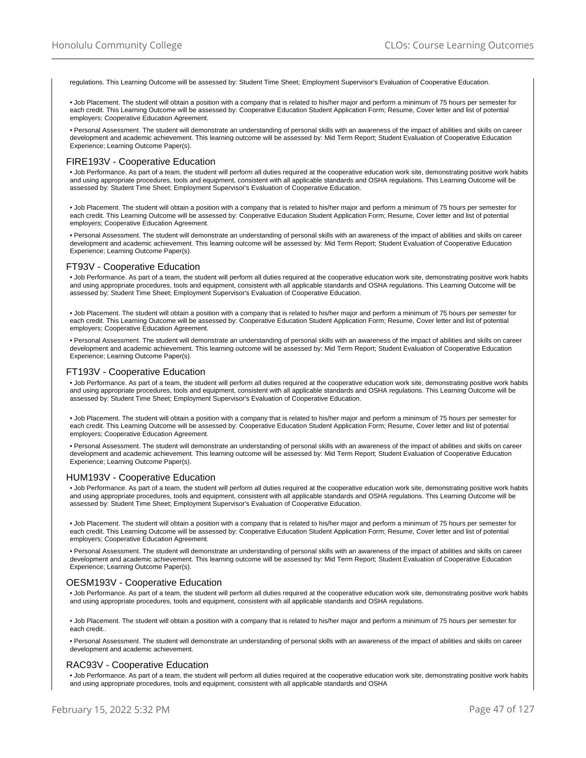regulations. This Learning Outcome will be assessed by: Student Time Sheet; Employment Supervisor's Evaluation of Cooperative Education.

• Job Placement. The student will obtain a position with a company that is related to his/her major and perform a minimum of 75 hours per semester for each credit. This Learning Outcome will be assessed by: Cooperative Education Student Application Form; Resume, Cover letter and list of potential employers; Cooperative Education Agreement.

• Personal Assessment. The student will demonstrate an understanding of personal skills with an awareness of the impact of abilities and skills on career development and academic achievement. This learning outcome will be assessed by: Mid Term Report; Student Evaluation of Cooperative Education Experience; Learning Outcome Paper(s).

### FIRE193V - Cooperative Education

• Job Performance. As part of a team, the student will perform all duties required at the cooperative education work site, demonstrating positive work habits and using appropriate procedures, tools and equipment, consistent with all applicable standards and OSHA regulations. This Learning Outcome will be assessed by: Student Time Sheet; Employment Supervisor's Evaluation of Cooperative Education.

• Job Placement. The student will obtain a position with a company that is related to his/her major and perform a minimum of 75 hours per semester for each credit. This Learning Outcome will be assessed by: Cooperative Education Student Application Form; Resume, Cover letter and list of potential employers; Cooperative Education Agreement.

• Personal Assessment. The student will demonstrate an understanding of personal skills with an awareness of the impact of abilities and skills on career development and academic achievement. This learning outcome will be assessed by: Mid Term Report; Student Evaluation of Cooperative Education Experience; Learning Outcome Paper(s).

### FT93V - Cooperative Education

• Job Performance. As part of a team, the student will perform all duties required at the cooperative education work site, demonstrating positive work habits and using appropriate procedures, tools and equipment, consistent with all applicable standards and OSHA regulations. This Learning Outcome will be assessed by: Student Time Sheet; Employment Supervisor's Evaluation of Cooperative Education.

• Job Placement. The student will obtain a position with a company that is related to his/her major and perform a minimum of 75 hours per semester for each credit. This Learning Outcome will be assessed by: Cooperative Education Student Application Form; Resume, Cover letter and list of potential employers; Cooperative Education Agreement.

• Personal Assessment. The student will demonstrate an understanding of personal skills with an awareness of the impact of abilities and skills on career development and academic achievement. This learning outcome will be assessed by: Mid Term Report; Student Evaluation of Cooperative Education Experience; Learning Outcome Paper(s).

### FT193V - Cooperative Education

• Job Performance. As part of a team, the student will perform all duties required at the cooperative education work site, demonstrating positive work habits and using appropriate procedures, tools and equipment, consistent with all applicable standards and OSHA regulations. This Learning Outcome will be assessed by: Student Time Sheet; Employment Supervisor's Evaluation of Cooperative Education.

• Job Placement. The student will obtain a position with a company that is related to his/her major and perform a minimum of 75 hours per semester for each credit. This Learning Outcome will be assessed by: Cooperative Education Student Application Form; Resume, Cover letter and list of potential employers; Cooperative Education Agreement.

• Personal Assessment. The student will demonstrate an understanding of personal skills with an awareness of the impact of abilities and skills on career development and academic achievement. This learning outcome will be assessed by: Mid Term Report; Student Evaluation of Cooperative Education Experience; Learning Outcome Paper(s).

### HUM193V - Cooperative Education

• Job Performance. As part of a team, the student will perform all duties required at the cooperative education work site, demonstrating positive work habits and using appropriate procedures, tools and equipment, consistent with all applicable standards and OSHA regulations. This Learning Outcome will be assessed by: Student Time Sheet; Employment Supervisor's Evaluation of Cooperative Education.

• Job Placement. The student will obtain a position with a company that is related to his/her major and perform a minimum of 75 hours per semester for each credit. This Learning Outcome will be assessed by: Cooperative Education Student Application Form; Resume, Cover letter and list of potential employers; Cooperative Education Agreement.

• Personal Assessment. The student will demonstrate an understanding of personal skills with an awareness of the impact of abilities and skills on career development and academic achievement. This learning outcome will be assessed by: Mid Term Report; Student Evaluation of Cooperative Education Experience; Learning Outcome Paper(s).

### OESM193V - Cooperative Education

• Job Performance. As part of a team, the student will perform all duties required at the cooperative education work site, demonstrating positive work habits and using appropriate procedures, tools and equipment, consistent with all applicable standards and OSHA regulations.

• Job Placement. The student will obtain a position with a company that is related to his/her major and perform a minimum of 75 hours per semester for each credit..

• Personal Assessment. The student will demonstrate an understanding of personal skills with an awareness of the impact of abilities and skills on career development and academic achievement.

### RAC93V - Cooperative Education

• Job Performance. As part of a team, the student will perform all duties required at the cooperative education work site, demonstrating positive work habits and using appropriate procedures, tools and equipment, consistent with all applicable standards and OSHA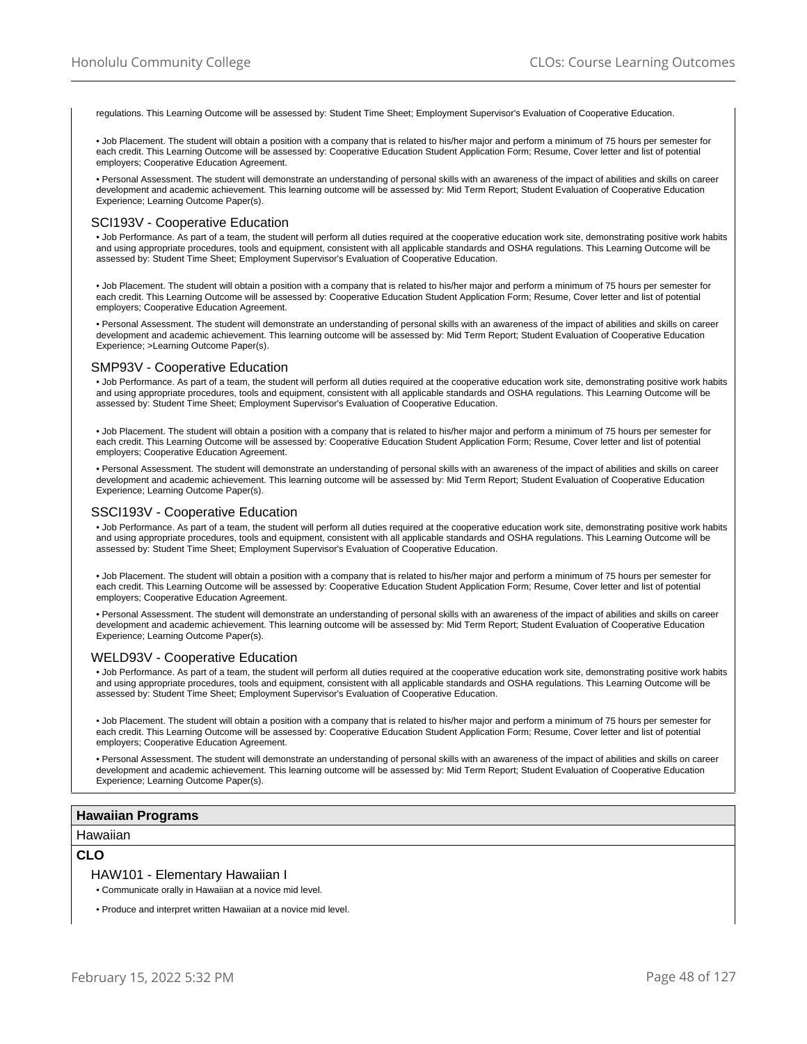regulations. This Learning Outcome will be assessed by: Student Time Sheet; Employment Supervisor's Evaluation of Cooperative Education.

• Job Placement. The student will obtain a position with a company that is related to his/her major and perform a minimum of 75 hours per semester for each credit. This Learning Outcome will be assessed by: Cooperative Education Student Application Form; Resume, Cover letter and list of potential employers; Cooperative Education Agreement.

• Personal Assessment. The student will demonstrate an understanding of personal skills with an awareness of the impact of abilities and skills on career development and academic achievement. This learning outcome will be assessed by: Mid Term Report; Student Evaluation of Cooperative Education Experience; Learning Outcome Paper(s).

### SCI193V - Cooperative Education

• Job Performance. As part of a team, the student will perform all duties required at the cooperative education work site, demonstrating positive work habits and using appropriate procedures, tools and equipment, consistent with all applicable standards and OSHA regulations. This Learning Outcome will be assessed by: Student Time Sheet; Employment Supervisor's Evaluation of Cooperative Education.

• Job Placement. The student will obtain a position with a company that is related to his/her major and perform a minimum of 75 hours per semester for each credit. This Learning Outcome will be assessed by: Cooperative Education Student Application Form; Resume, Cover letter and list of potential employers; Cooperative Education Agreement.

• Personal Assessment. The student will demonstrate an understanding of personal skills with an awareness of the impact of abilities and skills on career development and academic achievement. This learning outcome will be assessed by: Mid Term Report; Student Evaluation of Cooperative Education Experience; >Learning Outcome Paper(s).

### SMP93V - Cooperative Education

• Job Performance. As part of a team, the student will perform all duties required at the cooperative education work site, demonstrating positive work habits and using appropriate procedures, tools and equipment, consistent with all applicable standards and OSHA regulations. This Learning Outcome will be assessed by: Student Time Sheet; Employment Supervisor's Evaluation of Cooperative Education.

• Job Placement. The student will obtain a position with a company that is related to his/her major and perform a minimum of 75 hours per semester for each credit. This Learning Outcome will be assessed by: Cooperative Education Student Application Form; Resume, Cover letter and list of potential employers; Cooperative Education Agreement.

• Personal Assessment. The student will demonstrate an understanding of personal skills with an awareness of the impact of abilities and skills on career development and academic achievement. This learning outcome will be assessed by: Mid Term Report; Student Evaluation of Cooperative Education Experience; Learning Outcome Paper(s).

### SSCI193V - Cooperative Education

• Job Performance. As part of a team, the student will perform all duties required at the cooperative education work site, demonstrating positive work habits and using appropriate procedures, tools and equipment, consistent with all applicable standards and OSHA regulations. This Learning Outcome will be assessed by: Student Time Sheet; Employment Supervisor's Evaluation of Cooperative Education.

• Job Placement. The student will obtain a position with a company that is related to his/her major and perform a minimum of 75 hours per semester for each credit. This Learning Outcome will be assessed by: Cooperative Education Student Application Form; Resume, Cover letter and list of potential employers; Cooperative Education Agreement.

• Personal Assessment. The student will demonstrate an understanding of personal skills with an awareness of the impact of abilities and skills on career development and academic achievement. This learning outcome will be assessed by: Mid Term Report; Student Evaluation of Cooperative Education Experience; Learning Outcome Paper(s).

### WELD93V - Cooperative Education

• Job Performance. As part of a team, the student will perform all duties required at the cooperative education work site, demonstrating positive work habits and using appropriate procedures, tools and equipment, consistent with all applicable standards and OSHA regulations. This Learning Outcome will be assessed by: Student Time Sheet; Employment Supervisor's Evaluation of Cooperative Education.

• Job Placement. The student will obtain a position with a company that is related to his/her major and perform a minimum of 75 hours per semester for each credit. This Learning Outcome will be assessed by: Cooperative Education Student Application Form; Resume, Cover letter and list of potential employers; Cooperative Education Agreement.

• Personal Assessment. The student will demonstrate an understanding of personal skills with an awareness of the impact of abilities and skills on career development and academic achievement. This learning outcome will be assessed by: Mid Term Report; Student Evaluation of Cooperative Education Experience; Learning Outcome Paper(s).

## Hawaiian Programs

Hawaiian

**CLO**

### HAW101 - Elementary Hawaiian I

• Communicate orally in Hawaiian at a novice mid level.

• Produce and interpret written Hawaiian at a novice mid level.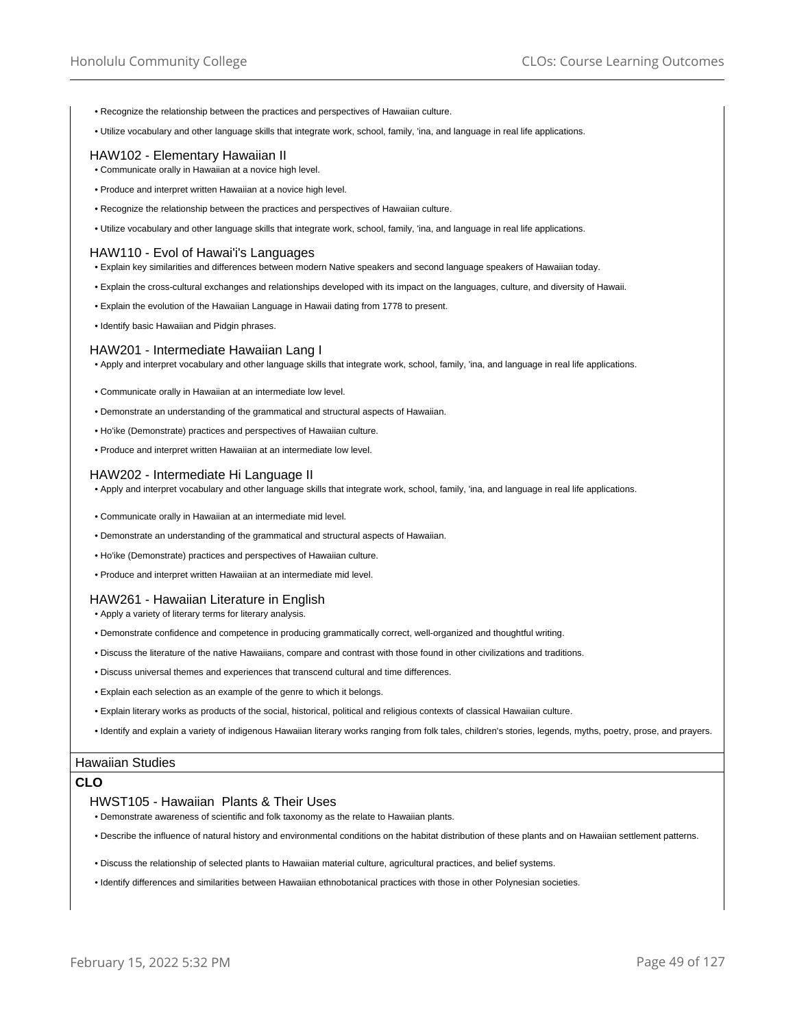- Recognize the relationship between the practices and perspectives of Hawaiian culture.
- Utilize vocabulary and other language skills that integrate work, school, family, 'ina, and language in real life applications.

### HAW102 - Elementary Hawaiian II

- Communicate orally in Hawaiian at a novice high level.
- Produce and interpret written Hawaiian at a novice high level.
- Recognize the relationship between the practices and perspectives of Hawaiian culture.
- Utilize vocabulary and other language skills that integrate work, school, family, 'ina, and language in real life applications.

### HAW110 - Evol of Hawai'i's Languages

- Explain key similarities and differences between modern Native speakers and second language speakers of Hawaiian today.
- Explain the cross-cultural exchanges and relationships developed with its impact on the languages, culture, and diversity of Hawaii.
- Explain the evolution of the Hawaiian Language in Hawaii dating from 1778 to present.
- Identify basic Hawaiian and Pidgin phrases.

### HAW201 - Intermediate Hawaiian Lang I

- Apply and interpret vocabulary and other language skills that integrate work, school, family, 'ina, and language in real life applications.
- Communicate orally in Hawaiian at an intermediate low level.
- Demonstrate an understanding of the grammatical and structural aspects of Hawaiian.
- Ho'ike (Demonstrate) practices and perspectives of Hawaiian culture.
- Produce and interpret written Hawaiian at an intermediate low level.

### HAW202 - Intermediate Hi Language II

- Apply and interpret vocabulary and other language skills that integrate work, school, family, 'ina, and language in real life applications.
- Communicate orally in Hawaiian at an intermediate mid level.
- Demonstrate an understanding of the grammatical and structural aspects of Hawaiian.
- Ho'ike (Demonstrate) practices and perspectives of Hawaiian culture.
- Produce and interpret written Hawaiian at an intermediate mid level.

### HAW261 - Hawaiian Literature in English

- Apply a variety of literary terms for literary analysis.
- Demonstrate confidence and competence in producing grammatically correct, well-organized and thoughtful writing.
- Discuss the literature of the native Hawaiians, compare and contrast with those found in other civilizations and traditions.
- Discuss universal themes and experiences that transcend cultural and time differences.
- Explain each selection as an example of the genre to which it belongs.
- Explain literary works as products of the social, historical, political and religious contexts of classical Hawaiian culture.
- Identify and explain a variety of indigenous Hawaiian literary works ranging from folk tales, children's stories, legends, myths, poetry, prose, and prayers.

## Hawaiian Studies

**CLO**

### HWST105 - Hawaiian Plants & Their Uses

- Demonstrate awareness of scientific and folk taxonomy as the relate to Hawaiian plants.
- Describe the influence of natural history and environmental conditions on the habitat distribution of these plants and on Hawaiian settlement patterns.
- Discuss the relationship of selected plants to Hawaiian material culture, agricultural practices, and belief systems.
- Identify differences and similarities between Hawaiian ethnobotanical practices with those in other Polynesian societies.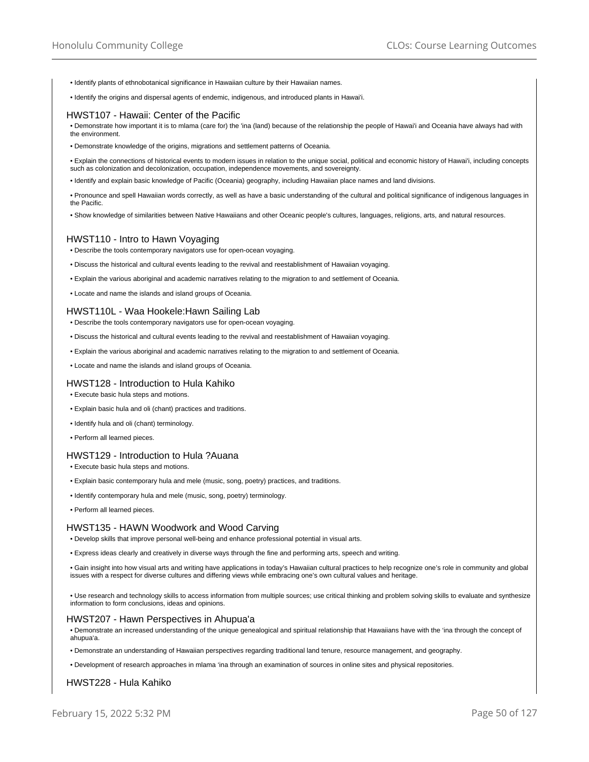- Identify plants of ethnobotanical significance in Hawaiian culture by their Hawaiian names.
- Identify the origins and dispersal agents of endemic, indigenous, and introduced plants in Hawai'i.

### HWST107 - Hawaii: Center of the Pacific

- Demonstrate how important it is to mlama (care for) the 'ina (land) because of the relationship the people of Hawai'i and Oceania have always had with the environment.
- Demonstrate knowledge of the origins, migrations and settlement patterns of Oceania.
- Explain the connections of historical events to modern issues in relation to the unique social, political and economic history of Hawai'i, including concepts such as colonization and decolonization, occupation, independence movements, and sovereignty.
- Identify and explain basic knowledge of Pacific (Oceania) geography, including Hawaiian place names and land divisions.
- Pronounce and spell Hawaiian words correctly, as well as have a basic understanding of the cultural and political significance of indigenous languages in the Pacific.
- Show knowledge of similarities between Native Hawaiians and other Oceanic people's cultures, languages, religions, arts, and natural resources.

### HWST110 - Intro to Hawn Voyaging

- Describe the tools contemporary navigators use for open-ocean voyaging.
- Discuss the historical and cultural events leading to the revival and reestablishment of Hawaiian voyaging.
- Explain the various aboriginal and academic narratives relating to the migration to and settlement of Oceania.
- Locate and name the islands and island groups of Oceania.

### HWST110L - Waa Hookele:Hawn Sailing Lab

- Describe the tools contemporary navigators use for open-ocean voyaging.
- Discuss the historical and cultural events leading to the revival and reestablishment of Hawaiian voyaging.
- Explain the various aboriginal and academic narratives relating to the migration to and settlement of Oceania.
- Locate and name the islands and island groups of Oceania.

### HWST128 - Introduction to Hula Kahiko

- Execute basic hula steps and motions.
- Explain basic hula and oli (chant) practices and traditions.
- Identify hula and oli (chant) terminology.
- Perform all learned pieces.

### HWST129 - Introduction to Hula ?Auana

- Execute basic hula steps and motions.
- Explain basic contemporary hula and mele (music, song, poetry) practices, and traditions.
- Identify contemporary hula and mele (music, song, poetry) terminology.
- Perform all learned pieces.

### HWST135 - HAWN Woodwork and Wood Carving

- Develop skills that improve personal well-being and enhance professional potential in visual arts.
- Express ideas clearly and creatively in diverse ways through the fine and performing arts, speech and writing.
- Gain insight into how visual arts and writing have applications in today's Hawaiian cultural practices to help recognize one's role in community and global issues with a respect for diverse cultures and differing views while embracing one's own cultural values and heritage.
- Use research and technology skills to access information from multiple sources; use critical thinking and problem solving skills to evaluate and synthesize information to form conclusions, ideas and opinions.

### HWST207 - Hawn Perspectives in Ahupua'a

- Demonstrate an increased understanding of the unique genealogical and spiritual relationship that Hawaiians have with the 'ina through the concept of ahupua'a.
- Demonstrate an understanding of Hawaiian perspectives regarding traditional land tenure, resource management, and geography.
- Development of research approaches in mlama 'ina through an examination of sources in online sites and physical repositories.

### HWST228 - Hula Kahiko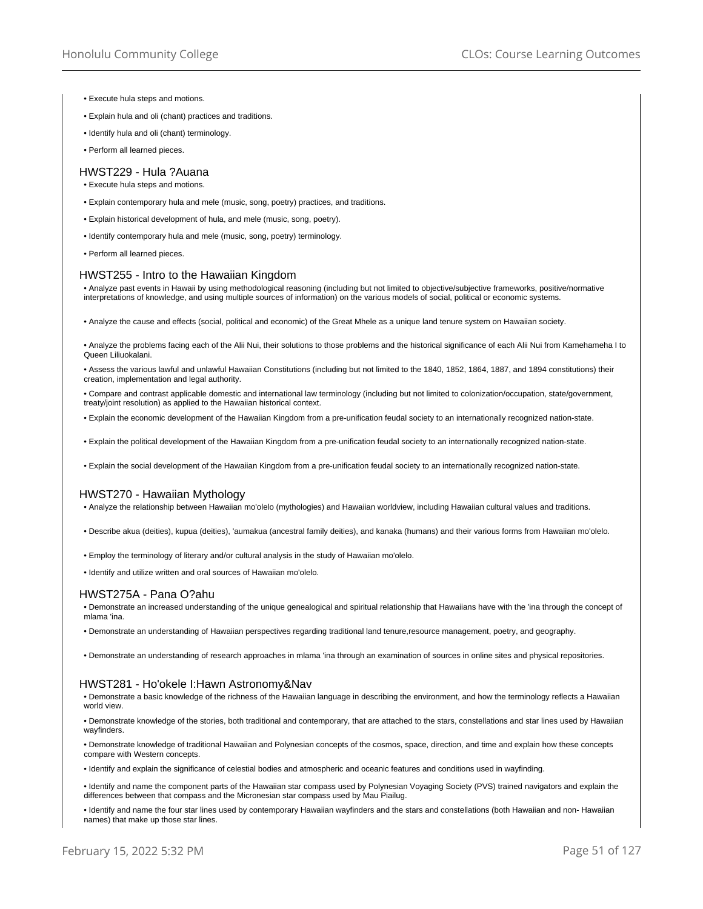- Execute hula steps and motions.
- Explain hula and oli (chant) practices and traditions.
- Identify hula and oli (chant) terminology.
- Perform all learned pieces.

### HWST229 - Hula ?Auana

- Execute hula steps and motions.
- Explain contemporary hula and mele (music, song, poetry) practices, and traditions.
- Explain historical development of hula, and mele (music, song, poetry).
- Identify contemporary hula and mele (music, song, poetry) terminology.
- Perform all learned pieces.

### HWST255 - Intro to the Hawaiian Kingdom

- Analyze past events in Hawaii by using methodological reasoning (including but not limited to objective/subjective frameworks, positive/normative interpretations of knowledge, and using multiple sources of information) on the various models of social, political or economic systems.
- Analyze the cause and effects (social, political and economic) of the Great Mhele as a unique land tenure system on Hawaiian society.
- Analyze the problems facing each of the Alii Nui, their solutions to those problems and the historical significance of each Alii Nui from Kamehameha I to Queen Liliuokalani.
- Assess the various lawful and unlawful Hawaiian Constitutions (including but not limited to the 1840, 1852, 1864, 1887, and 1894 constitutions) their creation, implementation and legal authority.
- Compare and contrast applicable domestic and international law terminology (including but not limited to colonization/occupation, state/government, treaty/joint resolution) as applied to the Hawaiian historical context.
- Explain the economic development of the Hawaiian Kingdom from a pre-unification feudal society to an internationally recognized nation-state.
- Explain the political development of the Hawaiian Kingdom from a pre-unification feudal society to an internationally recognized nation-state.
- Explain the social development of the Hawaiian Kingdom from a pre-unification feudal society to an internationally recognized nation-state.

### HWST270 - Hawaiian Mythology

- Analyze the relationship between Hawaiian mo'olelo (mythologies) and Hawaiian worldview, including Hawaiian cultural values and traditions.
- Describe akua (deities), kupua (deities), 'aumakua (ancestral family deities), and kanaka (humans) and their various forms from Hawaiian mo'olelo.
- Employ the terminology of literary and/or cultural analysis in the study of Hawaiian mo'olelo.
- Identify and utilize written and oral sources of Hawaiian mo'olelo.

### HWST275A - Pana O?ahu

- Demonstrate an increased understanding of the unique genealogical and spiritual relationship that Hawaiians have with the 'ina through the concept of mlama 'ina.
- Demonstrate an understanding of Hawaiian perspectives regarding traditional land tenure,resource management, poetry, and geography.
- Demonstrate an understanding of research approaches in mlama 'ina through an examination of sources in online sites and physical repositories.

### HWST281 - Ho'okele I:Hawn Astronomy&Nav

- Demonstrate a basic knowledge of the richness of the Hawaiian language in describing the environment, and how the terminology reflects a Hawaiian world view.
- Demonstrate knowledge of the stories, both traditional and contemporary, that are attached to the stars, constellations and star lines used by Hawaiian wayfinders.
- Demonstrate knowledge of traditional Hawaiian and Polynesian concepts of the cosmos, space, direction, and time and explain how these concepts compare with Western concepts.
- Identify and explain the significance of celestial bodies and atmospheric and oceanic features and conditions used in wayfinding.
- Identify and name the component parts of the Hawaiian star compass used by Polynesian Voyaging Society (PVS) trained navigators and explain the differences between that compass and the Micronesian star compass used by Mau Piailug.
- Identify and name the four star lines used by contemporary Hawaiian wayfinders and the stars and constellations (both Hawaiian and non- Hawaiian names) that make up those star lines.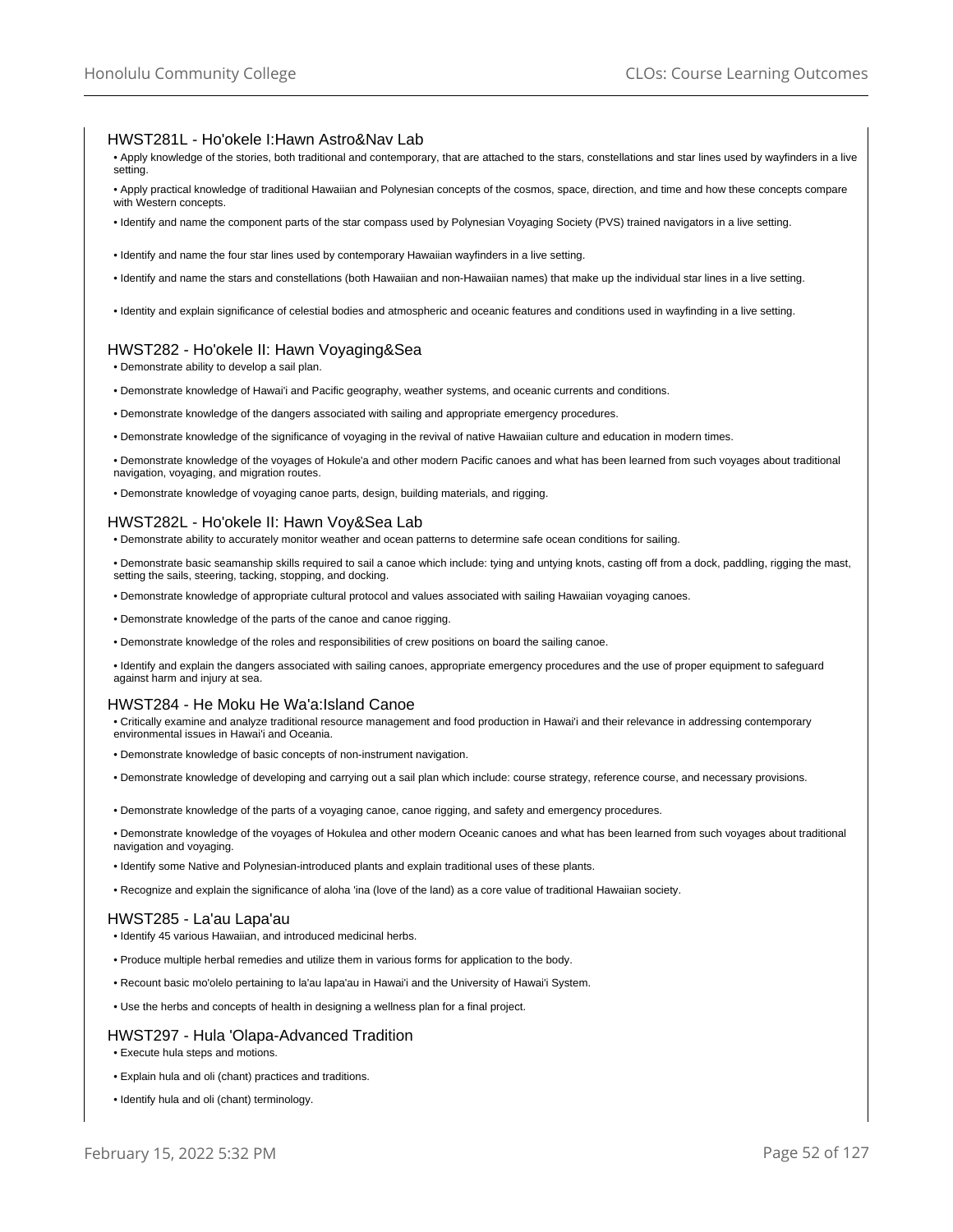### HWST281L - Ho'okele I:Hawn Astro&Nav Lab

- Apply knowledge of the stories, both traditional and contemporary, that are attached to the stars, constellations and star lines used by wayfinders in a live setting.
- Apply practical knowledge of traditional Hawaiian and Polynesian concepts of the cosmos, space, direction, and time and how these concepts compare with Western concepts.
- Identify and name the component parts of the star compass used by Polynesian Voyaging Society (PVS) trained navigators in a live setting.
- Identify and name the four star lines used by contemporary Hawaiian wayfinders in a live setting.
- Identify and name the stars and constellations (both Hawaiian and non-Hawaiian names) that make up the individual star lines in a live setting.
- Identity and explain significance of celestial bodies and atmospheric and oceanic features and conditions used in wayfinding in a live setting.

### HWST282 - Ho'okele II: Hawn Voyaging&Sea

- Demonstrate ability to develop a sail plan.
- Demonstrate knowledge of Hawai'i and Pacific geography, weather systems, and oceanic currents and conditions.
- Demonstrate knowledge of the dangers associated with sailing and appropriate emergency procedures.
- Demonstrate knowledge of the significance of voyaging in the revival of native Hawaiian culture and education in modern times.
- Demonstrate knowledge of the voyages of Hokule'a and other modern Pacific canoes and what has been learned from such voyages about traditional navigation, voyaging, and migration routes.
- Demonstrate knowledge of voyaging canoe parts, design, building materials, and rigging.

### HWST282L - Ho'okele II: Hawn Voy&Sea Lab

- Demonstrate ability to accurately monitor weather and ocean patterns to determine safe ocean conditions for sailing.
- Demonstrate basic seamanship skills required to sail a canoe which include: tying and untying knots, casting off from a dock, paddling, rigging the mast, setting the sails, steering, tacking, stopping, and docking.
- Demonstrate knowledge of appropriate cultural protocol and values associated with sailing Hawaiian voyaging canoes.
- Demonstrate knowledge of the parts of the canoe and canoe rigging.
- Demonstrate knowledge of the roles and responsibilities of crew positions on board the sailing canoe.
- Identify and explain the dangers associated with sailing canoes, appropriate emergency procedures and the use of proper equipment to safeguard against harm and injury at sea.

### HWST284 - He Moku He Wa'a:Island Canoe

- Critically examine and analyze traditional resource management and food production in Hawai'i and their relevance in addressing contemporary environmental issues in Hawai'i and Oceania.
- Demonstrate knowledge of basic concepts of non-instrument navigation.
- Demonstrate knowledge of developing and carrying out a sail plan which include: course strategy, reference course, and necessary provisions.
- Demonstrate knowledge of the parts of a voyaging canoe, canoe rigging, and safety and emergency procedures.
- Demonstrate knowledge of the voyages of Hokulea and other modern Oceanic canoes and what has been learned from such voyages about traditional navigation and voyaging.
- Identify some Native and Polynesian-introduced plants and explain traditional uses of these plants.
- Recognize and explain the significance of aloha 'ina (love of the land) as a core value of traditional Hawaiian society.

### HWST285 - La'au Lapa'au

- Identify 45 various Hawaiian, and introduced medicinal herbs.
- Produce multiple herbal remedies and utilize them in various forms for application to the body.
- Recount basic mo'olelo pertaining to la'au lapa'au in Hawai'i and the University of Hawai'i System.
- Use the herbs and concepts of health in designing a wellness plan for a final project.

### HWST297 - Hula 'Olapa-Advanced Tradition

- Execute hula steps and motions.
- Explain hula and oli (chant) practices and traditions.
- Identify hula and oli (chant) terminology.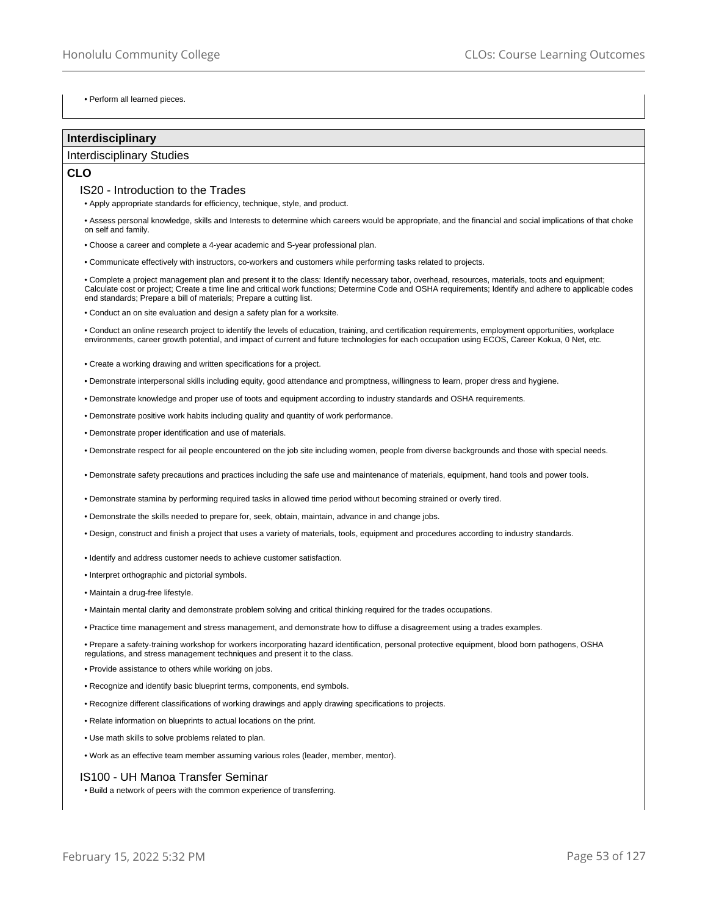- Perform all learned pieces.

## Interdisciplinary

Interdisciplinary Studies

### CLO

#### IS20 - Introduction to the Trades

- Apply appropriate standards for efficiency, technique, style, and product.
- Assess personal knowledge, skills and Interests to determine which careers would be appropriate, and the financial and social implications of that choke on self and family.
- Choose a career and complete a 4-year academic and S-year professional plan.
- Communicate effectively with instructors, co-workers and customers while performing tasks related to projects.
- Complete a project management plan and present it to the class: Identify necessary tabor, overhead, resources, materials, toots and equipment; Calculate cost or project; Create a time line and critical work functions; Determine Code and OSHA requirements; Identify and adhere to applicable codes end standards; Prepare a bill of materials; Prepare a cutting list.
- Conduct an on site evaluation and design a safety plan for a worksite.
- Conduct an online research project to identify the levels of education, training, and certification requirements, employment opportunities, workplace environments, career growth potential, and impact of current and future technologies for each occupation using ECOS, Career Kokua, 0 Net, etc.
- Create a working drawing and written specifications for a project.
- Demonstrate interpersonal skills including equity, good attendance and promptness, willingness to learn, proper dress and hygiene.
- Demonstrate knowledge and proper use of toots and equipment according to industry standards and OSHA requirements.
- Demonstrate positive work habits including quality and quantity of work performance.
- Demonstrate proper identification and use of materials.
- Demonstrate respect for ail people encountered on the job site including women, people from diverse backgrounds and those with special needs.
- Demonstrate safety precautions and practices including the safe use and maintenance of materials, equipment, hand tools and power tools.
- Demonstrate stamina by performing required tasks in allowed time period without becoming strained or overly tired.
- Demonstrate the skills needed to prepare for, seek, obtain, maintain, advance in and change jobs.
- Design, construct and finish a project that uses a variety of materials, tools, equipment and procedures according to industry standards.
- Identify and address customer needs to achieve customer satisfaction.
- Interpret orthographic and pictorial symbols.
- Maintain a drug-free lifestyle.
- Maintain mental clarity and demonstrate problem solving and critical thinking required for the trades occupations.
- Practice time management and stress management, and demonstrate how to diffuse a disagreement using a trades examples.
- Prepare a safety-training workshop for workers incorporating hazard identification, personal protective equipment, blood born pathogens, OSHA regulations, and stress management techniques and present it to the class.
- Provide assistance to others while working on jobs.
- Recognize and identify basic blueprint terms, components, end symbols.
- Recognize different classifications of working drawings and apply drawing specifications to projects.
- Relate information on blueprints to actual locations on the print.
- Use math skills to solve problems related to plan.
- Work as an effective team member assuming various roles (leader, member, mentor).

#### IS100 - UH Manoa Transfer Seminar

- Build a network of peers with the common experience of transferring.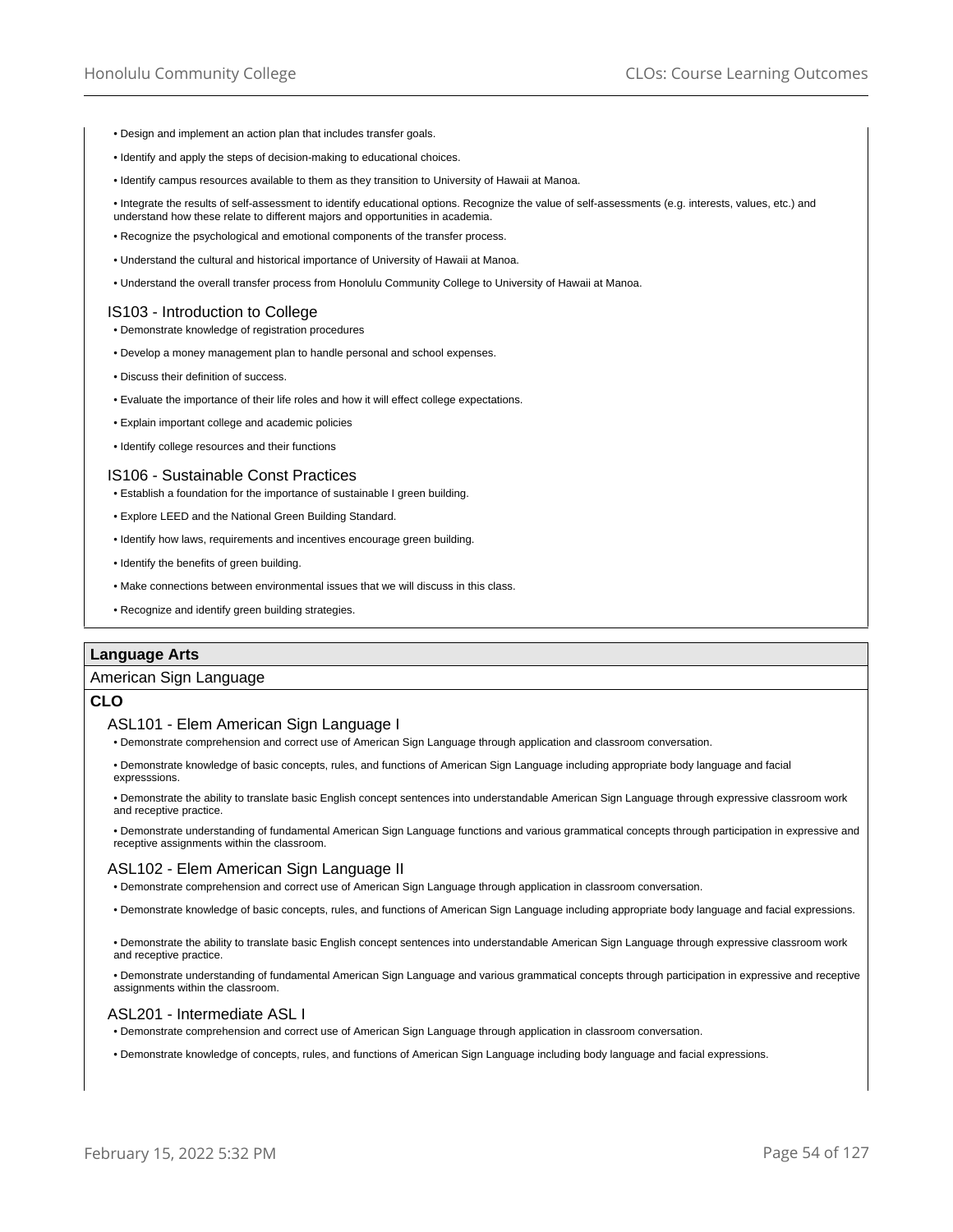- Design and implement an action plan that includes transfer goals.
- Identify and apply the steps of decision-making to educational choices.
- Identify campus resources available to them as they transition to University of Hawaii at Manoa.
- Integrate the results of self-assessment to identify educational options. Recognize the value of self-assessments (e.g. interests, values, etc.) and understand how these relate to different majors and opportunities in academia.
- Recognize the psychological and emotional components of the transfer process.
- Understand the cultural and historical importance of University of Hawaii at Manoa.
- Understand the overall transfer process from Honolulu Community College to University of Hawaii at Manoa.

### IS103 - Introduction to College

- Demonstrate knowledge of registration procedures
- Develop a money management plan to handle personal and school expenses.
- Discuss their definition of success.
- Evaluate the importance of their life roles and how it will effect college expectations.
- Explain important college and academic policies
- Identify college resources and their functions

### IS106 - Sustainable Const Practices

- Establish a foundation for the importance of sustainable I green building.
- Explore LEED and the National Green Building Standard.
- Identify how laws, requirements and incentives encourage green building.
- Identify the benefits of green building.
- Make connections between environmental issues that we will discuss in this class.
- Recognize and identify green building strategies.

## Language Arts

American Sign Language

**CLO**

### ASL101 - Elem American Sign Language I

- Demonstrate comprehension and correct use of American Sign Language through application and classroom conversation.
- Demonstrate knowledge of basic concepts, rules, and functions of American Sign Language including appropriate body language and facial expresssions.
- Demonstrate the ability to translate basic English concept sentences into understandable American Sign Language through expressive classroom work and receptive practice.
- Demonstrate understanding of fundamental American Sign Language functions and various grammatical concepts through participation in expressive and receptive assignments within the classroom.

### ASL102 - Elem American Sign Language II

- Demonstrate comprehension and correct use of American Sign Language through application in classroom conversation.
- Demonstrate knowledge of basic concepts, rules, and functions of American Sign Language including appropriate body language and facial expressions.
- Demonstrate the ability to translate basic English concept sentences into understandable American Sign Language through expressive classroom work and receptive practice.
- Demonstrate understanding of fundamental American Sign Language and various grammatical concepts through participation in expressive and receptive assignments within the classroom.

### ASL201 - Intermediate ASL I

- Demonstrate comprehension and correct use of American Sign Language through application in classroom conversation.
- Demonstrate knowledge of concepts, rules, and functions of American Sign Language including body language and facial expressions.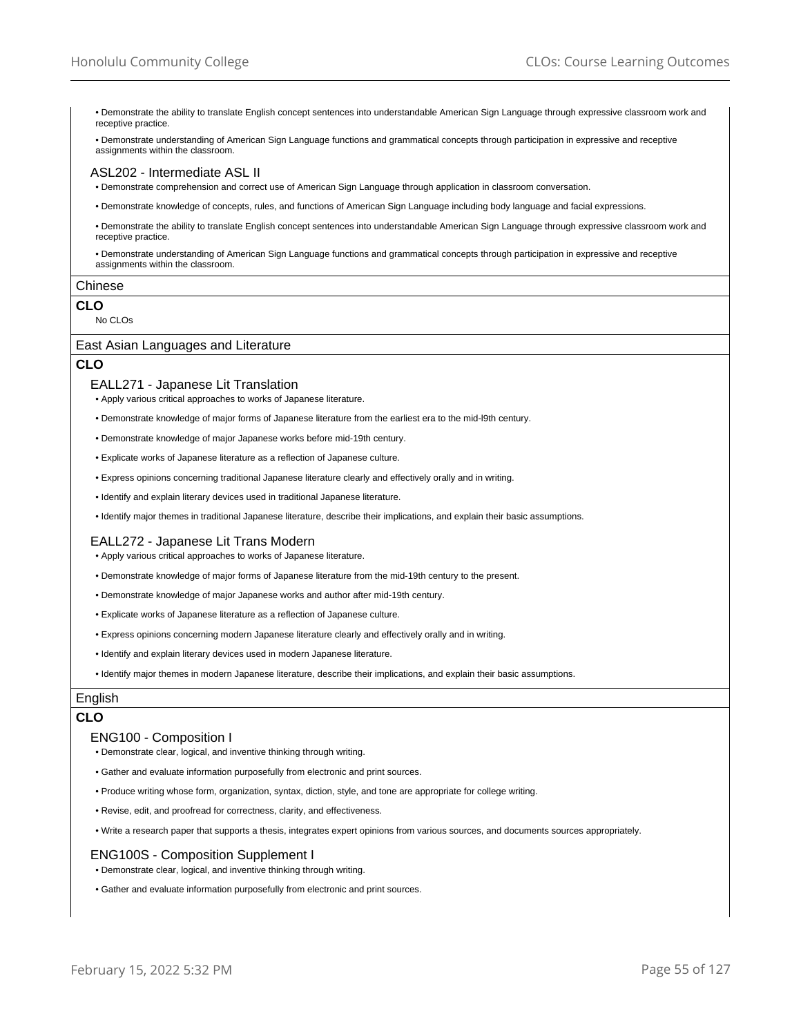- Demonstrate the ability to translate English concept sentences into understandable American Sign Language through expressive classroom work and receptive practice.
- Demonstrate understanding of American Sign Language functions and grammatical concepts through participation in expressive and receptive assignments within the classroom.

### ASL202 - Intermediate ASL II

- Demonstrate comprehension and correct use of American Sign Language through application in classroom conversation.
- Demonstrate knowledge of concepts, rules, and functions of American Sign Language including body language and facial expressions.
- Demonstrate the ability to translate English concept sentences into understandable American Sign Language through expressive classroom work and receptive practice.
- Demonstrate understanding of American Sign Language functions and grammatical concepts through participation in expressive and receptive assignments within the classroom.

## Chinese

**CLO**

No CLOs

## East Asian Languages and Literature

**CLO**

### EALL271 - Japanese Lit Translation

- Apply various critical approaches to works of Japanese literature.
- Demonstrate knowledge of major forms of Japanese literature from the earliest era to the mid-l9th century.
- Demonstrate knowledge of major Japanese works before mid-19th century.
- Explicate works of Japanese literature as a reflection of Japanese culture.
- Express opinions concerning traditional Japanese literature clearly and effectively orally and in writing.
- Identify and explain literary devices used in traditional Japanese literature.
- Identify major themes in traditional Japanese literature, describe their implications, and explain their basic assumptions.

### EALL272 - Japanese Lit Trans Modern

- Apply various critical approaches to works of Japanese literature.
- Demonstrate knowledge of major forms of Japanese literature from the mid-19th century to the present.
- Demonstrate knowledge of major Japanese works and author after mid-19th century.
- Explicate works of Japanese literature as a reflection of Japanese culture.
- Express opinions concerning modern Japanese literature clearly and effectively orally and in writing.
- Identify and explain literary devices used in modern Japanese literature.
- Identify major themes in modern Japanese literature, describe their implications, and explain their basic assumptions.

## English

**CLO**

### ENG100 - Composition I

- Demonstrate clear, logical, and inventive thinking through writing.
- Gather and evaluate information purposefully from electronic and print sources.
- Produce writing whose form, organization, syntax, diction, style, and tone are appropriate for college writing.
- Revise, edit, and proofread for correctness, clarity, and effectiveness.
- Write a research paper that supports a thesis, integrates expert opinions from various sources, and documents sources appropriately.

### ENG100S - Composition Supplement I

- Demonstrate clear, logical, and inventive thinking through writing.
- Gather and evaluate information purposefully from electronic and print sources.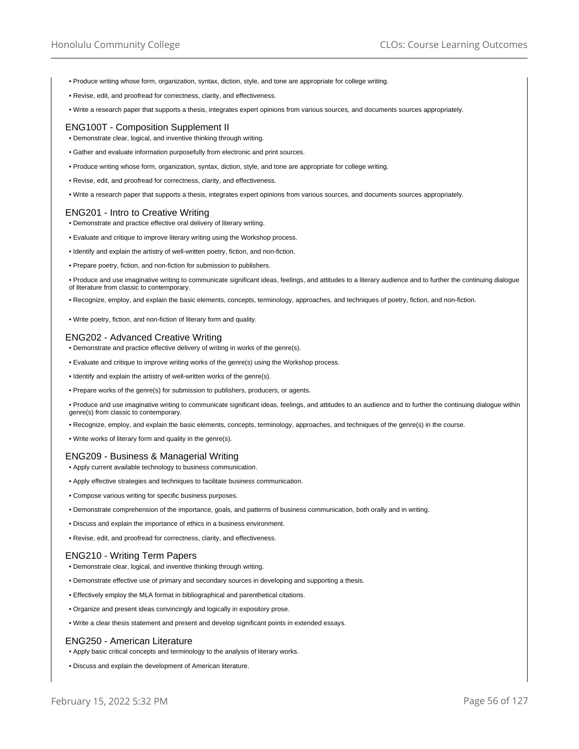- Produce writing whose form, organization, syntax, diction, style, and tone are appropriate for college writing.
- Revise, edit, and proofread for correctness, clarity, and effectiveness.
- Write a research paper that supports a thesis, integrates expert opinions from various sources, and documents sources appropriately.

## ENG100T - Composition Supplement II

- Demonstrate clear, logical, and inventive thinking through writing.
- Gather and evaluate information purposefully from electronic and print sources.
- Produce writing whose form, organization, syntax, diction, style, and tone are appropriate for college writing.
- Revise, edit, and proofread for correctness, clarity, and effectiveness.
- Write a research paper that supports a thesis, integrates expert opinions from various sources, and documents sources appropriately.

## ENG201 - Intro to Creative Writing

- Demonstrate and practice effective oral delivery of literary writing.
- Evaluate and critique to improve literary writing using the Workshop process.
- Identify and explain the artistry of well-written poetry, fiction, and non-fiction.
- Prepare poetry, fiction, and non-fiction for submission to publishers.
- Produce and use imaginative writing to communicate significant ideas, feelings, and attitudes to a literary audience and to further the continuing dialogue of literature from classic to contemporary.
- Recognize, employ, and explain the basic elements, concepts, terminology, approaches, and techniques of poetry, fiction, and non-fiction.
- Write poetry, fiction, and non-fiction of literary form and quality.

## ENG202 - Advanced Creative Writing

- Demonstrate and practice effective delivery of writing in works of the genre(s).
- Evaluate and critique to improve writing works of the genre(s) using the Workshop process.
- Identify and explain the artistry of well-written works of the genre(s).
- Prepare works of the genre(s) for submission to publishers, producers, or agents.
- Produce and use imaginative writing to communicate significant ideas, feelings, and attitudes to an audience and to further the continuing dialogue within genre(s) from classic to contemporary.
- Recognize, employ, and explain the basic elements, concepts, terminology, approaches, and techniques of the genre(s) in the course.
- Write works of literary form and quality in the genre(s).

## ENG209 - Business & Managerial Writing

- Apply current available technology to business communication.
- Apply effective strategies and techniques to facilitate business communication.
- Compose various writing for specific business purposes.
- Demonstrate comprehension of the importance, goals, and patterns of business communication, both orally and in writing.
- Discuss and explain the importance of ethics in a business environment.
- Revise, edit, and proofread for correctness, clarity, and effectiveness.

## ENG210 - Writing Term Papers

- Demonstrate clear, logical, and inventive thinking through writing.
- Demonstrate effective use of primary and secondary sources in developing and supporting a thesis.
- Effectively employ the MLA format in bibliographical and parenthetical citations.
- Organize and present ideas convincingly and logically in expository prose.
- Write a clear thesis statement and present and develop significant points in extended essays.

## ENG250 - American Literature

- Apply basic critical concepts and terminology to the analysis of literary works.
- Discuss and explain the development of American literature.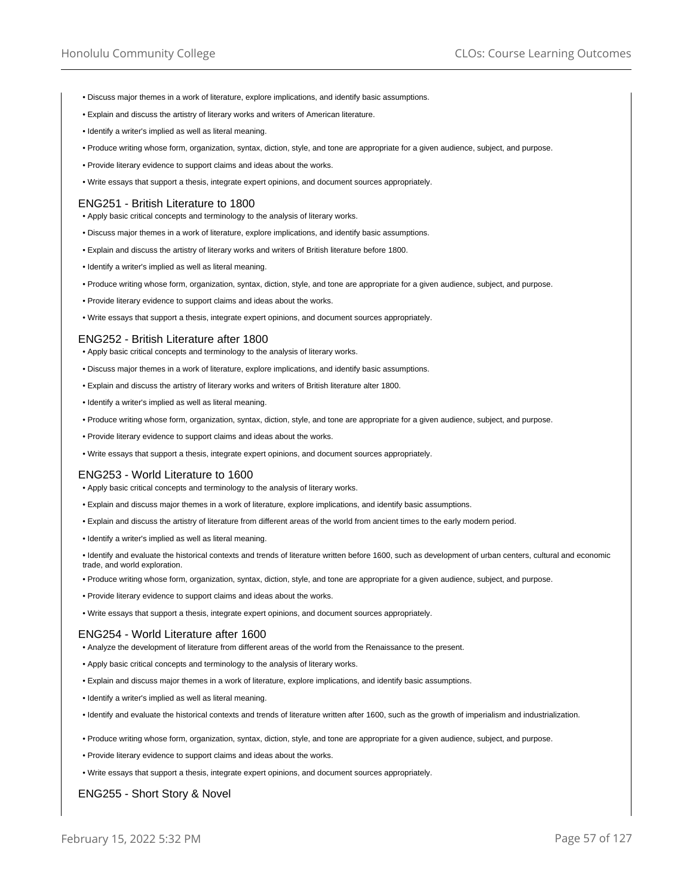- Discuss major themes in a work of literature, explore implications, and identify basic assumptions.
- Explain and discuss the artistry of literary works and writers of American literature.
- Identify a writer's implied as well as literal meaning.
- Produce writing whose form, organization, syntax, diction, style, and tone are appropriate for a given audience, subject, and purpose.
- Provide literary evidence to support claims and ideas about the works.
- Write essays that support a thesis, integrate expert opinions, and document sources appropriately.

### ENG251 - British Literature to 1800

- Apply basic critical concepts and terminology to the analysis of literary works.
- Discuss major themes in a work of literature, explore implications, and identify basic assumptions.
- Explain and discuss the artistry of literary works and writers of British literature before 1800.
- Identify a writer's implied as well as literal meaning.
- Produce writing whose form, organization, syntax, diction, style, and tone are appropriate for a given audience, subject, and purpose.
- Provide literary evidence to support claims and ideas about the works.
- Write essays that support a thesis, integrate expert opinions, and document sources appropriately.

### ENG252 - British Literature after 1800

- Apply basic critical concepts and terminology to the analysis of literary works.
- Discuss major themes in a work of literature, explore implications, and identify basic assumptions.
- Explain and discuss the artistry of literary works and writers of British literature alter 1800.
- Identify a writer's implied as well as literal meaning.
- Produce writing whose form, organization, syntax, diction, style, and tone are appropriate for a given audience, subject, and purpose.
- Provide literary evidence to support claims and ideas about the works.
- Write essays that support a thesis, integrate expert opinions, and document sources appropriately.

### ENG253 - World Literature to 1600

- Apply basic critical concepts and terminology to the analysis of literary works.
- Explain and discuss major themes in a work of literature, explore implications, and identify basic assumptions.
- Explain and discuss the artistry of literature from different areas of the world from ancient times to the early modern period.
- Identify a writer's implied as well as literal meaning.
- Identify and evaluate the historical contexts and trends of literature written before 1600, such as development of urban centers, cultural and economic trade, and world exploration.
- Produce writing whose form, organization, syntax, diction, style, and tone are appropriate for a given audience, subject, and purpose.
- Provide literary evidence to support claims and ideas about the works.
- Write essays that support a thesis, integrate expert opinions, and document sources appropriately.

### ENG254 - World Literature after 1600

- Analyze the development of literature from different areas of the world from the Renaissance to the present.
- Apply basic critical concepts and terminology to the analysis of literary works.
- Explain and discuss major themes in a work of literature, explore implications, and identify basic assumptions.
- Identify a writer's implied as well as literal meaning.
- Identify and evaluate the historical contexts and trends of literature written after 1600, such as the growth of imperialism and industrialization.
- Produce writing whose form, organization, syntax, diction, style, and tone are appropriate for a given audience, subject, and purpose.
- Provide literary evidence to support claims and ideas about the works.
- Write essays that support a thesis, integrate expert opinions, and document sources appropriately.

### ENG255 - Short Story & Novel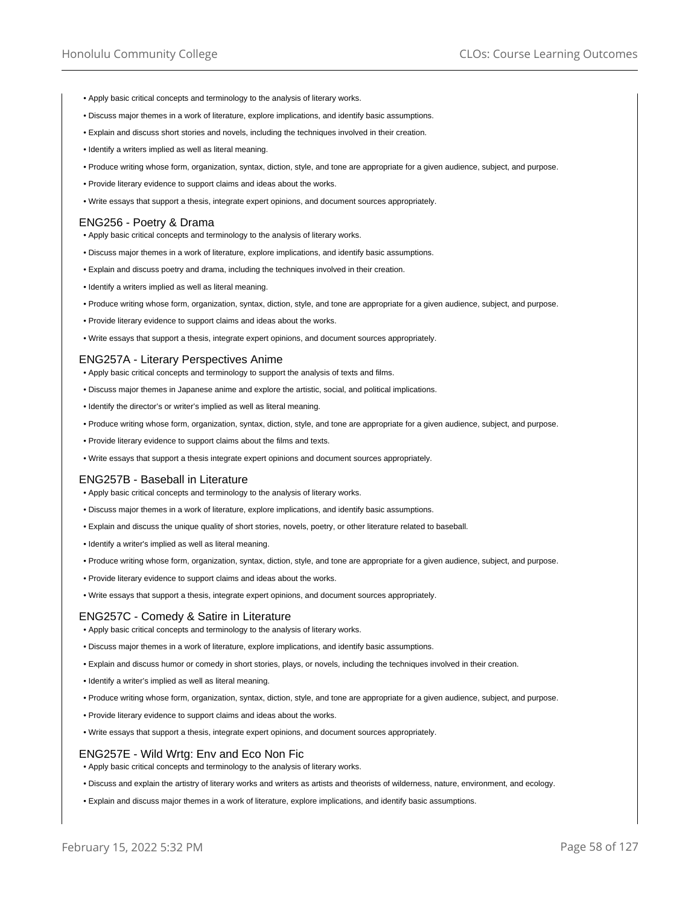- Apply basic critical concepts and terminology to the analysis of literary works.
- Discuss major themes in a work of literature, explore implications, and identify basic assumptions.
- Explain and discuss short stories and novels, including the techniques involved in their creation.
- Identify a writers implied as well as literal meaning.
- Produce writing whose form, organization, syntax, diction, style, and tone are appropriate for a given audience, subject, and purpose.
- Provide literary evidence to support claims and ideas about the works.
- Write essays that support a thesis, integrate expert opinions, and document sources appropriately.

## ENG256 - Poetry & Drama

- Apply basic critical concepts and terminology to the analysis of literary works.
- Discuss major themes in a work of literature, explore implications, and identify basic assumptions.
- Explain and discuss poetry and drama, including the techniques involved in their creation.
- Identify a writers implied as well as literal meaning.
- Produce writing whose form, organization, syntax, diction, style, and tone are appropriate for a given audience, subject, and purpose.
- Provide literary evidence to support claims and ideas about the works.
- Write essays that support a thesis, integrate expert opinions, and document sources appropriately.

## ENG257A - Literary Perspectives Anime

- Apply basic critical concepts and terminology to support the analysis of texts and films.
- Discuss major themes in Japanese anime and explore the artistic, social, and political implications.
- Identify the director's or writer's implied as well as literal meaning.
- Produce writing whose form, organization, syntax, diction, style, and tone are appropriate for a given audience, subject, and purpose.
- Provide literary evidence to support claims about the films and texts.
- Write essays that support a thesis integrate expert opinions and document sources appropriately.

## ENG257B - Baseball in Literature

- Apply basic critical concepts and terminology to the analysis of literary works.
- Discuss major themes in a work of literature, explore implications, and identify basic assumptions.
- Explain and discuss the unique quality of short stories, novels, poetry, or other literature related to baseball.
- Identify a writer's implied as well as literal meaning.
- Produce writing whose form, organization, syntax, diction, style, and tone are appropriate for a given audience, subject, and purpose.
- Provide literary evidence to support claims and ideas about the works.
- Write essays that support a thesis, integrate expert opinions, and document sources appropriately.

## ENG257C - Comedy & Satire in Literature

- Apply basic critical concepts and terminology to the analysis of literary works.
- Discuss major themes in a work of literature, explore implications, and identify basic assumptions.
- Explain and discuss humor or comedy in short stories, plays, or novels, including the techniques involved in their creation.
- Identify a writer's implied as well as literal meaning.
- Produce writing whose form, organization, syntax, diction, style, and tone are appropriate for a given audience, subject, and purpose.
- Provide literary evidence to support claims and ideas about the works.
- Write essays that support a thesis, integrate expert opinions, and document sources appropriately.

## ENG257E - Wild Wrtg: Env and Eco Non Fic

- Apply basic critical concepts and terminology to the analysis of literary works.
- Discuss and explain the artistry of literary works and writers as artists and theorists of wilderness, nature, environment, and ecology.
- Explain and discuss major themes in a work of literature, explore implications, and identify basic assumptions.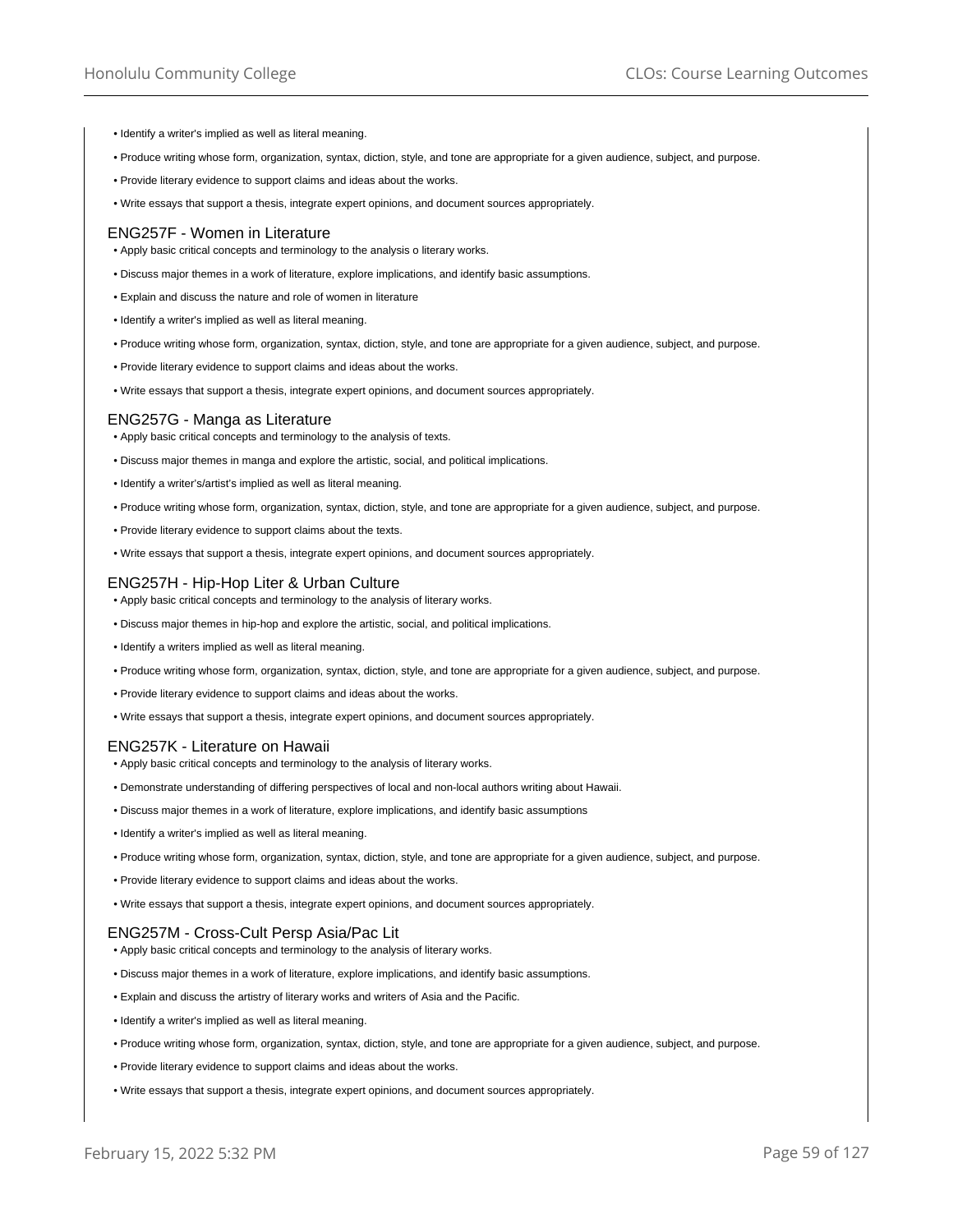- Identify a writer's implied as well as literal meaning.
- Produce writing whose form, organization, syntax, diction, style, and tone are appropriate for a given audience, subject, and purpose.
- Provide literary evidence to support claims and ideas about the works.
- Write essays that support a thesis, integrate expert opinions, and document sources appropriately.

### ENG257F - Women in Literature

- Apply basic critical concepts and terminology to the analysis o literary works.
- Discuss major themes in a work of literature, explore implications, and identify basic assumptions.
- Explain and discuss the nature and role of women in literature
- Identify a writer's implied as well as literal meaning.
- Produce writing whose form, organization, syntax, diction, style, and tone are appropriate for a given audience, subject, and purpose.
- Provide literary evidence to support claims and ideas about the works.
- Write essays that support a thesis, integrate expert opinions, and document sources appropriately.

### ENG257G - Manga as Literature

- Apply basic critical concepts and terminology to the analysis of texts.
- Discuss major themes in manga and explore the artistic, social, and political implications.
- Identify a writer's/artist's implied as well as literal meaning.
- Produce writing whose form, organization, syntax, diction, style, and tone are appropriate for a given audience, subject, and purpose.
- Provide literary evidence to support claims about the texts.
- Write essays that support a thesis, integrate expert opinions, and document sources appropriately.

### ENG257H - Hip-Hop Liter & Urban Culture

- Apply basic critical concepts and terminology to the analysis of literary works.
- Discuss major themes in hip-hop and explore the artistic, social, and political implications.
- Identify a writers implied as well as literal meaning.
- Produce writing whose form, organization, syntax, diction, style, and tone are appropriate for a given audience, subject, and purpose.
- Provide literary evidence to support claims and ideas about the works.
- Write essays that support a thesis, integrate expert opinions, and document sources appropriately.

### ENG257K - Literature on Hawaii

- Apply basic critical concepts and terminology to the analysis of literary works.
- Demonstrate understanding of differing perspectives of local and non-local authors writing about Hawaii.
- Discuss major themes in a work of literature, explore implications, and identify basic assumptions
- Identify a writer's implied as well as literal meaning.
- Produce writing whose form, organization, syntax, diction, style, and tone are appropriate for a given audience, subject, and purpose.
- Provide literary evidence to support claims and ideas about the works.
- Write essays that support a thesis, integrate expert opinions, and document sources appropriately.

### ENG257M - Cross-Cult Persp Asia/Pac Lit

- Apply basic critical concepts and terminology to the analysis of literary works.
- Discuss major themes in a work of literature, explore implications, and identify basic assumptions.
- Explain and discuss the artistry of literary works and writers of Asia and the Pacific.
- Identify a writer's implied as well as literal meaning.
- Produce writing whose form, organization, syntax, diction, style, and tone are appropriate for a given audience, subject, and purpose.
- Provide literary evidence to support claims and ideas about the works.
- Write essays that support a thesis, integrate expert opinions, and document sources appropriately.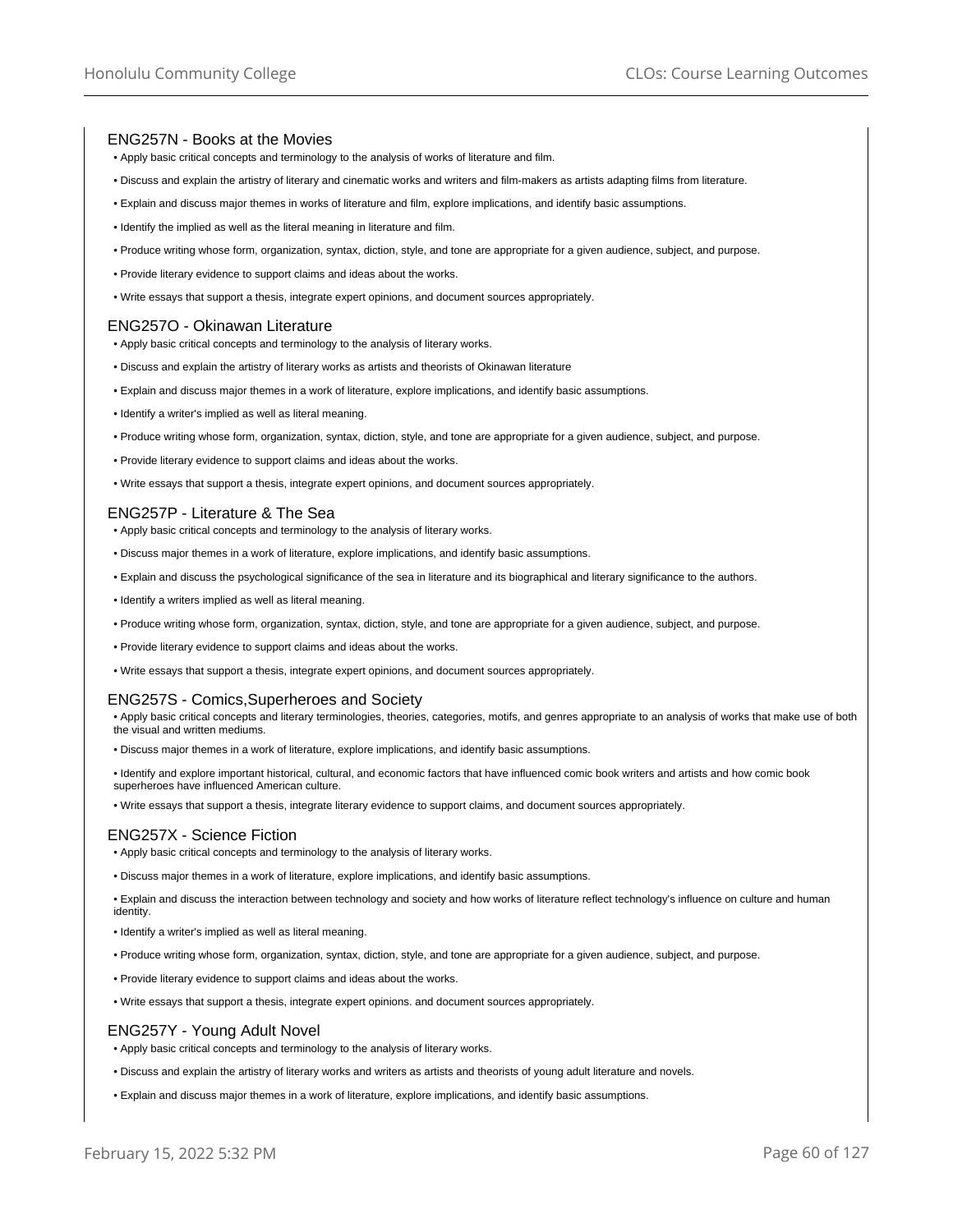## ENG257N - Books at the Movies

- Apply basic critical concepts and terminology to the analysis of works of literature and film.
- Discuss and explain the artistry of literary and cinematic works and writers and film-makers as artists adapting films from literature.
- Explain and discuss major themes in works of literature and film, explore implications, and identify basic assumptions.
- Identify the implied as well as the literal meaning in literature and film.
- Produce writing whose form, organization, syntax, diction, style, and tone are appropriate for a given audience, subject, and purpose.
- Provide literary evidence to support claims and ideas about the works.
- Write essays that support a thesis, integrate expert opinions, and document sources appropriately.

## ENG257O - Okinawan Literature

- Apply basic critical concepts and terminology to the analysis of literary works.
- Discuss and explain the artistry of literary works as artists and theorists of Okinawan literature
- Explain and discuss major themes in a work of literature, explore implications, and identify basic assumptions.
- Identify a writer's implied as well as literal meaning.
- Produce writing whose form, organization, syntax, diction, style, and tone are appropriate for a given audience, subject, and purpose.
- Provide literary evidence to support claims and ideas about the works.
- Write essays that support a thesis, integrate expert opinions, and document sources appropriately.

## ENG257P - Literature & The Sea

- Apply basic critical concepts and terminology to the analysis of literary works.
- Discuss major themes in a work of literature, explore implications, and identify basic assumptions.
- Explain and discuss the psychological significance of the sea in literature and its biographical and literary significance to the authors.
- Identify a writers implied as well as literal meaning.
- Produce writing whose form, organization, syntax, diction, style, and tone are appropriate for a given audience, subject, and purpose.
- Provide literary evidence to support claims and ideas about the works.
- Write essays that support a thesis, integrate expert opinions, and document sources appropriately.

## ENG257S - Comics,Superheroes and Society

- Apply basic critical concepts and literary terminologies, theories, categories, motifs, and genres appropriate to an analysis of works that make use of both the visual and written mediums.
- Discuss major themes in a work of literature, explore implications, and identify basic assumptions.
- Identify and explore important historical, cultural, and economic factors that have influenced comic book writers and artists and how comic book superheroes have influenced American culture.
- Write essays that support a thesis, integrate literary evidence to support claims, and document sources appropriately.

## ENG257X - Science Fiction

- Apply basic critical concepts and terminology to the analysis of literary works.
- Discuss major themes in a work of literature, explore implications, and identify basic assumptions.
- Explain and discuss the interaction between technology and society and how works of literature reflect technology's influence on culture and human identity.
- Identify a writer's implied as well as literal meaning.
- Produce writing whose form, organization, syntax, diction, style, and tone are appropriate for a given audience, subject, and purpose.
- Provide literary evidence to support claims and ideas about the works.
- Write essays that support a thesis, integrate expert opinions. and document sources appropriately.

## ENG257Y - Young Adult Novel

- Apply basic critical concepts and terminology to the analysis of literary works.
- Discuss and explain the artistry of literary works and writers as artists and theorists of young adult literature and novels.
- Explain and discuss major themes in a work of literature, explore implications, and identify basic assumptions.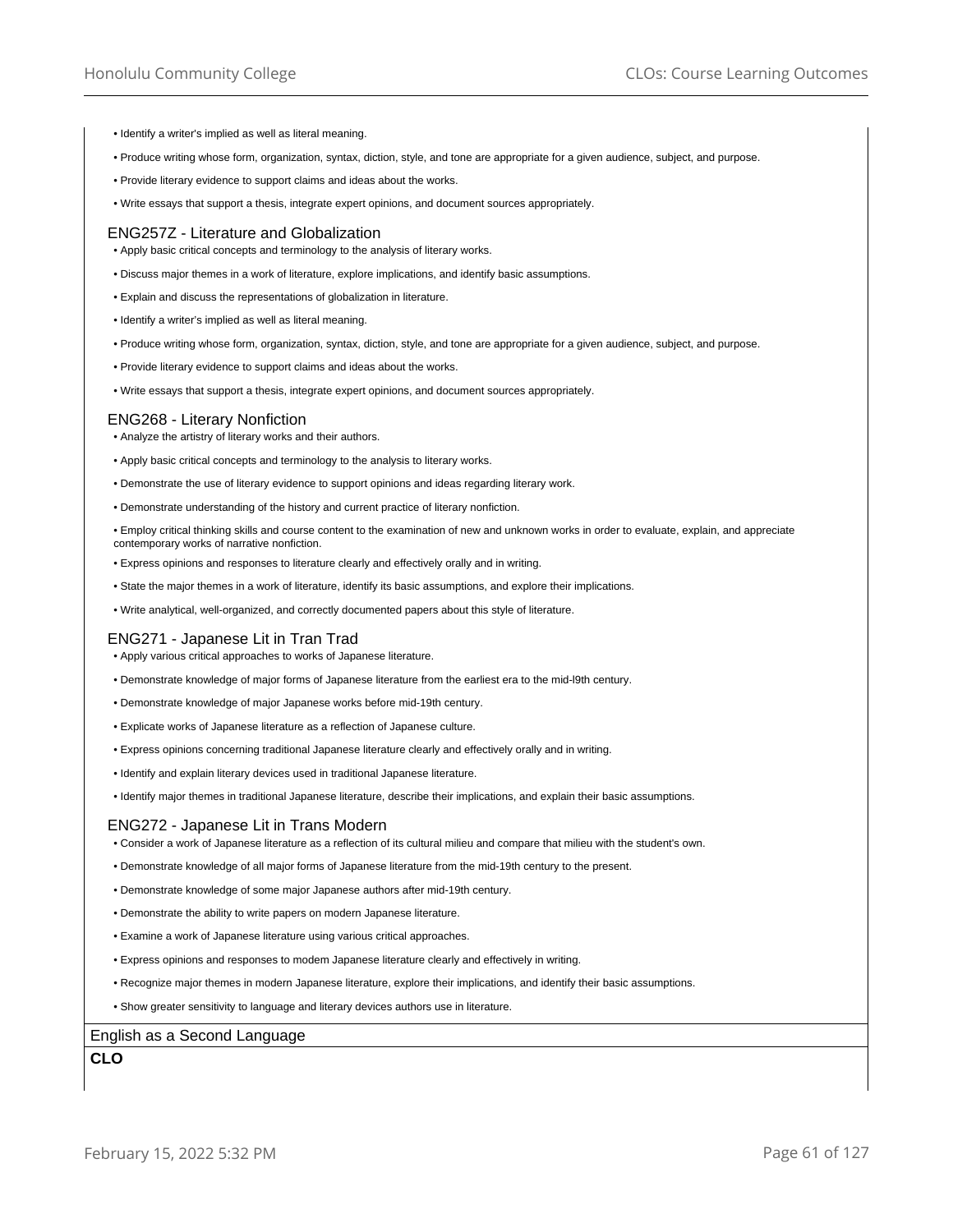- Identify a writer's implied as well as literal meaning.
- Produce writing whose form, organization, syntax, diction, style, and tone are appropriate for a given audience, subject, and purpose.
- Provide literary evidence to support claims and ideas about the works.
- Write essays that support a thesis, integrate expert opinions, and document sources appropriately.

### ENG257Z - Literature and Globalization

- Apply basic critical concepts and terminology to the analysis of literary works.
- Discuss major themes in a work of literature, explore implications, and identify basic assumptions.
- Explain and discuss the representations of globalization in literature.
- Identify a writer's implied as well as literal meaning.
- Produce writing whose form, organization, syntax, diction, style, and tone are appropriate for a given audience, subject, and purpose.
- Provide literary evidence to support claims and ideas about the works.
- Write essays that support a thesis, integrate expert opinions, and document sources appropriately.

### ENG268 - Literary Nonfiction

- Analyze the artistry of literary works and their authors.
- Apply basic critical concepts and terminology to the analysis to literary works.
- Demonstrate the use of literary evidence to support opinions and ideas regarding literary work.
- Demonstrate understanding of the history and current practice of literary nonfiction.
- Employ critical thinking skills and course content to the examination of new and unknown works in order to evaluate, explain, and appreciate contemporary works of narrative nonfiction.
- Express opinions and responses to literature clearly and effectively orally and in writing.
- State the major themes in a work of literature, identify its basic assumptions, and explore their implications.
- Write analytical, well-organized, and correctly documented papers about this style of literature.

### ENG271 - Japanese Lit in Tran Trad

- Apply various critical approaches to works of Japanese literature.
- Demonstrate knowledge of major forms of Japanese literature from the earliest era to the mid-l9th century.
- Demonstrate knowledge of major Japanese works before mid-19th century.
- Explicate works of Japanese literature as a reflection of Japanese culture.
- Express opinions concerning traditional Japanese literature clearly and effectively orally and in writing.
- Identify and explain literary devices used in traditional Japanese literature.
- Identify major themes in traditional Japanese literature, describe their implications, and explain their basic assumptions.

### ENG272 - Japanese Lit in Trans Modern

- Consider a work of Japanese literature as a reflection of its cultural milieu and compare that milieu with the student's own.
- Demonstrate knowledge of all major forms of Japanese literature from the mid-19th century to the present.
- Demonstrate knowledge of some major Japanese authors after mid-19th century.
- Demonstrate the ability to write papers on modern Japanese literature.
- Examine a work of Japanese literature using various critical approaches.
- Express opinions and responses to modem Japanese literature clearly and effectively in writing.
- Recognize major themes in modern Japanese literature, explore their implications, and identify their basic assumptions.
- Show greater sensitivity to language and literary devices authors use in literature.

## English as a Second Language

**CLO**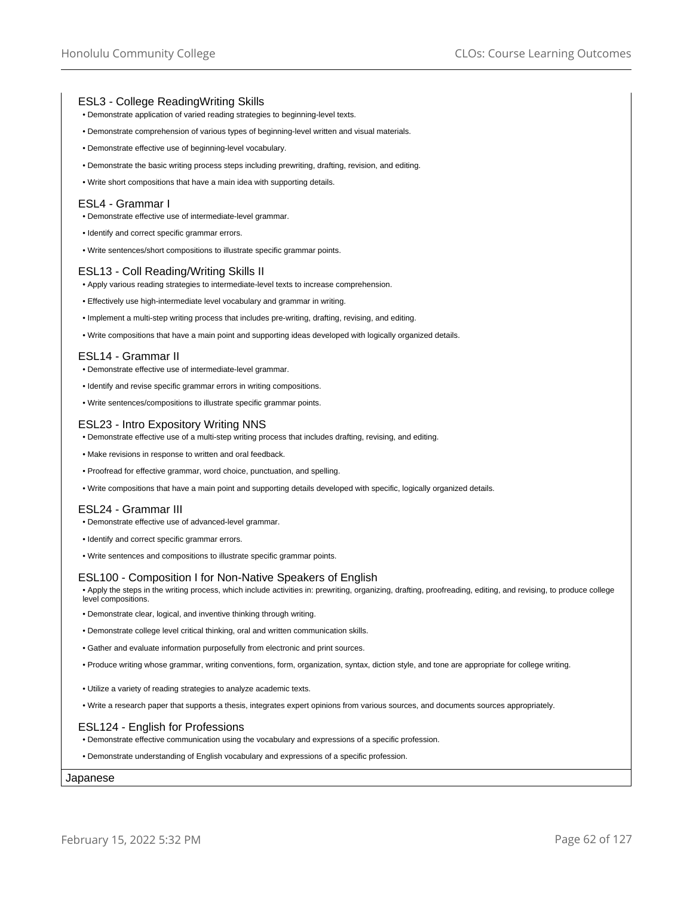### ESL3 - College ReadingWriting Skills

- Demonstrate application of varied reading strategies to beginning-level texts.
- Demonstrate comprehension of various types of beginning-level written and visual materials.
- Demonstrate effective use of beginning-level vocabulary.
- Demonstrate the basic writing process steps including prewriting, drafting, revision, and editing.
- Write short compositions that have a main idea with supporting details.

### ESL4 - Grammar I

- Demonstrate effective use of intermediate-level grammar.
- Identify and correct specific grammar errors.
- Write sentences/short compositions to illustrate specific grammar points.

### ESL13 - Coll Reading/Writing Skills II

- Apply various reading strategies to intermediate-level texts to increase comprehension.
- Effectively use high-intermediate level vocabulary and grammar in writing.
- Implement a multi-step writing process that includes pre-writing, drafting, revising, and editing.
- Write compositions that have a main point and supporting ideas developed with logically organized details.

### ESL14 - Grammar II

- Demonstrate effective use of intermediate-level grammar.
- Identify and revise specific grammar errors in writing compositions.
- Write sentences/compositions to illustrate specific grammar points.

### ESL23 - Intro Expository Writing NNS

- Demonstrate effective use of a multi-step writing process that includes drafting, revising, and editing.
- Make revisions in response to written and oral feedback.
- Proofread for effective grammar, word choice, punctuation, and spelling.
- Write compositions that have a main point and supporting details developed with specific, logically organized details.

### ESL24 - Grammar III

- Demonstrate effective use of advanced-level grammar.
- Identify and correct specific grammar errors.
- Write sentences and compositions to illustrate specific grammar points.

### ESL100 - Composition I for Non-Native Speakers of English

- Apply the steps in the writing process, which include activities in: prewriting, organizing, drafting, proofreading, editing, and revising, to produce college level compositions.
- Demonstrate clear, logical, and inventive thinking through writing.
- Demonstrate college level critical thinking, oral and written communication skills.
- Gather and evaluate information purposefully from electronic and print sources.
- Produce writing whose grammar, writing conventions, form, organization, syntax, diction style, and tone are appropriate for college writing.
- Utilize a variety of reading strategies to analyze academic texts.
- Write a research paper that supports a thesis, integrates expert opinions from various sources, and documents sources appropriately.

### ESL124 - English for Professions

- Demonstrate effective communication using the vocabulary and expressions of a specific profession.
- Demonstrate understanding of English vocabulary and expressions of a specific profession.

## Japanese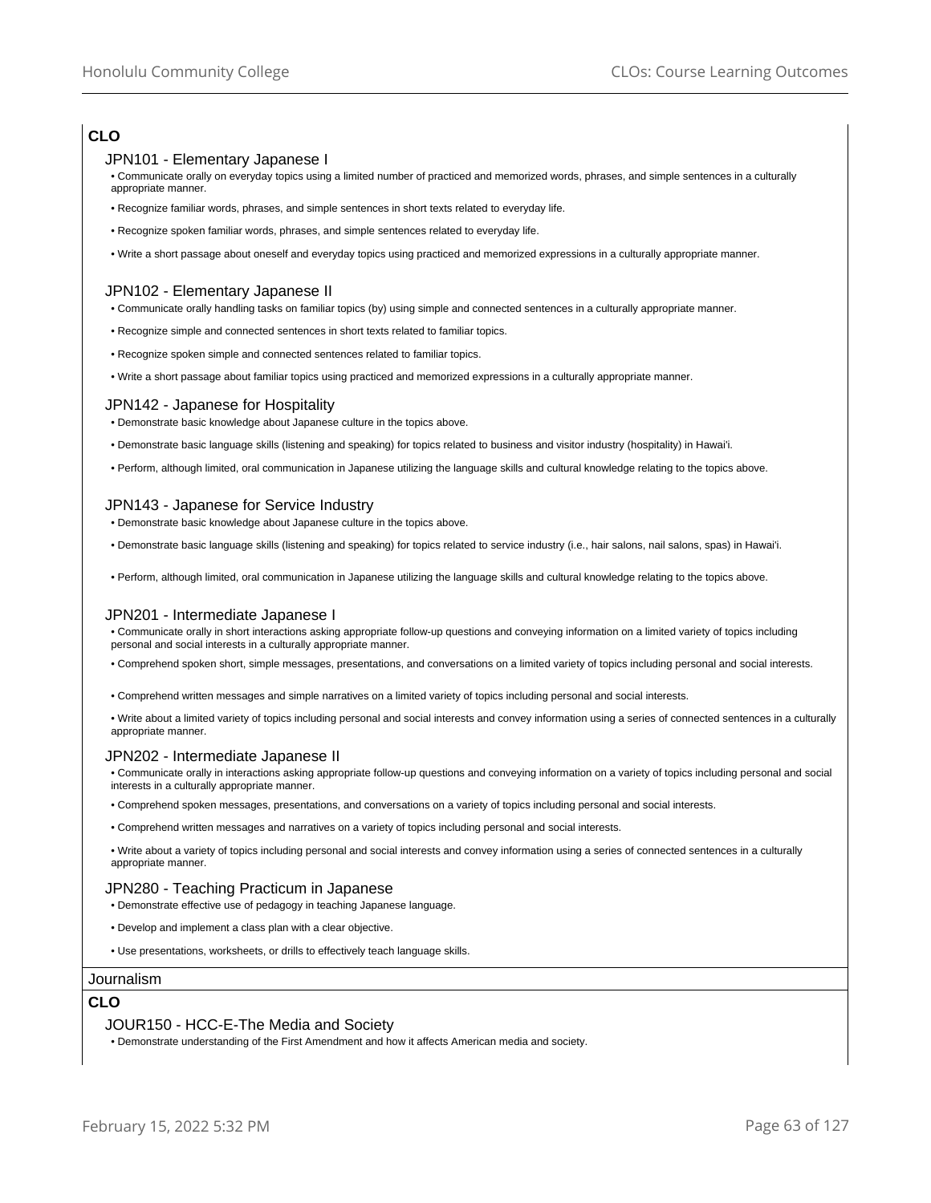## CLO

### JPN101 - Elementary Japanese I

- Communicate orally on everyday topics using a limited number of practiced and memorized words, phrases, and simple sentences in a culturally appropriate manner.
- Recognize familiar words, phrases, and simple sentences in short texts related to everyday life.
- Recognize spoken familiar words, phrases, and simple sentences related to everyday life.
- Write a short passage about oneself and everyday topics using practiced and memorized expressions in a culturally appropriate manner.

### JPN102 - Elementary Japanese II

- Communicate orally handling tasks on familiar topics (by) using simple and connected sentences in a culturally appropriate manner.
- Recognize simple and connected sentences in short texts related to familiar topics.
- Recognize spoken simple and connected sentences related to familiar topics.
- Write a short passage about familiar topics using practiced and memorized expressions in a culturally appropriate manner.

### JPN142 - Japanese for Hospitality

- Demonstrate basic knowledge about Japanese culture in the topics above.
- Demonstrate basic language skills (listening and speaking) for topics related to business and visitor industry (hospitality) in Hawai'i.
- Perform, although limited, oral communication in Japanese utilizing the language skills and cultural knowledge relating to the topics above.

### JPN143 - Japanese for Service Industry

- Demonstrate basic knowledge about Japanese culture in the topics above.
- Demonstrate basic language skills (listening and speaking) for topics related to service industry (i.e., hair salons, nail salons, spas) in Hawai'i.
- Perform, although limited, oral communication in Japanese utilizing the language skills and cultural knowledge relating to the topics above.

### JPN201 - Intermediate Japanese I

- Communicate orally in short interactions asking appropriate follow-up questions and conveying information on a limited variety of topics including personal and social interests in a culturally appropriate manner.
- Comprehend spoken short, simple messages, presentations, and conversations on a limited variety of topics including personal and social interests.
- Comprehend written messages and simple narratives on a limited variety of topics including personal and social interests.
- Write about a limited variety of topics including personal and social interests and convey information using a series of connected sentences in a culturally appropriate manner.

### JPN202 - Intermediate Japanese II

- Communicate orally in interactions asking appropriate follow-up questions and conveying information on a variety of topics including personal and social interests in a culturally appropriate manner.
- Comprehend spoken messages, presentations, and conversations on a variety of topics including personal and social interests.
- Comprehend written messages and narratives on a variety of topics including personal and social interests.
- Write about a variety of topics including personal and social interests and convey information using a series of connected sentences in a culturally appropriate manner.

### JPN280 - Teaching Practicum in Japanese

- Demonstrate effective use of pedagogy in teaching Japanese language.
- Develop and implement a class plan with a clear objective.
- Use presentations, worksheets, or drills to effectively teach language skills.

# Journalism

## CLO

### JOUR150 - HCC-E-The Media and Society

- Demonstrate understanding of the First Amendment and how it affects American media and society.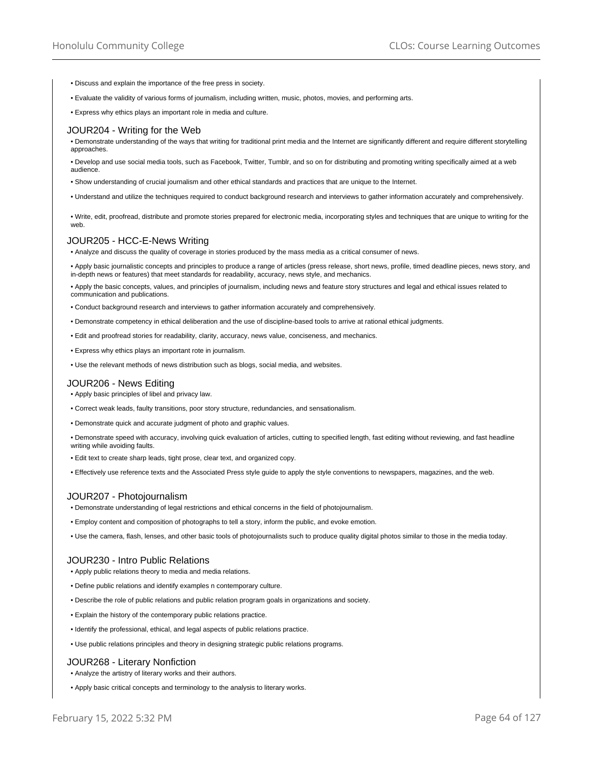- Discuss and explain the importance of the free press in society.
- Evaluate the validity of various forms of journalism, including written, music, photos, movies, and performing arts.
- Express why ethics plays an important role in media and culture.

## JOUR204 - Writing for the Web

- Demonstrate understanding of the ways that writing for traditional print media and the Internet are significantly different and require different storytelling approaches.
- Develop and use social media tools, such as Facebook, Twitter, Tumblr, and so on for distributing and promoting writing specifically aimed at a web audience.
- Show understanding of crucial journalism and other ethical standards and practices that are unique to the Internet.
- Understand and utilize the techniques required to conduct background research and interviews to gather information accurately and comprehensively.
- Write, edit, proofread, distribute and promote stories prepared for electronic media, incorporating styles and techniques that are unique to writing for the web.

## JOUR205 - HCC-E-News Writing

- Analyze and discuss the quality of coverage in stories produced by the mass media as a critical consumer of news.
- Apply basic journalistic concepts and principles to produce a range of articles (press release, short news, profile, timed deadline pieces, news story, and in-depth news or features) that meet standards for readability, accuracy, news style, and mechanics.
- Apply the basic concepts, values, and principles of journalism, including news and feature story structures and legal and ethical issues related to communication and publications.
- Conduct background research and interviews to gather information accurately and comprehensively.
- Demonstrate competency in ethical deliberation and the use of discipline-based tools to arrive at rational ethical judgments.
- Edit and proofread stories for readability, clarity, accuracy, news value, conciseness, and mechanics.
- Express why ethics plays an important rote in journalism.
- Use the relevant methods of news distribution such as blogs, social media, and websites.

## JOUR206 - News Editing

- Apply basic principles of libel and privacy law.
- Correct weak leads, faulty transitions, poor story structure, redundancies, and sensationalism.
- Demonstrate quick and accurate judgment of photo and graphic values.
- Demonstrate speed with accuracy, involving quick evaluation of articles, cutting to specified length, fast editing without reviewing, and fast headline writing while avoiding faults.
- Edit text to create sharp leads, tight prose, clear text, and organized copy.
- Effectively use reference texts and the Associated Press style guide to apply the style conventions to newspapers, magazines, and the web.

## JOUR207 - Photojournalism

- Demonstrate understanding of legal restrictions and ethical concerns in the field of photojournalism.
- Employ content and composition of photographs to tell a story, inform the public, and evoke emotion.
- Use the camera, flash, lenses, and other basic tools of photojournalists such to produce quality digital photos similar to those in the media today.

## JOUR230 - Intro Public Relations

- Apply public relations theory to media and media relations.
- Define public relations and identify examples n contemporary culture.
- Describe the role of public relations and public relation program goals in organizations and society.
- Explain the history of the contemporary public relations practice.
- Identify the professional, ethical, and legal aspects of public relations practice.
- Use public relations principles and theory in designing strategic public relations programs.

## JOUR268 - Literary Nonfiction

- Analyze the artistry of literary works and their authors.
- Apply basic critical concepts and terminology to the analysis to literary works.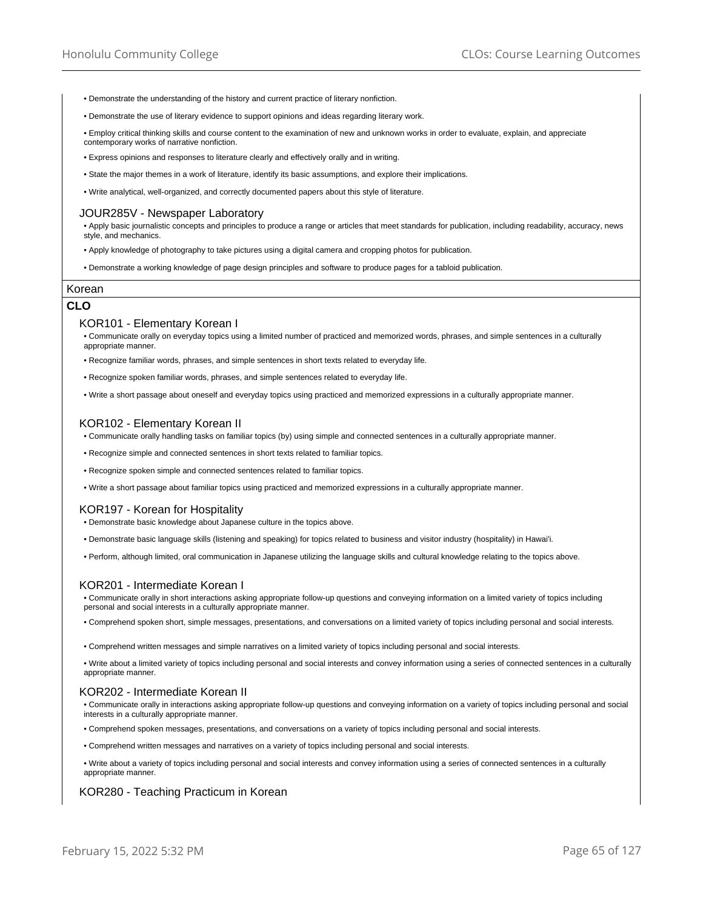- Demonstrate the understanding of the history and current practice of literary nonfiction.
- Demonstrate the use of literary evidence to support opinions and ideas regarding literary work.
- Employ critical thinking skills and course content to the examination of new and unknown works in order to evaluate, explain, and appreciate contemporary works of narrative nonfiction.
- Express opinions and responses to literature clearly and effectively orally and in writing.
- State the major themes in a work of literature, identify its basic assumptions, and explore their implications.
- Write analytical, well-organized, and correctly documented papers about this style of literature.

### JOUR285V - Newspaper Laboratory

- Apply basic journalistic concepts and principles to produce a range or articles that meet standards for publication, including readability, accuracy, news style, and mechanics.
- Apply knowledge of photography to take pictures using a digital camera and cropping photos for publication.
- Demonstrate a working knowledge of page design principles and software to produce pages for a tabloid publication.

## Korean

**CLO**

### KOR101 - Elementary Korean I

- Communicate orally on everyday topics using a limited number of practiced and memorized words, phrases, and simple sentences in a culturally appropriate manner.
- Recognize familiar words, phrases, and simple sentences in short texts related to everyday life.
- Recognize spoken familiar words, phrases, and simple sentences related to everyday life.
- Write a short passage about oneself and everyday topics using practiced and memorized expressions in a culturally appropriate manner.

### KOR102 - Elementary Korean II

- Communicate orally handling tasks on familiar topics (by) using simple and connected sentences in a culturally appropriate manner.
- Recognize simple and connected sentences in short texts related to familiar topics.
- Recognize spoken simple and connected sentences related to familiar topics.
- Write a short passage about familiar topics using practiced and memorized expressions in a culturally appropriate manner.

### KOR197 - Korean for Hospitality

- Demonstrate basic knowledge about Japanese culture in the topics above.
- Demonstrate basic language skills (listening and speaking) for topics related to business and visitor industry (hospitality) in Hawai'i.
- Perform, although limited, oral communication in Japanese utilizing the language skills and cultural knowledge relating to the topics above.

### KOR201 - Intermediate Korean I

- Communicate orally in short interactions asking appropriate follow-up questions and conveying information on a limited variety of topics including personal and social interests in a culturally appropriate manner.
- Comprehend spoken short, simple messages, presentations, and conversations on a limited variety of topics including personal and social interests.
- Comprehend written messages and simple narratives on a limited variety of topics including personal and social interests.
- Write about a limited variety of topics including personal and social interests and convey information using a series of connected sentences in a culturally appropriate manner.

### KOR202 - Intermediate Korean II

- Communicate orally in interactions asking appropriate follow-up questions and conveying information on a variety of topics including personal and social interests in a culturally appropriate manner.
- Comprehend spoken messages, presentations, and conversations on a variety of topics including personal and social interests.
- Comprehend written messages and narratives on a variety of topics including personal and social interests.
- Write about a variety of topics including personal and social interests and convey information using a series of connected sentences in a culturally appropriate manner.

### KOR280 - Teaching Practicum in Korean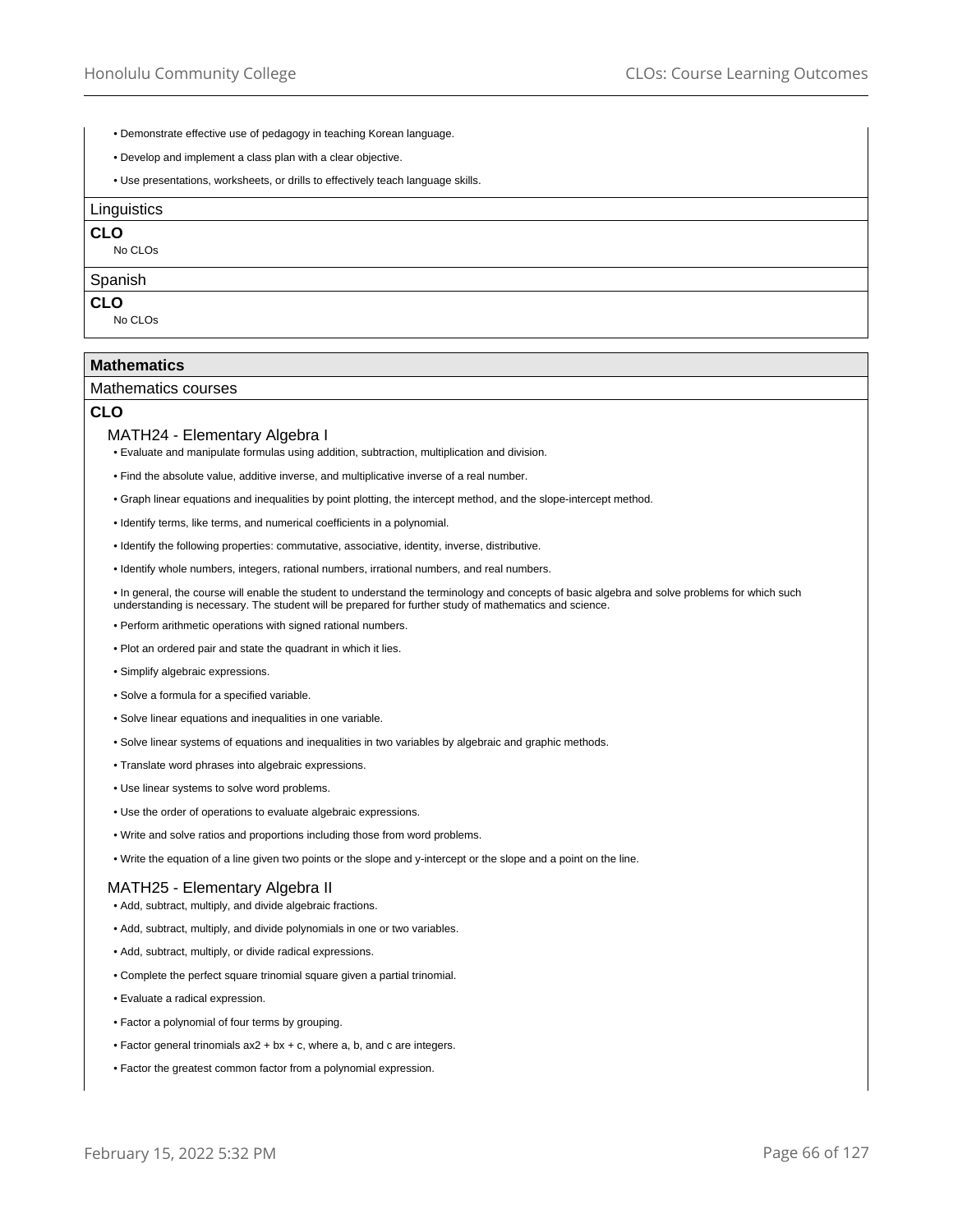- Demonstrate effective use of pedagogy in teaching Korean language.
- Develop and implement a class plan with a clear objective.
- Use presentations, worksheets, or drills to effectively teach language skills.

### Linguistics

**CLO**

No CLOs

### Spanish

**CLO**

No CLOs

## Mathematics

### Mathematics courses

**CLO**

#### MATH24 - Elementary Algebra I

- Evaluate and manipulate formulas using addition, subtraction, multiplication and division.
- Find the absolute value, additive inverse, and multiplicative inverse of a real number.
- Graph linear equations and inequalities by point plotting, the intercept method, and the slope-intercept method.
- Identify terms, like terms, and numerical coefficients in a polynomial.
- Identify the following properties: commutative, associative, identity, inverse, distributive.
- Identify whole numbers, integers, rational numbers, irrational numbers, and real numbers.
- In general, the course will enable the student to understand the terminology and concepts of basic algebra and solve problems for which such understanding is necessary. The student will be prepared for further study of mathematics and science.
- Perform arithmetic operations with signed rational numbers.
- Plot an ordered pair and state the quadrant in which it lies.
- Simplify algebraic expressions.
- Solve a formula for a specified variable.
- Solve linear equations and inequalities in one variable.
- Solve linear systems of equations and inequalities in two variables by algebraic and graphic methods.
- Translate word phrases into algebraic expressions.
- Use linear systems to solve word problems.
- Use the order of operations to evaluate algebraic expressions.
- Write and solve ratios and proportions including those from word problems.
- Write the equation of a line given two points or the slope and y-intercept or the slope and a point on the line.

#### MATH25 - Elementary Algebra II

- Add, subtract, multiply, and divide algebraic fractions.
- Add, subtract, multiply, and divide polynomials in one or two variables.
- Add, subtract, multiply, or divide radical expressions.
- Complete the perfect square trinomial square given a partial trinomial.
- Evaluate a radical expression.
- Factor a polynomial of four terms by grouping.
- Factor general trinomials $ax^2 + bx + c$, where a, b, and c are integers.
- Factor the greatest common factor from a polynomial expression.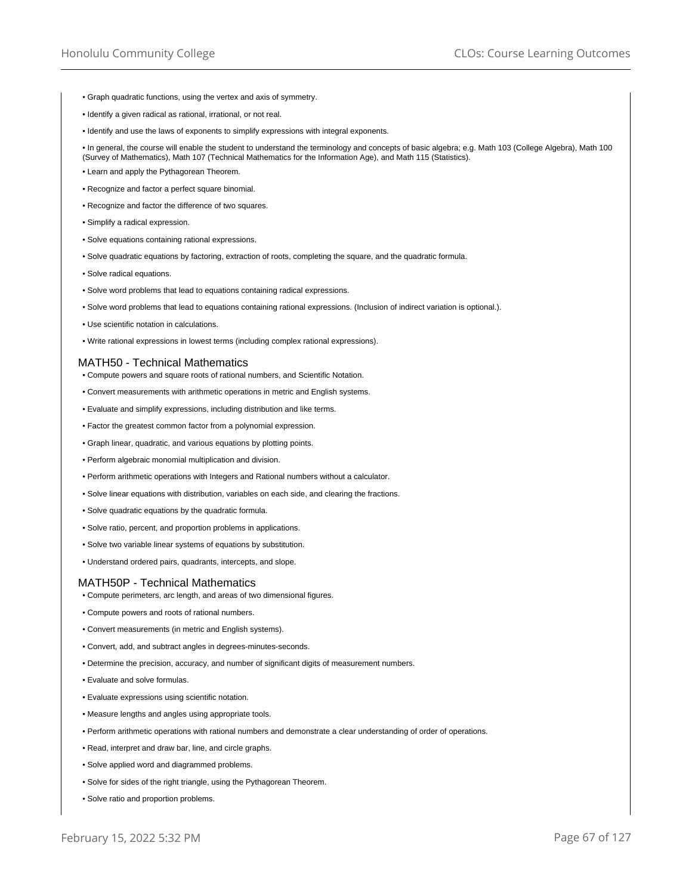- Graph quadratic functions, using the vertex and axis of symmetry.
- Identify a given radical as rational, irrational, or not real.
- Identify and use the laws of exponents to simplify expressions with integral exponents.
- In general, the course will enable the student to understand the terminology and concepts of basic algebra; e.g. Math 103 (College Algebra), Math 100 (Survey of Mathematics), Math 107 (Technical Mathematics for the Information Age), and Math 115 (Statistics).
- Learn and apply the Pythagorean Theorem.
- Recognize and factor a perfect square binomial.
- Recognize and factor the difference of two squares.
- Simplify a radical expression.
- Solve equations containing rational expressions.
- Solve quadratic equations by factoring, extraction of roots, completing the square, and the quadratic formula.
- Solve radical equations.
- Solve word problems that lead to equations containing radical expressions.
- Solve word problems that lead to equations containing rational expressions. (Inclusion of indirect variation is optional.).
- Use scientific notation in calculations.
- Write rational expressions in lowest terms (including complex rational expressions).

## MATH50 - Technical Mathematics

- Compute powers and square roots of rational numbers, and Scientific Notation.
- Convert measurements with arithmetic operations in metric and English systems.
- Evaluate and simplify expressions, including distribution and like terms.
- Factor the greatest common factor from a polynomial expression.
- Graph linear, quadratic, and various equations by plotting points.
- Perform algebraic monomial multiplication and division.
- Perform arithmetic operations with Integers and Rational numbers without a calculator.
- Solve linear equations with distribution, variables on each side, and clearing the fractions.
- Solve quadratic equations by the quadratic formula.
- Solve ratio, percent, and proportion problems in applications.
- Solve two variable linear systems of equations by substitution.
- Understand ordered pairs, quadrants, intercepts, and slope.

## MATH50P - Technical Mathematics

- Compute perimeters, arc length, and areas of two dimensional figures.
- Compute powers and roots of rational numbers.
- Convert measurements (in metric and English systems).
- Convert, add, and subtract angles in degrees-minutes-seconds.
- Determine the precision, accuracy, and number of significant digits of measurement numbers.
- Evaluate and solve formulas.
- Evaluate expressions using scientific notation.
- Measure lengths and angles using appropriate tools.
- Perform arithmetic operations with rational numbers and demonstrate a clear understanding of order of operations.
- Read, interpret and draw bar, line, and circle graphs.
- Solve applied word and diagrammed problems.
- Solve for sides of the right triangle, using the Pythagorean Theorem.
- Solve ratio and proportion problems.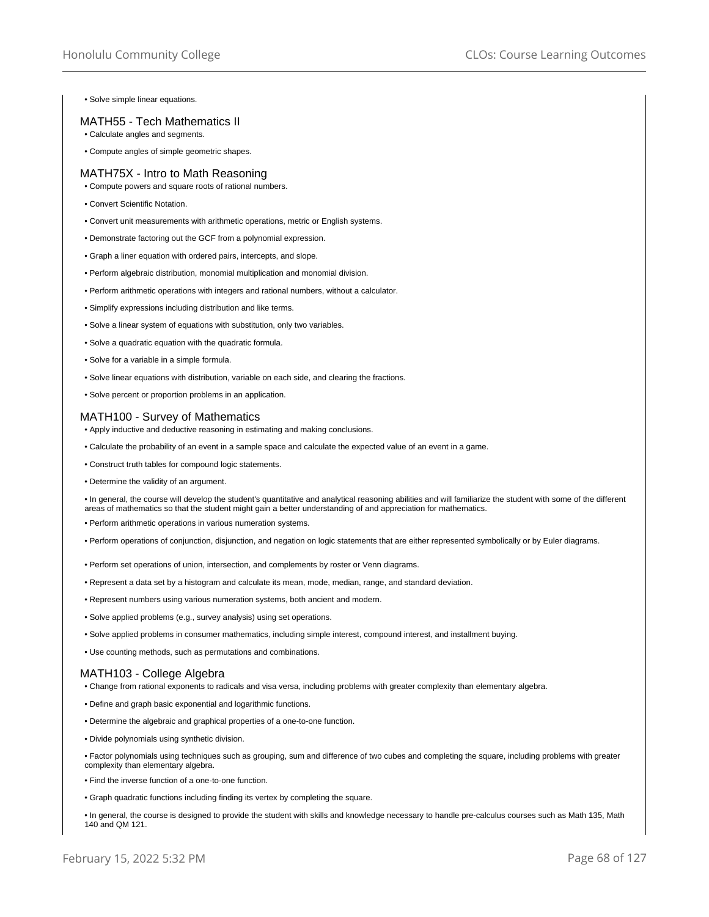- Solve simple linear equations.

## MATH55 - Tech Mathematics II

- Calculate angles and segments.
- Compute angles of simple geometric shapes.

## MATH75X - Intro to Math Reasoning

- Compute powers and square roots of rational numbers.
- Convert Scientific Notation.
- Convert unit measurements with arithmetic operations, metric or English systems.
- Demonstrate factoring out the GCF from a polynomial expression.
- Graph a liner equation with ordered pairs, intercepts, and slope.
- Perform algebraic distribution, monomial multiplication and monomial division.
- Perform arithmetic operations with integers and rational numbers, without a calculator.
- Simplify expressions including distribution and like terms.
- Solve a linear system of equations with substitution, only two variables.
- Solve a quadratic equation with the quadratic formula.
- Solve for a variable in a simple formula.
- Solve linear equations with distribution, variable on each side, and clearing the fractions.
- Solve percent or proportion problems in an application.

## MATH100 - Survey of Mathematics

- Apply inductive and deductive reasoning in estimating and making conclusions.
- Calculate the probability of an event in a sample space and calculate the expected value of an event in a game.
- Construct truth tables for compound logic statements.
- Determine the validity of an argument.
- In general, the course will develop the student's quantitative and analytical reasoning abilities and will familiarize the student with some of the different areas of mathematics so that the student might gain a better understanding of and appreciation for mathematics.
- Perform arithmetic operations in various numeration systems.
- Perform operations of conjunction, disjunction, and negation on logic statements that are either represented symbolically or by Euler diagrams.
- Perform set operations of union, intersection, and complements by roster or Venn diagrams.
- Represent a data set by a histogram and calculate its mean, mode, median, range, and standard deviation.
- Represent numbers using various numeration systems, both ancient and modern.
- Solve applied problems (e.g., survey analysis) using set operations.
- Solve applied problems in consumer mathematics, including simple interest, compound interest, and installment buying.
- Use counting methods, such as permutations and combinations.

## MATH103 - College Algebra

- Change from rational exponents to radicals and visa versa, including problems with greater complexity than elementary algebra.
- Define and graph basic exponential and logarithmic functions.
- Determine the algebraic and graphical properties of a one-to-one function.
- Divide polynomials using synthetic division.
- Factor polynomials using techniques such as grouping, sum and difference of two cubes and completing the square, including problems with greater complexity than elementary algebra.
- Find the inverse function of a one-to-one function.
- Graph quadratic functions including finding its vertex by completing the square.
- In general, the course is designed to provide the student with skills and knowledge necessary to handle pre-calculus courses such as Math 135, Math 140 and QM 121.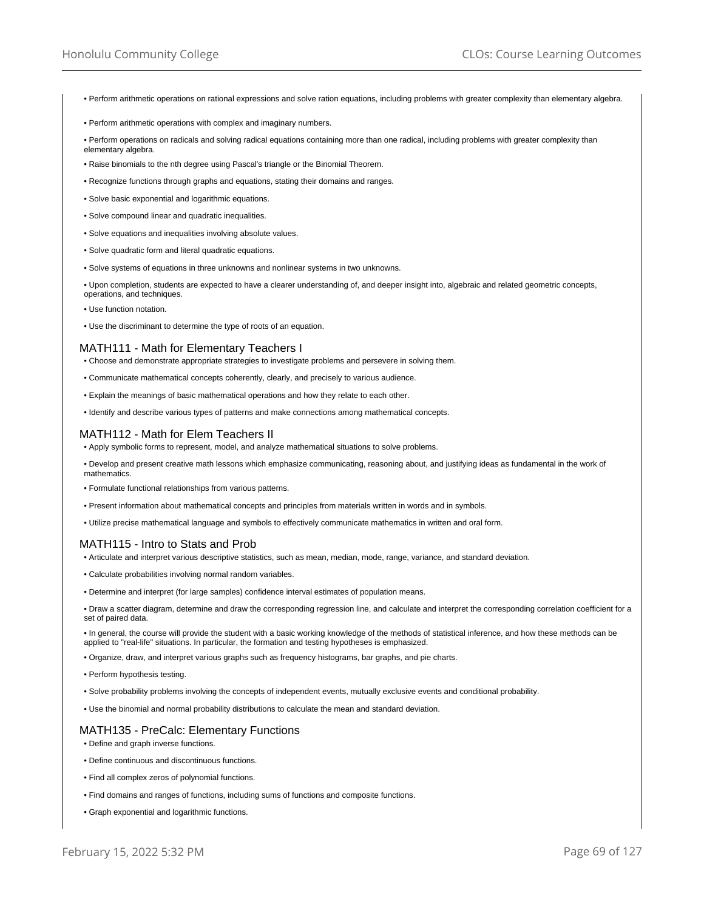- Perform arithmetic operations on rational expressions and solve ration equations, including problems with greater complexity than elementary algebra.
- Perform arithmetic operations with complex and imaginary numbers.
- Perform operations on radicals and solving radical equations containing more than one radical, including problems with greater complexity than elementary algebra.
- Raise binomials to the nth degree using Pascal's triangle or the Binomial Theorem.
- Recognize functions through graphs and equations, stating their domains and ranges.
- Solve basic exponential and logarithmic equations.
- Solve compound linear and quadratic inequalities.
- Solve equations and inequalities involving absolute values.
- Solve quadratic form and literal quadratic equations.
- Solve systems of equations in three unknowns and nonlinear systems in two unknowns.
- Upon completion, students are expected to have a clearer understanding of, and deeper insight into, algebraic and related geometric concepts, operations, and techniques.
- Use function notation.
- Use the discriminant to determine the type of roots of an equation.

### MATH111 - Math for Elementary Teachers I

- Choose and demonstrate appropriate strategies to investigate problems and persevere in solving them.
- Communicate mathematical concepts coherently, clearly, and precisely to various audience.
- Explain the meanings of basic mathematical operations and how they relate to each other.
- Identify and describe various types of patterns and make connections among mathematical concepts.

### MATH112 - Math for Elem Teachers II

- Apply symbolic forms to represent, model, and analyze mathematical situations to solve problems.
- Develop and present creative math lessons which emphasize communicating, reasoning about, and justifying ideas as fundamental in the work of mathematics.
- Formulate functional relationships from various patterns.
- Present information about mathematical concepts and principles from materials written in words and in symbols.
- Utilize precise mathematical language and symbols to effectively communicate mathematics in written and oral form.

### MATH115 - Intro to Stats and Prob

- Articulate and interpret various descriptive statistics, such as mean, median, mode, range, variance, and standard deviation.
- Calculate probabilities involving normal random variables.
- Determine and interpret (for large samples) confidence interval estimates of population means.
- Draw a scatter diagram, determine and draw the corresponding regression line, and calculate and interpret the corresponding correlation coefficient for a set of paired data.
- In general, the course will provide the student with a basic working knowledge of the methods of statistical inference, and how these methods can be applied to "real-life" situations. In particular, the formation and testing hypotheses is emphasized.
- Organize, draw, and interpret various graphs such as frequency histograms, bar graphs, and pie charts.
- Perform hypothesis testing.
- Solve probability problems involving the concepts of independent events, mutually exclusive events and conditional probability.
- Use the binomial and normal probability distributions to calculate the mean and standard deviation.

### MATH135 - PreCalc: Elementary Functions

- Define and graph inverse functions.
- Define continuous and discontinuous functions.
- Find all complex zeros of polynomial functions.
- Find domains and ranges of functions, including sums of functions and composite functions.
- Graph exponential and logarithmic functions.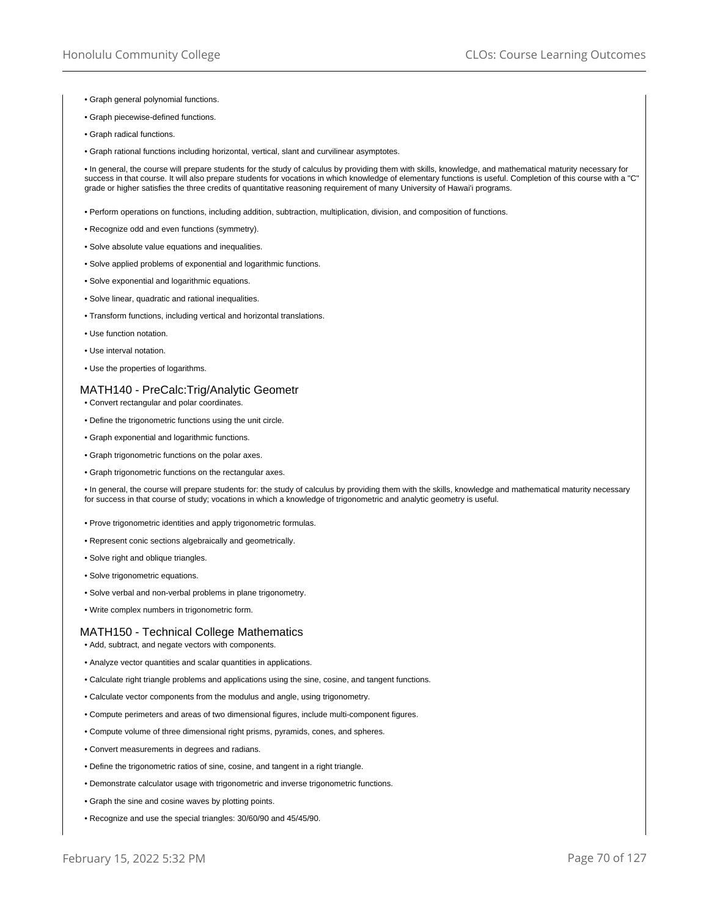- Graph general polynomial functions.
- Graph piecewise-defined functions.
- Graph radical functions.
- Graph rational functions including horizontal, vertical, slant and curvilinear asymptotes.
- In general, the course will prepare students for the study of calculus by providing them with skills, knowledge, and mathematical maturity necessary for success in that course. It will also prepare students for vocations in which knowledge of elementary functions is useful. Completion of this course with a "C" grade or higher satisfies the three credits of quantitative reasoning requirement of many University of Hawai'i programs.
- Perform operations on functions, including addition, subtraction, multiplication, division, and composition of functions.
- Recognize odd and even functions (symmetry).
- Solve absolute value equations and inequalities.
- Solve applied problems of exponential and logarithmic functions.
- Solve exponential and logarithmic equations.
- Solve linear, quadratic and rational inequalities.
- Transform functions, including vertical and horizontal translations.
- Use function notation.
- Use interval notation.
- Use the properties of logarithms.

## MATH140 - PreCalc:Trig/Analytic Geometr

- Convert rectangular and polar coordinates.
- Define the trigonometric functions using the unit circle.
- Graph exponential and logarithmic functions.
- Graph trigonometric functions on the polar axes.
- Graph trigonometric functions on the rectangular axes.
- In general, the course will prepare students for: the study of calculus by providing them with the skills, knowledge and mathematical maturity necessary for success in that course of study; vocations in which a knowledge of trigonometric and analytic geometry is useful.
- Prove trigonometric identities and apply trigonometric formulas.
- Represent conic sections algebraically and geometrically.
- Solve right and oblique triangles.
- Solve trigonometric equations.
- Solve verbal and non-verbal problems in plane trigonometry.
- Write complex numbers in trigonometric form.

## MATH150 - Technical College Mathematics

- Add, subtract, and negate vectors with components.
- Analyze vector quantities and scalar quantities in applications.
- Calculate right triangle problems and applications using the sine, cosine, and tangent functions.
- Calculate vector components from the modulus and angle, using trigonometry.
- Compute perimeters and areas of two dimensional figures, include multi-component figures.
- Compute volume of three dimensional right prisms, pyramids, cones, and spheres.
- Convert measurements in degrees and radians.
- Define the trigonometric ratios of sine, cosine, and tangent in a right triangle.
- Demonstrate calculator usage with trigonometric and inverse trigonometric functions.
- Graph the sine and cosine waves by plotting points.
- Recognize and use the special triangles: 30/60/90 and 45/45/90.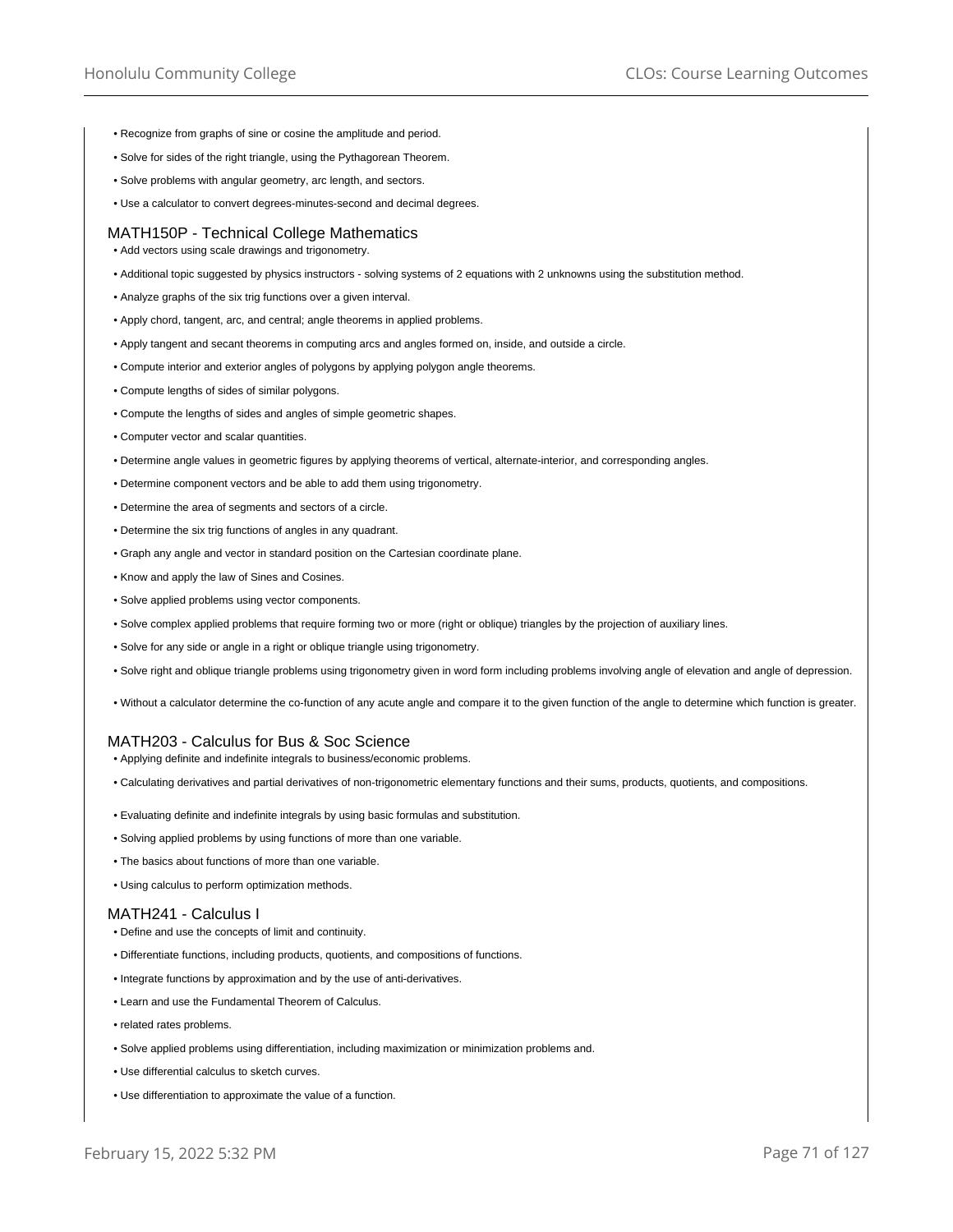- Recognize from graphs of sine or cosine the amplitude and period.
- Solve for sides of the right triangle, using the Pythagorean Theorem.
- Solve problems with angular geometry, arc length, and sectors.
- Use a calculator to convert degrees-minutes-second and decimal degrees.

## MATH150P - Technical College Mathematics

- Add vectors using scale drawings and trigonometry.
- Additional topic suggested by physics instructors - solving systems of 2 equations with 2 unknowns using the substitution method.
- Analyze graphs of the six trig functions over a given interval.
- Apply chord, tangent, arc, and central; angle theorems in applied problems.
- Apply tangent and secant theorems in computing arcs and angles formed on, inside, and outside a circle.
- Compute interior and exterior angles of polygons by applying polygon angle theorems.
- Compute lengths of sides of similar polygons.
- Compute the lengths of sides and angles of simple geometric shapes.
- Computer vector and scalar quantities.
- Determine angle values in geometric figures by applying theorems of vertical, alternate-interior, and corresponding angles.
- Determine component vectors and be able to add them using trigonometry.
- Determine the area of segments and sectors of a circle.
- Determine the six trig functions of angles in any quadrant.
- Graph any angle and vector in standard position on the Cartesian coordinate plane.
- Know and apply the law of Sines and Cosines.
- Solve applied problems using vector components.
- Solve complex applied problems that require forming two or more (right or oblique) triangles by the projection of auxiliary lines.
- Solve for any side or angle in a right or oblique triangle using trigonometry.
- Solve right and oblique triangle problems using trigonometry given in word form including problems involving angle of elevation and angle of depression.
- Without a calculator determine the co-function of any acute angle and compare it to the given function of the angle to determine which function is greater.

## MATH203 - Calculus for Bus & Soc Science

- Applying definite and indefinite integrals to business/economic problems.
- Calculating derivatives and partial derivatives of non-trigonometric elementary functions and their sums, products, quotients, and compositions.
- Evaluating definite and indefinite integrals by using basic formulas and substitution.
- Solving applied problems by using functions of more than one variable.
- The basics about functions of more than one variable.
- Using calculus to perform optimization methods.

## MATH241 - Calculus I

- Define and use the concepts of limit and continuity.
- Differentiate functions, including products, quotients, and compositions of functions.
- Integrate functions by approximation and by the use of anti-derivatives.
- Learn and use the Fundamental Theorem of Calculus.
- related rates problems.
- Solve applied problems using differentiation, including maximization or minimization problems and.
- Use differential calculus to sketch curves.
- Use differentiation to approximate the value of a function.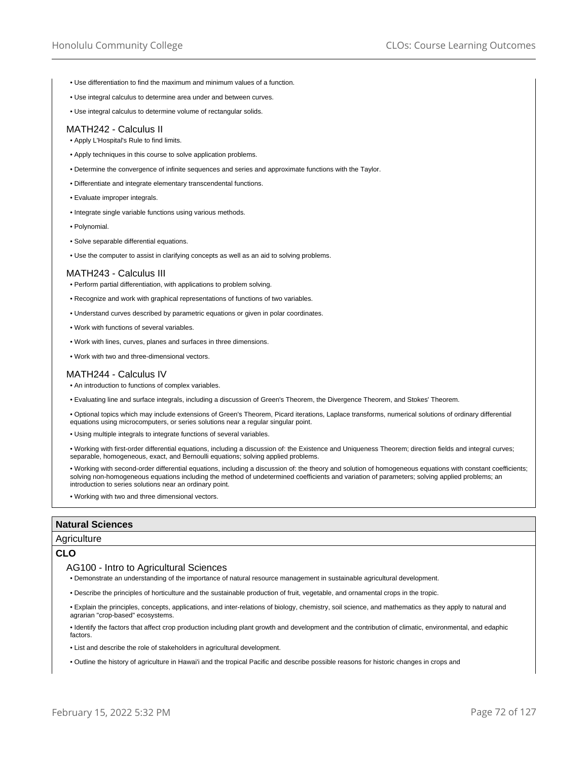- Use differentiation to find the maximum and minimum values of a function.
- Use integral calculus to determine area under and between curves.
- Use integral calculus to determine volume of rectangular solids.

### MATH242 - Calculus II

- Apply L'Hospital's Rule to find limits.
- Apply techniques in this course to solve application problems.
- Determine the convergence of infinite sequences and series and approximate functions with the Taylor.
- Differentiate and integrate elementary transcendental functions.
- Evaluate improper integrals.
- Integrate single variable functions using various methods.
- Polynomial.
- Solve separable differential equations.
- Use the computer to assist in clarifying concepts as well as an aid to solving problems.

### MATH243 - Calculus III

- Perform partial differentiation, with applications to problem solving.
- Recognize and work with graphical representations of functions of two variables.
- Understand curves described by parametric equations or given in polar coordinates.
- Work with functions of several variables.
- Work with lines, curves, planes and surfaces in three dimensions.
- Work with two and three-dimensional vectors.

### MATH244 - Calculus IV

- An introduction to functions of complex variables.
- Evaluating line and surface integrals, including a discussion of Green's Theorem, the Divergence Theorem, and Stokes' Theorem.
- Optional topics which may include extensions of Green's Theorem, Picard iterations, Laplace transforms, numerical solutions of ordinary differential equations using microcomputers, or series solutions near a regular singular point.
- Using multiple integrals to integrate functions of several variables.
- Working with first-order differential equations, including a discussion of: the Existence and Uniqueness Theorem; direction fields and integral curves; separable, homogeneous, exact, and Bernoulli equations; solving applied problems.
- Working with second-order differential equations, including a discussion of: the theory and solution of homogeneous equations with constant coefficients; solving non-homogeneous equations including the method of undetermined coefficients and variation of parameters; solving applied problems; an introduction to series solutions near an ordinary point.
- Working with two and three dimensional vectors.

## Natural Sciences

Agriculture

**CLO**

### AG100 - Intro to Agricultural Sciences

- Demonstrate an understanding of the importance of natural resource management in sustainable agricultural development.
- Describe the principles of horticulture and the sustainable production of fruit, vegetable, and ornamental crops in the tropic.
- Explain the principles, concepts, applications, and inter-relations of biology, chemistry, soil science, and mathematics as they apply to natural and agrarian "crop-based" ecosystems.
- Identify the factors that affect crop production including plant growth and development and the contribution of climatic, environmental, and edaphic factors.
- List and describe the role of stakeholders in agricultural development.
- Outline the history of agriculture in Hawai'i and the tropical Pacific and describe possible reasons for historic changes in crops and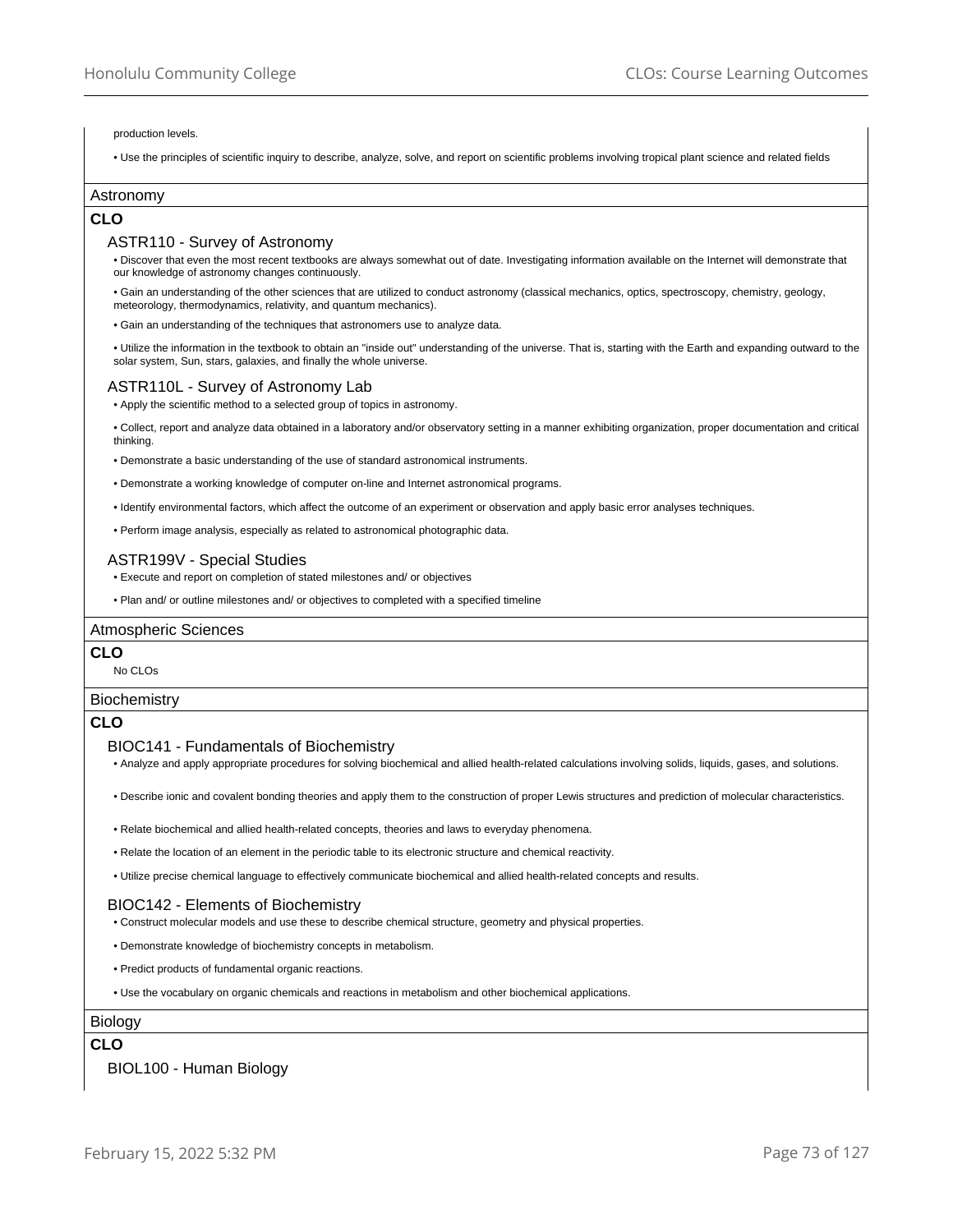production levels.

- Use the principles of scientific inquiry to describe, analyze, solve, and report on scientific problems involving tropical plant science and related fields

## Astronomy

### CLO

#### ASTR110 - Survey of Astronomy

- Discover that even the most recent textbooks are always somewhat out of date. Investigating information available on the Internet will demonstrate that our knowledge of astronomy changes continuously.
- Gain an understanding of the other sciences that are utilized to conduct astronomy (classical mechanics, optics, spectroscopy, chemistry, geology, meteorology, thermodynamics, relativity, and quantum mechanics).
- Gain an understanding of the techniques that astronomers use to analyze data.
- Utilize the information in the textbook to obtain an "inside out" understanding of the universe. That is, starting with the Earth and expanding outward to the solar system, Sun, stars, galaxies, and finally the whole universe.

#### ASTR110L - Survey of Astronomy Lab

- Apply the scientific method to a selected group of topics in astronomy.
- Collect, report and analyze data obtained in a laboratory and/or observatory setting in a manner exhibiting organization, proper documentation and critical thinking.
- Demonstrate a basic understanding of the use of standard astronomical instruments.
- Demonstrate a working knowledge of computer on-line and Internet astronomical programs.
- Identify environmental factors, which affect the outcome of an experiment or observation and apply basic error analyses techniques.
- Perform image analysis, especially as related to astronomical photographic data.

#### ASTR199V - Special Studies

- Execute and report on completion of stated milestones and/ or objectives
- Plan and/ or outline milestones and/ or objectives to completed with a specified timeline

## Atmospheric Sciences

### CLO

No CLOs

## Biochemistry

### CLO

#### BIOC141 - Fundamentals of Biochemistry

- Analyze and apply appropriate procedures for solving biochemical and allied health-related calculations involving solids, liquids, gases, and solutions.
- Describe ionic and covalent bonding theories and apply them to the construction of proper Lewis structures and prediction of molecular characteristics.
- Relate biochemical and allied health-related concepts, theories and laws to everyday phenomena.
- Relate the location of an element in the periodic table to its electronic structure and chemical reactivity.
- Utilize precise chemical language to effectively communicate biochemical and allied health-related concepts and results.

#### BIOC142 - Elements of Biochemistry

- Construct molecular models and use these to describe chemical structure, geometry and physical properties.
- Demonstrate knowledge of biochemistry concepts in metabolism.
- Predict products of fundamental organic reactions.
- Use the vocabulary on organic chemicals and reactions in metabolism and other biochemical applications.

## Biology

### CLO

#### BIOL100 - Human Biology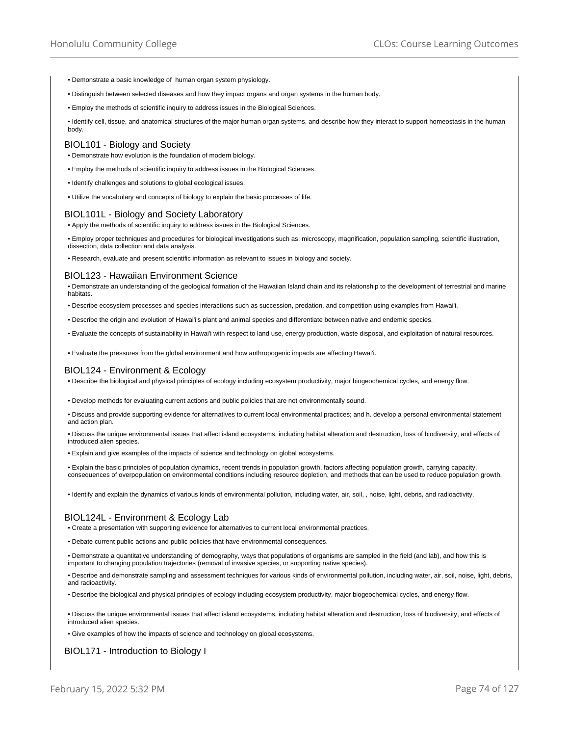- Demonstrate a basic knowledge of human organ system physiology.
- Distinguish between selected diseases and how they impact organs and organ systems in the human body.
- Employ the methods of scientific inquiry to address issues in the Biological Sciences.
- Identify cell, tissue, and anatomical structures of the major human organ systems, and describe how they interact to support homeostasis in the human body.

## BIOL101 - Biology and Society

- Demonstrate how evolution is the foundation of modern biology.
- Employ the methods of scientific inquiry to address issues in the Biological Sciences.
- Identify challenges and solutions to global ecological issues.
- Utilize the vocabulary and concepts of biology to explain the basic processes of life.

## BIOL101L - Biology and Society Laboratory

- Apply the methods of scientific inquiry to address issues in the Biological Sciences.
- Employ proper techniques and procedures for biological investigations such as: microscopy, magnification, population sampling, scientific illustration, dissection, data collection and data analysis.
- Research, evaluate and present scientific information as relevant to issues in biology and society.

## BIOL123 - Hawaiian Environment Science

- Demonstrate an understanding of the geological formation of the Hawaiian Island chain and its relationship to the development of terrestrial and marine habitats.
- Describe ecosystem processes and species interactions such as succession, predation, and competition using examples from Hawai'i.
- Describe the origin and evolution of Hawai'i's plant and animal species and differentiate between native and endemic species.
- Evaluate the concepts of sustainability in Hawai'i with respect to land use, energy production, waste disposal, and exploitation of natural resources.
- Evaluate the pressures from the global environment and how anthropogenic impacts are affecting Hawai'i.

## BIOL124 - Environment & Ecology

- Describe the biological and physical principles of ecology including ecosystem productivity, major biogeochemical cycles, and energy flow.
- Develop methods for evaluating current actions and public policies that are not environmentally sound.
- Discuss and provide supporting evidence for alternatives to current local environmental practices; and h. develop a personal environmental statement and action plan.
- Discuss the unique environmental issues that affect island ecosystems, including habitat alteration and destruction, loss of biodiversity, and effects of introduced alien species.
- Explain and give examples of the impacts of science and technology on global ecosystems.
- Explain the basic principles of population dynamics, recent trends in population growth, factors affecting population growth, carrying capacity, consequences of overpopulation on environmental conditions including resource depletion, and methods that can be used to reduce population growth.
- Identify and explain the dynamics of various kinds of environmental pollution, including water, air, soil, , noise, light, debris, and radioactivity.

## BIOL124L - Environment & Ecology Lab

- Create a presentation with supporting evidence for alternatives to current local environmental practices.
- Debate current public actions and public policies that have environmental consequences.
- Demonstrate a quantitative understanding of demography, ways that populations of organisms are sampled in the field (and lab), and how this is important to changing population trajectories (removal of invasive species, or supporting native species).
- Describe and demonstrate sampling and assessment techniques for various kinds of environmental pollution, including water, air, soil, noise, light, debris, and radioactivity.
- Describe the biological and physical principles of ecology including ecosystem productivity, major biogeochemical cycles, and energy flow.
- Discuss the unique environmental issues that affect island ecosystems, including habitat alteration and destruction, loss of biodiversity, and effects of introduced alien species.
- Give examples of how the impacts of science and technology on global ecosystems.

## BIOL171 - Introduction to Biology I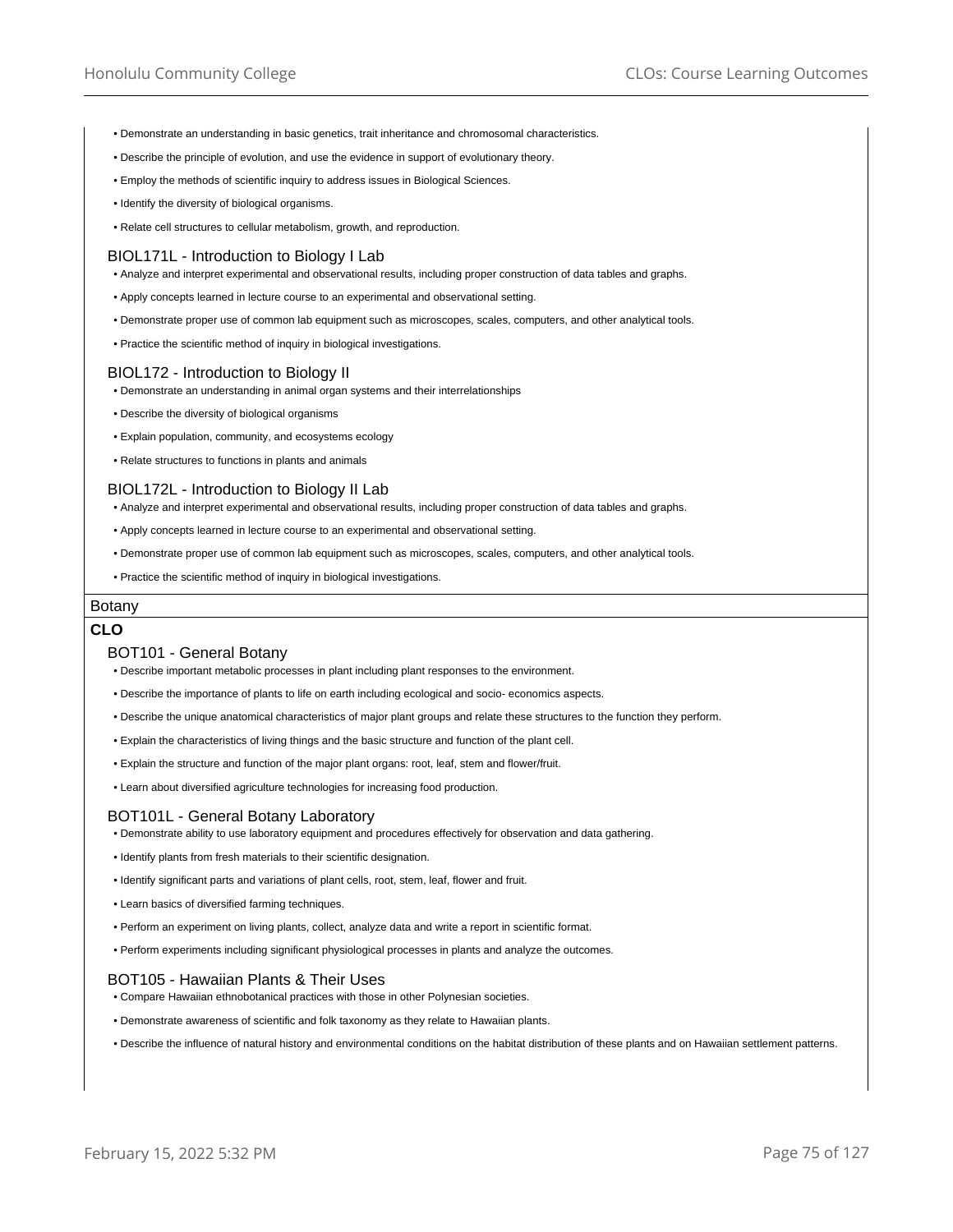- Demonstrate an understanding in basic genetics, trait inheritance and chromosomal characteristics.
- Describe the principle of evolution, and use the evidence in support of evolutionary theory.
- Employ the methods of scientific inquiry to address issues in Biological Sciences.
- Identify the diversity of biological organisms.
- Relate cell structures to cellular metabolism, growth, and reproduction.

### BIOL171L - Introduction to Biology I Lab

- Analyze and interpret experimental and observational results, including proper construction of data tables and graphs.
- Apply concepts learned in lecture course to an experimental and observational setting.
- Demonstrate proper use of common lab equipment such as microscopes, scales, computers, and other analytical tools.
- Practice the scientific method of inquiry in biological investigations.

### BIOL172 - Introduction to Biology II

- Demonstrate an understanding in animal organ systems and their interrelationships
- Describe the diversity of biological organisms
- Explain population, community, and ecosystems ecology
- Relate structures to functions in plants and animals

### BIOL172L - Introduction to Biology II Lab

- Analyze and interpret experimental and observational results, including proper construction of data tables and graphs.
- Apply concepts learned in lecture course to an experimental and observational setting.
- Demonstrate proper use of common lab equipment such as microscopes, scales, computers, and other analytical tools.
- Practice the scientific method of inquiry in biological investigations.

## Botany

**CLO**

### BOT101 - General Botany

- Describe important metabolic processes in plant including plant responses to the environment.
- Describe the importance of plants to life on earth including ecological and socio- economics aspects.
- Describe the unique anatomical characteristics of major plant groups and relate these structures to the function they perform.
- Explain the characteristics of living things and the basic structure and function of the plant cell.
- Explain the structure and function of the major plant organs: root, leaf, stem and flower/fruit.
- Learn about diversified agriculture technologies for increasing food production.

### BOT101L - General Botany Laboratory

- Demonstrate ability to use laboratory equipment and procedures effectively for observation and data gathering.
- Identify plants from fresh materials to their scientific designation.
- Identify significant parts and variations of plant cells, root, stem, leaf, flower and fruit.
- Learn basics of diversified farming techniques.
- Perform an experiment on living plants, collect, analyze data and write a report in scientific format.
- Perform experiments including significant physiological processes in plants and analyze the outcomes.

### BOT105 - Hawaiian Plants & Their Uses

- Compare Hawaiian ethnobotanical practices with those in other Polynesian societies.
- Demonstrate awareness of scientific and folk taxonomy as they relate to Hawaiian plants.
- Describe the influence of natural history and environmental conditions on the habitat distribution of these plants and on Hawaiian settlement patterns.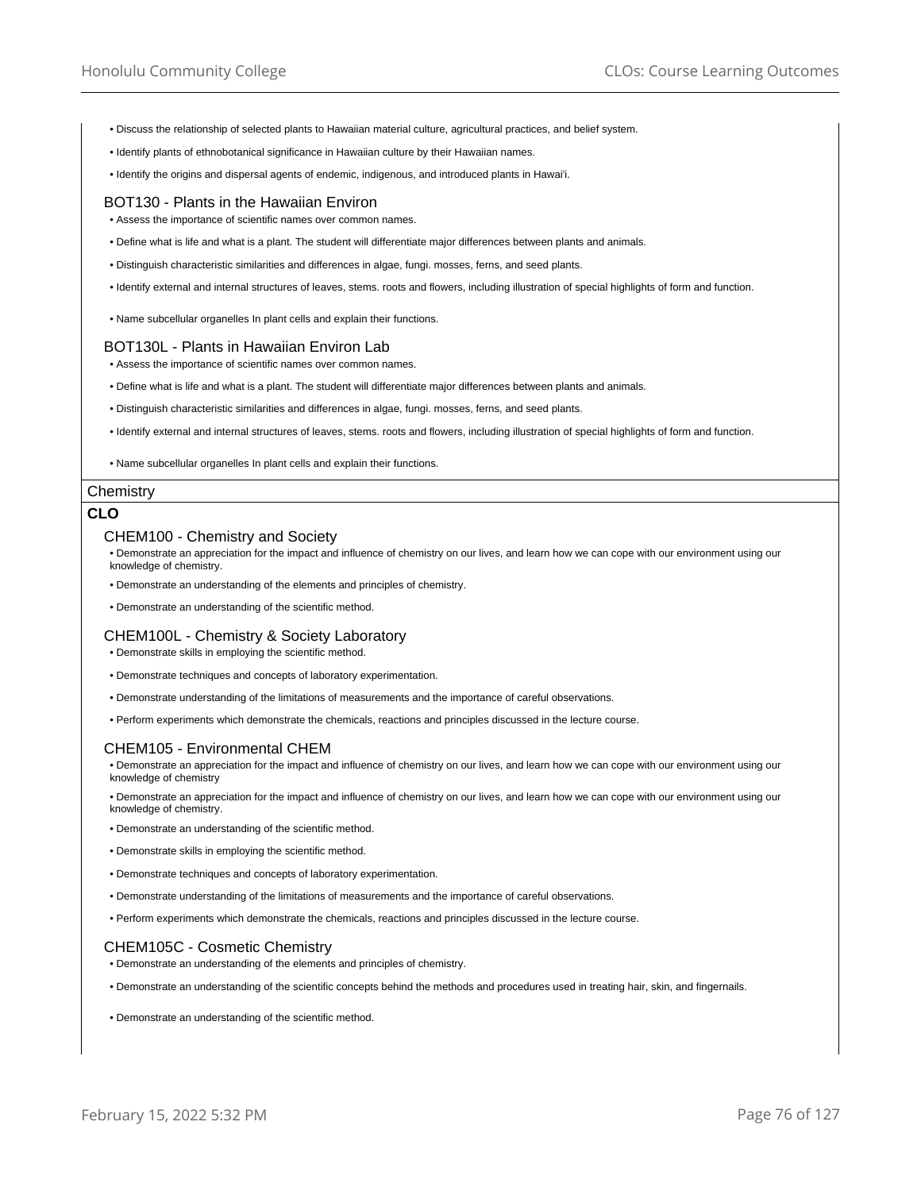- Discuss the relationship of selected plants to Hawaiian material culture, agricultural practices, and belief system.
- Identify plants of ethnobotanical significance in Hawaiian culture by their Hawaiian names.
- Identify the origins and dispersal agents of endemic, indigenous, and introduced plants in Hawai'i.

### BOT130 - Plants in the Hawaiian Environ

- Assess the importance of scientific names over common names.
- Define what is life and what is a plant. The student will differentiate major differences between plants and animals.
- Distinguish characteristic similarities and differences in algae, fungi. mosses, ferns, and seed plants.
- Identify external and internal structures of leaves, stems. roots and flowers, including illustration of special highlights of form and function.
- Name subcellular organelles In plant cells and explain their functions.

### BOT130L - Plants in Hawaiian Environ Lab

- Assess the importance of scientific names over common names.
- Define what is life and what is a plant. The student will differentiate major differences between plants and animals.
- Distinguish characteristic similarities and differences in algae, fungi. mosses, ferns, and seed plants.
- Identify external and internal structures of leaves, stems. roots and flowers, including illustration of special highlights of form and function.
- Name subcellular organelles In plant cells and explain their functions.

## Chemistry

**CLO**

### CHEM100 - Chemistry and Society

- Demonstrate an appreciation for the impact and influence of chemistry on our lives, and learn how we can cope with our environment using our knowledge of chemistry.
- Demonstrate an understanding of the elements and principles of chemistry.
- Demonstrate an understanding of the scientific method.

### CHEM100L - Chemistry & Society Laboratory

- Demonstrate skills in employing the scientific method.
- Demonstrate techniques and concepts of laboratory experimentation.
- Demonstrate understanding of the limitations of measurements and the importance of careful observations.
- Perform experiments which demonstrate the chemicals, reactions and principles discussed in the lecture course.

### CHEM105 - Environmental CHEM

- Demonstrate an appreciation for the impact and influence of chemistry on our lives, and learn how we can cope with our environment using our knowledge of chemistry
- Demonstrate an appreciation for the impact and influence of chemistry on our lives, and learn how we can cope with our environment using our knowledge of chemistry.
- Demonstrate an understanding of the scientific method.
- Demonstrate skills in employing the scientific method.
- Demonstrate techniques and concepts of laboratory experimentation.
- Demonstrate understanding of the limitations of measurements and the importance of careful observations.
- Perform experiments which demonstrate the chemicals, reactions and principles discussed in the lecture course.

### CHEM105C - Cosmetic Chemistry

- Demonstrate an understanding of the elements and principles of chemistry.
- Demonstrate an understanding of the scientific concepts behind the methods and procedures used in treating hair, skin, and fingernails.
- Demonstrate an understanding of the scientific method.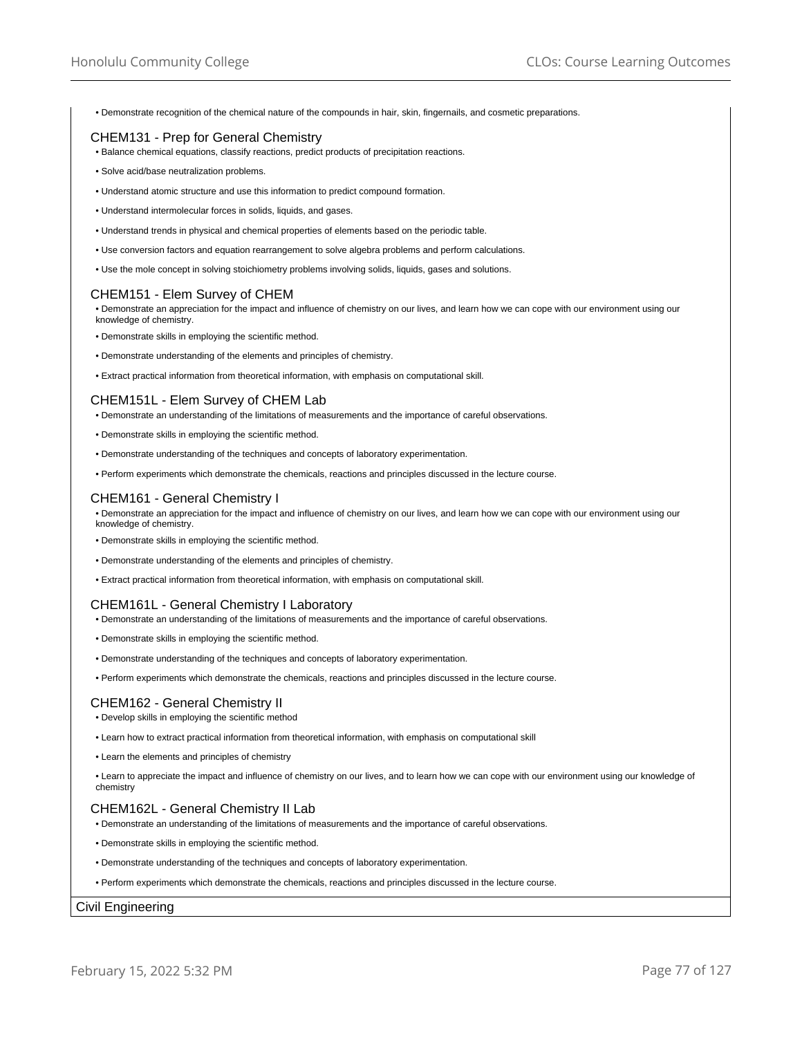- Demonstrate recognition of the chemical nature of the compounds in hair, skin, fingernails, and cosmetic preparations.

### CHEM131 - Prep for General Chemistry

- Balance chemical equations, classify reactions, predict products of precipitation reactions.
- Solve acid/base neutralization problems.
- Understand atomic structure and use this information to predict compound formation.
- Understand intermolecular forces in solids, liquids, and gases.
- Understand trends in physical and chemical properties of elements based on the periodic table.
- Use conversion factors and equation rearrangement to solve algebra problems and perform calculations.
- Use the mole concept in solving stoichiometry problems involving solids, liquids, gases and solutions.

### CHEM151 - Elem Survey of CHEM

- Demonstrate an appreciation for the impact and influence of chemistry on our lives, and learn how we can cope with our environment using our knowledge of chemistry.
- Demonstrate skills in employing the scientific method.
- Demonstrate understanding of the elements and principles of chemistry.
- Extract practical information from theoretical information, with emphasis on computational skill.

### CHEM151L - Elem Survey of CHEM Lab

- Demonstrate an understanding of the limitations of measurements and the importance of careful observations.
- Demonstrate skills in employing the scientific method.
- Demonstrate understanding of the techniques and concepts of laboratory experimentation.
- Perform experiments which demonstrate the chemicals, reactions and principles discussed in the lecture course.

### CHEM161 - General Chemistry I

- Demonstrate an appreciation for the impact and influence of chemistry on our lives, and learn how we can cope with our environment using our knowledge of chemistry.
- Demonstrate skills in employing the scientific method.
- Demonstrate understanding of the elements and principles of chemistry.
- Extract practical information from theoretical information, with emphasis on computational skill.

### CHEM161L - General Chemistry I Laboratory

- Demonstrate an understanding of the limitations of measurements and the importance of careful observations.
- Demonstrate skills in employing the scientific method.
- Demonstrate understanding of the techniques and concepts of laboratory experimentation.
- Perform experiments which demonstrate the chemicals, reactions and principles discussed in the lecture course.

### CHEM162 - General Chemistry II

- Develop skills in employing the scientific method
- Learn how to extract practical information from theoretical information, with emphasis on computational skill
- Learn the elements and principles of chemistry
- Learn to appreciate the impact and influence of chemistry on our lives, and to learn how we can cope with our environment using our knowledge of chemistry

### CHEM162L - General Chemistry II Lab

- Demonstrate an understanding of the limitations of measurements and the importance of careful observations.
- Demonstrate skills in employing the scientific method.
- Demonstrate understanding of the techniques and concepts of laboratory experimentation.
- Perform experiments which demonstrate the chemicals, reactions and principles discussed in the lecture course.

## Civil Engineering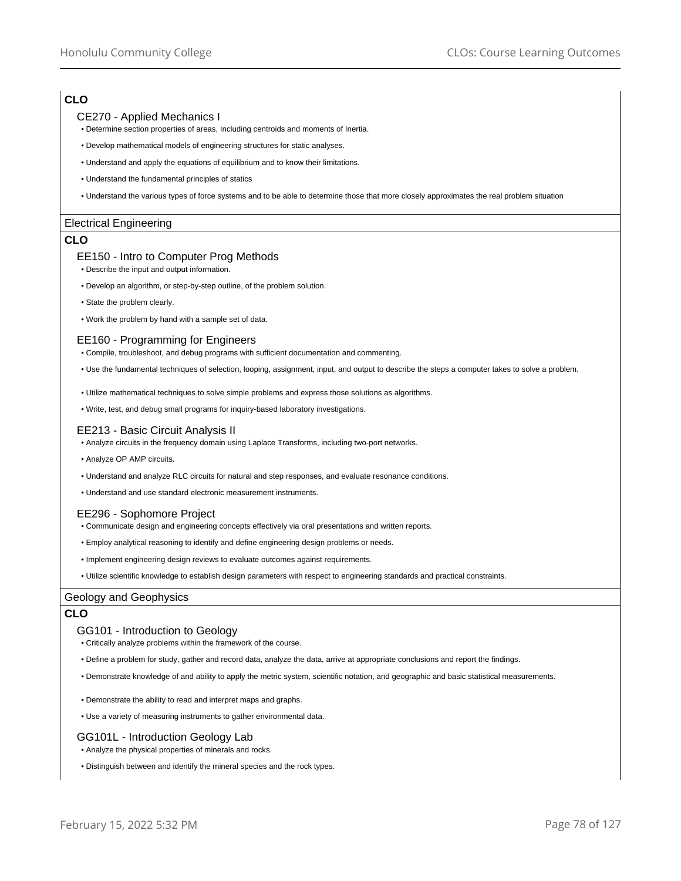**CLO**

### CE270 - Applied Mechanics I

- Determine section properties of areas, Including centroids and moments of Inertia.
- Develop mathematical models of engineering structures for static analyses.
- Understand and apply the equations of equilibrium and to know their limitations.
- Understand the fundamental principles of statics
- Understand the various types of force systems and to be able to determine those that more closely approximates the real problem situation

## Electrical Engineering

**CLO**

### EE150 - Intro to Computer Prog Methods

- Describe the input and output information.
- Develop an algorithm, or step-by-step outline, of the problem solution.
- State the problem clearly.
- Work the problem by hand with a sample set of data.

### EE160 - Programming for Engineers

- Compile, troubleshoot, and debug programs with sufficient documentation and commenting.
- Use the fundamental techniques of selection, looping, assignment, input, and output to describe the steps a computer takes to solve a problem.
- Utilize mathematical techniques to solve simple problems and express those solutions as algorithms.
- Write, test, and debug small programs for inquiry-based laboratory investigations.

### EE213 - Basic Circuit Analysis II

- Analyze circuits in the frequency domain using Laplace Transforms, including two-port networks.
- Analyze OP AMP circuits.
- Understand and analyze RLC circuits for natural and step responses, and evaluate resonance conditions.
- Understand and use standard electronic measurement instruments.

### EE296 - Sophomore Project

- Communicate design and engineering concepts effectively via oral presentations and written reports.
- Employ analytical reasoning to identify and define engineering design problems or needs.
- Implement engineering design reviews to evaluate outcomes against requirements.
- Utilize scientific knowledge to establish design parameters with respect to engineering standards and practical constraints.

## Geology and Geophysics

**CLO**

### GG101 - Introduction to Geology

- Critically analyze problems within the framework of the course.
- Define a problem for study, gather and record data, analyze the data, arrive at appropriate conclusions and report the findings.
- Demonstrate knowledge of and ability to apply the metric system, scientific notation, and geographic and basic statistical measurements.
- Demonstrate the ability to read and interpret maps and graphs.
- Use a variety of measuring instruments to gather environmental data.

### GG101L - Introduction Geology Lab

- Analyze the physical properties of minerals and rocks.
- Distinguish between and identify the mineral species and the rock types.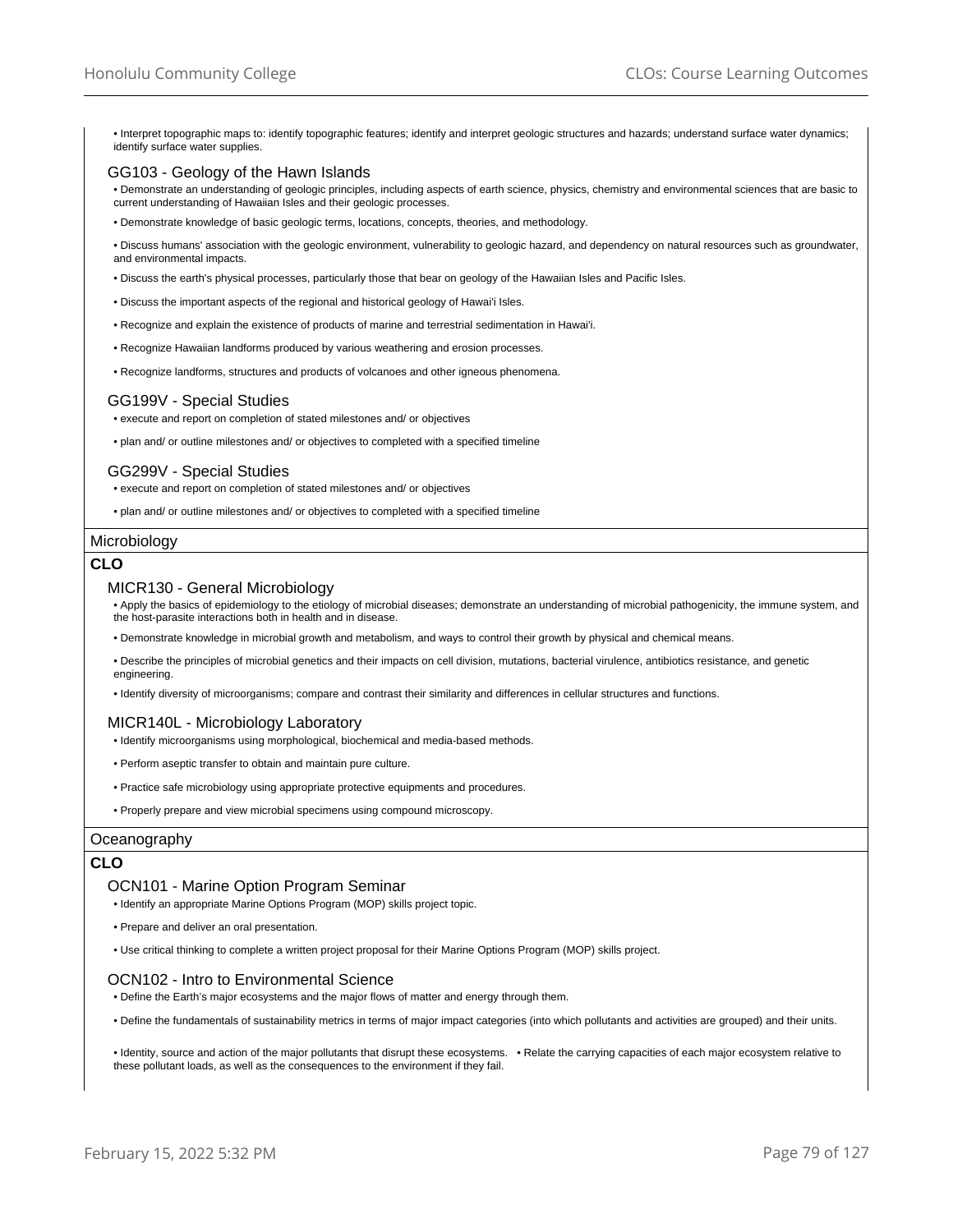- Interpret topographic maps to: identify topographic features; identify and interpret geologic structures and hazards; understand surface water dynamics; identify surface water supplies.

### GG103 - Geology of the Hawn Islands

- Demonstrate an understanding of geologic principles, including aspects of earth science, physics, chemistry and environmental sciences that are basic to current understanding of Hawaiian Isles and their geologic processes.
- Demonstrate knowledge of basic geologic terms, locations, concepts, theories, and methodology.
- Discuss humans' association with the geologic environment, vulnerability to geologic hazard, and dependency on natural resources such as groundwater, and environmental impacts.
- Discuss the earth's physical processes, particularly those that bear on geology of the Hawaiian Isles and Pacific Isles.
- Discuss the important aspects of the regional and historical geology of Hawai'i Isles.
- Recognize and explain the existence of products of marine and terrestrial sedimentation in Hawai'i.
- Recognize Hawaiian landforms produced by various weathering and erosion processes.
- Recognize landforms, structures and products of volcanoes and other igneous phenomena.

### GG199V - Special Studies

- execute and report on completion of stated milestones and/ or objectives
- plan and/ or outline milestones and/ or objectives to completed with a specified timeline

### GG299V - Special Studies

- execute and report on completion of stated milestones and/ or objectives
- plan and/ or outline milestones and/ or objectives to completed with a specified timeline

## Microbiology

**CLO**

### MICR130 - General Microbiology

- Apply the basics of epidemiology to the etiology of microbial diseases; demonstrate an understanding of microbial pathogenicity, the immune system, and the host-parasite interactions both in health and in disease.
- Demonstrate knowledge in microbial growth and metabolism, and ways to control their growth by physical and chemical means.
- Describe the principles of microbial genetics and their impacts on cell division, mutations, bacterial virulence, antibiotics resistance, and genetic engineering.
- Identify diversity of microorganisms; compare and contrast their similarity and differences in cellular structures and functions.

### MICR140L - Microbiology Laboratory

- Identify microorganisms using morphological, biochemical and media-based methods.
- Perform aseptic transfer to obtain and maintain pure culture.
- Practice safe microbiology using appropriate protective equipments and procedures.
- Properly prepare and view microbial specimens using compound microscopy.

## Oceanography

**CLO**

### OCN101 - Marine Option Program Seminar

- Identify an appropriate Marine Options Program (MOP) skills project topic.
- Prepare and deliver an oral presentation.
- Use critical thinking to complete a written project proposal for their Marine Options Program (MOP) skills project.

### OCN102 - Intro to Environmental Science

- Define the Earth's major ecosystems and the major flows of matter and energy through them.
- Define the fundamentals of sustainability metrics in terms of major impact categories (into which pollutants and activities are grouped) and their units.
- Identity, source and action of the major pollutants that disrupt these ecosystems. • Relate the carrying capacities of each major ecosystem relative to these pollutant loads, as well as the consequences to the environment if they fail.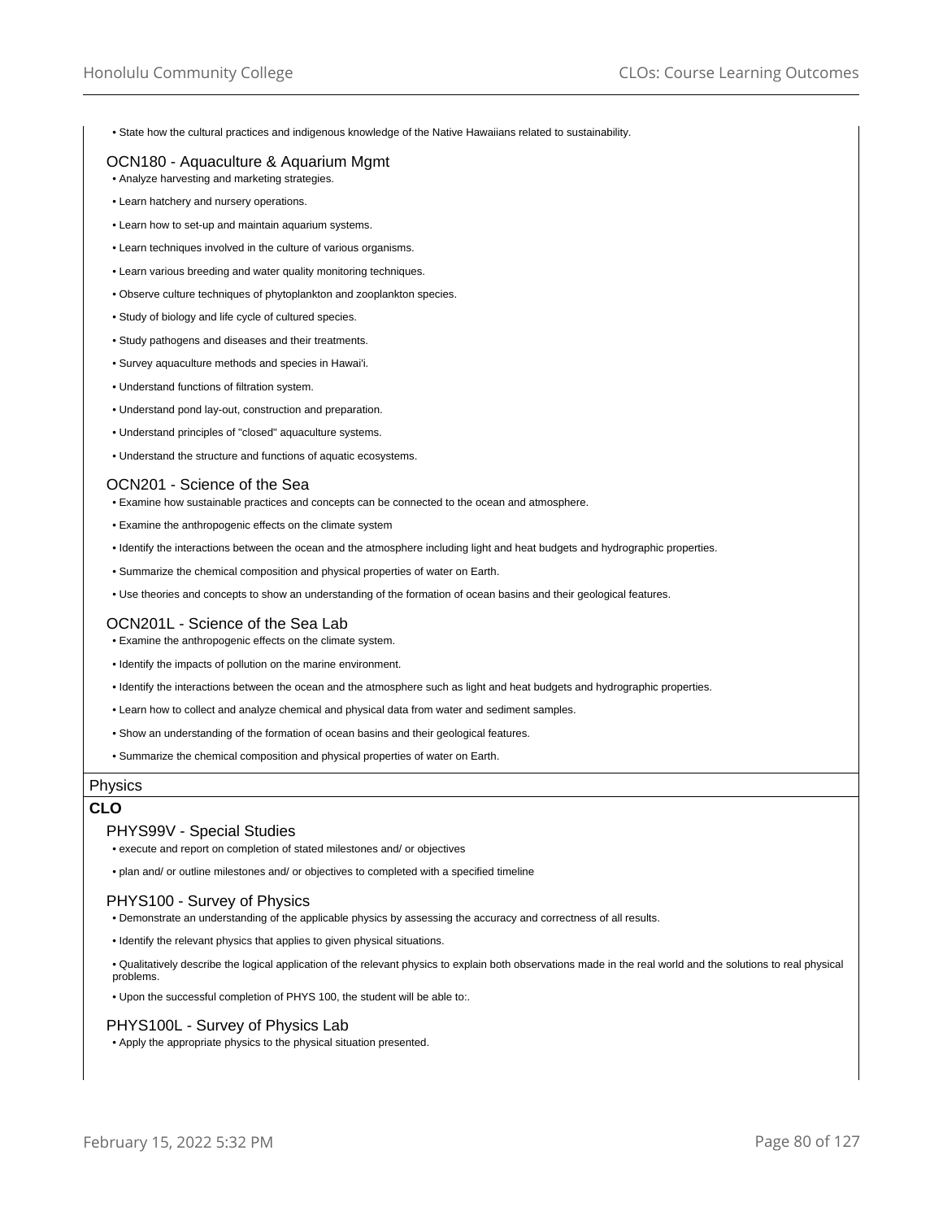- State how the cultural practices and indigenous knowledge of the Native Hawaiians related to sustainability.

### OCN180 - Aquaculture & Aquarium Mgmt

- Analyze harvesting and marketing strategies.
- Learn hatchery and nursery operations.
- Learn how to set-up and maintain aquarium systems.
- Learn techniques involved in the culture of various organisms.
- Learn various breeding and water quality monitoring techniques.
- Observe culture techniques of phytoplankton and zooplankton species.
- Study of biology and life cycle of cultured species.
- Study pathogens and diseases and their treatments.
- Survey aquaculture methods and species in Hawai'i.
- Understand functions of filtration system.
- Understand pond lay-out, construction and preparation.
- Understand principles of "closed" aquaculture systems.
- Understand the structure and functions of aquatic ecosystems.

### OCN201 - Science of the Sea

- Examine how sustainable practices and concepts can be connected to the ocean and atmosphere.
- Examine the anthropogenic effects on the climate system
- Identify the interactions between the ocean and the atmosphere including light and heat budgets and hydrographic properties.
- Summarize the chemical composition and physical properties of water on Earth.
- Use theories and concepts to show an understanding of the formation of ocean basins and their geological features.

### OCN201L - Science of the Sea Lab

- Examine the anthropogenic effects on the climate system.
- Identify the impacts of pollution on the marine environment.
- Identify the interactions between the ocean and the atmosphere such as light and heat budgets and hydrographic properties.
- Learn how to collect and analyze chemical and physical data from water and sediment samples.
- Show an understanding of the formation of ocean basins and their geological features.
- Summarize the chemical composition and physical properties of water on Earth.

## Physics

**CLO**

### PHYS99V - Special Studies

- execute and report on completion of stated milestones and/ or objectives
- plan and/ or outline milestones and/ or objectives to completed with a specified timeline

### PHYS100 - Survey of Physics

- Demonstrate an understanding of the applicable physics by assessing the accuracy and correctness of all results.
- Identify the relevant physics that applies to given physical situations.
- Qualitatively describe the logical application of the relevant physics to explain both observations made in the real world and the solutions to real physical problems.
- Upon the successful completion of PHYS 100, the student will be able to:.

### PHYS100L - Survey of Physics Lab

- Apply the appropriate physics to the physical situation presented.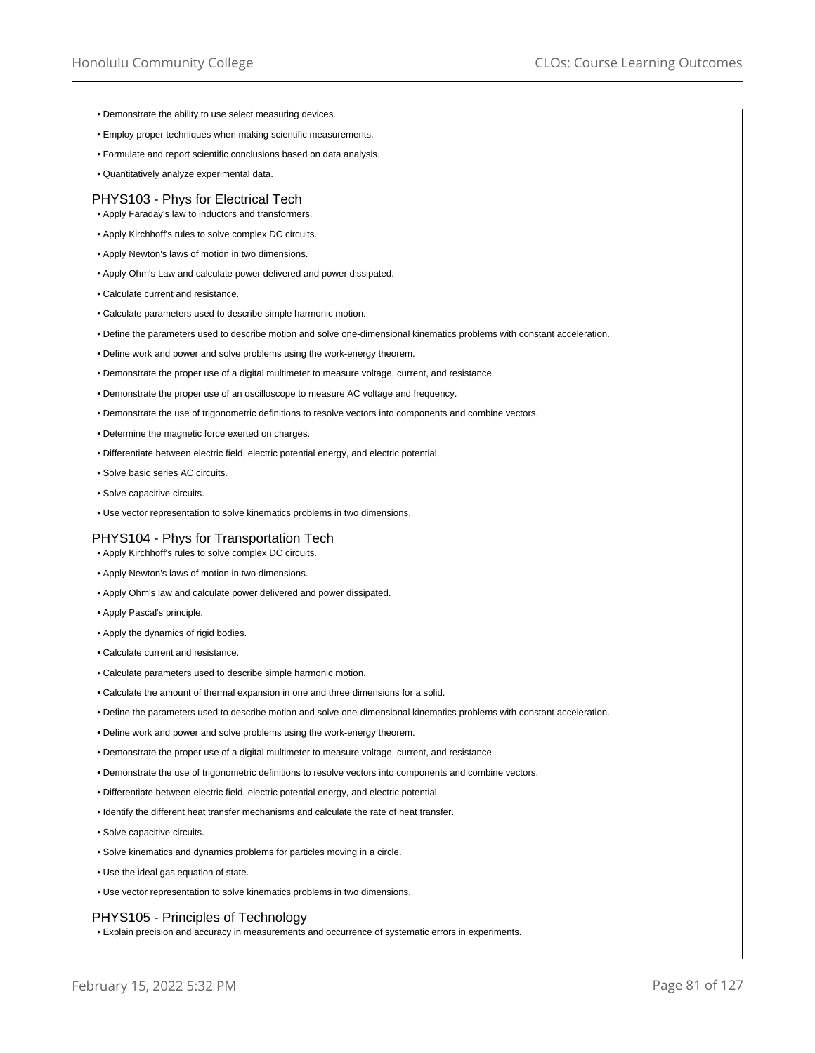- Demonstrate the ability to use select measuring devices.
- Employ proper techniques when making scientific measurements.
- Formulate and report scientific conclusions based on data analysis.
- Quantitatively analyze experimental data.

## PHYS103 - Phys for Electrical Tech

- Apply Faraday's law to inductors and transformers.
- Apply Kirchhoff's rules to solve complex DC circuits.
- Apply Newton's laws of motion in two dimensions.
- Apply Ohm's Law and calculate power delivered and power dissipated.
- Calculate current and resistance.
- Calculate parameters used to describe simple harmonic motion.
- Define the parameters used to describe motion and solve one-dimensional kinematics problems with constant acceleration.
- Define work and power and solve problems using the work-energy theorem.
- Demonstrate the proper use of a digital multimeter to measure voltage, current, and resistance.
- Demonstrate the proper use of an oscilloscope to measure AC voltage and frequency.
- Demonstrate the use of trigonometric definitions to resolve vectors into components and combine vectors.
- Determine the magnetic force exerted on charges.
- Differentiate between electric field, electric potential energy, and electric potential.
- Solve basic series AC circuits.
- Solve capacitive circuits.
- Use vector representation to solve kinematics problems in two dimensions.

## PHYS104 - Phys for Transportation Tech

- Apply Kirchhoff's rules to solve complex DC circuits.
- Apply Newton's laws of motion in two dimensions.
- Apply Ohm's law and calculate power delivered and power dissipated.
- Apply Pascal's principle.
- Apply the dynamics of rigid bodies.
- Calculate current and resistance.
- Calculate parameters used to describe simple harmonic motion.
- Calculate the amount of thermal expansion in one and three dimensions for a solid.
- Define the parameters used to describe motion and solve one-dimensional kinematics problems with constant acceleration.
- Define work and power and solve problems using the work-energy theorem.
- Demonstrate the proper use of a digital multimeter to measure voltage, current, and resistance.
- Demonstrate the use of trigonometric definitions to resolve vectors into components and combine vectors.
- Differentiate between electric field, electric potential energy, and electric potential.
- Identify the different heat transfer mechanisms and calculate the rate of heat transfer.
- Solve capacitive circuits.
- Solve kinematics and dynamics problems for particles moving in a circle.
- Use the ideal gas equation of state.
- Use vector representation to solve kinematics problems in two dimensions.

## PHYS105 - Principles of Technology

- Explain precision and accuracy in measurements and occurrence of systematic errors in experiments.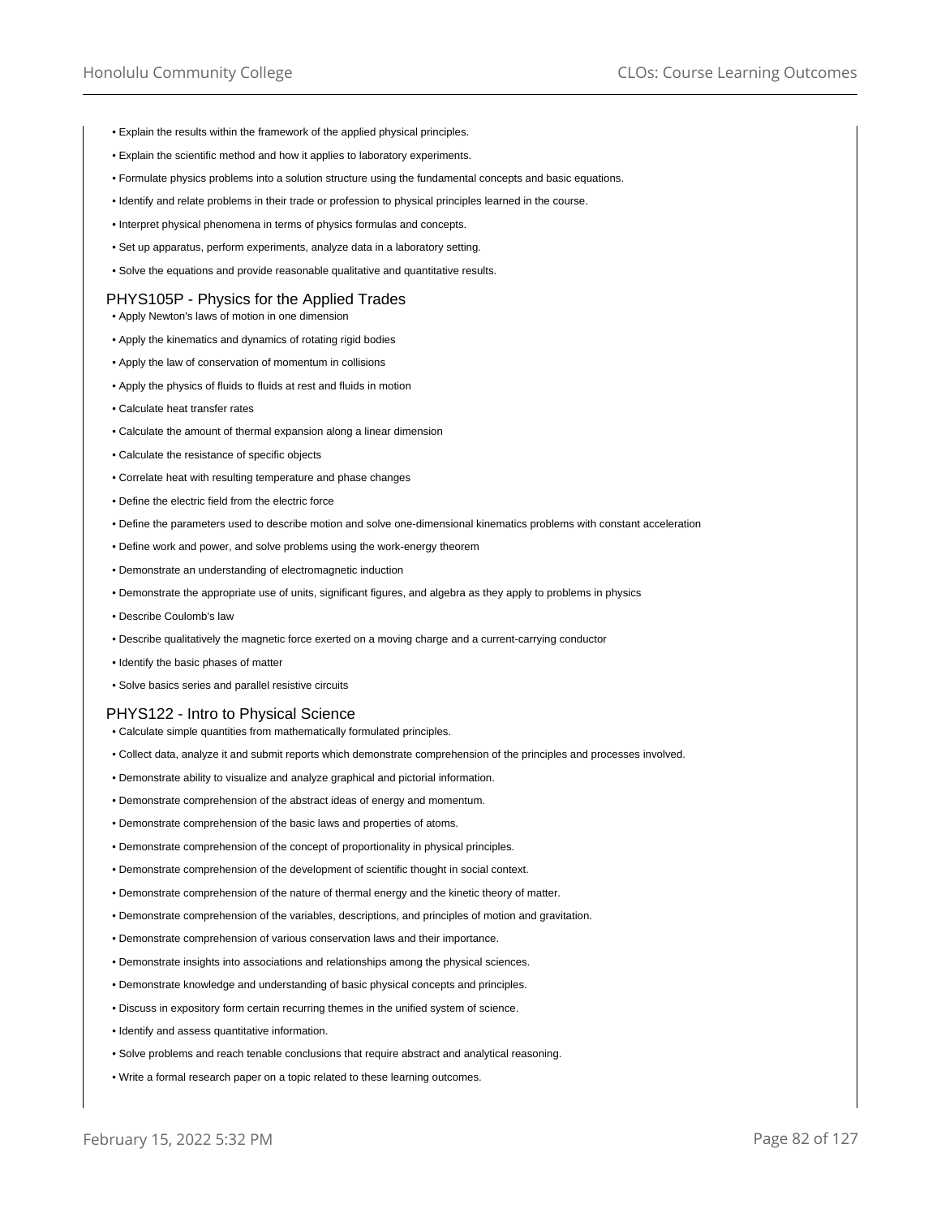- Explain the results within the framework of the applied physical principles.
- Explain the scientific method and how it applies to laboratory experiments.
- Formulate physics problems into a solution structure using the fundamental concepts and basic equations.
- Identify and relate problems in their trade or profession to physical principles learned in the course.
- Interpret physical phenomena in terms of physics formulas and concepts.
- Set up apparatus, perform experiments, analyze data in a laboratory setting.
- Solve the equations and provide reasonable qualitative and quantitative results.

## PHYS105P - Physics for the Applied Trades

- Apply Newton's laws of motion in one dimension
- Apply the kinematics and dynamics of rotating rigid bodies
- Apply the law of conservation of momentum in collisions
- Apply the physics of fluids to fluids at rest and fluids in motion
- Calculate heat transfer rates
- Calculate the amount of thermal expansion along a linear dimension
- Calculate the resistance of specific objects
- Correlate heat with resulting temperature and phase changes
- Define the electric field from the electric force
- Define the parameters used to describe motion and solve one-dimensional kinematics problems with constant acceleration
- Define work and power, and solve problems using the work-energy theorem
- Demonstrate an understanding of electromagnetic induction
- Demonstrate the appropriate use of units, significant figures, and algebra as they apply to problems in physics
- Describe Coulomb's law
- Describe qualitatively the magnetic force exerted on a moving charge and a current-carrying conductor
- Identify the basic phases of matter
- Solve basics series and parallel resistive circuits

## PHYS122 - Intro to Physical Science

- Calculate simple quantities from mathematically formulated principles.
- Collect data, analyze it and submit reports which demonstrate comprehension of the principles and processes involved.
- Demonstrate ability to visualize and analyze graphical and pictorial information.
- Demonstrate comprehension of the abstract ideas of energy and momentum.
- Demonstrate comprehension of the basic laws and properties of atoms.
- Demonstrate comprehension of the concept of proportionality in physical principles.
- Demonstrate comprehension of the development of scientific thought in social context.
- Demonstrate comprehension of the nature of thermal energy and the kinetic theory of matter.
- Demonstrate comprehension of the variables, descriptions, and principles of motion and gravitation.
- Demonstrate comprehension of various conservation laws and their importance.
- Demonstrate insights into associations and relationships among the physical sciences.
- Demonstrate knowledge and understanding of basic physical concepts and principles.
- Discuss in expository form certain recurring themes in the unified system of science.
- Identify and assess quantitative information.
- Solve problems and reach tenable conclusions that require abstract and analytical reasoning.
- Write a formal research paper on a topic related to these learning outcomes.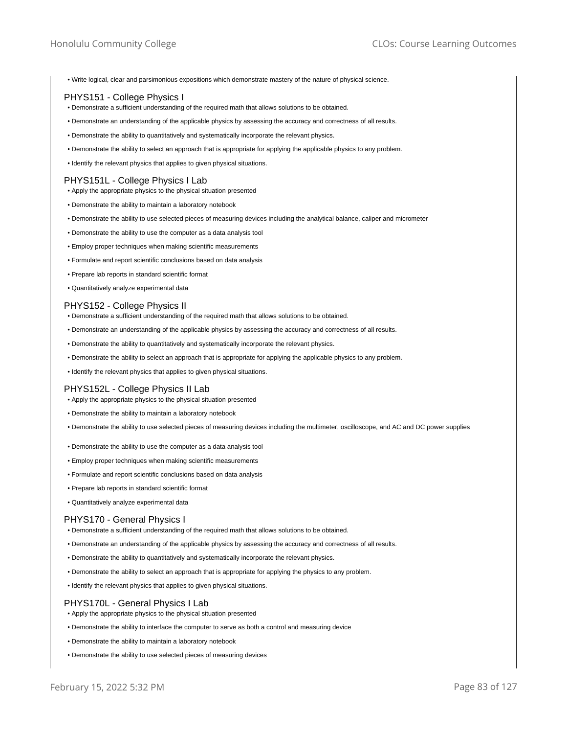- Write logical, clear and parsimonious expositions which demonstrate mastery of the nature of physical science.

### PHYS151 - College Physics I

- Demonstrate a sufficient understanding of the required math that allows solutions to be obtained.
- Demonstrate an understanding of the applicable physics by assessing the accuracy and correctness of all results.
- Demonstrate the ability to quantitatively and systematically incorporate the relevant physics.
- Demonstrate the ability to select an approach that is appropriate for applying the applicable physics to any problem.
- Identify the relevant physics that applies to given physical situations.

### PHYS151L - College Physics I Lab

- Apply the appropriate physics to the physical situation presented
- Demonstrate the ability to maintain a laboratory notebook
- Demonstrate the ability to use selected pieces of measuring devices including the analytical balance, caliper and micrometer
- Demonstrate the ability to use the computer as a data analysis tool
- Employ proper techniques when making scientific measurements
- Formulate and report scientific conclusions based on data analysis
- Prepare lab reports in standard scientific format
- Quantitatively analyze experimental data

### PHYS152 - College Physics II

- Demonstrate a sufficient understanding of the required math that allows solutions to be obtained.
- Demonstrate an understanding of the applicable physics by assessing the accuracy and correctness of all results.
- Demonstrate the ability to quantitatively and systematically incorporate the relevant physics.
- Demonstrate the ability to select an approach that is appropriate for applying the applicable physics to any problem.
- Identify the relevant physics that applies to given physical situations.

### PHYS152L - College Physics II Lab

- Apply the appropriate physics to the physical situation presented
- Demonstrate the ability to maintain a laboratory notebook
- Demonstrate the ability to use selected pieces of measuring devices including the multimeter, oscilloscope, and AC and DC power supplies
- Demonstrate the ability to use the computer as a data analysis tool
- Employ proper techniques when making scientific measurements
- Formulate and report scientific conclusions based on data analysis
- Prepare lab reports in standard scientific format
- Quantitatively analyze experimental data

### PHYS170 - General Physics I

- Demonstrate a sufficient understanding of the required math that allows solutions to be obtained.
- Demonstrate an understanding of the applicable physics by assessing the accuracy and correctness of all results.
- Demonstrate the ability to quantitatively and systematically incorporate the relevant physics.
- Demonstrate the ability to select an approach that is appropriate for applying the physics to any problem.
- Identify the relevant physics that applies to given physical situations.

### PHYS170L - General Physics I Lab

- Apply the appropriate physics to the physical situation presented
- Demonstrate the ability to interface the computer to serve as both a control and measuring device
- Demonstrate the ability to maintain a laboratory notebook
- Demonstrate the ability to use selected pieces of measuring devices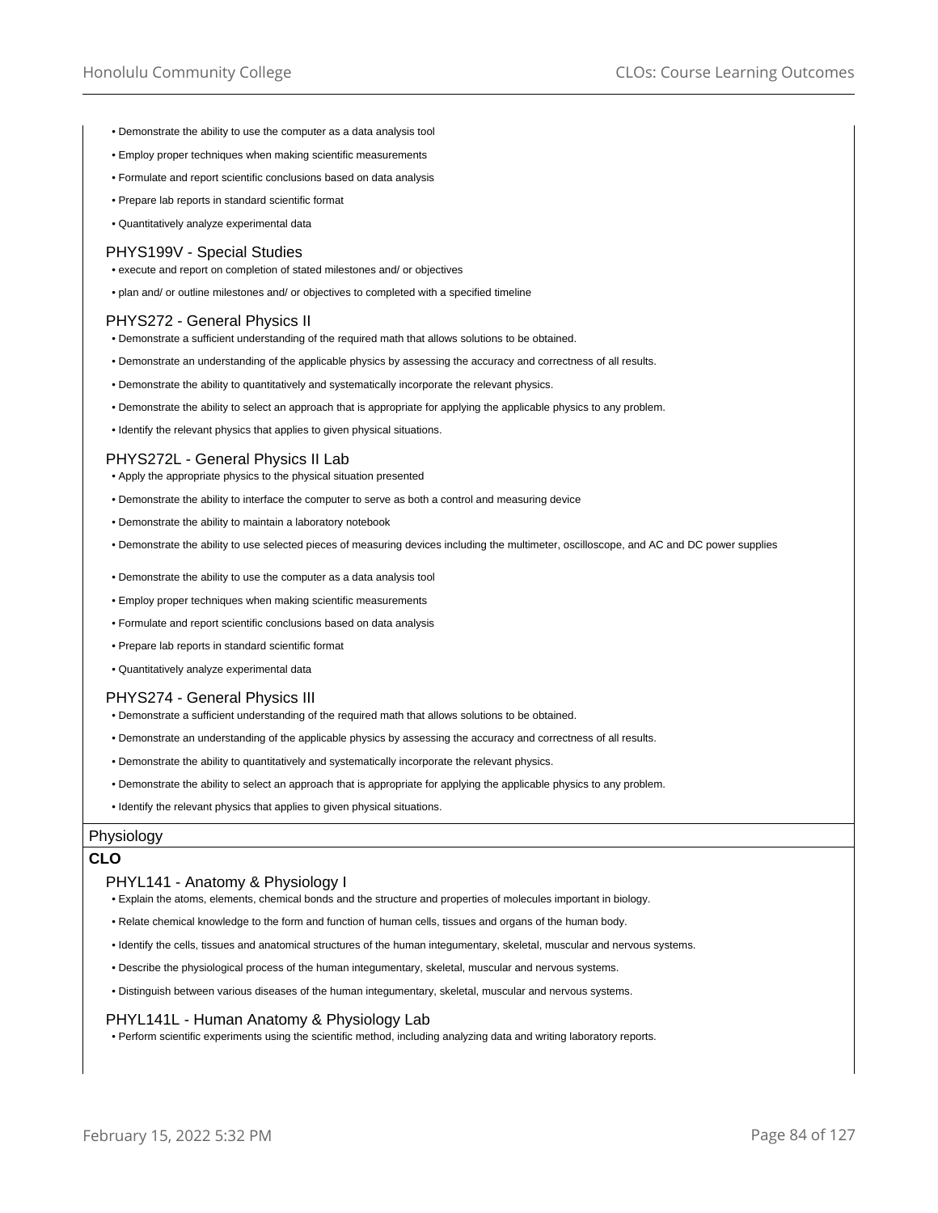- Demonstrate the ability to use the computer as a data analysis tool
- Employ proper techniques when making scientific measurements
- Formulate and report scientific conclusions based on data analysis
- Prepare lab reports in standard scientific format
- Quantitatively analyze experimental data

### PHYS199V - Special Studies

- execute and report on completion of stated milestones and/ or objectives
- plan and/ or outline milestones and/ or objectives to completed with a specified timeline

### PHYS272 - General Physics II

- Demonstrate a sufficient understanding of the required math that allows solutions to be obtained.
- Demonstrate an understanding of the applicable physics by assessing the accuracy and correctness of all results.
- Demonstrate the ability to quantitatively and systematically incorporate the relevant physics.
- Demonstrate the ability to select an approach that is appropriate for applying the applicable physics to any problem.
- Identify the relevant physics that applies to given physical situations.

### PHYS272L - General Physics II Lab

- Apply the appropriate physics to the physical situation presented
- Demonstrate the ability to interface the computer to serve as both a control and measuring device
- Demonstrate the ability to maintain a laboratory notebook
- Demonstrate the ability to use selected pieces of measuring devices including the multimeter, oscilloscope, and AC and DC power supplies
- Demonstrate the ability to use the computer as a data analysis tool
- Employ proper techniques when making scientific measurements
- Formulate and report scientific conclusions based on data analysis
- Prepare lab reports in standard scientific format
- Quantitatively analyze experimental data

### PHYS274 - General Physics III

- Demonstrate a sufficient understanding of the required math that allows solutions to be obtained.
- Demonstrate an understanding of the applicable physics by assessing the accuracy and correctness of all results.
- Demonstrate the ability to quantitatively and systematically incorporate the relevant physics.
- Demonstrate the ability to select an approach that is appropriate for applying the applicable physics to any problem.
- Identify the relevant physics that applies to given physical situations.

## Physiology

**CLO**

### PHYL141 - Anatomy & Physiology I

- Explain the atoms, elements, chemical bonds and the structure and properties of molecules important in biology.
- Relate chemical knowledge to the form and function of human cells, tissues and organs of the human body.
- Identify the cells, tissues and anatomical structures of the human integumentary, skeletal, muscular and nervous systems.
- Describe the physiological process of the human integumentary, skeletal, muscular and nervous systems.
- Distinguish between various diseases of the human integumentary, skeletal, muscular and nervous systems.

### PHYL141L - Human Anatomy & Physiology Lab

- Perform scientific experiments using the scientific method, including analyzing data and writing laboratory reports.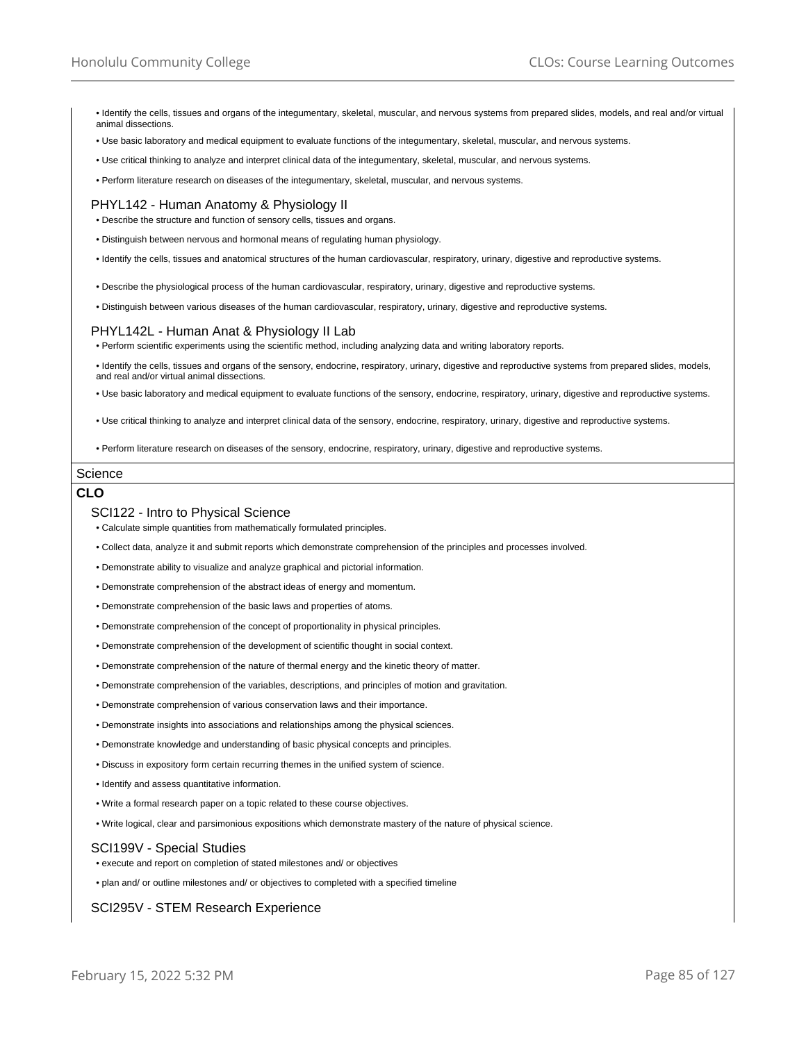- Identify the cells, tissues and organs of the integumentary, skeletal, muscular, and nervous systems from prepared slides, models, and real and/or virtual animal dissections.
- Use basic laboratory and medical equipment to evaluate functions of the integumentary, skeletal, muscular, and nervous systems.
- Use critical thinking to analyze and interpret clinical data of the integumentary, skeletal, muscular, and nervous systems.
- Perform literature research on diseases of the integumentary, skeletal, muscular, and nervous systems.

### PHYL142 - Human Anatomy & Physiology II

- Describe the structure and function of sensory cells, tissues and organs.
- Distinguish between nervous and hormonal means of regulating human physiology.
- Identify the cells, tissues and anatomical structures of the human cardiovascular, respiratory, urinary, digestive and reproductive systems.
- Describe the physiological process of the human cardiovascular, respiratory, urinary, digestive and reproductive systems.
- Distinguish between various diseases of the human cardiovascular, respiratory, urinary, digestive and reproductive systems.

### PHYL142L - Human Anat & Physiology II Lab

- Perform scientific experiments using the scientific method, including analyzing data and writing laboratory reports.
- Identify the cells, tissues and organs of the sensory, endocrine, respiratory, urinary, digestive and reproductive systems from prepared slides, models, and real and/or virtual animal dissections.
- Use basic laboratory and medical equipment to evaluate functions of the sensory, endocrine, respiratory, urinary, digestive and reproductive systems.
- Use critical thinking to analyze and interpret clinical data of the sensory, endocrine, respiratory, urinary, digestive and reproductive systems.
- Perform literature research on diseases of the sensory, endocrine, respiratory, urinary, digestive and reproductive systems.

## Science

**CLO**

### SCI122 - Intro to Physical Science

- Calculate simple quantities from mathematically formulated principles.
- Collect data, analyze it and submit reports which demonstrate comprehension of the principles and processes involved.
- Demonstrate ability to visualize and analyze graphical and pictorial information.
- Demonstrate comprehension of the abstract ideas of energy and momentum.
- Demonstrate comprehension of the basic laws and properties of atoms.
- Demonstrate comprehension of the concept of proportionality in physical principles.
- Demonstrate comprehension of the development of scientific thought in social context.
- Demonstrate comprehension of the nature of thermal energy and the kinetic theory of matter.
- Demonstrate comprehension of the variables, descriptions, and principles of motion and gravitation.
- Demonstrate comprehension of various conservation laws and their importance.
- Demonstrate insights into associations and relationships among the physical sciences.
- Demonstrate knowledge and understanding of basic physical concepts and principles.
- Discuss in expository form certain recurring themes in the unified system of science.
- Identify and assess quantitative information.
- Write a formal research paper on a topic related to these course objectives.
- Write logical, clear and parsimonious expositions which demonstrate mastery of the nature of physical science.

### SCI199V - Special Studies

- execute and report on completion of stated milestones and/ or objectives
- plan and/ or outline milestones and/ or objectives to completed with a specified timeline

### SCI295V - STEM Research Experience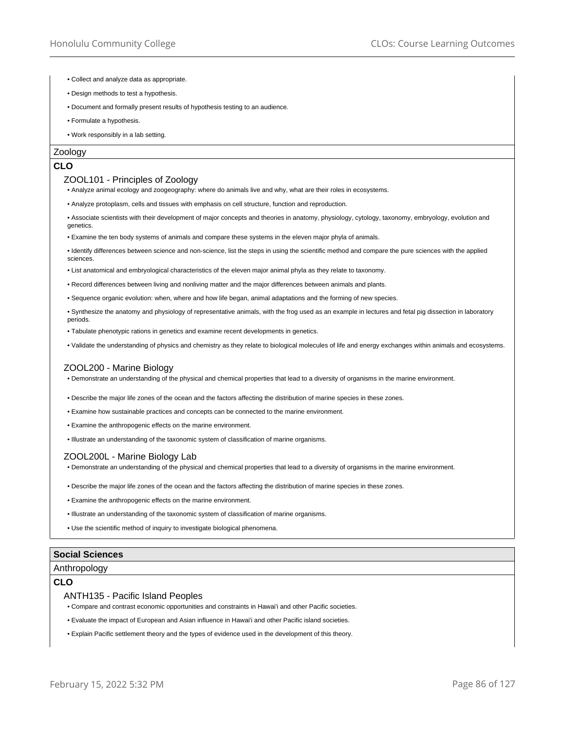- Collect and analyze data as appropriate.
- Design methods to test a hypothesis.
- Document and formally present results of hypothesis testing to an audience.
- Formulate a hypothesis.
- Work responsibly in a lab setting.

### Zoology

**CLO**

#### ZOOL101 - Principles of Zoology

- Analyze animal ecology and zoogeography: where do animals live and why, what are their roles in ecosystems.
- Analyze protoplasm, cells and tissues with emphasis on cell structure, function and reproduction.
- Associate scientists with their development of major concepts and theories in anatomy, physiology, cytology, taxonomy, embryology, evolution and genetics.
- Examine the ten body systems of animals and compare these systems in the eleven major phyla of animals.
- Identify differences between science and non-science, list the steps in using the scientific method and compare the pure sciences with the applied sciences.
- List anatomical and embryological characteristics of the eleven major animal phyla as they relate to taxonomy.
- Record differences between living and nonliving matter and the major differences between animals and plants.
- Sequence organic evolution: when, where and how life began, animal adaptations and the forming of new species.
- Synthesize the anatomy and physiology of representative animals, with the frog used as an example in lectures and fetal pig dissection in laboratory periods.
- Tabulate phenotypic rations in genetics and examine recent developments in genetics.
- Validate the understanding of physics and chemistry as they relate to biological molecules of life and energy exchanges within animals and ecosystems.

#### ZOOL200 - Marine Biology

- Demonstrate an understanding of the physical and chemical properties that lead to a diversity of organisms in the marine environment.
- Describe the major life zones of the ocean and the factors affecting the distribution of marine species in these zones.
- Examine how sustainable practices and concepts can be connected to the marine environment.
- Examine the anthropogenic effects on the marine environment.
- Illustrate an understanding of the taxonomic system of classification of marine organisms.

#### ZOOL200L - Marine Biology Lab

- Demonstrate an understanding of the physical and chemical properties that lead to a diversity of organisms in the marine environment.
- Describe the major life zones of the ocean and the factors affecting the distribution of marine species in these zones.
- Examine the anthropogenic effects on the marine environment.
- Illustrate an understanding of the taxonomic system of classification of marine organisms.
- Use the scientific method of inquiry to investigate biological phenomena.

## Social Sciences

### Anthropology

**CLO**

#### ANTH135 - Pacific Island Peoples

- Compare and contrast economic opportunities and constraints in Hawai'i and other Pacific societies.
- Evaluate the impact of European and Asian influence in Hawai'i and other Pacific island societies.
- Explain Pacific settlement theory and the types of evidence used in the development of this theory.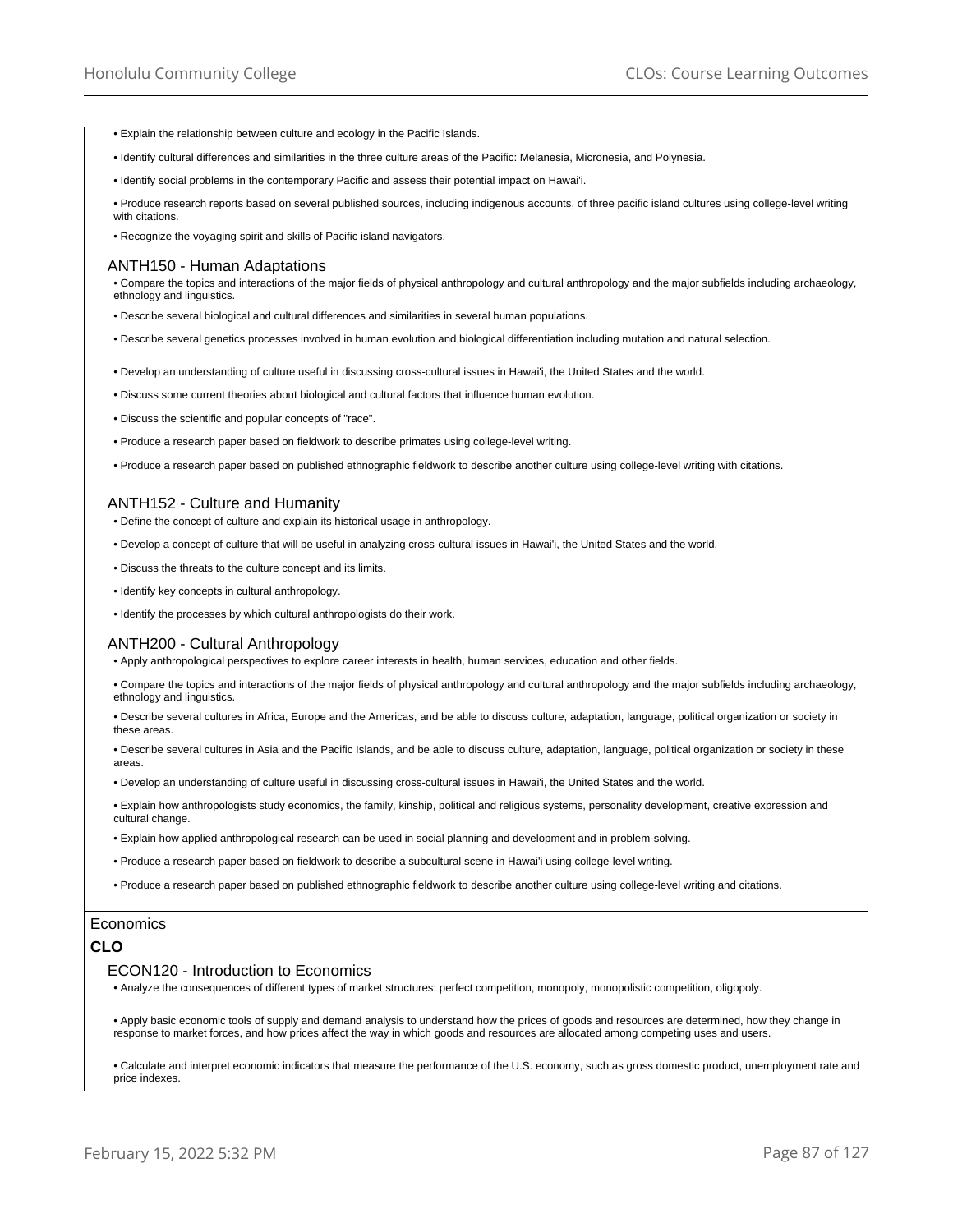- Explain the relationship between culture and ecology in the Pacific Islands.
- Identify cultural differences and similarities in the three culture areas of the Pacific: Melanesia, Micronesia, and Polynesia.
- Identify social problems in the contemporary Pacific and assess their potential impact on Hawai'i.
- Produce research reports based on several published sources, including indigenous accounts, of three pacific island cultures using college-level writing with citations.
- Recognize the voyaging spirit and skills of Pacific island navigators.

### ANTH150 - Human Adaptations

- Compare the topics and interactions of the major fields of physical anthropology and cultural anthropology and the major subfields including archaeology, ethnology and linguistics.
- Describe several biological and cultural differences and similarities in several human populations.
- Describe several genetics processes involved in human evolution and biological differentiation including mutation and natural selection.
- Develop an understanding of culture useful in discussing cross-cultural issues in Hawai'i, the United States and the world.
- Discuss some current theories about biological and cultural factors that influence human evolution.
- Discuss the scientific and popular concepts of "race".
- Produce a research paper based on fieldwork to describe primates using college-level writing.
- Produce a research paper based on published ethnographic fieldwork to describe another culture using college-level writing with citations.

### ANTH152 - Culture and Humanity

- Define the concept of culture and explain its historical usage in anthropology.
- Develop a concept of culture that will be useful in analyzing cross-cultural issues in Hawai'i, the United States and the world.
- Discuss the threats to the culture concept and its limits.
- Identify key concepts in cultural anthropology.
- Identify the processes by which cultural anthropologists do their work.

### ANTH200 - Cultural Anthropology

- Apply anthropological perspectives to explore career interests in health, human services, education and other fields.
- Compare the topics and interactions of the major fields of physical anthropology and cultural anthropology and the major subfields including archaeology, ethnology and linguistics.
- Describe several cultures in Africa, Europe and the Americas, and be able to discuss culture, adaptation, language, political organization or society in these areas.
- Describe several cultures in Asia and the Pacific Islands, and be able to discuss culture, adaptation, language, political organization or society in these areas.
- Develop an understanding of culture useful in discussing cross-cultural issues in Hawai'i, the United States and the world.
- Explain how anthropologists study economics, the family, kinship, political and religious systems, personality development, creative expression and cultural change.
- Explain how applied anthropological research can be used in social planning and development and in problem-solving.
- Produce a research paper based on fieldwork to describe a subcultural scene in Hawai'i using college-level writing.
- Produce a research paper based on published ethnographic fieldwork to describe another culture using college-level writing and citations.

## Economics

**CLO**

### ECON120 - Introduction to Economics

- Analyze the consequences of different types of market structures: perfect competition, monopoly, monopolistic competition, oligopoly.
- Apply basic economic tools of supply and demand analysis to understand how the prices of goods and resources are determined, how they change in response to market forces, and how prices affect the way in which goods and resources are allocated among competing uses and users.
- Calculate and interpret economic indicators that measure the performance of the U.S. economy, such as gross domestic product, unemployment rate and price indexes.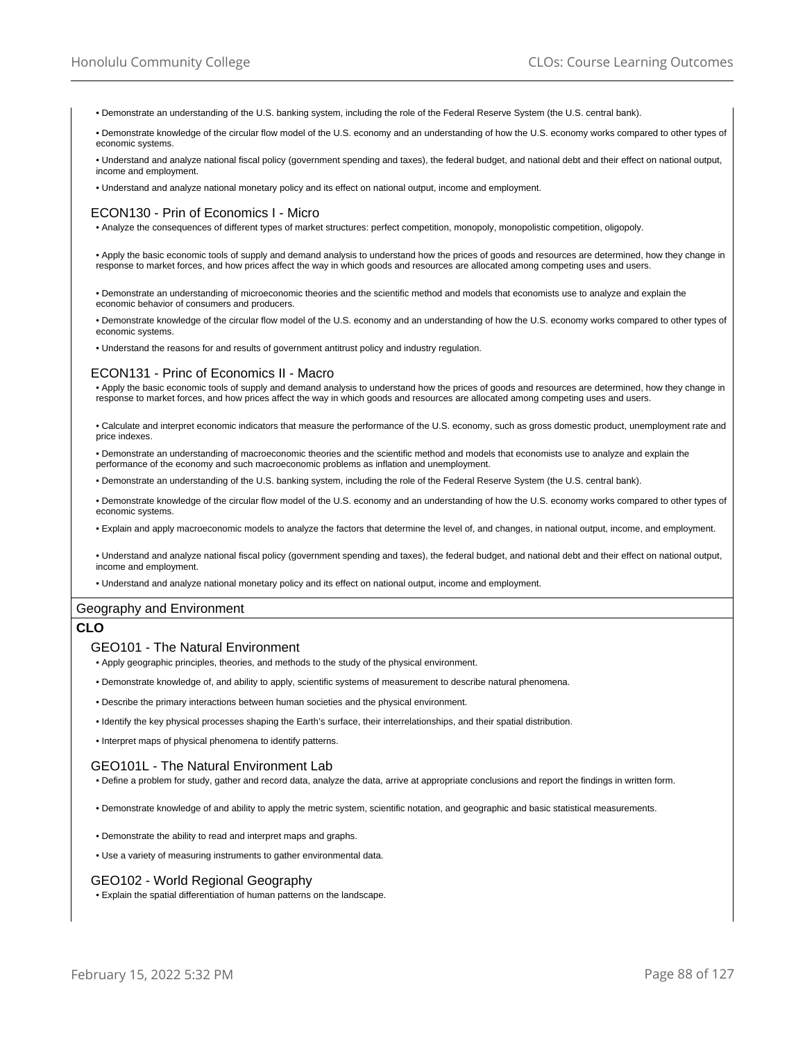- Demonstrate an understanding of the U.S. banking system, including the role of the Federal Reserve System (the U.S. central bank).
- Demonstrate knowledge of the circular flow model of the U.S. economy and an understanding of how the U.S. economy works compared to other types of economic systems.
- Understand and analyze national fiscal policy (government spending and taxes), the federal budget, and national debt and their effect on national output, income and employment.
- Understand and analyze national monetary policy and its effect on national output, income and employment.

### ECON130 - Prin of Economics I - Micro

- Analyze the consequences of different types of market structures: perfect competition, monopoly, monopolistic competition, oligopoly.
- Apply the basic economic tools of supply and demand analysis to understand how the prices of goods and resources are determined, how they change in response to market forces, and how prices affect the way in which goods and resources are allocated among competing uses and users.
- Demonstrate an understanding of microeconomic theories and the scientific method and models that economists use to analyze and explain the economic behavior of consumers and producers.
- Demonstrate knowledge of the circular flow model of the U.S. economy and an understanding of how the U.S. economy works compared to other types of economic systems.
- Understand the reasons for and results of government antitrust policy and industry regulation.

### ECON131 - Princ of Economics II - Macro

- Apply the basic economic tools of supply and demand analysis to understand how the prices of goods and resources are determined, how they change in response to market forces, and how prices affect the way in which goods and resources are allocated among competing uses and users.
- Calculate and interpret economic indicators that measure the performance of the U.S. economy, such as gross domestic product, unemployment rate and price indexes.
- Demonstrate an understanding of macroeconomic theories and the scientific method and models that economists use to analyze and explain the performance of the economy and such macroeconomic problems as inflation and unemployment.
- Demonstrate an understanding of the U.S. banking system, including the role of the Federal Reserve System (the U.S. central bank).
- Demonstrate knowledge of the circular flow model of the U.S. economy and an understanding of how the U.S. economy works compared to other types of economic systems.
- Explain and apply macroeconomic models to analyze the factors that determine the level of, and changes, in national output, income, and employment.
- Understand and analyze national fiscal policy (government spending and taxes), the federal budget, and national debt and their effect on national output, income and employment.
- Understand and analyze national monetary policy and its effect on national output, income and employment.

## Geography and Environment

**CLO**

### GEO101 - The Natural Environment

- Apply geographic principles, theories, and methods to the study of the physical environment.
- Demonstrate knowledge of, and ability to apply, scientific systems of measurement to describe natural phenomena.
- Describe the primary interactions between human societies and the physical environment.
- Identify the key physical processes shaping the Earth's surface, their interrelationships, and their spatial distribution.
- Interpret maps of physical phenomena to identify patterns.

### GEO101L - The Natural Environment Lab

- Define a problem for study, gather and record data, analyze the data, arrive at appropriate conclusions and report the findings in written form.
- Demonstrate knowledge of and ability to apply the metric system, scientific notation, and geographic and basic statistical measurements.
- Demonstrate the ability to read and interpret maps and graphs.
- Use a variety of measuring instruments to gather environmental data.

### GEO102 - World Regional Geography

- Explain the spatial differentiation of human patterns on the landscape.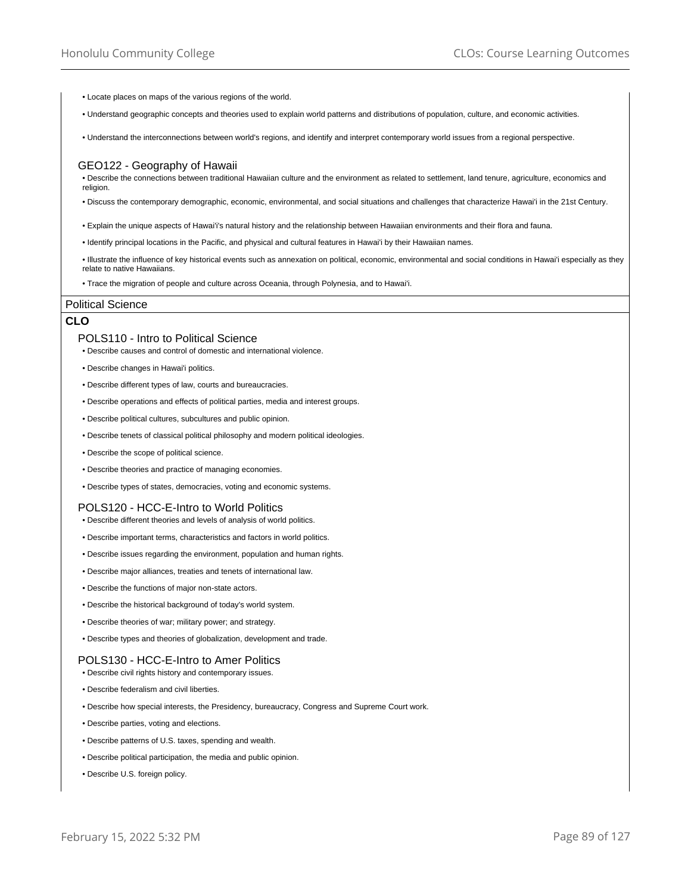- Locate places on maps of the various regions of the world.
- Understand geographic concepts and theories used to explain world patterns and distributions of population, culture, and economic activities.
- Understand the interconnections between world's regions, and identify and interpret contemporary world issues from a regional perspective.

### GEO122 - Geography of Hawaii

- Describe the connections between traditional Hawaiian culture and the environment as related to settlement, land tenure, agriculture, economics and religion.
- Discuss the contemporary demographic, economic, environmental, and social situations and challenges that characterize Hawai'i in the 21st Century.
- Explain the unique aspects of Hawai'i's natural history and the relationship between Hawaiian environments and their flora and fauna.
- Identify principal locations in the Pacific, and physical and cultural features in Hawai'i by their Hawaiian names.
- Illustrate the influence of key historical events such as annexation on political, economic, environmental and social conditions in Hawai'i especially as they relate to native Hawaiians.
- Trace the migration of people and culture across Oceania, through Polynesia, and to Hawai'i.

## Political Science

**CLO**

### POLS110 - Intro to Political Science

- Describe causes and control of domestic and international violence.
- Describe changes in Hawai'i politics.
- Describe different types of law, courts and bureaucracies.
- Describe operations and effects of political parties, media and interest groups.
- Describe political cultures, subcultures and public opinion.
- Describe tenets of classical political philosophy and modern political ideologies.
- Describe the scope of political science.
- Describe theories and practice of managing economies.
- Describe types of states, democracies, voting and economic systems.

### POLS120 - HCC-E-Intro to World Politics

- Describe different theories and levels of analysis of world politics.
- Describe important terms, characteristics and factors in world politics.
- Describe issues regarding the environment, population and human rights.
- Describe major alliances, treaties and tenets of international law.
- Describe the functions of major non-state actors.
- Describe the historical background of today's world system.
- Describe theories of war; military power; and strategy.
- Describe types and theories of globalization, development and trade.

### POLS130 - HCC-E-Intro to Amer Politics

- Describe civil rights history and contemporary issues.
- Describe federalism and civil liberties.
- Describe how special interests, the Presidency, bureaucracy, Congress and Supreme Court work.
- Describe parties, voting and elections.
- Describe patterns of U.S. taxes, spending and wealth.
- Describe political participation, the media and public opinion.
- Describe U.S. foreign policy.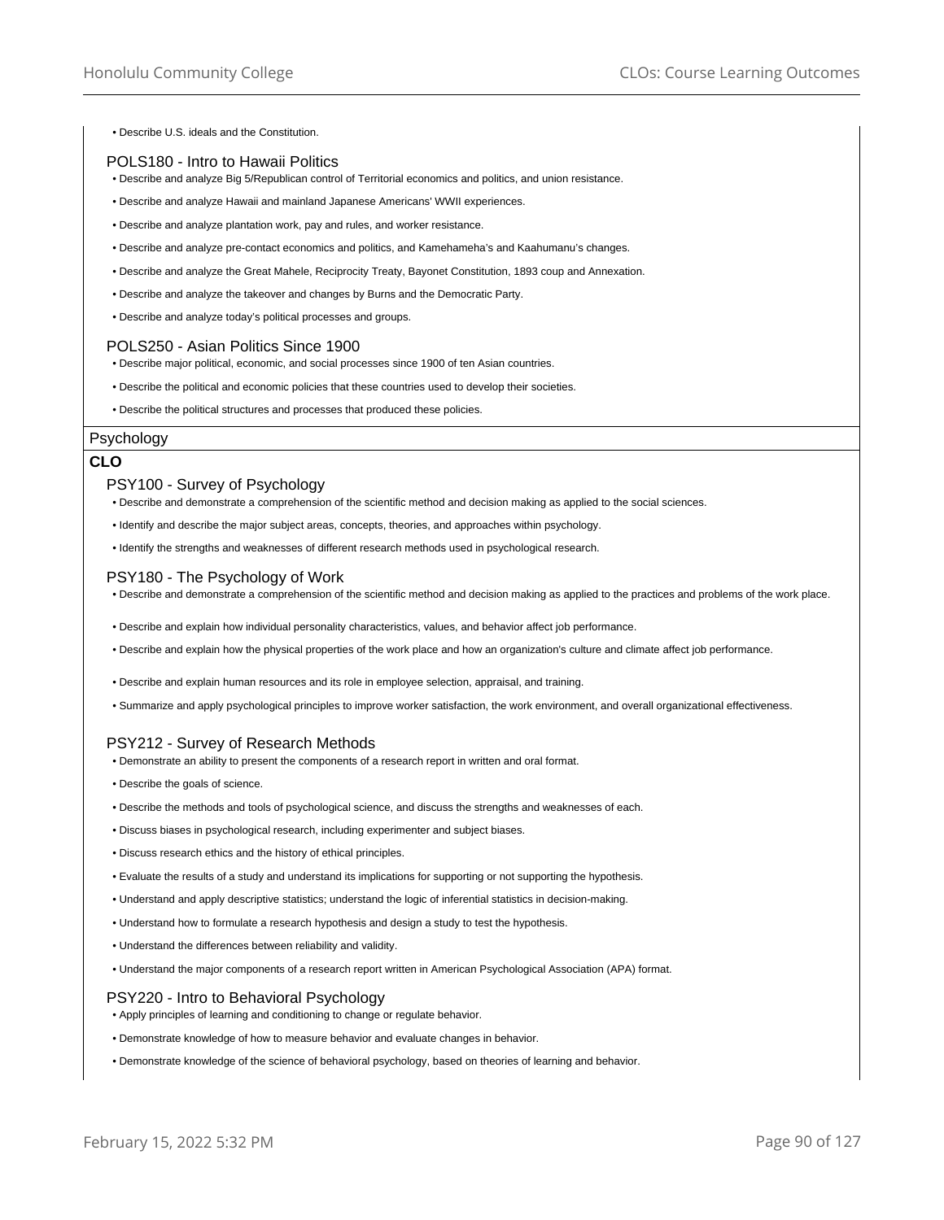- Describe U.S. ideals and the Constitution.

### POLS180 - Intro to Hawaii Politics

- Describe and analyze Big 5/Republican control of Territorial economics and politics, and union resistance.
- Describe and analyze Hawaii and mainland Japanese Americans' WWII experiences.
- Describe and analyze plantation work, pay and rules, and worker resistance.
- Describe and analyze pre-contact economics and politics, and Kamehameha's and Kaahumanu's changes.
- Describe and analyze the Great Mahele, Reciprocity Treaty, Bayonet Constitution, 1893 coup and Annexation.
- Describe and analyze the takeover and changes by Burns and the Democratic Party.
- Describe and analyze today's political processes and groups.

### POLS250 - Asian Politics Since 1900

- Describe major political, economic, and social processes since 1900 of ten Asian countries.
- Describe the political and economic policies that these countries used to develop their societies.
- Describe the political structures and processes that produced these policies.

## Psychology

**CLO**

### PSY100 - Survey of Psychology

- Describe and demonstrate a comprehension of the scientific method and decision making as applied to the social sciences.
- Identify and describe the major subject areas, concepts, theories, and approaches within psychology.
- Identify the strengths and weaknesses of different research methods used in psychological research.

### PSY180 - The Psychology of Work

- Describe and demonstrate a comprehension of the scientific method and decision making as applied to the practices and problems of the work place.
- Describe and explain how individual personality characteristics, values, and behavior affect job performance.
- Describe and explain how the physical properties of the work place and how an organization's culture and climate affect job performance.
- Describe and explain human resources and its role in employee selection, appraisal, and training.
- Summarize and apply psychological principles to improve worker satisfaction, the work environment, and overall organizational effectiveness.

### PSY212 - Survey of Research Methods

- Demonstrate an ability to present the components of a research report in written and oral format.
- Describe the goals of science.
- Describe the methods and tools of psychological science, and discuss the strengths and weaknesses of each.
- Discuss biases in psychological research, including experimenter and subject biases.
- Discuss research ethics and the history of ethical principles.
- Evaluate the results of a study and understand its implications for supporting or not supporting the hypothesis.
- Understand and apply descriptive statistics; understand the logic of inferential statistics in decision-making.
- Understand how to formulate a research hypothesis and design a study to test the hypothesis.
- Understand the differences between reliability and validity.
- Understand the major components of a research report written in American Psychological Association (APA) format.

### PSY220 - Intro to Behavioral Psychology

- Apply principles of learning and conditioning to change or regulate behavior.
- Demonstrate knowledge of how to measure behavior and evaluate changes in behavior.
- Demonstrate knowledge of the science of behavioral psychology, based on theories of learning and behavior.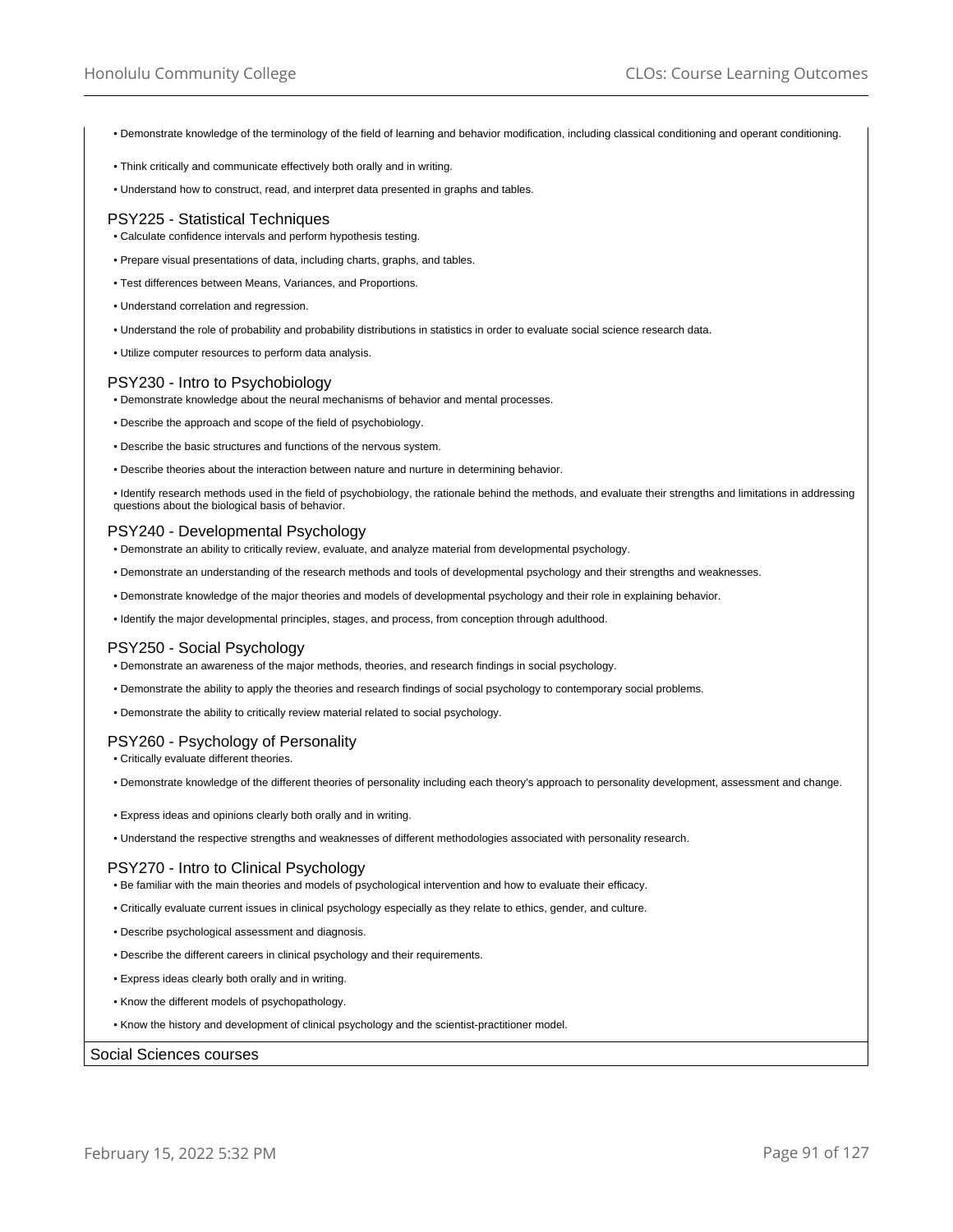- Demonstrate knowledge of the terminology of the field of learning and behavior modification, including classical conditioning and operant conditioning.
- Think critically and communicate effectively both orally and in writing.
- Understand how to construct, read, and interpret data presented in graphs and tables.

### PSY225 - Statistical Techniques

- Calculate confidence intervals and perform hypothesis testing.
- Prepare visual presentations of data, including charts, graphs, and tables.
- Test differences between Means, Variances, and Proportions.
- Understand correlation and regression.
- Understand the role of probability and probability distributions in statistics in order to evaluate social science research data.
- Utilize computer resources to perform data analysis.

### PSY230 - Intro to Psychobiology

- Demonstrate knowledge about the neural mechanisms of behavior and mental processes.
- Describe the approach and scope of the field of psychobiology.
- Describe the basic structures and functions of the nervous system.
- Describe theories about the interaction between nature and nurture in determining behavior.
- Identify research methods used in the field of psychobiology, the rationale behind the methods, and evaluate their strengths and limitations in addressing questions about the biological basis of behavior.

### PSY240 - Developmental Psychology

- Demonstrate an ability to critically review, evaluate, and analyze material from developmental psychology.
- Demonstrate an understanding of the research methods and tools of developmental psychology and their strengths and weaknesses.
- Demonstrate knowledge of the major theories and models of developmental psychology and their role in explaining behavior.
- Identify the major developmental principles, stages, and process, from conception through adulthood.

### PSY250 - Social Psychology

- Demonstrate an awareness of the major methods, theories, and research findings in social psychology.
- Demonstrate the ability to apply the theories and research findings of social psychology to contemporary social problems.
- Demonstrate the ability to critically review material related to social psychology.

### PSY260 - Psychology of Personality

- Critically evaluate different theories.
- Demonstrate knowledge of the different theories of personality including each theory's approach to personality development, assessment and change.
- Express ideas and opinions clearly both orally and in writing.
- Understand the respective strengths and weaknesses of different methodologies associated with personality research.

### PSY270 - Intro to Clinical Psychology

- Be familiar with the main theories and models of psychological intervention and how to evaluate their efficacy.
- Critically evaluate current issues in clinical psychology especially as they relate to ethics, gender, and culture.
- Describe psychological assessment and diagnosis.
- Describe the different careers in clinical psychology and their requirements.
- Express ideas clearly both orally and in writing.
- Know the different models of psychopathology.
- Know the history and development of clinical psychology and the scientist-practitioner model.

## Social Sciences courses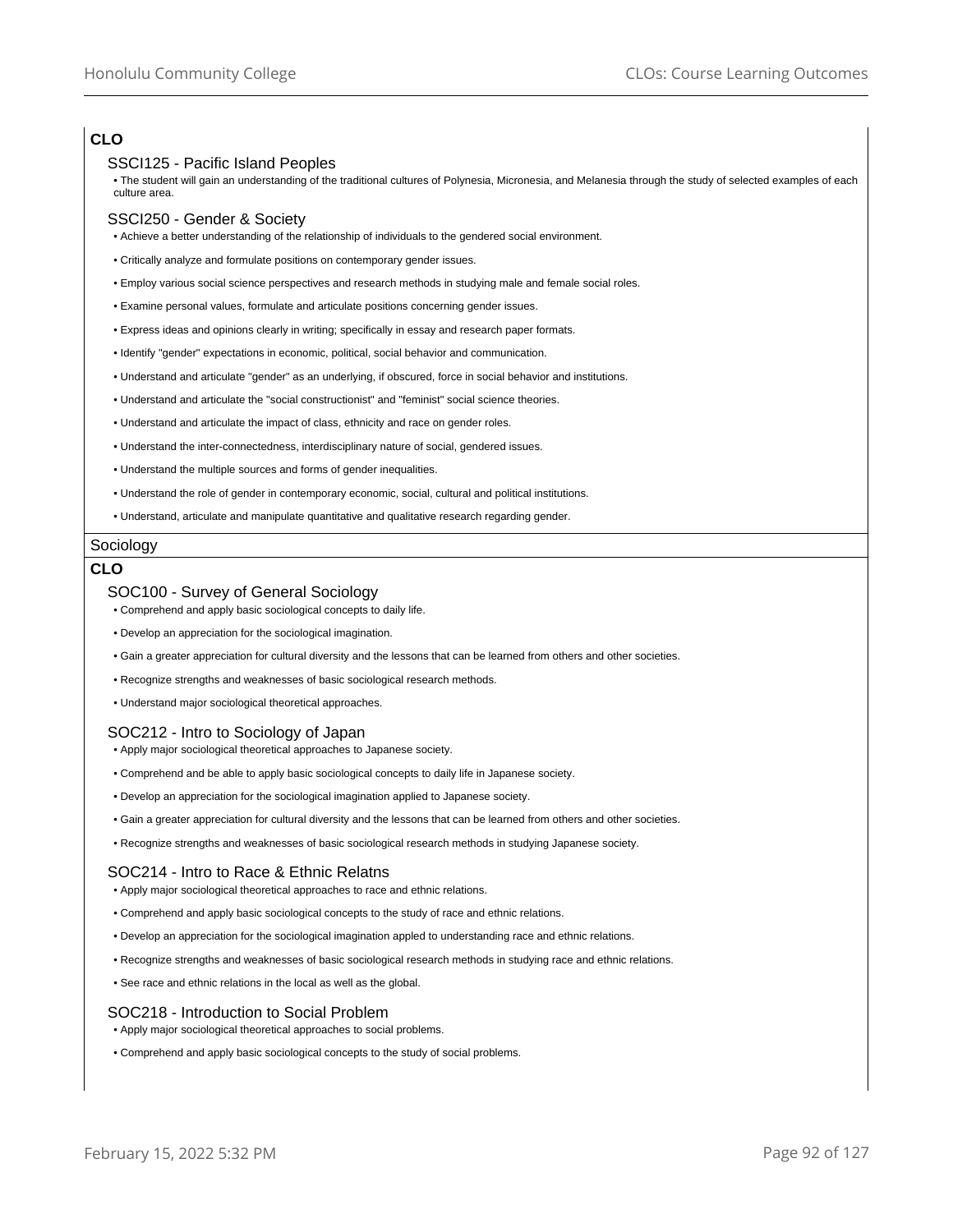**CLO**

### SSCI125 - Pacific Island Peoples

- The student will gain an understanding of the traditional cultures of Polynesia, Micronesia, and Melanesia through the study of selected examples of each culture area.

### SSCI250 - Gender & Society

- Achieve a better understanding of the relationship of individuals to the gendered social environment.
- Critically analyze and formulate positions on contemporary gender issues.
- Employ various social science perspectives and research methods in studying male and female social roles.
- Examine personal values, formulate and articulate positions concerning gender issues.
- Express ideas and opinions clearly in writing; specifically in essay and research paper formats.
- Identify "gender" expectations in economic, political, social behavior and communication.
- Understand and articulate "gender" as an underlying, if obscured, force in social behavior and institutions.
- Understand and articulate the "social constructionist" and "feminist" social science theories.
- Understand and articulate the impact of class, ethnicity and race on gender roles.
- Understand the inter-connectedness, interdisciplinary nature of social, gendered issues.
- Understand the multiple sources and forms of gender inequalities.
- Understand the role of gender in contemporary economic, social, cultural and political institutions.
- Understand, articulate and manipulate quantitative and qualitative research regarding gender.

## Sociology

**CLO**

### SOC100 - Survey of General Sociology

- Comprehend and apply basic sociological concepts to daily life.
- Develop an appreciation for the sociological imagination.
- Gain a greater appreciation for cultural diversity and the lessons that can be learned from others and other societies.
- Recognize strengths and weaknesses of basic sociological research methods.
- Understand major sociological theoretical approaches.

### SOC212 - Intro to Sociology of Japan

- Apply major sociological theoretical approaches to Japanese society.
- Comprehend and be able to apply basic sociological concepts to daily life in Japanese society.
- Develop an appreciation for the sociological imagination applied to Japanese society.
- Gain a greater appreciation for cultural diversity and the lessons that can be learned from others and other societies.
- Recognize strengths and weaknesses of basic sociological research methods in studying Japanese society.

### SOC214 - Intro to Race & Ethnic Relatns

- Apply major sociological theoretical approaches to race and ethnic relations.
- Comprehend and apply basic sociological concepts to the study of race and ethnic relations.
- Develop an appreciation for the sociological imagination appled to understanding race and ethnic relations.
- Recognize strengths and weaknesses of basic sociological research methods in studying race and ethnic relations.
- See race and ethnic relations in the local as well as the global.

### SOC218 - Introduction to Social Problem

- Apply major sociological theoretical approaches to social problems.
- Comprehend and apply basic sociological concepts to the study of social problems.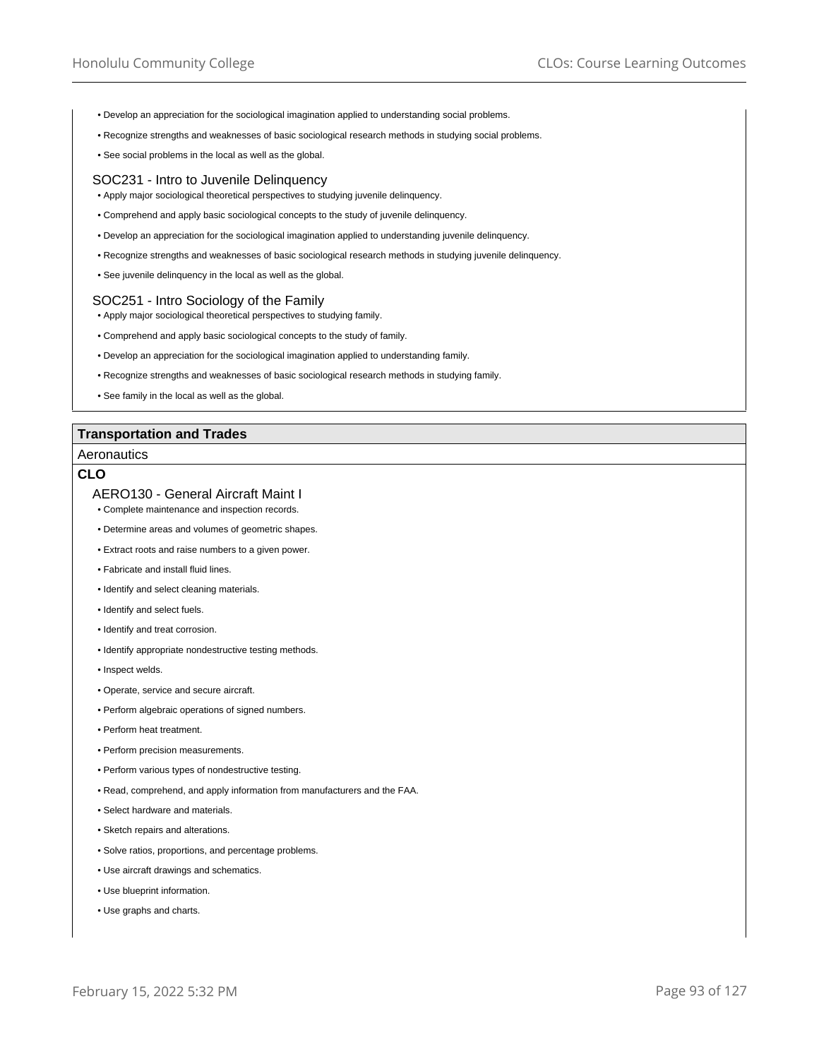- Develop an appreciation for the sociological imagination applied to understanding social problems.
- Recognize strengths and weaknesses of basic sociological research methods in studying social problems.
- See social problems in the local as well as the global.

### SOC231 - Intro to Juvenile Delinquency

- Apply major sociological theoretical perspectives to studying juvenile delinquency.
- Comprehend and apply basic sociological concepts to the study of juvenile delinquency.
- Develop an appreciation for the sociological imagination applied to understanding juvenile delinquency.
- Recognize strengths and weaknesses of basic sociological research methods in studying juvenile delinquency.
- See juvenile delinquency in the local as well as the global.

### SOC251 - Intro Sociology of the Family

- Apply major sociological theoretical perspectives to studying family.
- Comprehend and apply basic sociological concepts to the study of family.
- Develop an appreciation for the sociological imagination applied to understanding family.
- Recognize strengths and weaknesses of basic sociological research methods in studying family.
- See family in the local as well as the global.

## Transportation and Trades

Aeronautics

**CLO**

### AERO130 - General Aircraft Maint I

- Complete maintenance and inspection records.
- Determine areas and volumes of geometric shapes.
- Extract roots and raise numbers to a given power.
- Fabricate and install fluid lines.
- Identify and select cleaning materials.
- Identify and select fuels.
- Identify and treat corrosion.
- Identify appropriate nondestructive testing methods.
- Inspect welds.
- Operate, service and secure aircraft.
- Perform algebraic operations of signed numbers.
- Perform heat treatment.
- Perform precision measurements.
- Perform various types of nondestructive testing.
- Read, comprehend, and apply information from manufacturers and the FAA.
- Select hardware and materials.
- Sketch repairs and alterations.
- Solve ratios, proportions, and percentage problems.
- Use aircraft drawings and schematics.
- Use blueprint information.
- Use graphs and charts.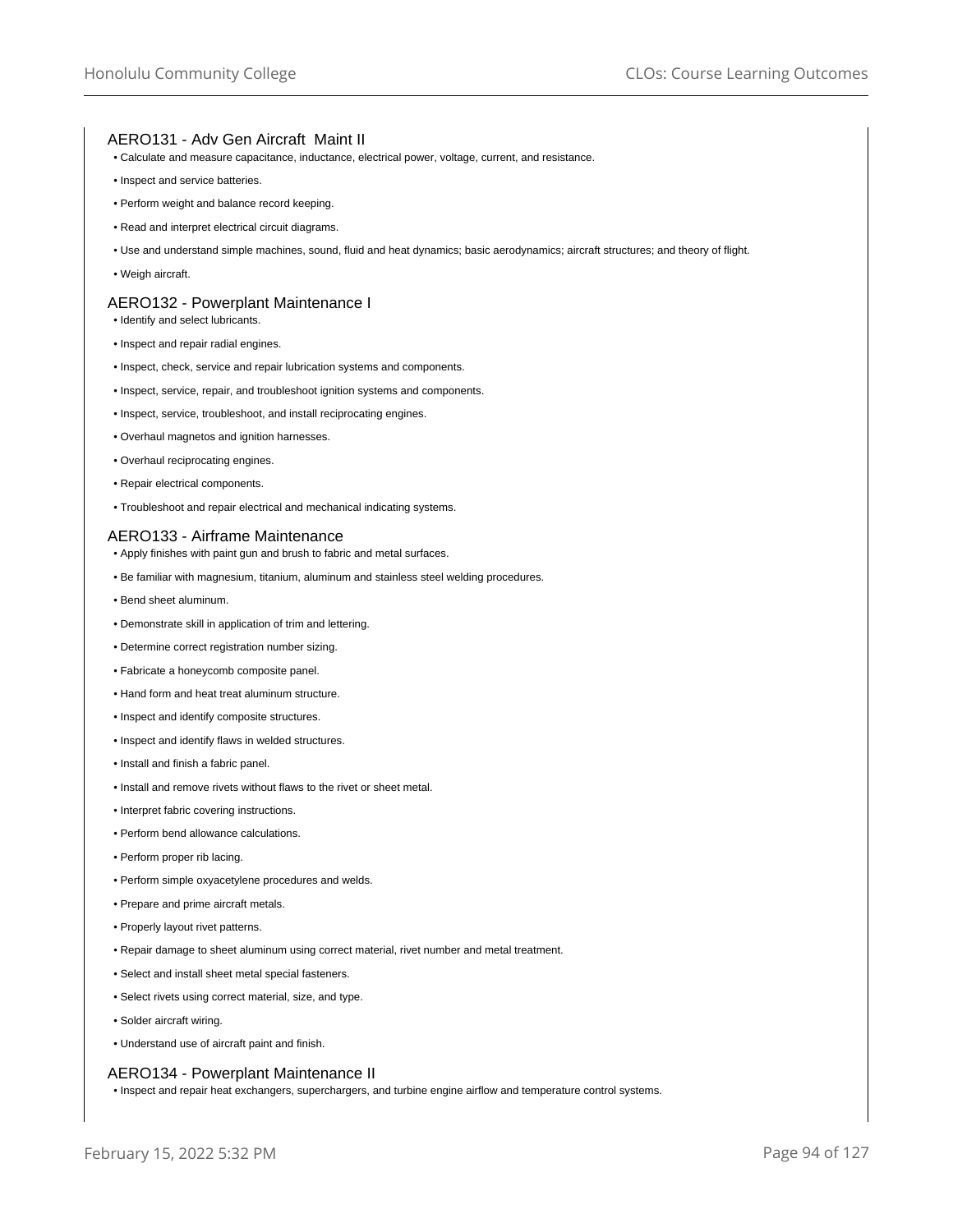## AERO131 - Adv Gen Aircraft Maint II

- Calculate and measure capacitance, inductance, electrical power, voltage, current, and resistance.
- Inspect and service batteries.
- Perform weight and balance record keeping.
- Read and interpret electrical circuit diagrams.
- Use and understand simple machines, sound, fluid and heat dynamics; basic aerodynamics; aircraft structures; and theory of flight.
- Weigh aircraft.

## AERO132 - Powerplant Maintenance I

- Identify and select lubricants.
- Inspect and repair radial engines.
- Inspect, check, service and repair lubrication systems and components.
- Inspect, service, repair, and troubleshoot ignition systems and components.
- Inspect, service, troubleshoot, and install reciprocating engines.
- Overhaul magnetos and ignition harnesses.
- Overhaul reciprocating engines.
- Repair electrical components.
- Troubleshoot and repair electrical and mechanical indicating systems.

## AERO133 - Airframe Maintenance

- Apply finishes with paint gun and brush to fabric and metal surfaces.
- Be familiar with magnesium, titanium, aluminum and stainless steel welding procedures.
- Bend sheet aluminum.
- Demonstrate skill in application of trim and lettering.
- Determine correct registration number sizing.
- Fabricate a honeycomb composite panel.
- Hand form and heat treat aluminum structure.
- Inspect and identify composite structures.
- Inspect and identify flaws in welded structures.
- Install and finish a fabric panel.
- Install and remove rivets without flaws to the rivet or sheet metal.
- Interpret fabric covering instructions.
- Perform bend allowance calculations.
- Perform proper rib lacing.
- Perform simple oxyacetylene procedures and welds.
- Prepare and prime aircraft metals.
- Properly layout rivet patterns.
- Repair damage to sheet aluminum using correct material, rivet number and metal treatment.
- Select and install sheet metal special fasteners.
- Select rivets using correct material, size, and type.
- Solder aircraft wiring.
- Understand use of aircraft paint and finish.

## AERO134 - Powerplant Maintenance II

- Inspect and repair heat exchangers, superchargers, and turbine engine airflow and temperature control systems.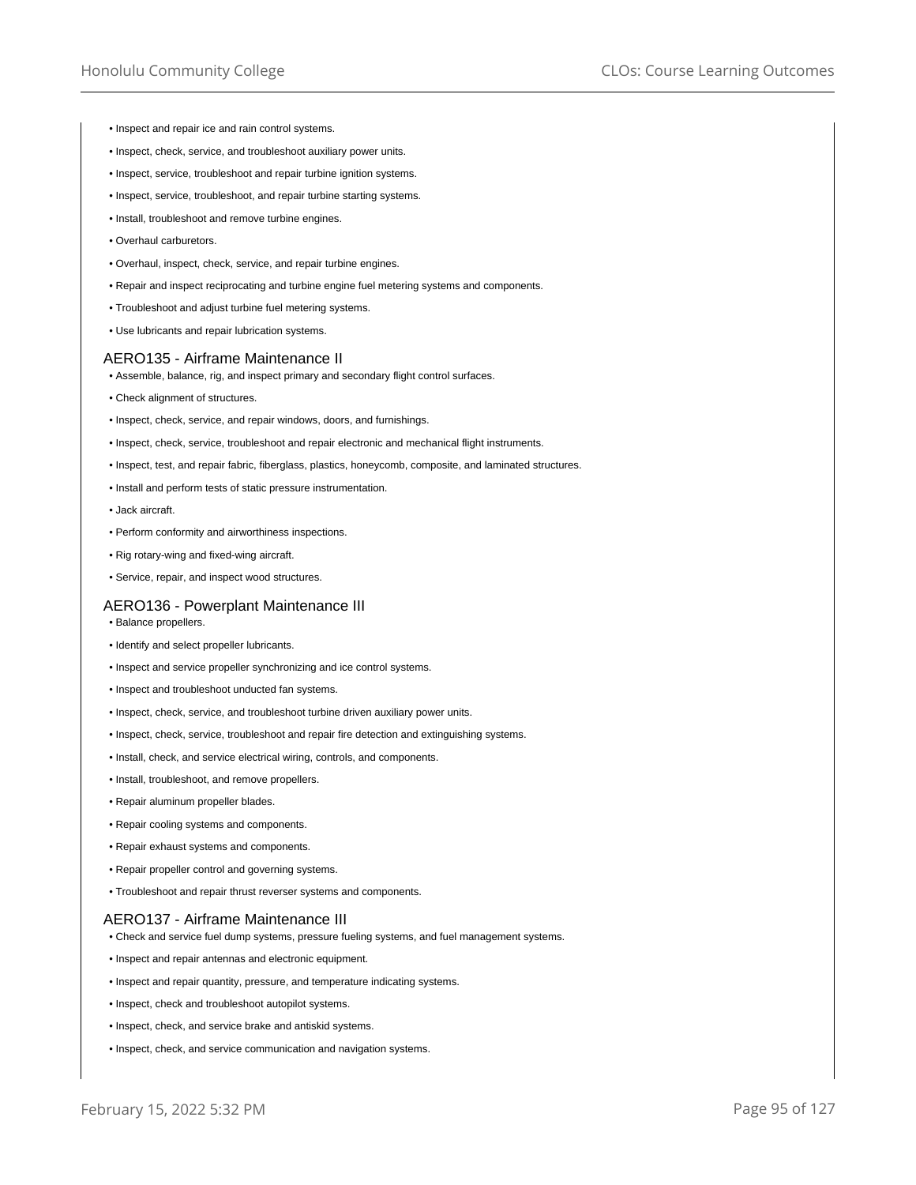- Inspect and repair ice and rain control systems.
- Inspect, check, service, and troubleshoot auxiliary power units.
- Inspect, service, troubleshoot and repair turbine ignition systems.
- Inspect, service, troubleshoot, and repair turbine starting systems.
- Install, troubleshoot and remove turbine engines.
- Overhaul carburetors.
- Overhaul, inspect, check, service, and repair turbine engines.
- Repair and inspect reciprocating and turbine engine fuel metering systems and components.
- Troubleshoot and adjust turbine fuel metering systems.
- Use lubricants and repair lubrication systems.

### AERO135 - Airframe Maintenance II

- Assemble, balance, rig, and inspect primary and secondary flight control surfaces.
- Check alignment of structures.
- Inspect, check, service, and repair windows, doors, and furnishings.
- Inspect, check, service, troubleshoot and repair electronic and mechanical flight instruments.
- Inspect, test, and repair fabric, fiberglass, plastics, honeycomb, composite, and laminated structures.
- Install and perform tests of static pressure instrumentation.
- Jack aircraft.
- Perform conformity and airworthiness inspections.
- Rig rotary-wing and fixed-wing aircraft.
- Service, repair, and inspect wood structures.

### AERO136 - Powerplant Maintenance III

- Balance propellers.
- Identify and select propeller lubricants.
- Inspect and service propeller synchronizing and ice control systems.
- Inspect and troubleshoot unducted fan systems.
- Inspect, check, service, and troubleshoot turbine driven auxiliary power units.
- Inspect, check, service, troubleshoot and repair fire detection and extinguishing systems.
- Install, check, and service electrical wiring, controls, and components.
- Install, troubleshoot, and remove propellers.
- Repair aluminum propeller blades.
- Repair cooling systems and components.
- Repair exhaust systems and components.
- Repair propeller control and governing systems.
- Troubleshoot and repair thrust reverser systems and components.

### AERO137 - Airframe Maintenance III

- Check and service fuel dump systems, pressure fueling systems, and fuel management systems.
- Inspect and repair antennas and electronic equipment.
- Inspect and repair quantity, pressure, and temperature indicating systems.
- Inspect, check and troubleshoot autopilot systems.
- Inspect, check, and service brake and antiskid systems.
- Inspect, check, and service communication and navigation systems.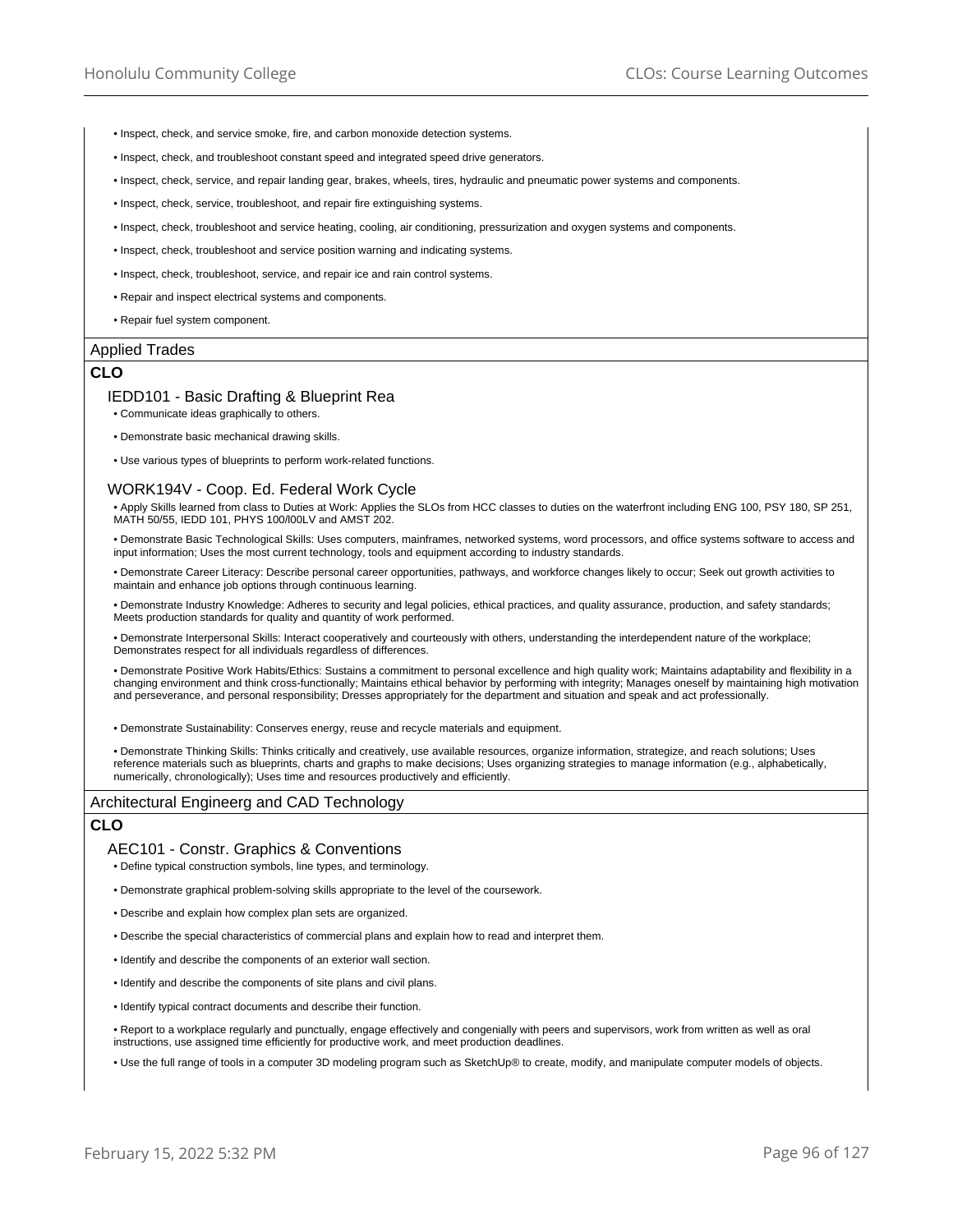- Inspect, check, and service smoke, fire, and carbon monoxide detection systems.
- Inspect, check, and troubleshoot constant speed and integrated speed drive generators.
- Inspect, check, service, and repair landing gear, brakes, wheels, tires, hydraulic and pneumatic power systems and components.
- Inspect, check, service, troubleshoot, and repair fire extinguishing systems.
- Inspect, check, troubleshoot and service heating, cooling, air conditioning, pressurization and oxygen systems and components.
- Inspect, check, troubleshoot and service position warning and indicating systems.
- Inspect, check, troubleshoot, service, and repair ice and rain control systems.
- Repair and inspect electrical systems and components.
- Repair fuel system component.

## Applied Trades

**CLO**

### IEDD101 - Basic Drafting & Blueprint Rea

- Communicate ideas graphically to others.
- Demonstrate basic mechanical drawing skills.
- Use various types of blueprints to perform work-related functions.

### WORK194V - Coop. Ed. Federal Work Cycle

- Apply Skills learned from class to Duties at Work: Applies the SLOs from HCC classes to duties on the waterfront including ENG 100, PSY 180, SP 251, MATH 50/55, IEDD 101, PHYS 100/l00LV and AMST 202.
- Demonstrate Basic Technological Skills: Uses computers, mainframes, networked systems, word processors, and office systems software to access and input information; Uses the most current technology, tools and equipment according to industry standards.
- Demonstrate Career Literacy: Describe personal career opportunities, pathways, and workforce changes likely to occur; Seek out growth activities to maintain and enhance job options through continuous learning.
- Demonstrate Industry Knowledge: Adheres to security and legal policies, ethical practices, and quality assurance, production, and safety standards; Meets production standards for quality and quantity of work performed.
- Demonstrate Interpersonal Skills: Interact cooperatively and courteously with others, understanding the interdependent nature of the workplace; Demonstrates respect for all individuals regardless of differences.
- Demonstrate Positive Work Habits/Ethics: Sustains a commitment to personal excellence and high quality work; Maintains adaptability and flexibility in a changing environment and think cross-functionally; Maintains ethical behavior by performing with integrity; Manages oneself by maintaining high motivation and perseverance, and personal responsibility; Dresses appropriately for the department and situation and speak and act professionally.
- Demonstrate Sustainability: Conserves energy, reuse and recycle materials and equipment.
- Demonstrate Thinking Skills: Thinks critically and creatively, use available resources, organize information, strategize, and reach solutions; Uses reference materials such as blueprints, charts and graphs to make decisions; Uses organizing strategies to manage information (e.g., alphabetically, numerically, chronologically); Uses time and resources productively and efficiently.

## Architectural Engineerg and CAD Technology

**CLO**

### AEC101 - Constr. Graphics & Conventions

- Define typical construction symbols, line types, and terminology.
- Demonstrate graphical problem-solving skills appropriate to the level of the coursework.
- Describe and explain how complex plan sets are organized.
- Describe the special characteristics of commercial plans and explain how to read and interpret them.
- Identify and describe the components of an exterior wall section.
- Identify and describe the components of site plans and civil plans.
- Identify typical contract documents and describe their function.
- Report to a workplace regularly and punctually, engage effectively and congenially with peers and supervisors, work from written as well as oral instructions, use assigned time efficiently for productive work, and meet production deadlines.
- Use the full range of tools in a computer 3D modeling program such as SketchUp® to create, modify, and manipulate computer models of objects.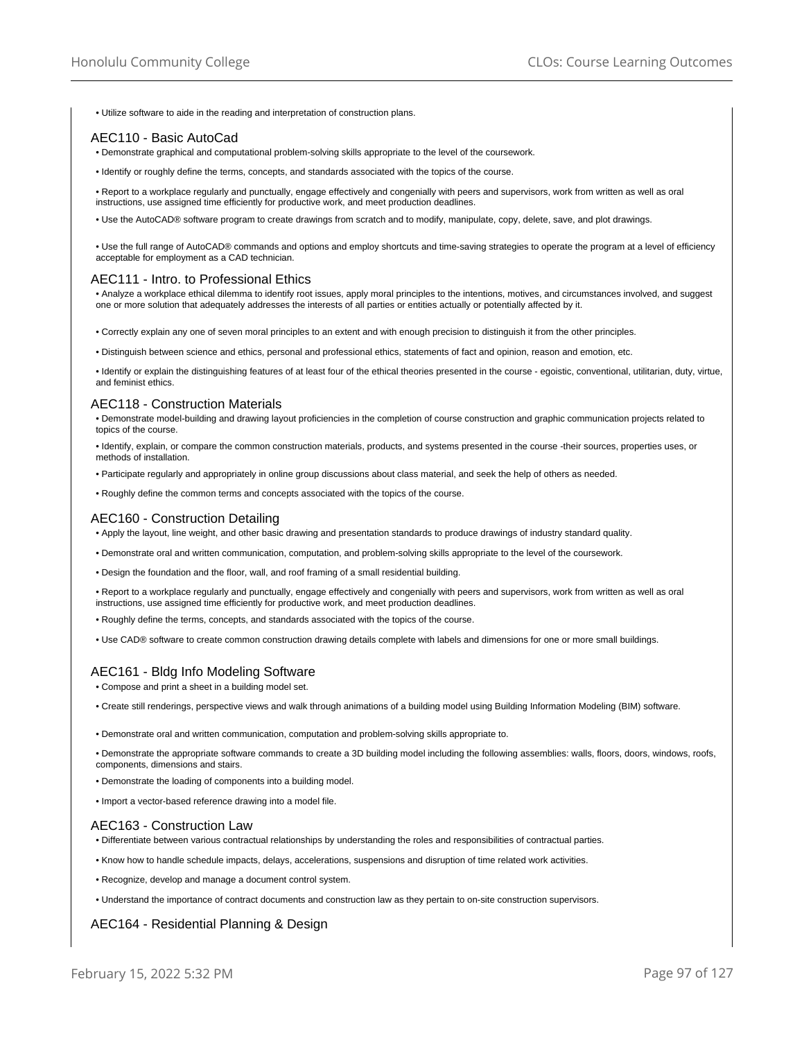- Utilize software to aide in the reading and interpretation of construction plans.

### AEC110 - Basic AutoCad

- Demonstrate graphical and computational problem-solving skills appropriate to the level of the coursework.
- Identify or roughly define the terms, concepts, and standards associated with the topics of the course.
- Report to a workplace regularly and punctually, engage effectively and congenially with peers and supervisors, work from written as well as oral instructions, use assigned time efficiently for productive work, and meet production deadlines.
- Use the AutoCAD® software program to create drawings from scratch and to modify, manipulate, copy, delete, save, and plot drawings.
- Use the full range of AutoCAD® commands and options and employ shortcuts and time-saving strategies to operate the program at a level of efficiency acceptable for employment as a CAD technician.

### AEC111 - Intro. to Professional Ethics

- Analyze a workplace ethical dilemma to identify root issues, apply moral principles to the intentions, motives, and circumstances involved, and suggest one or more solution that adequately addresses the interests of all parties or entities actually or potentially affected by it.
- Correctly explain any one of seven moral principles to an extent and with enough precision to distinguish it from the other principles.
- Distinguish between science and ethics, personal and professional ethics, statements of fact and opinion, reason and emotion, etc.
- Identify or explain the distinguishing features of at least four of the ethical theories presented in the course - egoistic, conventional, utilitarian, duty, virtue, and feminist ethics.

### AEC118 - Construction Materials

- Demonstrate model-building and drawing layout proficiencies in the completion of course construction and graphic communication projects related to topics of the course.
- Identify, explain, or compare the common construction materials, products, and systems presented in the course -their sources, properties uses, or methods of installation.
- Participate regularly and appropriately in online group discussions about class material, and seek the help of others as needed.
- Roughly define the common terms and concepts associated with the topics of the course.

### AEC160 - Construction Detailing

- Apply the layout, line weight, and other basic drawing and presentation standards to produce drawings of industry standard quality.
- Demonstrate oral and written communication, computation, and problem-solving skills appropriate to the level of the coursework.
- Design the foundation and the floor, wall, and roof framing of a small residential building.
- Report to a workplace regularly and punctually, engage effectively and congenially with peers and supervisors, work from written as well as oral instructions, use assigned time efficiently for productive work, and meet production deadlines.
- Roughly define the terms, concepts, and standards associated with the topics of the course.
- Use CAD® software to create common construction drawing details complete with labels and dimensions for one or more small buildings.

### AEC161 - Bldg Info Modeling Software

- Compose and print a sheet in a building model set.
- Create still renderings, perspective views and walk through animations of a building model using Building Information Modeling (BIM) software.
- Demonstrate oral and written communication, computation and problem-solving skills appropriate to.
- Demonstrate the appropriate software commands to create a 3D building model including the following assemblies: walls, floors, doors, windows, roofs, components, dimensions and stairs.
- Demonstrate the loading of components into a building model.
- Import a vector-based reference drawing into a model file.

### AEC163 - Construction Law

- Differentiate between various contractual relationships by understanding the roles and responsibilities of contractual parties.
- Know how to handle schedule impacts, delays, accelerations, suspensions and disruption of time related work activities.
- Recognize, develop and manage a document control system.
- Understand the importance of contract documents and construction law as they pertain to on-site construction supervisors.

### AEC164 - Residential Planning & Design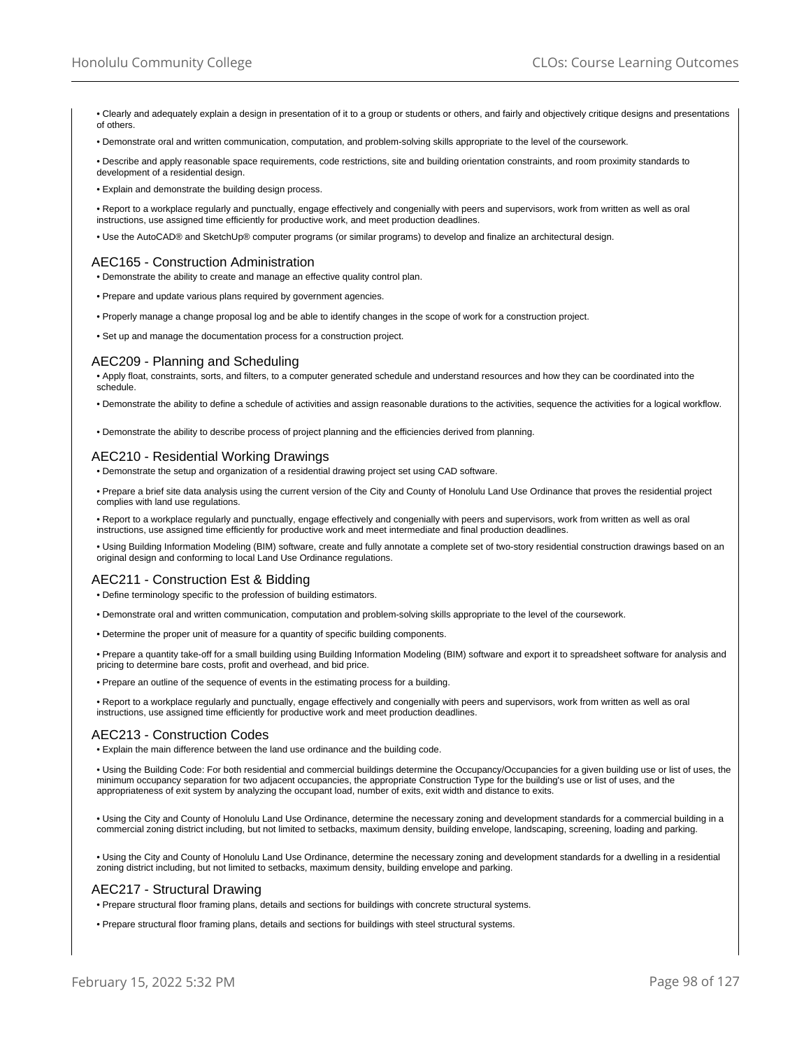• Clearly and adequately explain a design in presentation of it to a group or students or others, and fairly and objectively critique designs and presentations of others.

• Demonstrate oral and written communication, computation, and problem-solving skills appropriate to the level of the coursework.

• Describe and apply reasonable space requirements, code restrictions, site and building orientation constraints, and room proximity standards to development of a residential design.

• Explain and demonstrate the building design process.

• Report to a workplace regularly and punctually, engage effectively and congenially with peers and supervisors, work from written as well as oral instructions, use assigned time efficiently for productive work, and meet production deadlines.

• Use the AutoCAD® and SketchUp® computer programs (or similar programs) to develop and finalize an architectural design.

## AEC165 - Construction Administration

• Demonstrate the ability to create and manage an effective quality control plan.

• Prepare and update various plans required by government agencies.

• Properly manage a change proposal log and be able to identify changes in the scope of work for a construction project.

• Set up and manage the documentation process for a construction project.

## AEC209 - Planning and Scheduling

• Apply float, constraints, sorts, and filters, to a computer generated schedule and understand resources and how they can be coordinated into the schedule.

• Demonstrate the ability to define a schedule of activities and assign reasonable durations to the activities, sequence the activities for a logical workflow.

• Demonstrate the ability to describe process of project planning and the efficiencies derived from planning.

## AEC210 - Residential Working Drawings

• Demonstrate the setup and organization of a residential drawing project set using CAD software.

• Prepare a brief site data analysis using the current version of the City and County of Honolulu Land Use Ordinance that proves the residential project complies with land use regulations.

• Report to a workplace regularly and punctually, engage effectively and congenially with peers and supervisors, work from written as well as oral instructions, use assigned time efficiently for productive work and meet intermediate and final production deadlines.

• Using Building Information Modeling (BIM) software, create and fully annotate a complete set of two-story residential construction drawings based on an original design and conforming to local Land Use Ordinance regulations.

## AEC211 - Construction Est & Bidding

• Define terminology specific to the profession of building estimators.

• Demonstrate oral and written communication, computation and problem-solving skills appropriate to the level of the coursework.

• Determine the proper unit of measure for a quantity of specific building components.

• Prepare a quantity take-off for a small building using Building Information Modeling (BIM) software and export it to spreadsheet software for analysis and pricing to determine bare costs, profit and overhead, and bid price.

• Prepare an outline of the sequence of events in the estimating process for a building.

• Report to a workplace regularly and punctually, engage effectively and congenially with peers and supervisors, work from written as well as oral instructions, use assigned time efficiently for productive work and meet production deadlines.

## AEC213 - Construction Codes

• Explain the main difference between the land use ordinance and the building code.

• Using the Building Code: For both residential and commercial buildings determine the Occupancy/Occupancies for a given building use or list of uses, the minimum occupancy separation for two adjacent occupancies, the appropriate Construction Type for the building's use or list of uses, and the appropriateness of exit system by analyzing the occupant load, number of exits, exit width and distance to exits.

• Using the City and County of Honolulu Land Use Ordinance, determine the necessary zoning and development standards for a commercial building in a commercial zoning district including, but not limited to setbacks, maximum density, building envelope, landscaping, screening, loading and parking.

• Using the City and County of Honolulu Land Use Ordinance, determine the necessary zoning and development standards for a dwelling in a residential zoning district including, but not limited to setbacks, maximum density, building envelope and parking.

## AEC217 - Structural Drawing

• Prepare structural floor framing plans, details and sections for buildings with concrete structural systems.

• Prepare structural floor framing plans, details and sections for buildings with steel structural systems.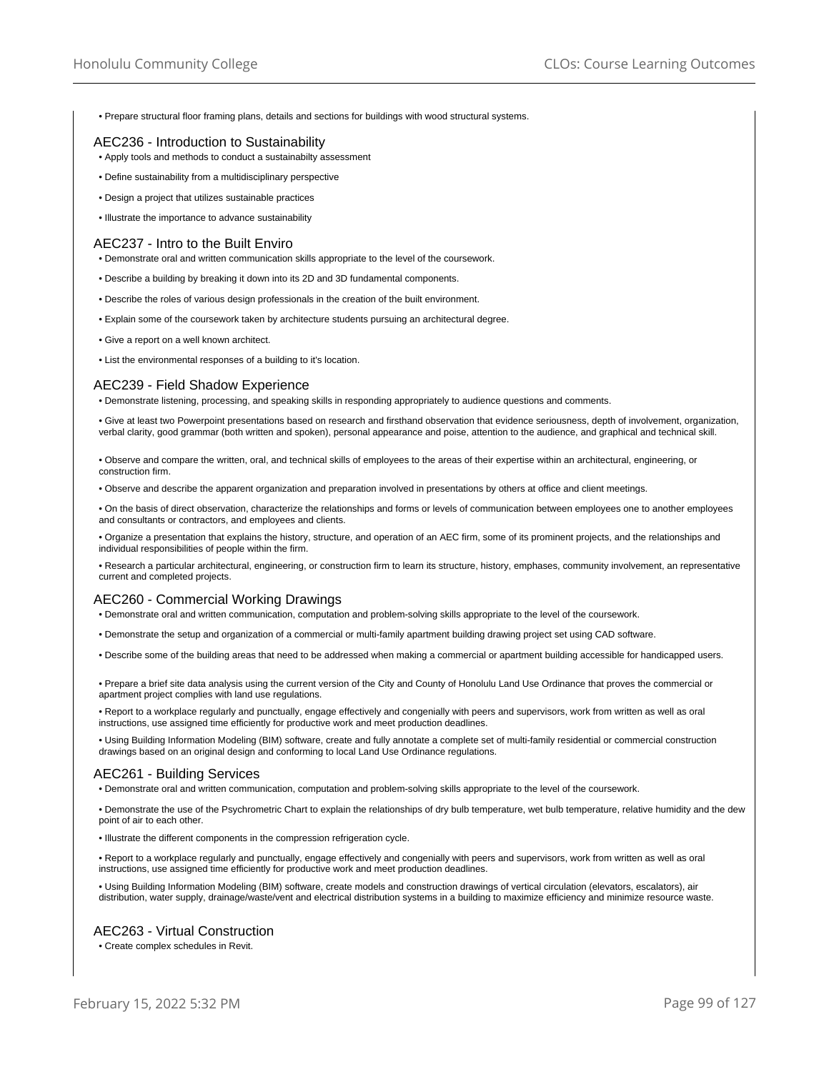- Prepare structural floor framing plans, details and sections for buildings with wood structural systems.

## AEC236 - Introduction to Sustainability

- Apply tools and methods to conduct a sustainabilty assessment
- Define sustainability from a multidisciplinary perspective
- Design a project that utilizes sustainable practices
- Illustrate the importance to advance sustainability

## AEC237 - Intro to the Built Enviro

- Demonstrate oral and written communication skills appropriate to the level of the coursework.
- Describe a building by breaking it down into its 2D and 3D fundamental components.
- Describe the roles of various design professionals in the creation of the built environment.
- Explain some of the coursework taken by architecture students pursuing an architectural degree.
- Give a report on a well known architect.
- List the environmental responses of a building to it's location.

## AEC239 - Field Shadow Experience

- Demonstrate listening, processing, and speaking skills in responding appropriately to audience questions and comments.
- Give at least two Powerpoint presentations based on research and firsthand observation that evidence seriousness, depth of involvement, organization, verbal clarity, good grammar (both written and spoken), personal appearance and poise, attention to the audience, and graphical and technical skill.
- Observe and compare the written, oral, and technical skills of employees to the areas of their expertise within an architectural, engineering, or construction firm.
- Observe and describe the apparent organization and preparation involved in presentations by others at office and client meetings.
- On the basis of direct observation, characterize the relationships and forms or levels of communication between employees one to another employees and consultants or contractors, and employees and clients.
- Organize a presentation that explains the history, structure, and operation of an AEC firm, some of its prominent projects, and the relationships and individual responsibilities of people within the firm.
- Research a particular architectural, engineering, or construction firm to learn its structure, history, emphases, community involvement, an representative current and completed projects.

## AEC260 - Commercial Working Drawings

- Demonstrate oral and written communication, computation and problem-solving skills appropriate to the level of the coursework.
- Demonstrate the setup and organization of a commercial or multi-family apartment building drawing project set using CAD software.
- Describe some of the building areas that need to be addressed when making a commercial or apartment building accessible for handicapped users.
- Prepare a brief site data analysis using the current version of the City and County of Honolulu Land Use Ordinance that proves the commercial or apartment project complies with land use regulations.
- Report to a workplace regularly and punctually, engage effectively and congenially with peers and supervisors, work from written as well as oral instructions, use assigned time efficiently for productive work and meet production deadlines.
- Using Building Information Modeling (BIM) software, create and fully annotate a complete set of multi-family residential or commercial construction drawings based on an original design and conforming to local Land Use Ordinance regulations.

## AEC261 - Building Services

- Demonstrate oral and written communication, computation and problem-solving skills appropriate to the level of the coursework.
- Demonstrate the use of the Psychrometric Chart to explain the relationships of dry bulb temperature, wet bulb temperature, relative humidity and the dew point of air to each other.
- Illustrate the different components in the compression refrigeration cycle.
- Report to a workplace regularly and punctually, engage effectively and congenially with peers and supervisors, work from written as well as oral instructions, use assigned time efficiently for productive work and meet production deadlines.
- Using Building Information Modeling (BIM) software, create models and construction drawings of vertical circulation (elevators, escalators), air distribution, water supply, drainage/waste/vent and electrical distribution systems in a building to maximize efficiency and minimize resource waste.

## AEC263 - Virtual Construction

- Create complex schedules in Revit.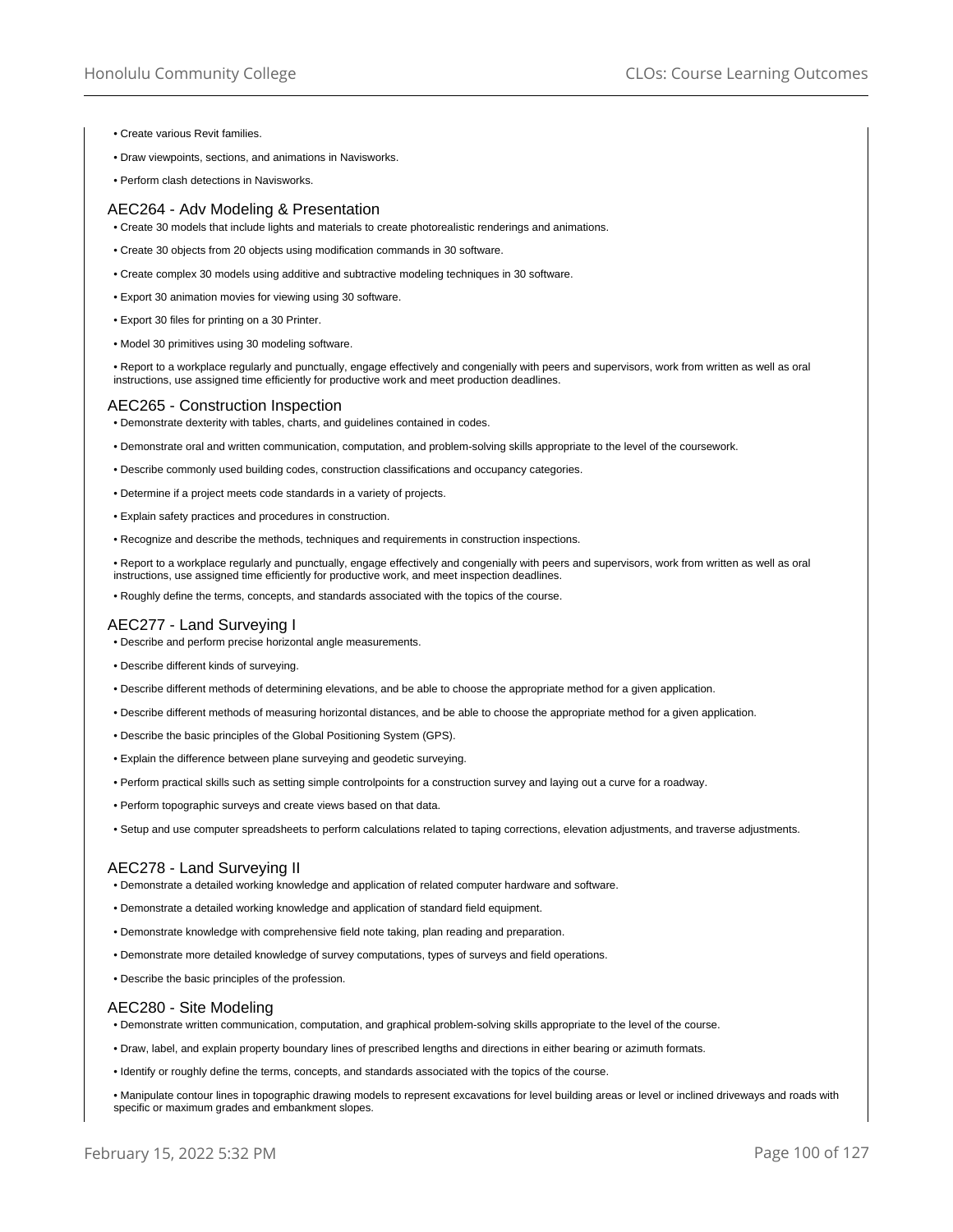- Create various Revit families.
- Draw viewpoints, sections, and animations in Navisworks.
- Perform clash detections in Navisworks.

### AEC264 - Adv Modeling & Presentation

- Create 30 models that include lights and materials to create photorealistic renderings and animations.
- Create 30 objects from 20 objects using modification commands in 30 software.
- Create complex 30 models using additive and subtractive modeling techniques in 30 software.
- Export 30 animation movies for viewing using 30 software.
- Export 30 files for printing on a 30 Printer.
- Model 30 primitives using 30 modeling software.
- Report to a workplace regularly and punctually, engage effectively and congenially with peers and supervisors, work from written as well as oral instructions, use assigned time efficiently for productive work and meet production deadlines.

### AEC265 - Construction Inspection

- Demonstrate dexterity with tables, charts, and guidelines contained in codes.
- Demonstrate oral and written communication, computation, and problem-solving skills appropriate to the level of the coursework.
- Describe commonly used building codes, construction classifications and occupancy categories.
- Determine if a project meets code standards in a variety of projects.
- Explain safety practices and procedures in construction.
- Recognize and describe the methods, techniques and requirements in construction inspections.
- Report to a workplace regularly and punctually, engage effectively and congenially with peers and supervisors, work from written as well as oral instructions, use assigned time efficiently for productive work, and meet inspection deadlines.
- Roughly define the terms, concepts, and standards associated with the topics of the course.

### AEC277 - Land Surveying I

- Describe and perform precise horizontal angle measurements.
- Describe different kinds of surveying.
- Describe different methods of determining elevations, and be able to choose the appropriate method for a given application.
- Describe different methods of measuring horizontal distances, and be able to choose the appropriate method for a given application.
- Describe the basic principles of the Global Positioning System (GPS).
- Explain the difference between plane surveying and geodetic surveying.
- Perform practical skills such as setting simple controlpoints for a construction survey and laying out a curve for a roadway.
- Perform topographic surveys and create views based on that data.
- Setup and use computer spreadsheets to perform calculations related to taping corrections, elevation adjustments, and traverse adjustments.

### AEC278 - Land Surveying II

- Demonstrate a detailed working knowledge and application of related computer hardware and software.
- Demonstrate a detailed working knowledge and application of standard field equipment.
- Demonstrate knowledge with comprehensive field note taking, plan reading and preparation.
- Demonstrate more detailed knowledge of survey computations, types of surveys and field operations.
- Describe the basic principles of the profession.

### AEC280 - Site Modeling

- Demonstrate written communication, computation, and graphical problem-solving skills appropriate to the level of the course.
- Draw, label, and explain property boundary lines of prescribed lengths and directions in either bearing or azimuth formats.
- Identify or roughly define the terms, concepts, and standards associated with the topics of the course.
- Manipulate contour lines in topographic drawing models to represent excavations for level building areas or level or inclined driveways and roads with specific or maximum grades and embankment slopes.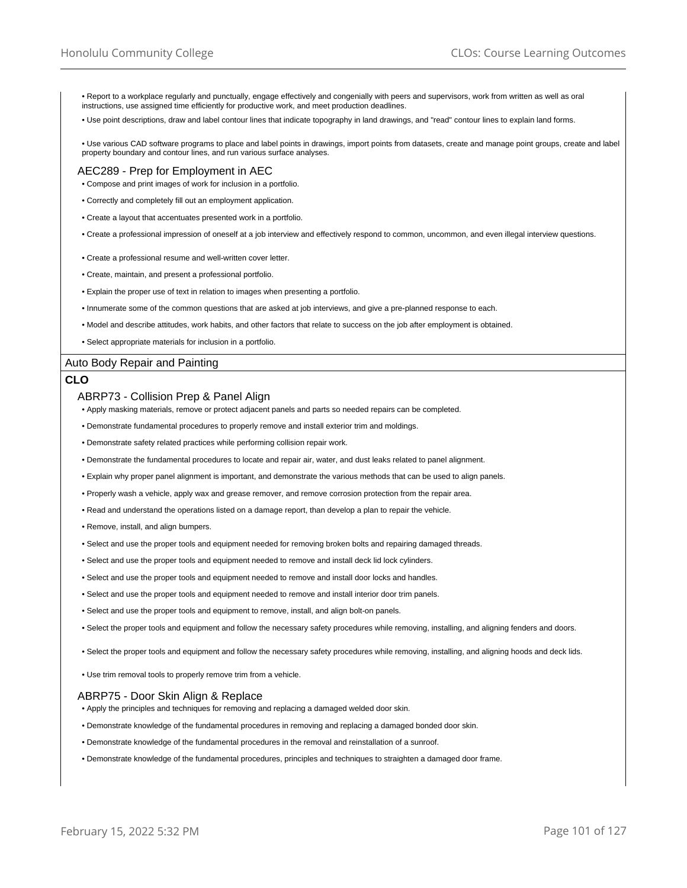- Report to a workplace regularly and punctually, engage effectively and congenially with peers and supervisors, work from written as well as oral instructions, use assigned time efficiently for productive work, and meet production deadlines.
- Use point descriptions, draw and label contour lines that indicate topography in land drawings, and "read" contour lines to explain land forms.
- Use various CAD software programs to place and label points in drawings, import points from datasets, create and manage point groups, create and label property boundary and contour lines, and run various surface analyses.

### AEC289 - Prep for Employment in AEC

- Compose and print images of work for inclusion in a portfolio.
- Correctly and completely fill out an employment application.
- Create a layout that accentuates presented work in a portfolio.
- Create a professional impression of oneself at a job interview and effectively respond to common, uncommon, and even illegal interview questions.
- Create a professional resume and well-written cover letter.
- Create, maintain, and present a professional portfolio.
- Explain the proper use of text in relation to images when presenting a portfolio.
- Innumerate some of the common questions that are asked at job interviews, and give a pre-planned response to each.
- Model and describe attitudes, work habits, and other factors that relate to success on the job after employment is obtained.
- Select appropriate materials for inclusion in a portfolio.

## Auto Body Repair and Painting

**CLO**

### ABRP73 - Collision Prep & Panel Align

- Apply masking materials, remove or protect adjacent panels and parts so needed repairs can be completed.
- Demonstrate fundamental procedures to properly remove and install exterior trim and moldings.
- Demonstrate safety related practices while performing collision repair work.
- Demonstrate the fundamental procedures to locate and repair air, water, and dust leaks related to panel alignment.
- Explain why proper panel alignment is important, and demonstrate the various methods that can be used to align panels.
- Properly wash a vehicle, apply wax and grease remover, and remove corrosion protection from the repair area.
- Read and understand the operations listed on a damage report, than develop a plan to repair the vehicle.
- Remove, install, and align bumpers.
- Select and use the proper tools and equipment needed for removing broken bolts and repairing damaged threads.
- Select and use the proper tools and equipment needed to remove and install deck lid lock cylinders.
- Select and use the proper tools and equipment needed to remove and install door locks and handles.
- Select and use the proper tools and equipment needed to remove and install interior door trim panels.
- Select and use the proper tools and equipment to remove, install, and align bolt-on panels.
- Select the proper tools and equipment and follow the necessary safety procedures while removing, installing, and aligning fenders and doors.
- Select the proper tools and equipment and follow the necessary safety procedures while removing, installing, and aligning hoods and deck lids.
- Use trim removal tools to properly remove trim from a vehicle.

### ABRP75 - Door Skin Align & Replace

- Apply the principles and techniques for removing and replacing a damaged welded door skin.
- Demonstrate knowledge of the fundamental procedures in removing and replacing a damaged bonded door skin.
- Demonstrate knowledge of the fundamental procedures in the removal and reinstallation of a sunroof.
- Demonstrate knowledge of the fundamental procedures, principles and techniques to straighten a damaged door frame.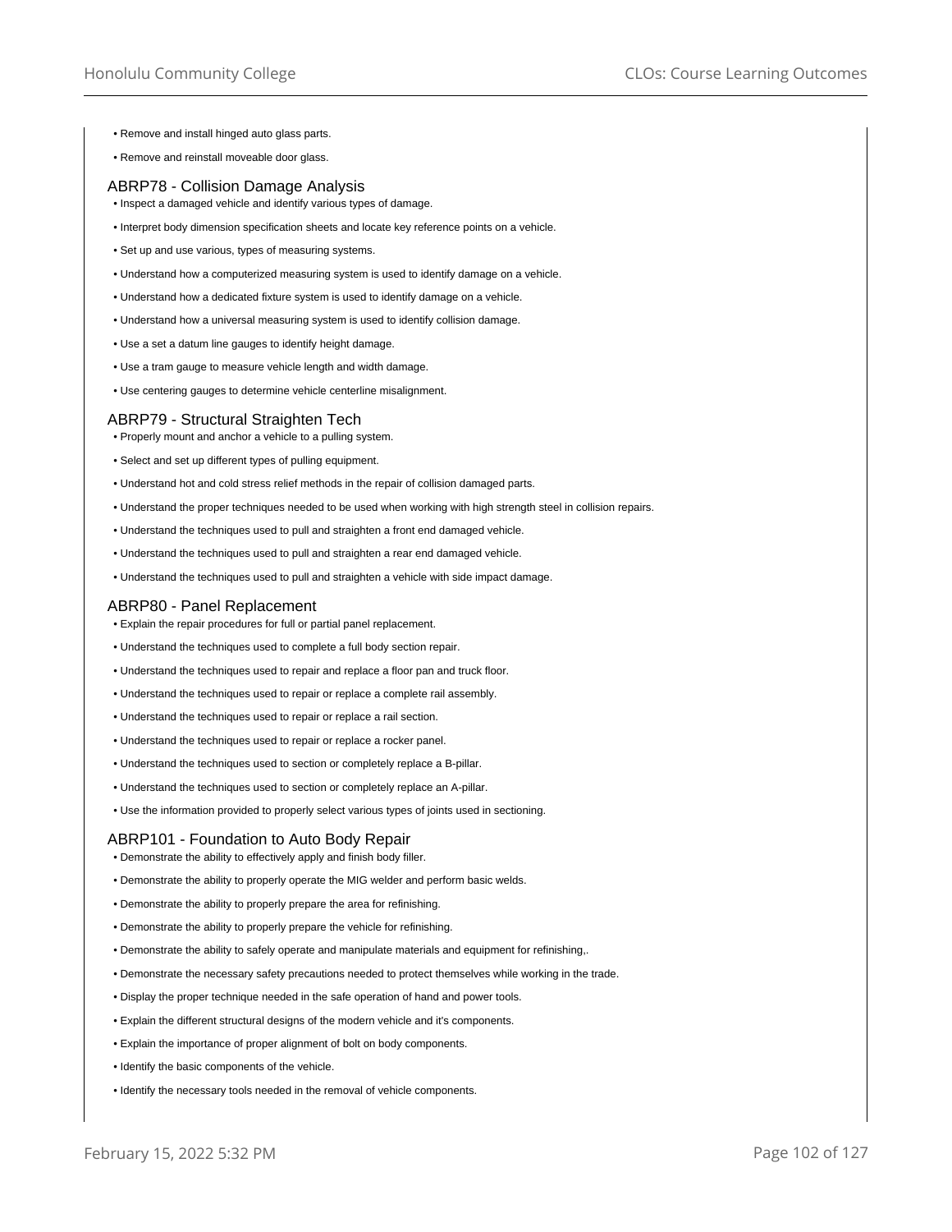- Remove and install hinged auto glass parts.
- Remove and reinstall moveable door glass.

## ABRP78 - Collision Damage Analysis

- Inspect a damaged vehicle and identify various types of damage.
- Interpret body dimension specification sheets and locate key reference points on a vehicle.
- Set up and use various, types of measuring systems.
- Understand how a computerized measuring system is used to identify damage on a vehicle.
- Understand how a dedicated fixture system is used to identify damage on a vehicle.
- Understand how a universal measuring system is used to identify collision damage.
- Use a set a datum line gauges to identify height damage.
- Use a tram gauge to measure vehicle length and width damage.
- Use centering gauges to determine vehicle centerline misalignment.

## ABRP79 - Structural Straighten Tech

- Properly mount and anchor a vehicle to a pulling system.
- Select and set up different types of pulling equipment.
- Understand hot and cold stress relief methods in the repair of collision damaged parts.
- Understand the proper techniques needed to be used when working with high strength steel in collision repairs.
- Understand the techniques used to pull and straighten a front end damaged vehicle.
- Understand the techniques used to pull and straighten a rear end damaged vehicle.
- Understand the techniques used to pull and straighten a vehicle with side impact damage.

## ABRP80 - Panel Replacement

- Explain the repair procedures for full or partial panel replacement.
- Understand the techniques used to complete a full body section repair.
- Understand the techniques used to repair and replace a floor pan and truck floor.
- Understand the techniques used to repair or replace a complete rail assembly.
- Understand the techniques used to repair or replace a rail section.
- Understand the techniques used to repair or replace a rocker panel.
- Understand the techniques used to section or completely replace a B-pillar.
- Understand the techniques used to section or completely replace an A-pillar.
- Use the information provided to properly select various types of joints used in sectioning.

## ABRP101 - Foundation to Auto Body Repair

- Demonstrate the ability to effectively apply and finish body filler.
- Demonstrate the ability to properly operate the MIG welder and perform basic welds.
- Demonstrate the ability to properly prepare the area for refinishing.
- Demonstrate the ability to properly prepare the vehicle for refinishing.
- Demonstrate the ability to safely operate and manipulate materials and equipment for refinishing,.
- Demonstrate the necessary safety precautions needed to protect themselves while working in the trade.
- Display the proper technique needed in the safe operation of hand and power tools.
- Explain the different structural designs of the modern vehicle and it's components.
- Explain the importance of proper alignment of bolt on body components.
- Identify the basic components of the vehicle.
- Identify the necessary tools needed in the removal of vehicle components.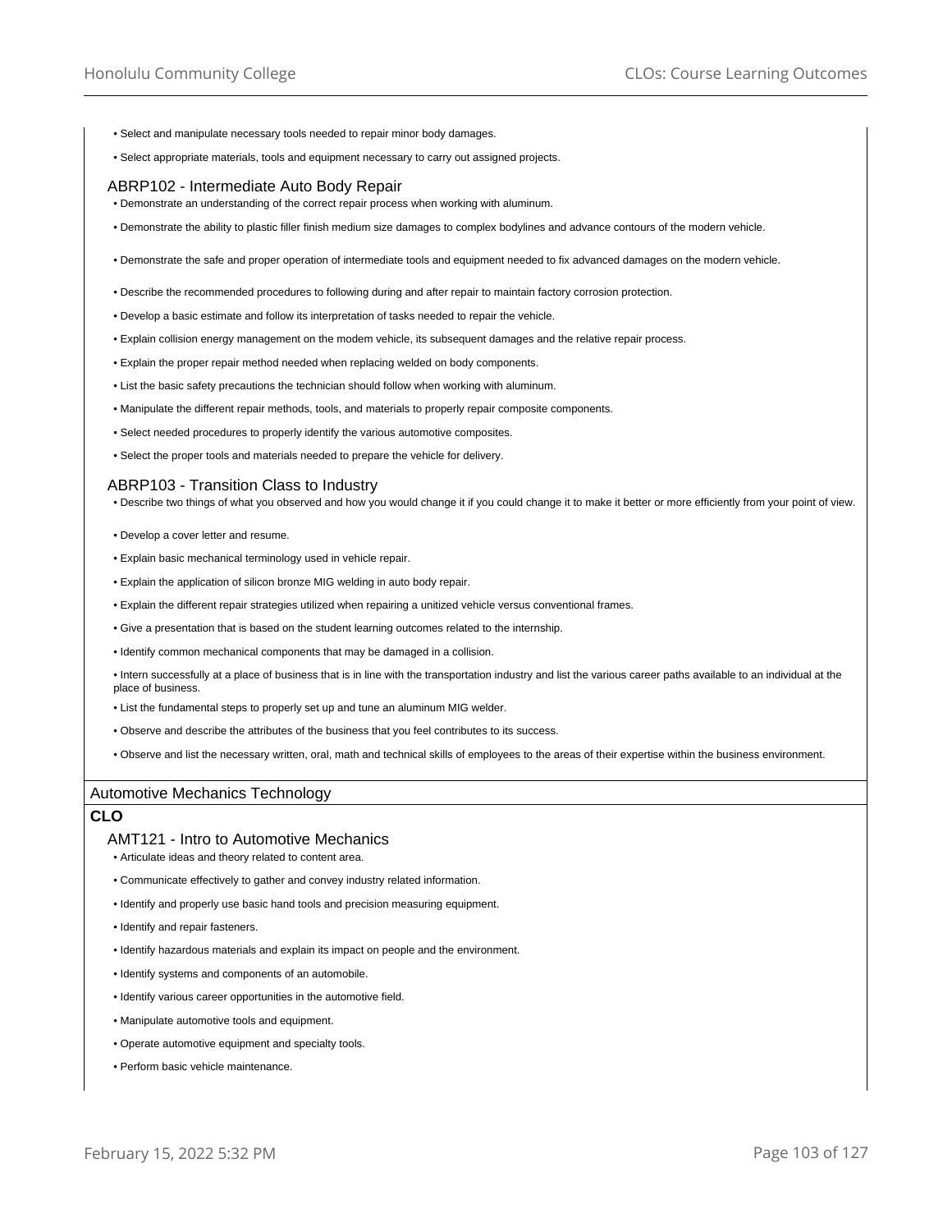- Select and manipulate necessary tools needed to repair minor body damages.
- Select appropriate materials, tools and equipment necessary to carry out assigned projects.

### ABRP102 - Intermediate Auto Body Repair

- Demonstrate an understanding of the correct repair process when working with aluminum.
- Demonstrate the ability to plastic filler finish medium size damages to complex bodylines and advance contours of the modern vehicle.
- Demonstrate the safe and proper operation of intermediate tools and equipment needed to fix advanced damages on the modern vehicle.
- Describe the recommended procedures to following during and after repair to maintain factory corrosion protection.
- Develop a basic estimate and follow its interpretation of tasks needed to repair the vehicle.
- Explain collision energy management on the modem vehicle, its subsequent damages and the relative repair process.
- Explain the proper repair method needed when replacing welded on body components.
- List the basic safety precautions the technician should follow when working with aluminum.
- Manipulate the different repair methods, tools, and materials to properly repair composite components.
- Select needed procedures to properly identify the various automotive composites.
- Select the proper tools and materials needed to prepare the vehicle for delivery.

### ABRP103 - Transition Class to Industry

- Describe two things of what you observed and how you would change it if you could change it to make it better or more efficiently from your point of view.
- Develop a cover letter and resume.
- Explain basic mechanical terminology used in vehicle repair.
- Explain the application of silicon bronze MIG welding in auto body repair.
- Explain the different repair strategies utilized when repairing a unitized vehicle versus conventional frames.
- Give a presentation that is based on the student learning outcomes related to the internship.
- Identify common mechanical components that may be damaged in a collision.
- Intern successfully at a place of business that is in line with the transportation industry and list the various career paths available to an individual at the place of business.
- List the fundamental steps to properly set up and tune an aluminum MIG welder.
- Observe and describe the attributes of the business that you feel contributes to its success.
- Observe and list the necessary written, oral, math and technical skills of employees to the areas of their expertise within the business environment.

## Automotive Mechanics Technology

**CLO**

### AMT121 - Intro to Automotive Mechanics

- Articulate ideas and theory related to content area.
- Communicate effectively to gather and convey industry related information.
- Identify and properly use basic hand tools and precision measuring equipment.
- Identify and repair fasteners.
- Identify hazardous materials and explain its impact on people and the environment.
- Identify systems and components of an automobile.
- Identify various career opportunities in the automotive field.
- Manipulate automotive tools and equipment.
- Operate automotive equipment and specialty tools.
- Perform basic vehicle maintenance.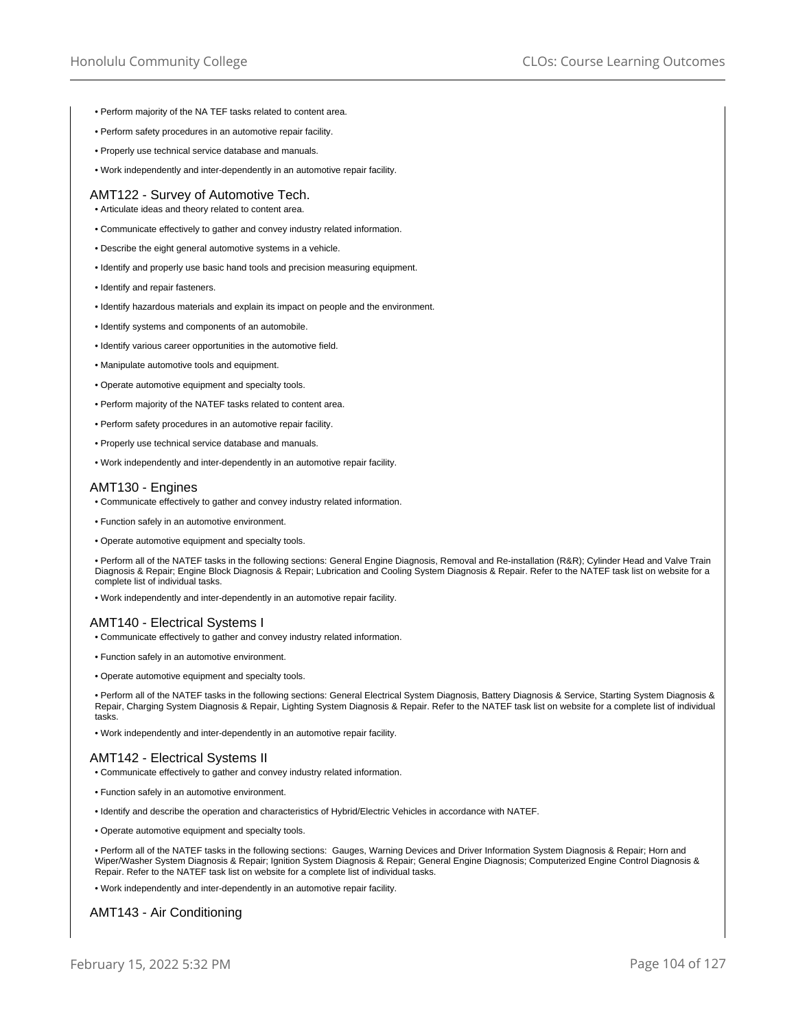- Perform majority of the NA TEF tasks related to content area.
- Perform safety procedures in an automotive repair facility.
- Properly use technical service database and manuals.
- Work independently and inter-dependently in an automotive repair facility.

### AMT122 - Survey of Automotive Tech.

- Articulate ideas and theory related to content area.
- Communicate effectively to gather and convey industry related information.
- Describe the eight general automotive systems in a vehicle.
- Identify and properly use basic hand tools and precision measuring equipment.
- Identify and repair fasteners.
- Identify hazardous materials and explain its impact on people and the environment.
- Identify systems and components of an automobile.
- Identify various career opportunities in the automotive field.
- Manipulate automotive tools and equipment.
- Operate automotive equipment and specialty tools.
- Perform majority of the NATEF tasks related to content area.
- Perform safety procedures in an automotive repair facility.
- Properly use technical service database and manuals.
- Work independently and inter-dependently in an automotive repair facility.

### AMT130 - Engines

- Communicate effectively to gather and convey industry related information.
- Function safely in an automotive environment.
- Operate automotive equipment and specialty tools.
- Perform all of the NATEF tasks in the following sections: General Engine Diagnosis, Removal and Re-installation (R&R); Cylinder Head and Valve Train Diagnosis & Repair; Engine Block Diagnosis & Repair; Lubrication and Cooling System Diagnosis & Repair. Refer to the NATEF task list on website for a complete list of individual tasks.
- Work independently and inter-dependently in an automotive repair facility.

### AMT140 - Electrical Systems I

- Communicate effectively to gather and convey industry related information.
- Function safely in an automotive environment.
- Operate automotive equipment and specialty tools.
- Perform all of the NATEF tasks in the following sections: General Electrical System Diagnosis, Battery Diagnosis & Service, Starting System Diagnosis & Repair, Charging System Diagnosis & Repair, Lighting System Diagnosis & Repair. Refer to the NATEF task list on website for a complete list of individual tasks.
- Work independently and inter-dependently in an automotive repair facility.

### AMT142 - Electrical Systems II

- Communicate effectively to gather and convey industry related information.
- Function safely in an automotive environment.
- Identify and describe the operation and characteristics of Hybrid/Electric Vehicles in accordance with NATEF.
- Operate automotive equipment and specialty tools.
- Perform all of the NATEF tasks in the following sections: Gauges, Warning Devices and Driver Information System Diagnosis & Repair; Horn and Wiper/Washer System Diagnosis & Repair; Ignition System Diagnosis & Repair; General Engine Diagnosis; Computerized Engine Control Diagnosis & Repair. Refer to the NATEF task list on website for a complete list of individual tasks.
- Work independently and inter-dependently in an automotive repair facility.

### AMT143 - Air Conditioning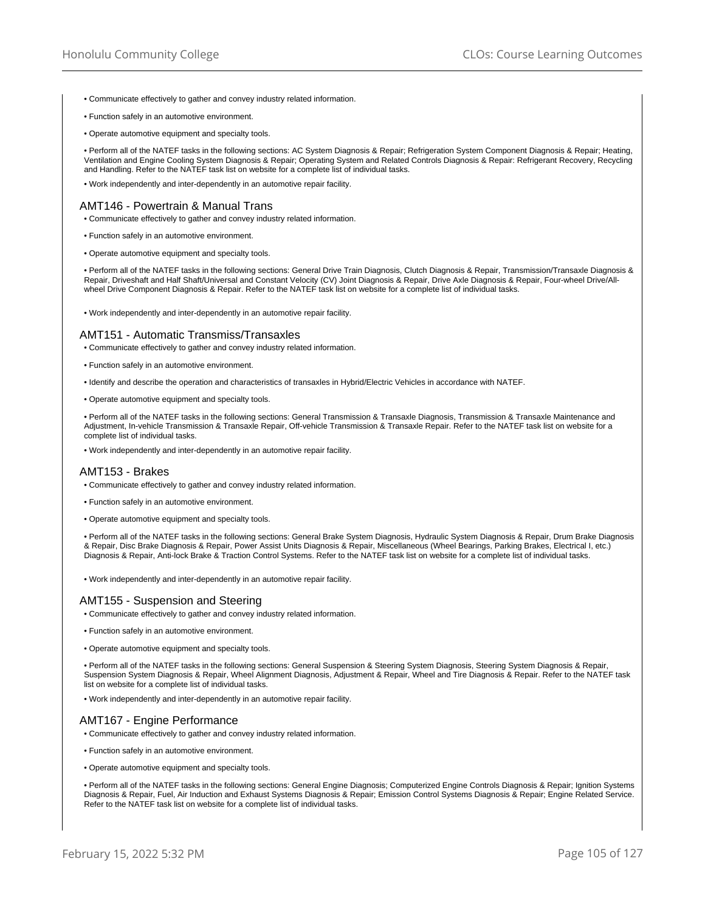- Communicate effectively to gather and convey industry related information.
- Function safely in an automotive environment.
- Operate automotive equipment and specialty tools.
- Perform all of the NATEF tasks in the following sections: AC System Diagnosis & Repair; Refrigeration System Component Diagnosis & Repair; Heating, Ventilation and Engine Cooling System Diagnosis & Repair; Operating System and Related Controls Diagnosis & Repair: Refrigerant Recovery, Recycling and Handling. Refer to the NATEF task list on website for a complete list of individual tasks.
- Work independently and inter-dependently in an automotive repair facility.

## AMT146 - Powertrain & Manual Trans

- Communicate effectively to gather and convey industry related information.
- Function safely in an automotive environment.
- Operate automotive equipment and specialty tools.
- Perform all of the NATEF tasks in the following sections: General Drive Train Diagnosis, Clutch Diagnosis & Repair, Transmission/Transaxle Diagnosis & Repair, Driveshaft and Half Shaft/Universal and Constant Velocity (CV) Joint Diagnosis & Repair, Drive Axle Diagnosis & Repair, Four-wheel Drive/All-wheel Drive Component Diagnosis & Repair. Refer to the NATEF task list on website for a complete list of individual tasks.
- Work independently and inter-dependently in an automotive repair facility.

## AMT151 - Automatic Transmiss/Transaxles

- Communicate effectively to gather and convey industry related information.
- Function safely in an automotive environment.
- Identify and describe the operation and characteristics of transaxles in Hybrid/Electric Vehicles in accordance with NATEF.
- Operate automotive equipment and specialty tools.
- Perform all of the NATEF tasks in the following sections: General Transmission & Transaxle Diagnosis, Transmission & Transaxle Maintenance and Adjustment, In-vehicle Transmission & Transaxle Repair, Off-vehicle Transmission & Transaxle Repair. Refer to the NATEF task list on website for a complete list of individual tasks.
- Work independently and inter-dependently in an automotive repair facility.

## AMT153 - Brakes

- Communicate effectively to gather and convey industry related information.
- Function safely in an automotive environment.
- Operate automotive equipment and specialty tools.
- Perform all of the NATEF tasks in the following sections: General Brake System Diagnosis, Hydraulic System Diagnosis & Repair, Drum Brake Diagnosis & Repair, Disc Brake Diagnosis & Repair, Power Assist Units Diagnosis & Repair, Miscellaneous (Wheel Bearings, Parking Brakes, Electrical I, etc.) Diagnosis & Repair, Anti-lock Brake & Traction Control Systems. Refer to the NATEF task list on website for a complete list of individual tasks.
- Work independently and inter-dependently in an automotive repair facility.

## AMT155 - Suspension and Steering

- Communicate effectively to gather and convey industry related information.
- Function safely in an automotive environment.
- Operate automotive equipment and specialty tools.
- Perform all of the NATEF tasks in the following sections: General Suspension & Steering System Diagnosis, Steering System Diagnosis & Repair, Suspension System Diagnosis & Repair, Wheel Alignment Diagnosis, Adjustment & Repair, Wheel and Tire Diagnosis & Repair. Refer to the NATEF task list on website for a complete list of individual tasks.
- Work independently and inter-dependently in an automotive repair facility.

## AMT167 - Engine Performance

- Communicate effectively to gather and convey industry related information.
- Function safely in an automotive environment.
- Operate automotive equipment and specialty tools.
- Perform all of the NATEF tasks in the following sections: General Engine Diagnosis; Computerized Engine Controls Diagnosis & Repair; Ignition Systems Diagnosis & Repair, Fuel, Air Induction and Exhaust Systems Diagnosis & Repair; Emission Control Systems Diagnosis & Repair; Engine Related Service. Refer to the NATEF task list on website for a complete list of individual tasks.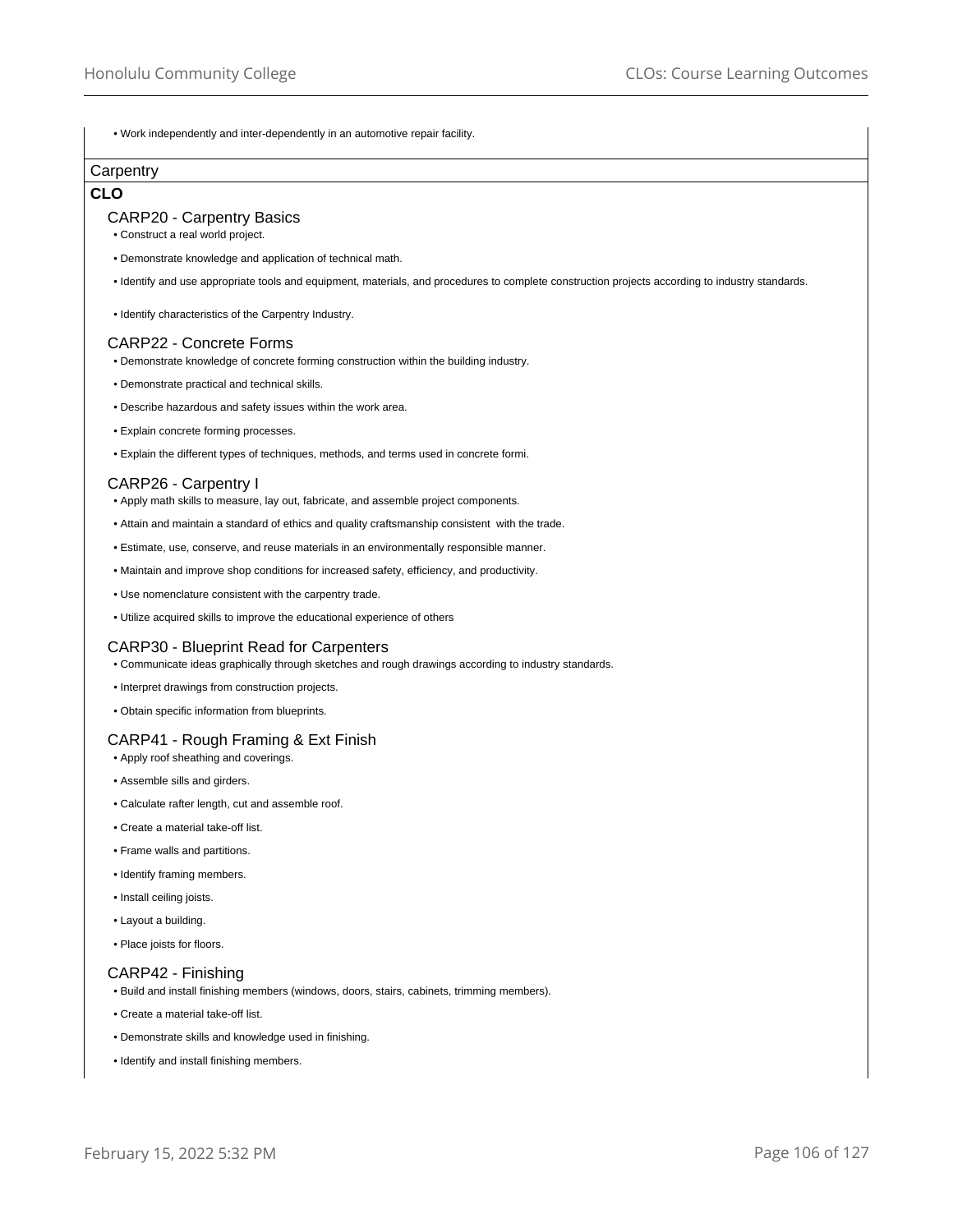- Work independently and inter-dependently in an automotive repair facility.

## Carpentry

**CLO**

### CARP20 - Carpentry Basics

- Construct a real world project.
- Demonstrate knowledge and application of technical math.
- Identify and use appropriate tools and equipment, materials, and procedures to complete construction projects according to industry standards.
- Identify characteristics of the Carpentry Industry.

### CARP22 - Concrete Forms

- Demonstrate knowledge of concrete forming construction within the building industry.
- Demonstrate practical and technical skills.
- Describe hazardous and safety issues within the work area.
- Explain concrete forming processes.
- Explain the different types of techniques, methods, and terms used in concrete formi.

### CARP26 - Carpentry I

- Apply math skills to measure, lay out, fabricate, and assemble project components.
- Attain and maintain a standard of ethics and quality craftsmanship consistent with the trade.
- Estimate, use, conserve, and reuse materials in an environmentally responsible manner.
- Maintain and improve shop conditions for increased safety, efficiency, and productivity.
- Use nomenclature consistent with the carpentry trade.
- Utilize acquired skills to improve the educational experience of others

### CARP30 - Blueprint Read for Carpenters

- Communicate ideas graphically through sketches and rough drawings according to industry standards.
- Interpret drawings from construction projects.
- Obtain specific information from blueprints.

### CARP41 - Rough Framing & Ext Finish

- Apply roof sheathing and coverings.
- Assemble sills and girders.
- Calculate rafter length, cut and assemble roof.
- Create a material take-off list.
- Frame walls and partitions.
- Identify framing members.
- Install ceiling joists.
- Layout a building.
- Place joists for floors.

### CARP42 - Finishing

- Build and install finishing members (windows, doors, stairs, cabinets, trimming members).
- Create a material take-off list.
- Demonstrate skills and knowledge used in finishing.
- Identify and install finishing members.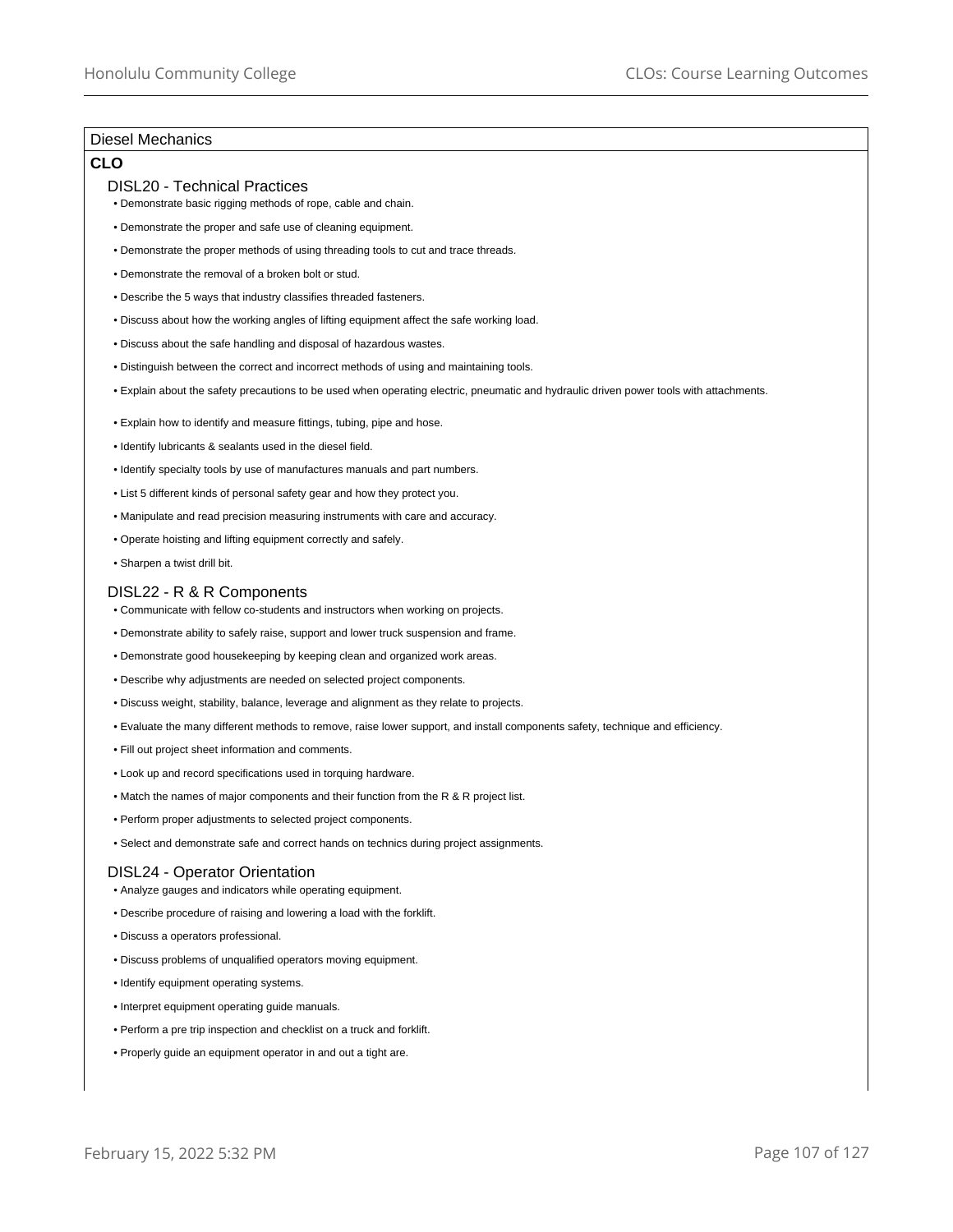## Diesel Mechanics

### CLO

#### DISL20 - Technical Practices

- Demonstrate basic rigging methods of rope, cable and chain.
- Demonstrate the proper and safe use of cleaning equipment.
- Demonstrate the proper methods of using threading tools to cut and trace threads.
- Demonstrate the removal of a broken bolt or stud.
- Describe the 5 ways that industry classifies threaded fasteners.
- Discuss about how the working angles of lifting equipment affect the safe working load.
- Discuss about the safe handling and disposal of hazardous wastes.
- Distinguish between the correct and incorrect methods of using and maintaining tools.
- Explain about the safety precautions to be used when operating electric, pneumatic and hydraulic driven power tools with attachments.
- Explain how to identify and measure fittings, tubing, pipe and hose.
- Identify lubricants & sealants used in the diesel field.
- Identify specialty tools by use of manufactures manuals and part numbers.
- List 5 different kinds of personal safety gear and how they protect you.
- Manipulate and read precision measuring instruments with care and accuracy.
- Operate hoisting and lifting equipment correctly and safely.
- Sharpen a twist drill bit.

#### DISL22 - R & R Components

- Communicate with fellow co-students and instructors when working on projects.
- Demonstrate ability to safely raise, support and lower truck suspension and frame.
- Demonstrate good housekeeping by keeping clean and organized work areas.
- Describe why adjustments are needed on selected project components.
- Discuss weight, stability, balance, leverage and alignment as they relate to projects.
- Evaluate the many different methods to remove, raise lower support, and install components safety, technique and efficiency.
- Fill out project sheet information and comments.
- Look up and record specifications used in torquing hardware.
- Match the names of major components and their function from the R & R project list.
- Perform proper adjustments to selected project components.
- Select and demonstrate safe and correct hands on technics during project assignments.

#### DISL24 - Operator Orientation

- Analyze gauges and indicators while operating equipment.
- Describe procedure of raising and lowering a load with the forklift.
- Discuss a operators professional.
- Discuss problems of unqualified operators moving equipment.
- Identify equipment operating systems.
- Interpret equipment operating guide manuals.
- Perform a pre trip inspection and checklist on a truck and forklift.
- Properly guide an equipment operator in and out a tight are.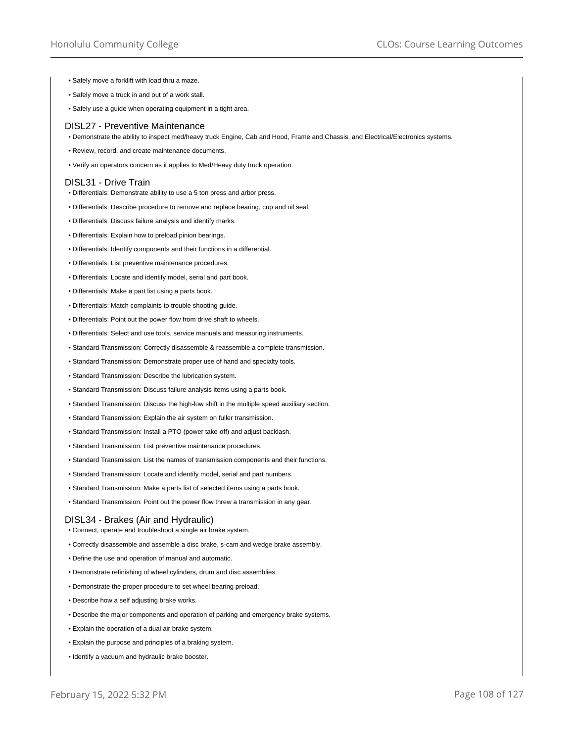- Safely move a forklift with load thru a maze.
- Safely move a truck in and out of a work stall.
- Safely use a guide when operating equipment in a tight area.

### DISL27 - Preventive Maintenance

- Demonstrate the ability to inspect med/heavy truck Engine, Cab and Hood, Frame and Chassis, and Electrical/Electronics systems.
- Review, record, and create maintenance documents.
- Verify an operators concern as it applies to Med/Heavy duty truck operation.

### DISL31 - Drive Train

- Differentials: Demonstrate ability to use a 5 ton press and arbor press.
- Differentials: Describe procedure to remove and replace bearing, cup and oil seal.
- Differentials: Discuss failure analysis and identify marks.
- Differentials: Explain how to preload pinion bearings.
- Differentials: Identify components and their functions in a differential.
- Differentials: List preventive maintenance procedures.
- Differentials: Locate and identify model, serial and part book.
- Differentials: Make a part list using a parts book.
- Differentials: Match complaints to trouble shooting guide.
- Differentials: Point out the power flow from drive shaft to wheels.
- Differentials: Select and use tools, service manuals and measuring instruments.
- Standard Transmission: Correctly disassemble & reassemble a complete transmission.
- Standard Transmission: Demonstrate proper use of hand and specialty tools.
- Standard Transmission: Describe the lubrication system.
- Standard Transmission: Discuss failure analysis items using a parts book.
- Standard Transmission: Discuss the high-low shift in the multiple speed auxiliary section.
- Standard Transmission: Explain the air system on fuller transmission.
- Standard Transmission: Install a PTO (power take-off) and adjust backlash.
- Standard Transmission: List preventive maintenance procedures.
- Standard Transmission: List the names of transmission components and their functions.
- Standard Transmission: Locate and identify model, serial and part numbers.
- Standard Transmission: Make a parts list of selected items using a parts book.
- Standard Transmission: Point out the power flow threw a transmission in any gear.

### DISL34 - Brakes (Air and Hydraulic)

- Connect, operate and troubleshoot a single air brake system.
- Correctly disassemble and assemble a disc brake, s-cam and wedge brake assembly.
- Define the use and operation of manual and automatic.
- Demonstrate refinishing of wheel cylinders, drum and disc assemblies.
- Demonstrate the proper procedure to set wheel bearing preload.
- Describe how a self adjusting brake works.
- Describe the major components and operation of parking and emergency brake systems.
- Explain the operation of a dual air brake system.
- Explain the purpose and principles of a braking system.
- Identify a vacuum and hydraulic brake booster.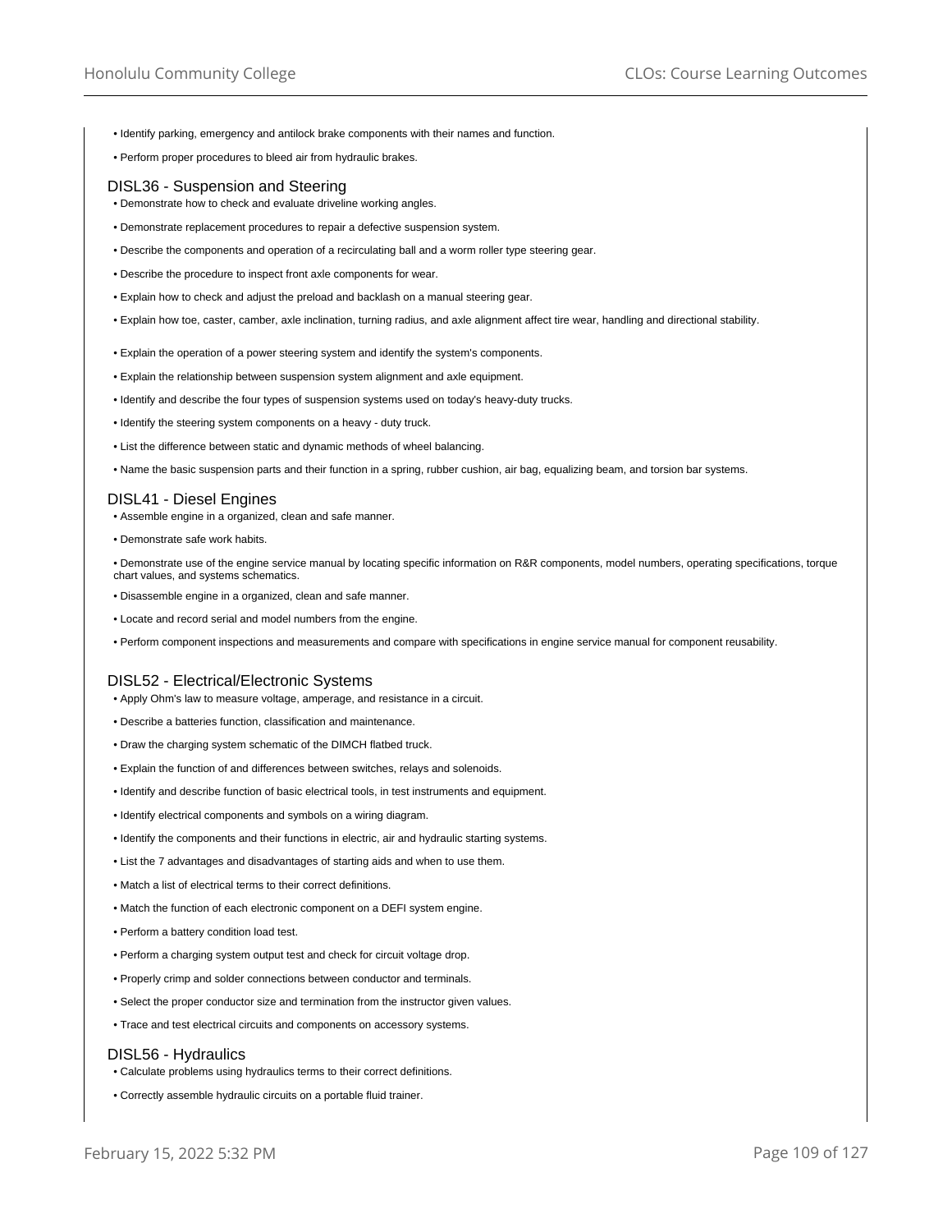- Identify parking, emergency and antilock brake components with their names and function.
- Perform proper procedures to bleed air from hydraulic brakes.

### DISL36 - Suspension and Steering

- Demonstrate how to check and evaluate driveline working angles.
- Demonstrate replacement procedures to repair a defective suspension system.
- Describe the components and operation of a recirculating ball and a worm roller type steering gear.
- Describe the procedure to inspect front axle components for wear.
- Explain how to check and adjust the preload and backlash on a manual steering gear.
- Explain how toe, caster, camber, axle inclination, turning radius, and axle alignment affect tire wear, handling and directional stability.
- Explain the operation of a power steering system and identify the system's components.
- Explain the relationship between suspension system alignment and axle equipment.
- Identify and describe the four types of suspension systems used on today's heavy-duty trucks.
- Identify the steering system components on a heavy - duty truck.
- List the difference between static and dynamic methods of wheel balancing.
- Name the basic suspension parts and their function in a spring, rubber cushion, air bag, equalizing beam, and torsion bar systems.

### DISL41 - Diesel Engines

- Assemble engine in a organized, clean and safe manner.
- Demonstrate safe work habits.
- Demonstrate use of the engine service manual by locating specific information on R&R components, model numbers, operating specifications, torque chart values, and systems schematics.
- Disassemble engine in a organized, clean and safe manner.
- Locate and record serial and model numbers from the engine.
- Perform component inspections and measurements and compare with specifications in engine service manual for component reusability.

### DISL52 - Electrical/Electronic Systems

- Apply Ohm's law to measure voltage, amperage, and resistance in a circuit.
- Describe a batteries function, classification and maintenance.
- Draw the charging system schematic of the DIMCH flatbed truck.
- Explain the function of and differences between switches, relays and solenoids.
- Identify and describe function of basic electrical tools, in test instruments and equipment.
- Identify electrical components and symbols on a wiring diagram.
- Identify the components and their functions in electric, air and hydraulic starting systems.
- List the 7 advantages and disadvantages of starting aids and when to use them.
- Match a list of electrical terms to their correct definitions.
- Match the function of each electronic component on a DEFI system engine.
- Perform a battery condition load test.
- Perform a charging system output test and check for circuit voltage drop.
- Properly crimp and solder connections between conductor and terminals.
- Select the proper conductor size and termination from the instructor given values.
- Trace and test electrical circuits and components on accessory systems.

### DISL56 - Hydraulics

- Calculate problems using hydraulics terms to their correct definitions.
- Correctly assemble hydraulic circuits on a portable fluid trainer.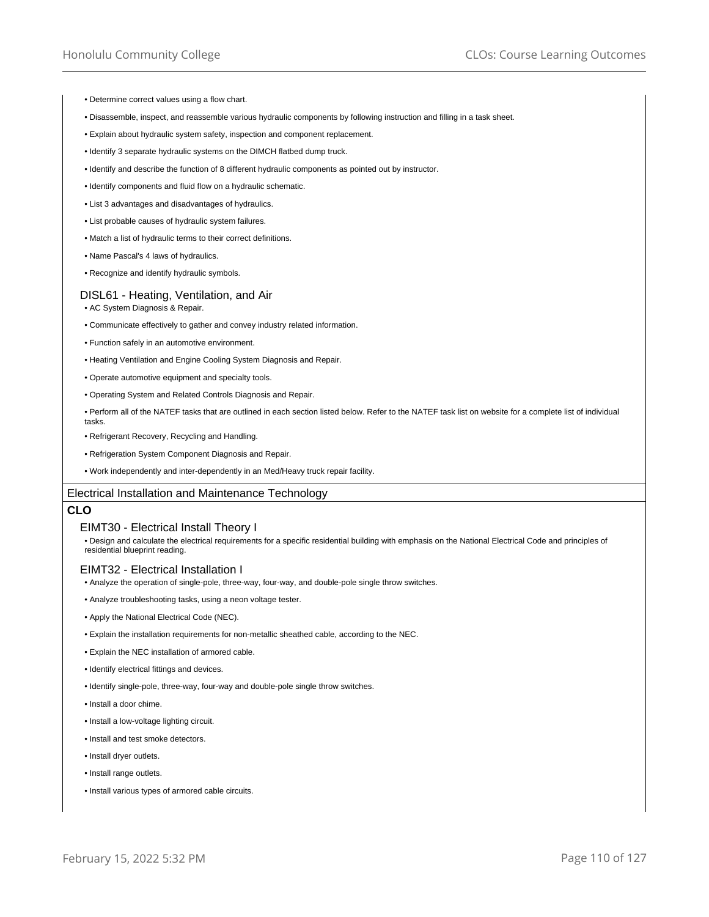- Determine correct values using a flow chart.
- Disassemble, inspect, and reassemble various hydraulic components by following instruction and filling in a task sheet.
- Explain about hydraulic system safety, inspection and component replacement.
- Identify 3 separate hydraulic systems on the DIMCH flatbed dump truck.
- Identify and describe the function of 8 different hydraulic components as pointed out by instructor.
- Identify components and fluid flow on a hydraulic schematic.
- List 3 advantages and disadvantages of hydraulics.
- List probable causes of hydraulic system failures.
- Match a list of hydraulic terms to their correct definitions.
- Name Pascal's 4 laws of hydraulics.
- Recognize and identify hydraulic symbols.

### DISL61 - Heating, Ventilation, and Air

- AC System Diagnosis & Repair.
- Communicate effectively to gather and convey industry related information.
- Function safely in an automotive environment.
- Heating Ventilation and Engine Cooling System Diagnosis and Repair.
- Operate automotive equipment and specialty tools.
- Operating System and Related Controls Diagnosis and Repair.
- Perform all of the NATEF tasks that are outlined in each section listed below. Refer to the NATEF task list on website for a complete list of individual tasks.
- Refrigerant Recovery, Recycling and Handling.
- Refrigeration System Component Diagnosis and Repair.
- Work independently and inter-dependently in an Med/Heavy truck repair facility.

## Electrical Installation and Maintenance Technology

**CLO**

### EIMT30 - Electrical Install Theory I

- Design and calculate the electrical requirements for a specific residential building with emphasis on the National Electrical Code and principles of residential blueprint reading.

### EIMT32 - Electrical Installation I

- Analyze the operation of single-pole, three-way, four-way, and double-pole single throw switches.
- Analyze troubleshooting tasks, using a neon voltage tester.
- Apply the National Electrical Code (NEC).
- Explain the installation requirements for non-metallic sheathed cable, according to the NEC.
- Explain the NEC installation of armored cable.
- Identify electrical fittings and devices.
- Identify single-pole, three-way, four-way and double-pole single throw switches.
- Install a door chime.
- Install a low-voltage lighting circuit.
- Install and test smoke detectors.
- Install dryer outlets.
- Install range outlets.
- Install various types of armored cable circuits.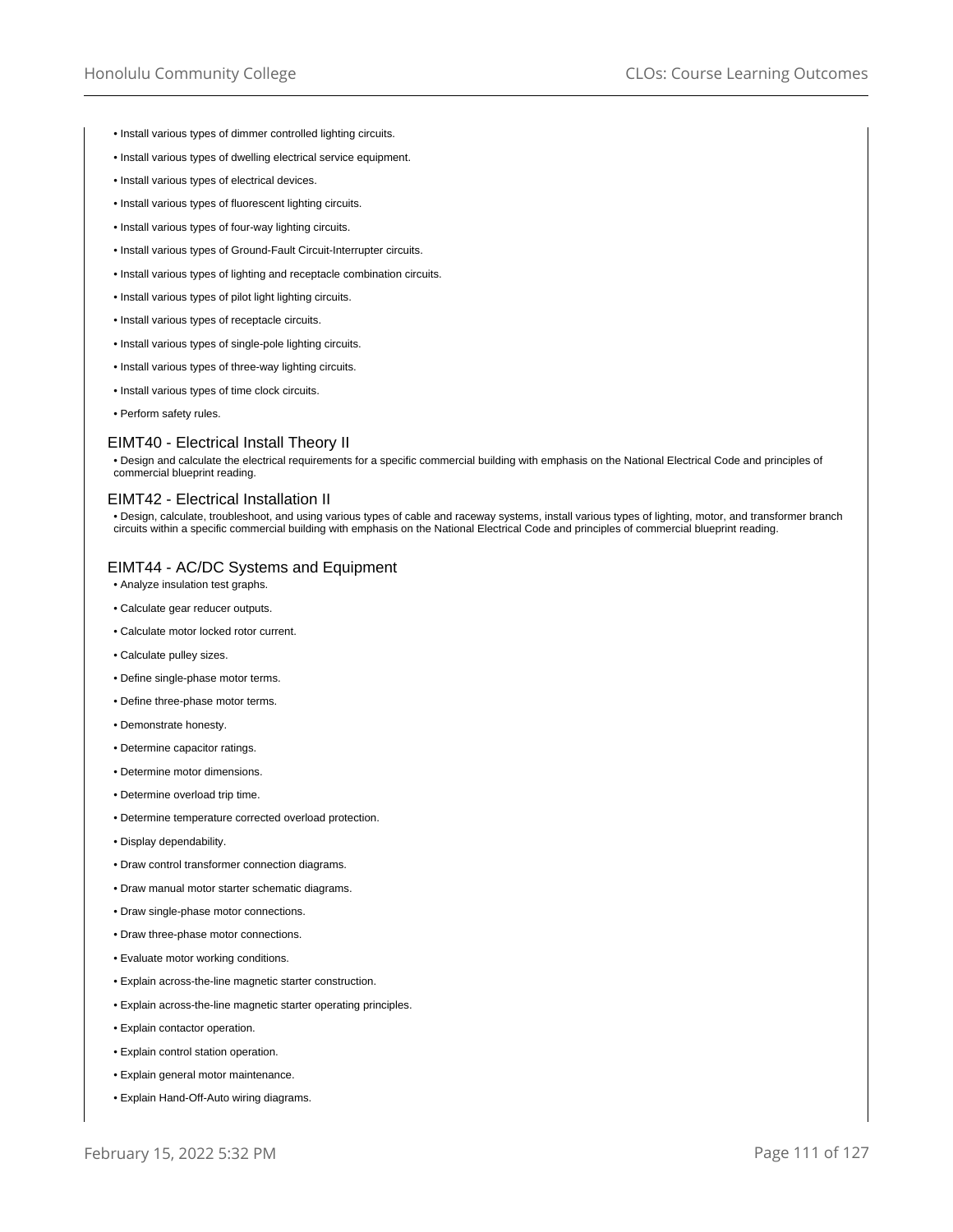- Install various types of dimmer controlled lighting circuits.
- Install various types of dwelling electrical service equipment.
- Install various types of electrical devices.
- Install various types of fluorescent lighting circuits.
- Install various types of four-way lighting circuits.
- Install various types of Ground-Fault Circuit-Interrupter circuits.
- Install various types of lighting and receptacle combination circuits.
- Install various types of pilot light lighting circuits.
- Install various types of receptacle circuits.
- Install various types of single-pole lighting circuits.
- Install various types of three-way lighting circuits.
- Install various types of time clock circuits.
- Perform safety rules.

## EIMT40 - Electrical Install Theory II

- Design and calculate the electrical requirements for a specific commercial building with emphasis on the National Electrical Code and principles of commercial blueprint reading.

## EIMT42 - Electrical Installation II

- Design, calculate, troubleshoot, and using various types of cable and raceway systems, install various types of lighting, motor, and transformer branch circuits within a specific commercial building with emphasis on the National Electrical Code and principles of commercial blueprint reading.

## EIMT44 - AC/DC Systems and Equipment

- Analyze insulation test graphs.
- Calculate gear reducer outputs.
- Calculate motor locked rotor current.
- Calculate pulley sizes.
- Define single-phase motor terms.
- Define three-phase motor terms.
- Demonstrate honesty.
- Determine capacitor ratings.
- Determine motor dimensions.
- Determine overload trip time.
- Determine temperature corrected overload protection.
- Display dependability.
- Draw control transformer connection diagrams.
- Draw manual motor starter schematic diagrams.
- Draw single-phase motor connections.
- Draw three-phase motor connections.
- Evaluate motor working conditions.
- Explain across-the-line magnetic starter construction.
- Explain across-the-line magnetic starter operating principles.
- Explain contactor operation.
- Explain control station operation.
- Explain general motor maintenance.
- Explain Hand-Off-Auto wiring diagrams.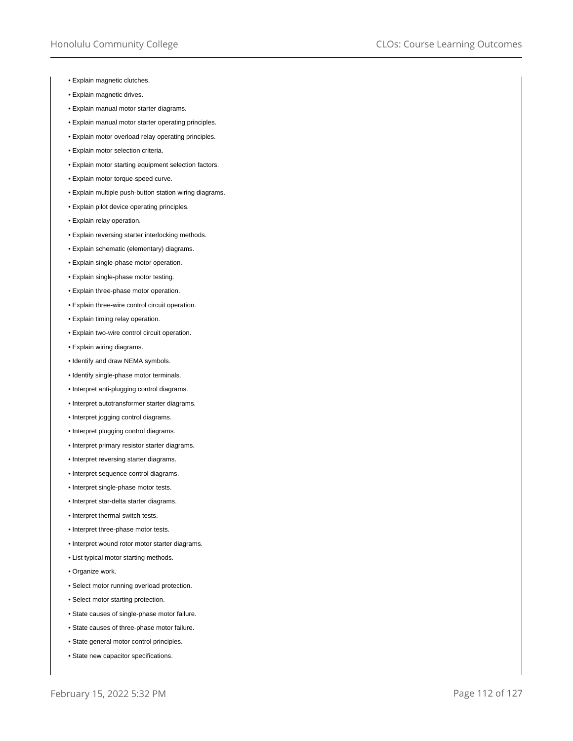- Explain magnetic clutches.
- Explain magnetic drives.
- Explain manual motor starter diagrams.
- Explain manual motor starter operating principles.
- Explain motor overload relay operating principles.
- Explain motor selection criteria.
- Explain motor starting equipment selection factors.
- Explain motor torque-speed curve.
- Explain multiple push-button station wiring diagrams.
- Explain pilot device operating principles.
- Explain relay operation.
- Explain reversing starter interlocking methods.
- Explain schematic (elementary) diagrams.
- Explain single-phase motor operation.
- Explain single-phase motor testing.
- Explain three-phase motor operation.
- Explain three-wire control circuit operation.
- Explain timing relay operation.
- Explain two-wire control circuit operation.
- Explain wiring diagrams.
- Identify and draw NEMA symbols.
- Identify single-phase motor terminals.
- Interpret anti-plugging control diagrams.
- Interpret autotransformer starter diagrams.
- Interpret jogging control diagrams.
- Interpret plugging control diagrams.
- Interpret primary resistor starter diagrams.
- Interpret reversing starter diagrams.
- Interpret sequence control diagrams.
- Interpret single-phase motor tests.
- Interpret star-delta starter diagrams.
- Interpret thermal switch tests.
- Interpret three-phase motor tests.
- Interpret wound rotor motor starter diagrams.
- List typical motor starting methods.
- Organize work.
- Select motor running overload protection.
- Select motor starting protection.
- State causes of single-phase motor failure.
- State causes of three-phase motor failure.
- State general motor control principles.
- State new capacitor specifications.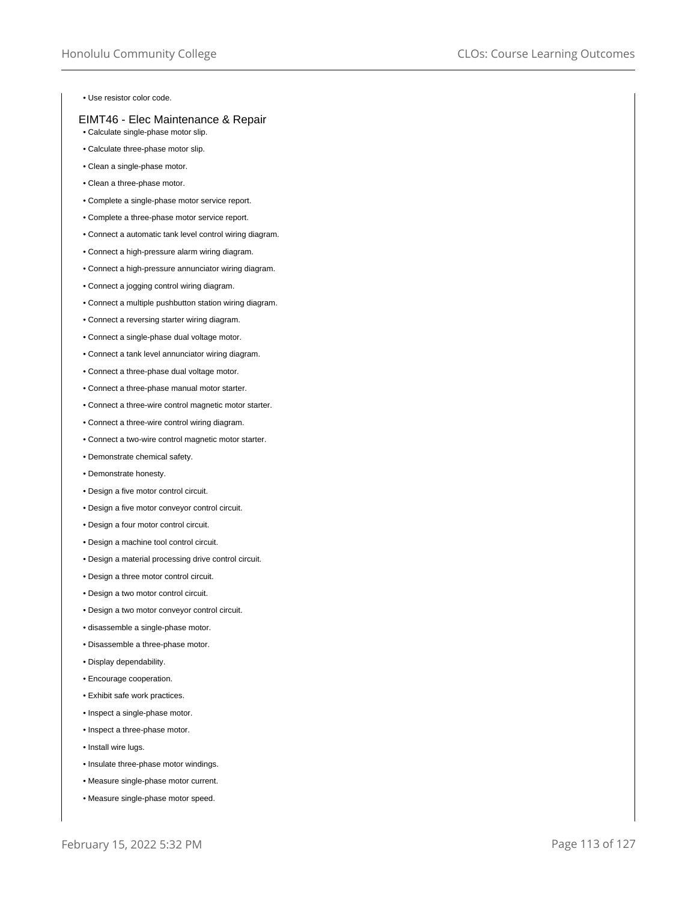- Use resistor color code.

## EIMT46 - Elec Maintenance & Repair

- Calculate single-phase motor slip.
- Calculate three-phase motor slip.
- Clean a single-phase motor.
- Clean a three-phase motor.
- Complete a single-phase motor service report.
- Complete a three-phase motor service report.
- Connect a automatic tank level control wiring diagram.
- Connect a high-pressure alarm wiring diagram.
- Connect a high-pressure annunciator wiring diagram.
- Connect a jogging control wiring diagram.
- Connect a multiple pushbutton station wiring diagram.
- Connect a reversing starter wiring diagram.
- Connect a single-phase dual voltage motor.
- Connect a tank level annunciator wiring diagram.
- Connect a three-phase dual voltage motor.
- Connect a three-phase manual motor starter.
- Connect a three-wire control magnetic motor starter.
- Connect a three-wire control wiring diagram.
- Connect a two-wire control magnetic motor starter.
- Demonstrate chemical safety.
- Demonstrate honesty.
- Design a five motor control circuit.
- Design a five motor conveyor control circuit.
- Design a four motor control circuit.
- Design a machine tool control circuit.
- Design a material processing drive control circuit.
- Design a three motor control circuit.
- Design a two motor control circuit.
- Design a two motor conveyor control circuit.
- disassemble a single-phase motor.
- Disassemble a three-phase motor.
- Display dependability.
- Encourage cooperation.
- Exhibit safe work practices.
- Inspect a single-phase motor.
- Inspect a three-phase motor.
- Install wire lugs.
- Insulate three-phase motor windings.
- Measure single-phase motor current.
- Measure single-phase motor speed.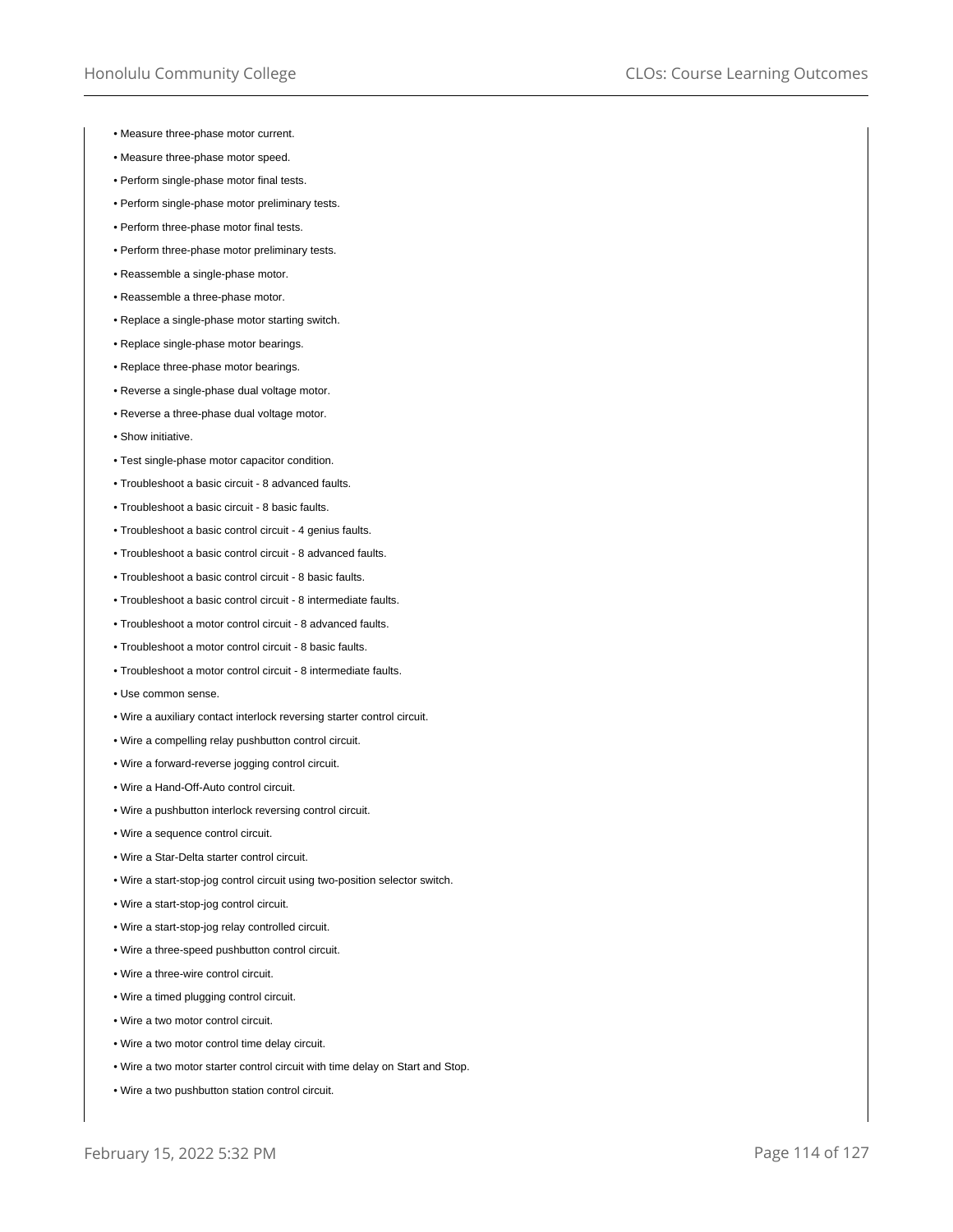- Measure three-phase motor current.
- Measure three-phase motor speed.
- Perform single-phase motor final tests.
- Perform single-phase motor preliminary tests.
- Perform three-phase motor final tests.
- Perform three-phase motor preliminary tests.
- Reassemble a single-phase motor.
- Reassemble a three-phase motor.
- Replace a single-phase motor starting switch.
- Replace single-phase motor bearings.
- Replace three-phase motor bearings.
- Reverse a single-phase dual voltage motor.
- Reverse a three-phase dual voltage motor.
- Show initiative.
- Test single-phase motor capacitor condition.
- Troubleshoot a basic circuit - 8 advanced faults.
- Troubleshoot a basic circuit - 8 basic faults.
- Troubleshoot a basic control circuit - 4 genius faults.
- Troubleshoot a basic control circuit - 8 advanced faults.
- Troubleshoot a basic control circuit - 8 basic faults.
- Troubleshoot a basic control circuit - 8 intermediate faults.
- Troubleshoot a motor control circuit - 8 advanced faults.
- Troubleshoot a motor control circuit - 8 basic faults.
- Troubleshoot a motor control circuit - 8 intermediate faults.
- Use common sense.
- Wire a auxiliary contact interlock reversing starter control circuit.
- Wire a compelling relay pushbutton control circuit.
- Wire a forward-reverse jogging control circuit.
- Wire a Hand-Off-Auto control circuit.
- Wire a pushbutton interlock reversing control circuit.
- Wire a sequence control circuit.
- Wire a Star-Delta starter control circuit.
- Wire a start-stop-jog control circuit using two-position selector switch.
- Wire a start-stop-jog control circuit.
- Wire a start-stop-jog relay controlled circuit.
- Wire a three-speed pushbutton control circuit.
- Wire a three-wire control circuit.
- Wire a timed plugging control circuit.
- Wire a two motor control circuit.
- Wire a two motor control time delay circuit.
- Wire a two motor starter control circuit with time delay on Start and Stop.
- Wire a two pushbutton station control circuit.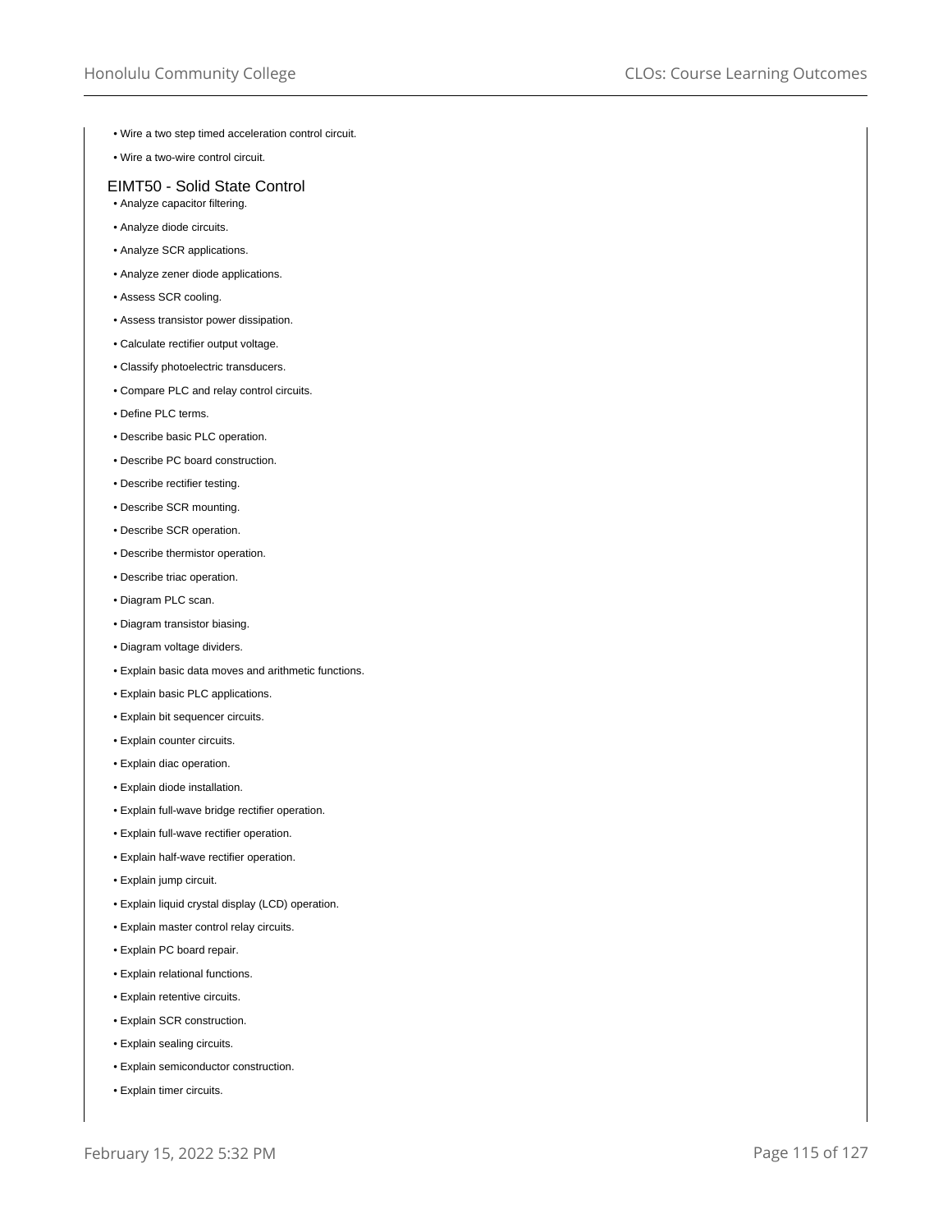- Wire a two step timed acceleration control circuit.
- Wire a two-wire control circuit.

### EIMT50 - Solid State Control

- Analyze capacitor filtering.
- Analyze diode circuits.
- Analyze SCR applications.
- Analyze zener diode applications.
- Assess SCR cooling.
- Assess transistor power dissipation.
- Calculate rectifier output voltage.
- Classify photoelectric transducers.
- Compare PLC and relay control circuits.
- Define PLC terms.
- Describe basic PLC operation.
- Describe PC board construction.
- Describe rectifier testing.
- Describe SCR mounting.
- Describe SCR operation.
- Describe thermistor operation.
- Describe triac operation.
- Diagram PLC scan.
- Diagram transistor biasing.
- Diagram voltage dividers.
- Explain basic data moves and arithmetic functions.
- Explain basic PLC applications.
- Explain bit sequencer circuits.
- Explain counter circuits.
- Explain diac operation.
- Explain diode installation.
- Explain full-wave bridge rectifier operation.
- Explain full-wave rectifier operation.
- Explain half-wave rectifier operation.
- Explain jump circuit.
- Explain liquid crystal display (LCD) operation.
- Explain master control relay circuits.
- Explain PC board repair.
- Explain relational functions.
- Explain retentive circuits.
- Explain SCR construction.
- Explain sealing circuits.
- Explain semiconductor construction.
- Explain timer circuits.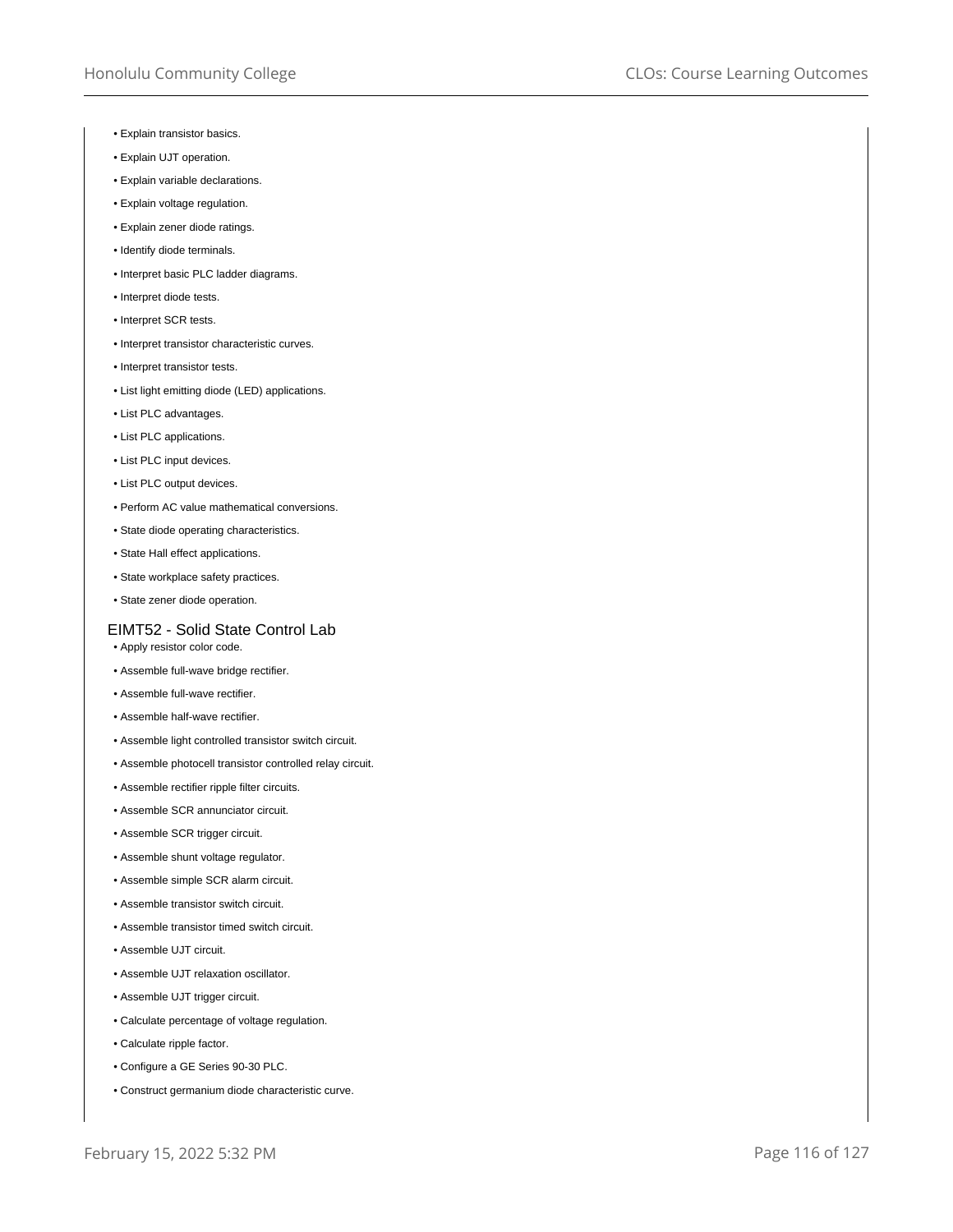- Explain transistor basics.
- Explain UJT operation.
- Explain variable declarations.
- Explain voltage regulation.
- Explain zener diode ratings.
- Identify diode terminals.
- Interpret basic PLC ladder diagrams.
- Interpret diode tests.
- Interpret SCR tests.
- Interpret transistor characteristic curves.
- Interpret transistor tests.
- List light emitting diode (LED) applications.
- List PLC advantages.
- List PLC applications.
- List PLC input devices.
- List PLC output devices.
- Perform AC value mathematical conversions.
- State diode operating characteristics.
- State Hall effect applications.
- State workplace safety practices.
- State zener diode operation.

### EIMT52 - Solid State Control Lab

- Apply resistor color code.
- Assemble full-wave bridge rectifier.
- Assemble full-wave rectifier.
- Assemble half-wave rectifier.
- Assemble light controlled transistor switch circuit.
- Assemble photocell transistor controlled relay circuit.
- Assemble rectifier ripple filter circuits.
- Assemble SCR annunciator circuit.
- Assemble SCR trigger circuit.
- Assemble shunt voltage regulator.
- Assemble simple SCR alarm circuit.
- Assemble transistor switch circuit.
- Assemble transistor timed switch circuit.
- Assemble UJT circuit.
- Assemble UJT relaxation oscillator.
- Assemble UJT trigger circuit.
- Calculate percentage of voltage regulation.
- Calculate ripple factor.
- Configure a GE Series 90-30 PLC.
- Construct germanium diode characteristic curve.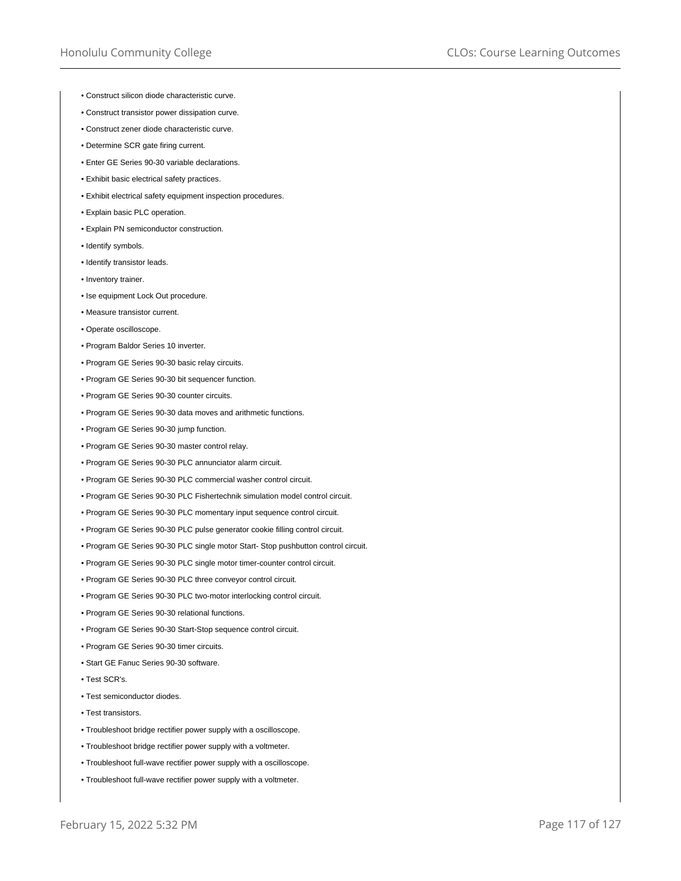- Construct silicon diode characteristic curve.
- Construct transistor power dissipation curve.
- Construct zener diode characteristic curve.
- Determine SCR gate firing current.
- Enter GE Series 90-30 variable declarations.
- Exhibit basic electrical safety practices.
- Exhibit electrical safety equipment inspection procedures.
- Explain basic PLC operation.
- Explain PN semiconductor construction.
- Identify symbols.
- Identify transistor leads.
- Inventory trainer.
- Ise equipment Lock Out procedure.
- Measure transistor current.
- Operate oscilloscope.
- Program Baldor Series 10 inverter.
- Program GE Series 90-30 basic relay circuits.
- Program GE Series 90-30 bit sequencer function.
- Program GE Series 90-30 counter circuits.
- Program GE Series 90-30 data moves and arithmetic functions.
- Program GE Series 90-30 jump function.
- Program GE Series 90-30 master control relay.
- Program GE Series 90-30 PLC annunciator alarm circuit.
- Program GE Series 90-30 PLC commercial washer control circuit.
- Program GE Series 90-30 PLC Fishertechnik simulation model control circuit.
- Program GE Series 90-30 PLC momentary input sequence control circuit.
- Program GE Series 90-30 PLC pulse generator cookie filling control circuit.
- Program GE Series 90-30 PLC single motor Start- Stop pushbutton control circuit.
- Program GE Series 90-30 PLC single motor timer-counter control circuit.
- Program GE Series 90-30 PLC three conveyor control circuit.
- Program GE Series 90-30 PLC two-motor interlocking control circuit.
- Program GE Series 90-30 relational functions.
- Program GE Series 90-30 Start-Stop sequence control circuit.
- Program GE Series 90-30 timer circuits.
- Start GE Fanuc Series 90-30 software.
- Test SCR's.
- Test semiconductor diodes.
- Test transistors.
- Troubleshoot bridge rectifier power supply with a oscilloscope.
- Troubleshoot bridge rectifier power supply with a voltmeter.
- Troubleshoot full-wave rectifier power supply with a oscilloscope.
- Troubleshoot full-wave rectifier power supply with a voltmeter.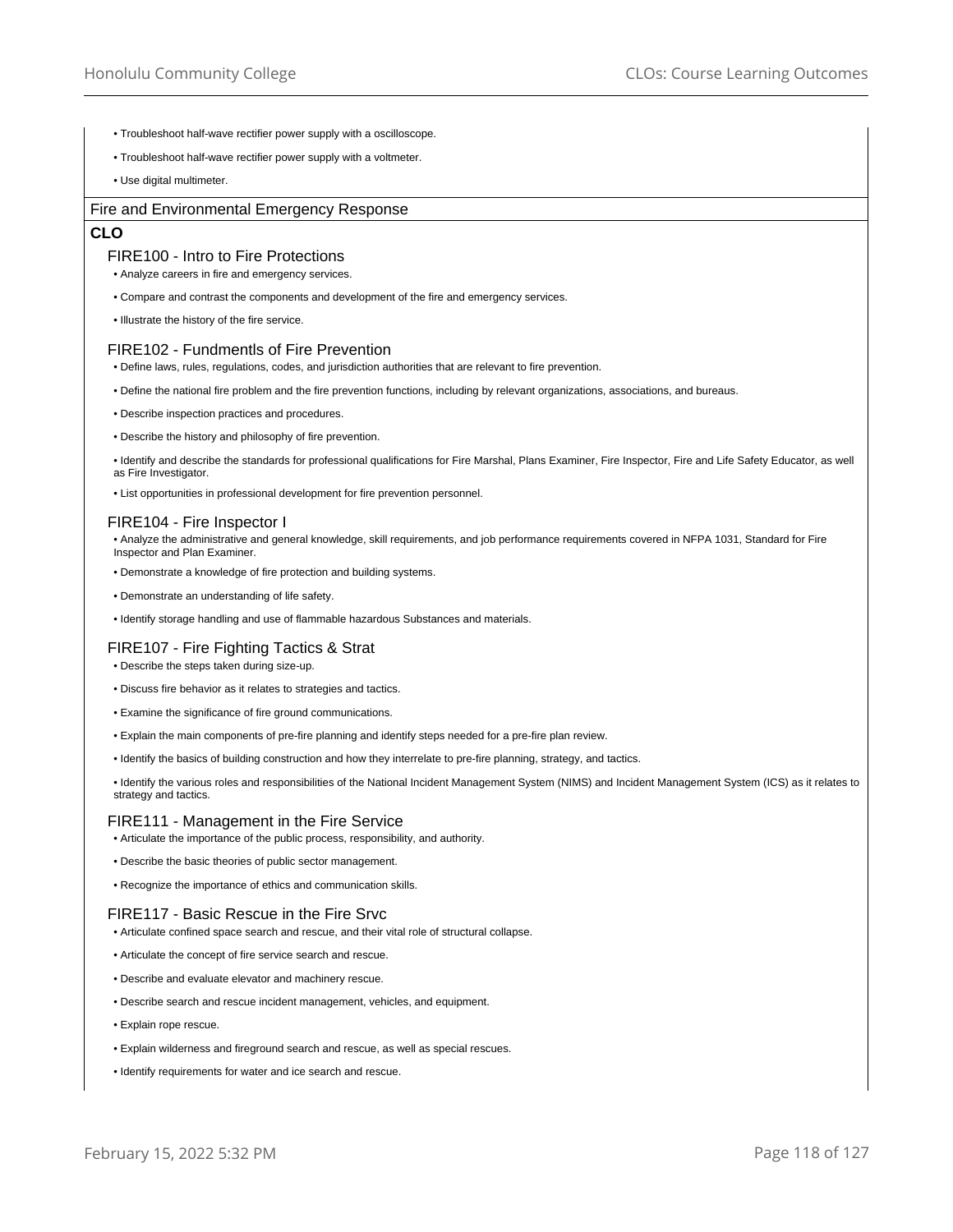- Troubleshoot half-wave rectifier power supply with a oscilloscope.
- Troubleshoot half-wave rectifier power supply with a voltmeter.
- Use digital multimeter.

## Fire and Environmental Emergency Response

**CLO**

### FIRE100 - Intro to Fire Protections

- Analyze careers in fire and emergency services.
- Compare and contrast the components and development of the fire and emergency services.
- Illustrate the history of the fire service.

### FIRE102 - Fundmentls of Fire Prevention

- Define laws, rules, regulations, codes, and jurisdiction authorities that are relevant to fire prevention.
- Define the national fire problem and the fire prevention functions, including by relevant organizations, associations, and bureaus.
- Describe inspection practices and procedures.
- Describe the history and philosophy of fire prevention.
- Identify and describe the standards for professional qualifications for Fire Marshal, Plans Examiner, Fire Inspector, Fire and Life Safety Educator, as well as Fire Investigator.
- List opportunities in professional development for fire prevention personnel.

### FIRE104 - Fire Inspector I

- Analyze the administrative and general knowledge, skill requirements, and job performance requirements covered in NFPA 1031, Standard for Fire Inspector and Plan Examiner.
- Demonstrate a knowledge of fire protection and building systems.
- Demonstrate an understanding of life safety.
- Identify storage handling and use of flammable hazardous Substances and materials.

### FIRE107 - Fire Fighting Tactics & Strat

- Describe the steps taken during size-up.
- Discuss fire behavior as it relates to strategies and tactics.
- Examine the significance of fire ground communications.
- Explain the main components of pre-fire planning and identify steps needed for a pre-fire plan review.
- Identify the basics of building construction and how they interrelate to pre-fire planning, strategy, and tactics.
- Identify the various roles and responsibilities of the National Incident Management System (NIMS) and Incident Management System (ICS) as it relates to strategy and tactics.

### FIRE111 - Management in the Fire Service

- Articulate the importance of the public process, responsibility, and authority.
- Describe the basic theories of public sector management.
- Recognize the importance of ethics and communication skills.

### FIRE117 - Basic Rescue in the Fire Srvc

- Articulate confined space search and rescue, and their vital role of structural collapse.
- Articulate the concept of fire service search and rescue.
- Describe and evaluate elevator and machinery rescue.
- Describe search and rescue incident management, vehicles, and equipment.
- Explain rope rescue.
- Explain wilderness and fireground search and rescue, as well as special rescues.
- Identify requirements for water and ice search and rescue.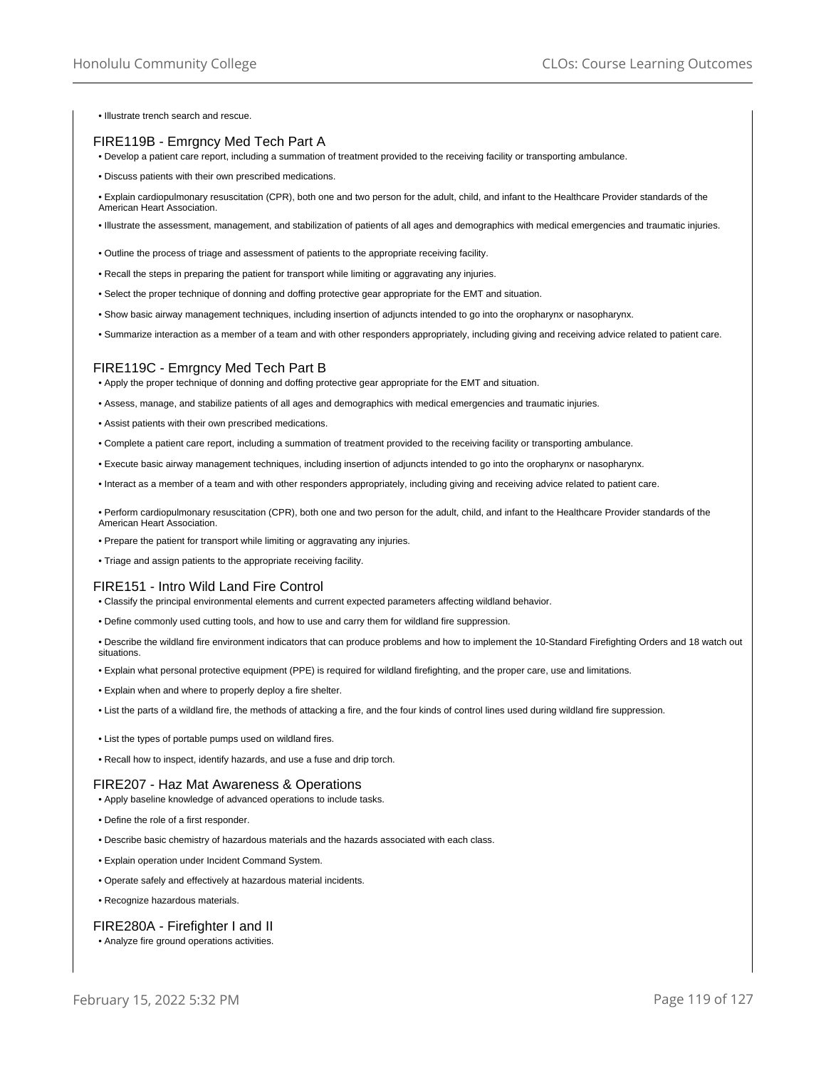- Illustrate trench search and rescue.

## FIRE119B - Emrgncy Med Tech Part A

- Develop a patient care report, including a summation of treatment provided to the receiving facility or transporting ambulance.
- Discuss patients with their own prescribed medications.
- Explain cardiopulmonary resuscitation (CPR), both one and two person for the adult, child, and infant to the Healthcare Provider standards of the American Heart Association.
- Illustrate the assessment, management, and stabilization of patients of all ages and demographics with medical emergencies and traumatic injuries.
- Outline the process of triage and assessment of patients to the appropriate receiving facility.
- Recall the steps in preparing the patient for transport while limiting or aggravating any injuries.
- Select the proper technique of donning and doffing protective gear appropriate for the EMT and situation.
- Show basic airway management techniques, including insertion of adjuncts intended to go into the oropharynx or nasopharynx.
- Summarize interaction as a member of a team and with other responders appropriately, including giving and receiving advice related to patient care.

## FIRE119C - Emrgncy Med Tech Part B

- Apply the proper technique of donning and doffing protective gear appropriate for the EMT and situation.
- Assess, manage, and stabilize patients of all ages and demographics with medical emergencies and traumatic injuries.
- Assist patients with their own prescribed medications.
- Complete a patient care report, including a summation of treatment provided to the receiving facility or transporting ambulance.
- Execute basic airway management techniques, including insertion of adjuncts intended to go into the oropharynx or nasopharynx.
- Interact as a member of a team and with other responders appropriately, including giving and receiving advice related to patient care.
- Perform cardiopulmonary resuscitation (CPR), both one and two person for the adult, child, and infant to the Healthcare Provider standards of the American Heart Association.
- Prepare the patient for transport while limiting or aggravating any injuries.
- Triage and assign patients to the appropriate receiving facility.

## FIRE151 - Intro Wild Land Fire Control

- Classify the principal environmental elements and current expected parameters affecting wildland behavior.
- Define commonly used cutting tools, and how to use and carry them for wildland fire suppression.
- Describe the wildland fire environment indicators that can produce problems and how to implement the 10-Standard Firefighting Orders and 18 watch out situations.
- Explain what personal protective equipment (PPE) is required for wildland firefighting, and the proper care, use and limitations.
- Explain when and where to properly deploy a fire shelter.
- List the parts of a wildland fire, the methods of attacking a fire, and the four kinds of control lines used during wildland fire suppression.
- List the types of portable pumps used on wildland fires.
- Recall how to inspect, identify hazards, and use a fuse and drip torch.

## FIRE207 - Haz Mat Awareness & Operations

- Apply baseline knowledge of advanced operations to include tasks.
- Define the role of a first responder.
- Describe basic chemistry of hazardous materials and the hazards associated with each class.
- Explain operation under Incident Command System.
- Operate safely and effectively at hazardous material incidents.
- Recognize hazardous materials.

## FIRE280A - Firefighter I and II

- Analyze fire ground operations activities.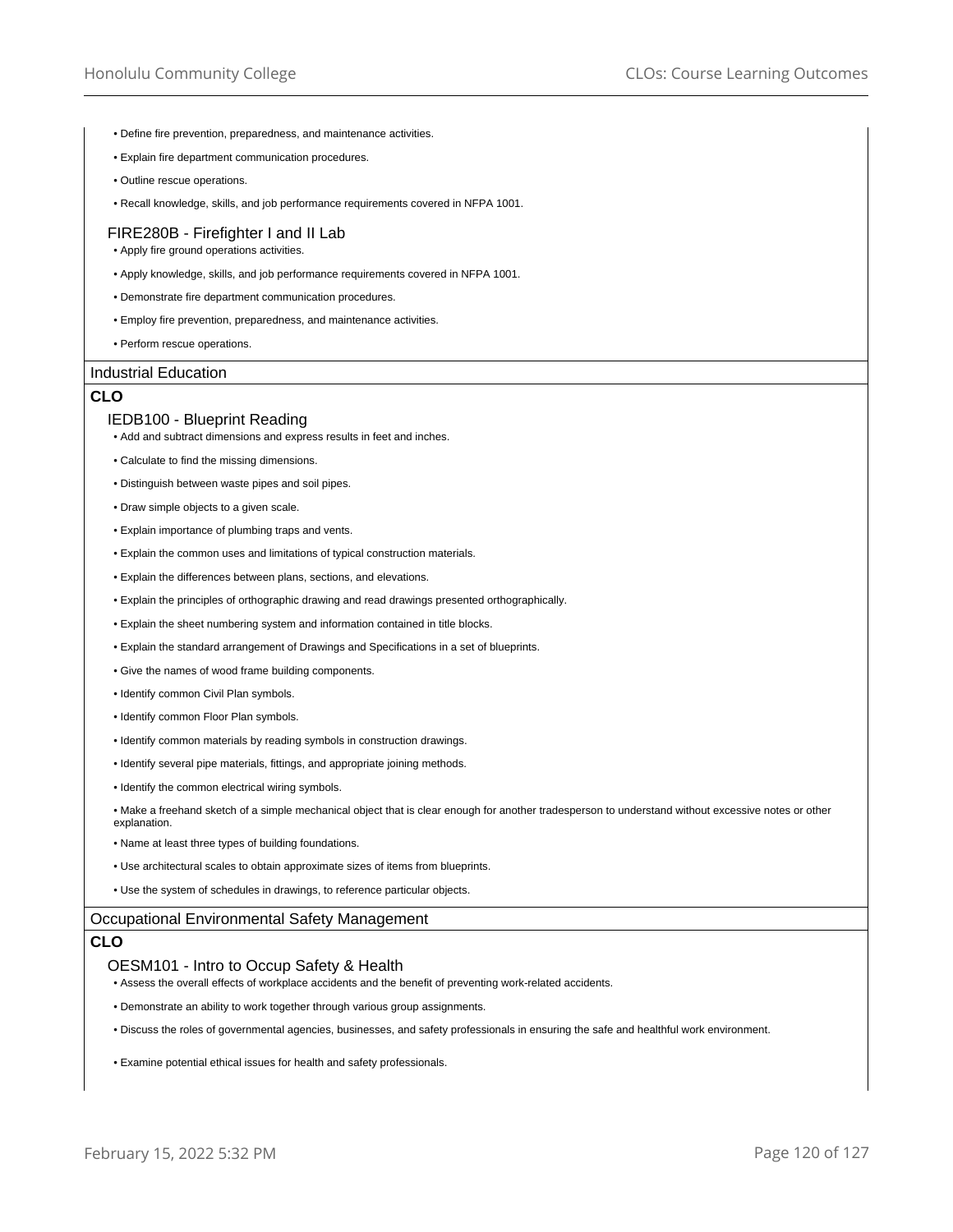- Define fire prevention, preparedness, and maintenance activities.
- Explain fire department communication procedures.
- Outline rescue operations.
- Recall knowledge, skills, and job performance requirements covered in NFPA 1001.

### FIRE280B - Firefighter I and II Lab

- Apply fire ground operations activities.
- Apply knowledge, skills, and job performance requirements covered in NFPA 1001.
- Demonstrate fire department communication procedures.
- Employ fire prevention, preparedness, and maintenance activities.
- Perform rescue operations.

## Industrial Education

**CLO**

### IEDB100 - Blueprint Reading

- Add and subtract dimensions and express results in feet and inches.
- Calculate to find the missing dimensions.
- Distinguish between waste pipes and soil pipes.
- Draw simple objects to a given scale.
- Explain importance of plumbing traps and vents.
- Explain the common uses and limitations of typical construction materials.
- Explain the differences between plans, sections, and elevations.
- Explain the principles of orthographic drawing and read drawings presented orthographically.
- Explain the sheet numbering system and information contained in title blocks.
- Explain the standard arrangement of Drawings and Specifications in a set of blueprints.
- Give the names of wood frame building components.
- Identify common Civil Plan symbols.
- Identify common Floor Plan symbols.
- Identify common materials by reading symbols in construction drawings.
- Identify several pipe materials, fittings, and appropriate joining methods.
- Identify the common electrical wiring symbols.
- Make a freehand sketch of a simple mechanical object that is clear enough for another tradesperson to understand without excessive notes or other explanation.
- Name at least three types of building foundations.
- Use architectural scales to obtain approximate sizes of items from blueprints.
- Use the system of schedules in drawings, to reference particular objects.

## Occupational Environmental Safety Management

**CLO**

### OESM101 - Intro to Occup Safety & Health

- Assess the overall effects of workplace accidents and the benefit of preventing work-related accidents.
- Demonstrate an ability to work together through various group assignments.
- Discuss the roles of governmental agencies, businesses, and safety professionals in ensuring the safe and healthful work environment.
- Examine potential ethical issues for health and safety professionals.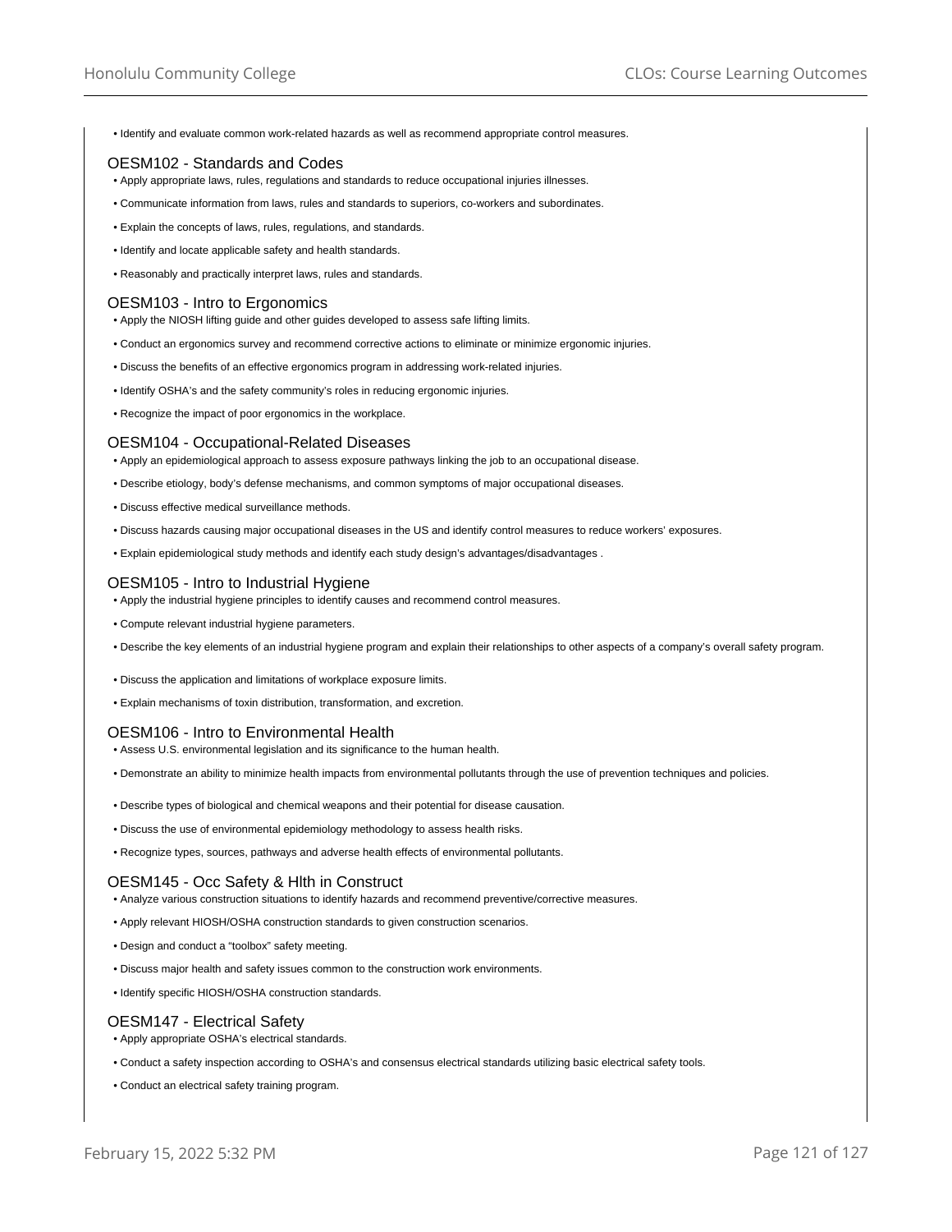- Identify and evaluate common work-related hazards as well as recommend appropriate control measures.

### OESM102 - Standards and Codes

- Apply appropriate laws, rules, regulations and standards to reduce occupational injuries illnesses.
- Communicate information from laws, rules and standards to superiors, co-workers and subordinates.
- Explain the concepts of laws, rules, regulations, and standards.
- Identify and locate applicable safety and health standards.
- Reasonably and practically interpret laws, rules and standards.

### OESM103 - Intro to Ergonomics

- Apply the NIOSH lifting guide and other guides developed to assess safe lifting limits.
- Conduct an ergonomics survey and recommend corrective actions to eliminate or minimize ergonomic injuries.
- Discuss the benefits of an effective ergonomics program in addressing work-related injuries.
- Identify OSHA's and the safety community's roles in reducing ergonomic injuries.
- Recognize the impact of poor ergonomics in the workplace.

### OESM104 - Occupational-Related Diseases

- Apply an epidemiological approach to assess exposure pathways linking the job to an occupational disease.
- Describe etiology, body's defense mechanisms, and common symptoms of major occupational diseases.
- Discuss effective medical surveillance methods.
- Discuss hazards causing major occupational diseases in the US and identify control measures to reduce workers' exposures.
- Explain epidemiological study methods and identify each study design's advantages/disadvantages .

### OESM105 - Intro to Industrial Hygiene

- Apply the industrial hygiene principles to identify causes and recommend control measures.
- Compute relevant industrial hygiene parameters.
- Describe the key elements of an industrial hygiene program and explain their relationships to other aspects of a company's overall safety program.
- Discuss the application and limitations of workplace exposure limits.
- Explain mechanisms of toxin distribution, transformation, and excretion.

### OESM106 - Intro to Environmental Health

- Assess U.S. environmental legislation and its significance to the human health.
- Demonstrate an ability to minimize health impacts from environmental pollutants through the use of prevention techniques and policies.
- Describe types of biological and chemical weapons and their potential for disease causation.
- Discuss the use of environmental epidemiology methodology to assess health risks.
- Recognize types, sources, pathways and adverse health effects of environmental pollutants.

### OESM145 - Occ Safety & Hlth in Construct

- Analyze various construction situations to identify hazards and recommend preventive/corrective measures.
- Apply relevant HIOSH/OSHA construction standards to given construction scenarios.
- Design and conduct a "toolbox" safety meeting.
- Discuss major health and safety issues common to the construction work environments.
- Identify specific HIOSH/OSHA construction standards.

### OESM147 - Electrical Safety

- Apply appropriate OSHA's electrical standards.
- Conduct a safety inspection according to OSHA's and consensus electrical standards utilizing basic electrical safety tools.
- Conduct an electrical safety training program.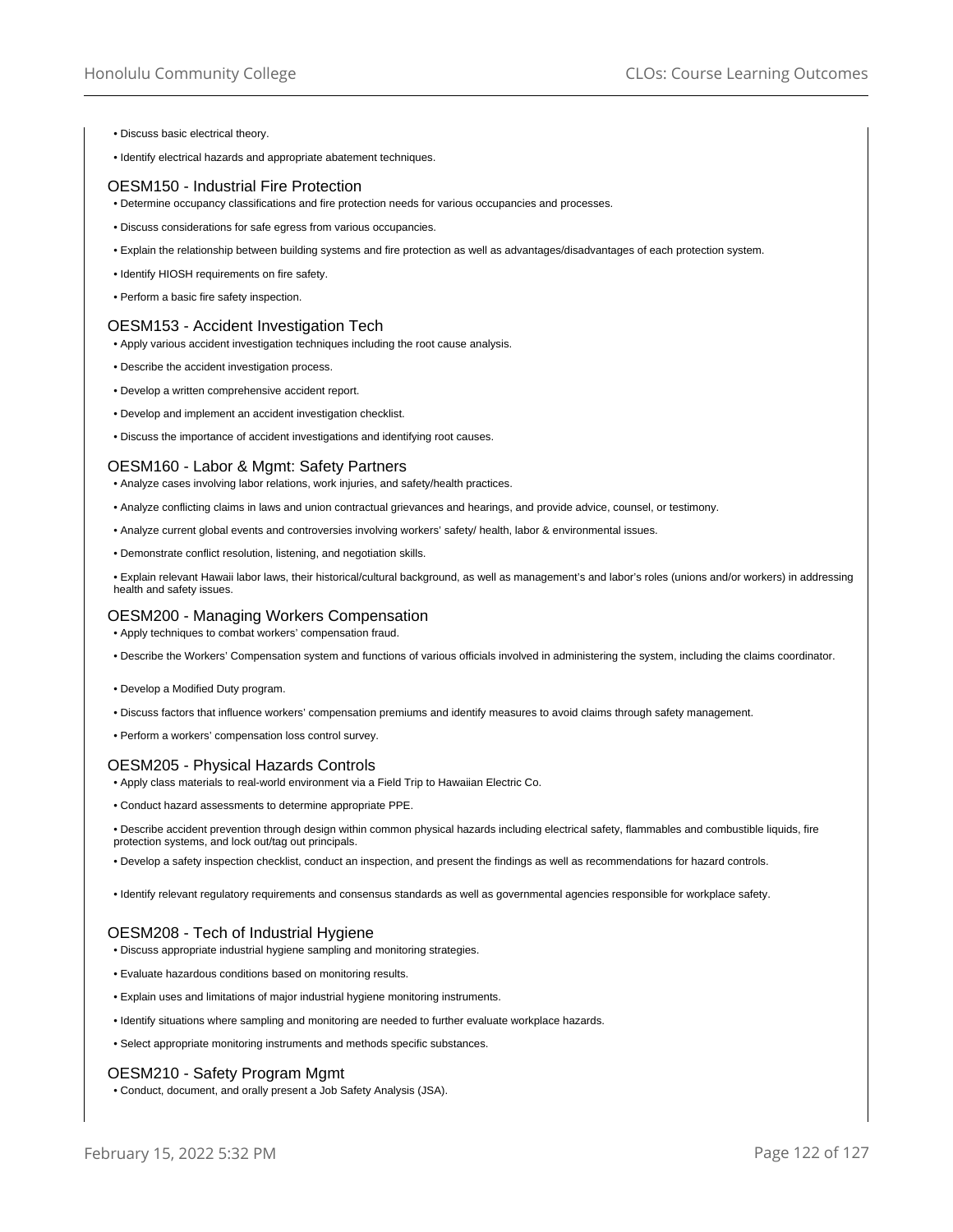- Discuss basic electrical theory.
- Identify electrical hazards and appropriate abatement techniques.

### OESM150 - Industrial Fire Protection

- Determine occupancy classifications and fire protection needs for various occupancies and processes.
- Discuss considerations for safe egress from various occupancies.
- Explain the relationship between building systems and fire protection as well as advantages/disadvantages of each protection system.
- Identify HIOSH requirements on fire safety.
- Perform a basic fire safety inspection.

### OESM153 - Accident Investigation Tech

- Apply various accident investigation techniques including the root cause analysis.
- Describe the accident investigation process.
- Develop a written comprehensive accident report.
- Develop and implement an accident investigation checklist.
- Discuss the importance of accident investigations and identifying root causes.

### OESM160 - Labor & Mgmt: Safety Partners

- Analyze cases involving labor relations, work injuries, and safety/health practices.
- Analyze conflicting claims in laws and union contractual grievances and hearings, and provide advice, counsel, or testimony.
- Analyze current global events and controversies involving workers' safety/ health, labor & environmental issues.
- Demonstrate conflict resolution, listening, and negotiation skills.
- Explain relevant Hawaii labor laws, their historical/cultural background, as well as management's and labor's roles (unions and/or workers) in addressing health and safety issues.

### OESM200 - Managing Workers Compensation

- Apply techniques to combat workers' compensation fraud.
- Describe the Workers' Compensation system and functions of various officials involved in administering the system, including the claims coordinator.
- Develop a Modified Duty program.
- Discuss factors that influence workers' compensation premiums and identify measures to avoid claims through safety management.
- Perform a workers' compensation loss control survey.

### OESM205 - Physical Hazards Controls

- Apply class materials to real-world environment via a Field Trip to Hawaiian Electric Co.
- Conduct hazard assessments to determine appropriate PPE.
- Describe accident prevention through design within common physical hazards including electrical safety, flammables and combustible liquids, fire protection systems, and lock out/tag out principals.
- Develop a safety inspection checklist, conduct an inspection, and present the findings as well as recommendations for hazard controls.
- Identify relevant regulatory requirements and consensus standards as well as governmental agencies responsible for workplace safety.

### OESM208 - Tech of Industrial Hygiene

- Discuss appropriate industrial hygiene sampling and monitoring strategies.
- Evaluate hazardous conditions based on monitoring results.
- Explain uses and limitations of major industrial hygiene monitoring instruments.
- Identify situations where sampling and monitoring are needed to further evaluate workplace hazards.
- Select appropriate monitoring instruments and methods specific substances.

### OESM210 - Safety Program Mgmt

- Conduct, document, and orally present a Job Safety Analysis (JSA).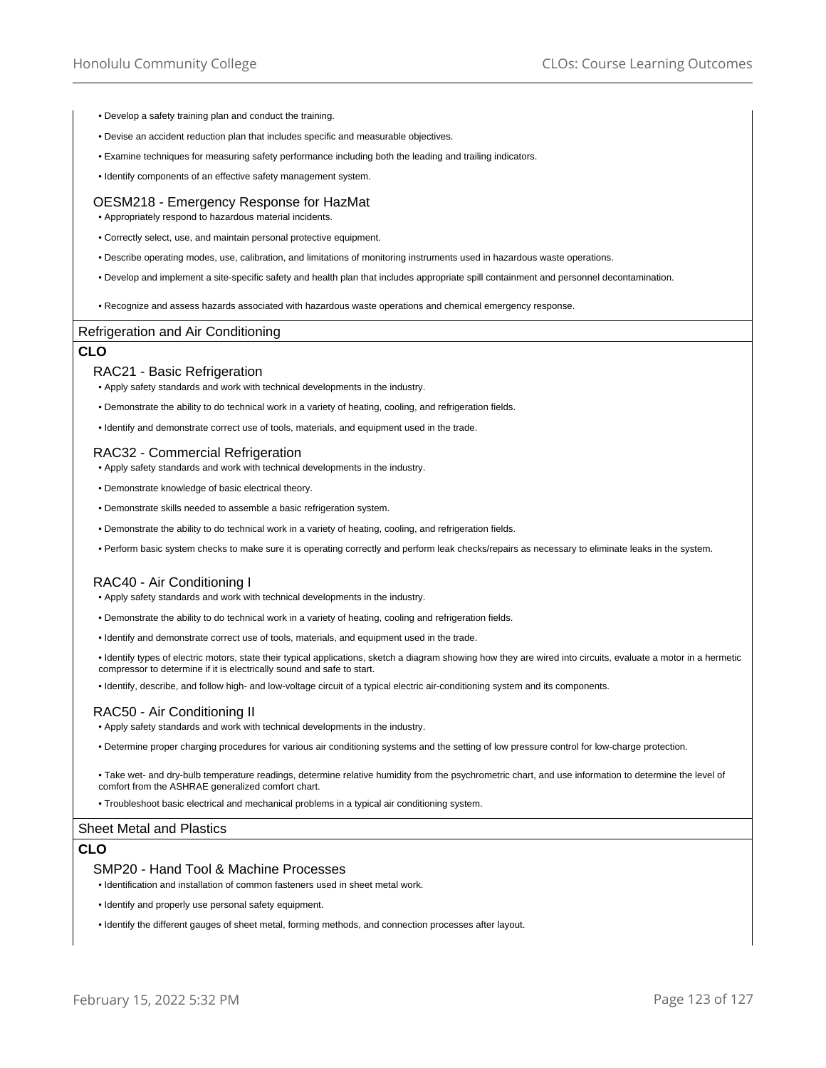- Develop a safety training plan and conduct the training.
- Devise an accident reduction plan that includes specific and measurable objectives.
- Examine techniques for measuring safety performance including both the leading and trailing indicators.
- Identify components of an effective safety management system.

### OESM218 - Emergency Response for HazMat

- Appropriately respond to hazardous material incidents.
- Correctly select, use, and maintain personal protective equipment.
- Describe operating modes, use, calibration, and limitations of monitoring instruments used in hazardous waste operations.
- Develop and implement a site-specific safety and health plan that includes appropriate spill containment and personnel decontamination.
- Recognize and assess hazards associated with hazardous waste operations and chemical emergency response.

## Refrigeration and Air Conditioning

**CLO**

### RAC21 - Basic Refrigeration

- Apply safety standards and work with technical developments in the industry.
- Demonstrate the ability to do technical work in a variety of heating, cooling, and refrigeration fields.
- Identify and demonstrate correct use of tools, materials, and equipment used in the trade.

### RAC32 - Commercial Refrigeration

- Apply safety standards and work with technical developments in the industry.
- Demonstrate knowledge of basic electrical theory.
- Demonstrate skills needed to assemble a basic refrigeration system.
- Demonstrate the ability to do technical work in a variety of heating, cooling, and refrigeration fields.
- Perform basic system checks to make sure it is operating correctly and perform leak checks/repairs as necessary to eliminate leaks in the system.

### RAC40 - Air Conditioning I

- Apply safety standards and work with technical developments in the industry.
- Demonstrate the ability to do technical work in a variety of heating, cooling and refrigeration fields.
- Identify and demonstrate correct use of tools, materials, and equipment used in the trade.
- Identify types of electric motors, state their typical applications, sketch a diagram showing how they are wired into circuits, evaluate a motor in a hermetic compressor to determine if it is electrically sound and safe to start.
- Identify, describe, and follow high- and low-voltage circuit of a typical electric air-conditioning system and its components.

### RAC50 - Air Conditioning II

- Apply safety standards and work with technical developments in the industry.
- Determine proper charging procedures for various air conditioning systems and the setting of low pressure control for low-charge protection.
- Take wet- and dry-bulb temperature readings, determine relative humidity from the psychrometric chart, and use information to determine the level of comfort from the ASHRAE generalized comfort chart.
- Troubleshoot basic electrical and mechanical problems in a typical air conditioning system.

## Sheet Metal and Plastics

**CLO**

### SMP20 - Hand Tool & Machine Processes

- Identification and installation of common fasteners used in sheet metal work.
- Identify and properly use personal safety equipment.
- Identify the different gauges of sheet metal, forming methods, and connection processes after layout.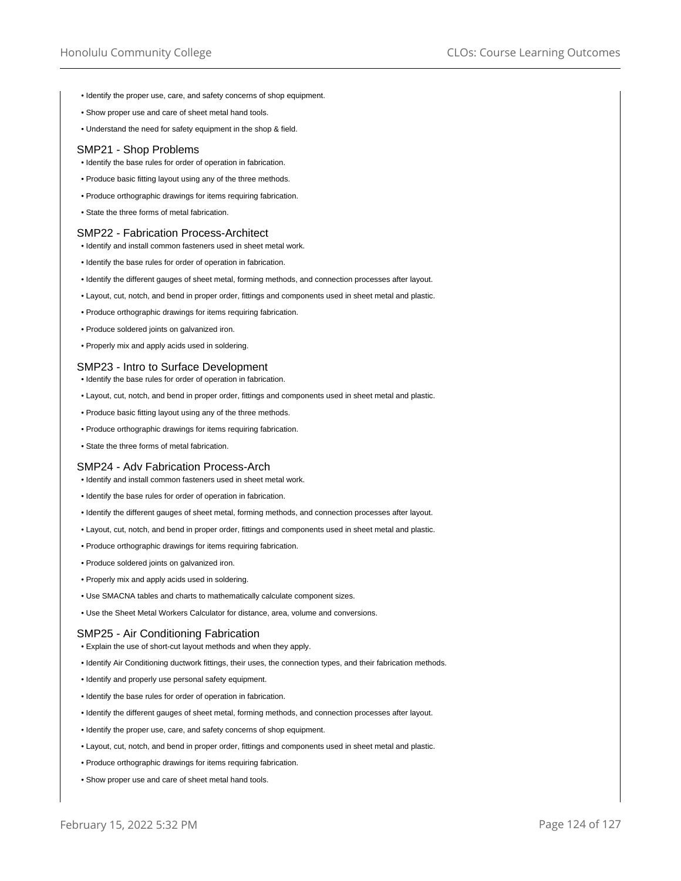- Identify the proper use, care, and safety concerns of shop equipment.
- Show proper use and care of sheet metal hand tools.
- Understand the need for safety equipment in the shop & field.

### SMP21 - Shop Problems

- Identify the base rules for order of operation in fabrication.
- Produce basic fitting layout using any of the three methods.
- Produce orthographic drawings for items requiring fabrication.
- State the three forms of metal fabrication.

### SMP22 - Fabrication Process-Architect

- Identify and install common fasteners used in sheet metal work.
- Identify the base rules for order of operation in fabrication.
- Identify the different gauges of sheet metal, forming methods, and connection processes after layout.
- Layout, cut, notch, and bend in proper order, fittings and components used in sheet metal and plastic.
- Produce orthographic drawings for items requiring fabrication.
- Produce soldered joints on galvanized iron.
- Properly mix and apply acids used in soldering.

### SMP23 - Intro to Surface Development

- Identify the base rules for order of operation in fabrication.
- Layout, cut, notch, and bend in proper order, fittings and components used in sheet metal and plastic.
- Produce basic fitting layout using any of the three methods.
- Produce orthographic drawings for items requiring fabrication.
- State the three forms of metal fabrication.

### SMP24 - Adv Fabrication Process-Arch

- Identify and install common fasteners used in sheet metal work.
- Identify the base rules for order of operation in fabrication.
- Identify the different gauges of sheet metal, forming methods, and connection processes after layout.
- Layout, cut, notch, and bend in proper order, fittings and components used in sheet metal and plastic.
- Produce orthographic drawings for items requiring fabrication.
- Produce soldered joints on galvanized iron.
- Properly mix and apply acids used in soldering.
- Use SMACNA tables and charts to mathematically calculate component sizes.
- Use the Sheet Metal Workers Calculator for distance, area, volume and conversions.

### SMP25 - Air Conditioning Fabrication

- Explain the use of short-cut layout methods and when they apply.
- Identify Air Conditioning ductwork fittings, their uses, the connection types, and their fabrication methods.
- Identify and properly use personal safety equipment.
- Identify the base rules for order of operation in fabrication.
- Identify the different gauges of sheet metal, forming methods, and connection processes after layout.
- Identify the proper use, care, and safety concerns of shop equipment.
- Layout, cut, notch, and bend in proper order, fittings and components used in sheet metal and plastic.
- Produce orthographic drawings for items requiring fabrication.
- Show proper use and care of sheet metal hand tools.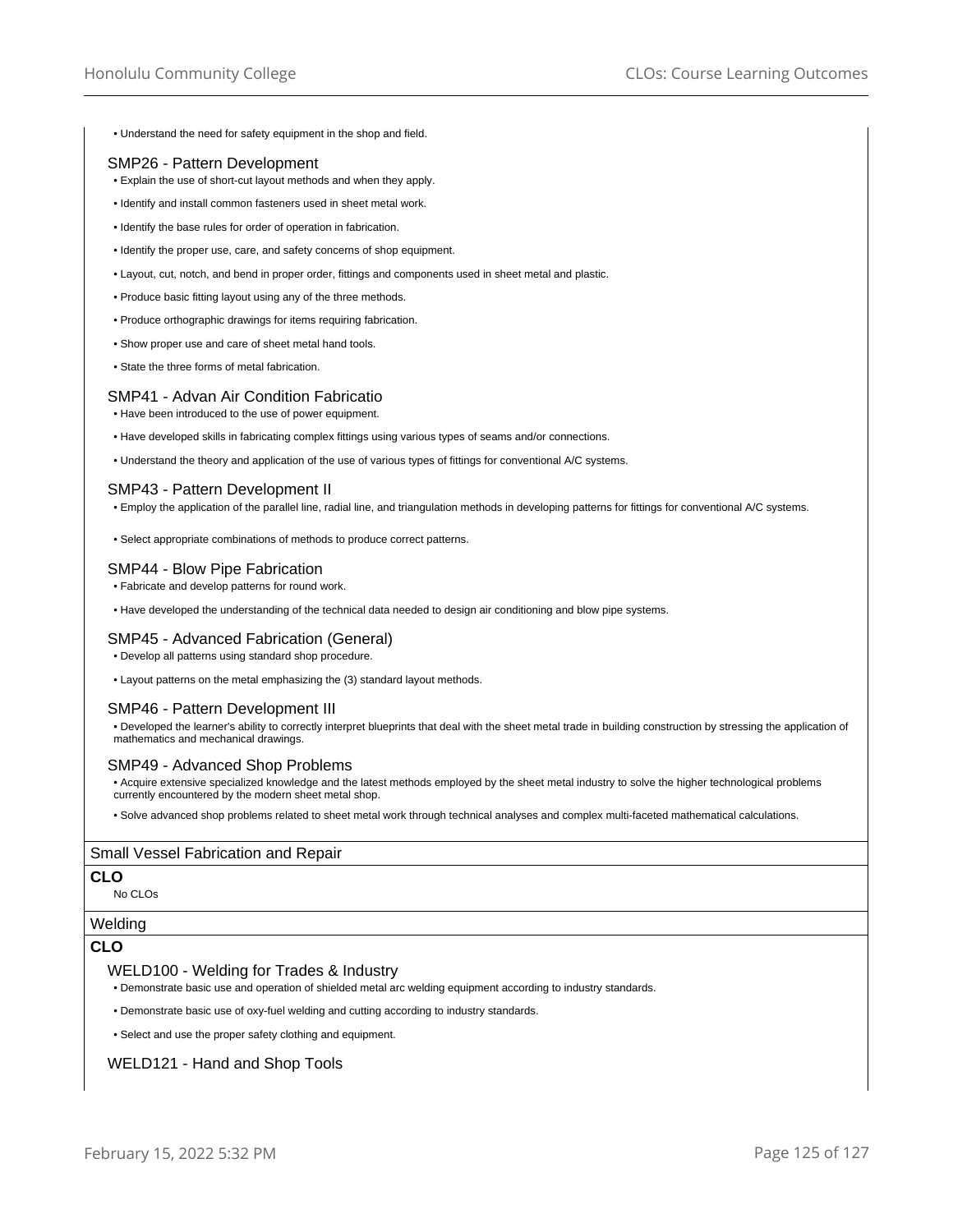- Understand the need for safety equipment in the shop and field.

### SMP26 - Pattern Development

- Explain the use of short-cut layout methods and when they apply.
- Identify and install common fasteners used in sheet metal work.
- Identify the base rules for order of operation in fabrication.
- Identify the proper use, care, and safety concerns of shop equipment.
- Layout, cut, notch, and bend in proper order, fittings and components used in sheet metal and plastic.
- Produce basic fitting layout using any of the three methods.
- Produce orthographic drawings for items requiring fabrication.
- Show proper use and care of sheet metal hand tools.
- State the three forms of metal fabrication.

### SMP41 - Advan Air Condition Fabricatio

- Have been introduced to the use of power equipment.
- Have developed skills in fabricating complex fittings using various types of seams and/or connections.
- Understand the theory and application of the use of various types of fittings for conventional A/C systems.

### SMP43 - Pattern Development II

- Employ the application of the parallel line, radial line, and triangulation methods in developing patterns for fittings for conventional A/C systems.
- Select appropriate combinations of methods to produce correct patterns.

### SMP44 - Blow Pipe Fabrication

- Fabricate and develop patterns for round work.
- Have developed the understanding of the technical data needed to design air conditioning and blow pipe systems.

### SMP45 - Advanced Fabrication (General)

- Develop all patterns using standard shop procedure.
- Layout patterns on the metal emphasizing the (3) standard layout methods.

### SMP46 - Pattern Development III

- Developed the learner's ability to correctly interpret blueprints that deal with the sheet metal trade in building construction by stressing the application of mathematics and mechanical drawings.

### SMP49 - Advanced Shop Problems

- Acquire extensive specialized knowledge and the latest methods employed by the sheet metal industry to solve the higher technological problems currently encountered by the modern sheet metal shop.
- Solve advanced shop problems related to sheet metal work through technical analyses and complex multi-faceted mathematical calculations.

## Small Vessel Fabrication and Repair

**CLO**

No CLOs

## Welding

**CLO**

### WELD100 - Welding for Trades & Industry

- Demonstrate basic use and operation of shielded metal arc welding equipment according to industry standards.
- Demonstrate basic use of oxy-fuel welding and cutting according to industry standards.
- Select and use the proper safety clothing and equipment.

### WELD121 - Hand and Shop Tools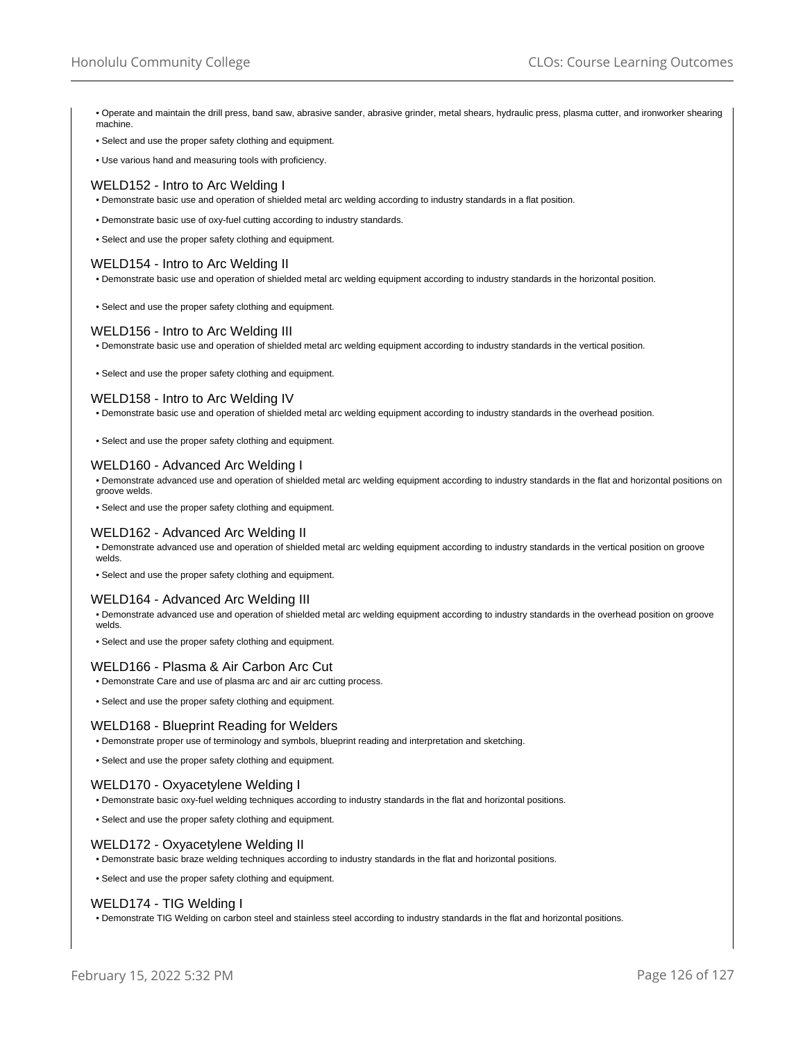- Operate and maintain the drill press, band saw, abrasive sander, abrasive grinder, metal shears, hydraulic press, plasma cutter, and ironworker shearing machine.
- Select and use the proper safety clothing and equipment.
- Use various hand and measuring tools with proficiency.

### WELD152 - Intro to Arc Welding I

- Demonstrate basic use and operation of shielded metal arc welding according to industry standards in a flat position.
- Demonstrate basic use of oxy-fuel cutting according to industry standards.
- Select and use the proper safety clothing and equipment.

### WELD154 - Intro to Arc Welding II

- Demonstrate basic use and operation of shielded metal arc welding equipment according to industry standards in the horizontal position.
- Select and use the proper safety clothing and equipment.

### WELD156 - Intro to Arc Welding III

- Demonstrate basic use and operation of shielded metal arc welding equipment according to industry standards in the vertical position.
- Select and use the proper safety clothing and equipment.

### WELD158 - Intro to Arc Welding IV

- Demonstrate basic use and operation of shielded metal arc welding equipment according to industry standards in the overhead position.
- Select and use the proper safety clothing and equipment.

### WELD160 - Advanced Arc Welding I

- Demonstrate advanced use and operation of shielded metal arc welding equipment according to industry standards in the flat and horizontal positions on groove welds.
- Select and use the proper safety clothing and equipment.

### WELD162 - Advanced Arc Welding II

- Demonstrate advanced use and operation of shielded metal arc welding equipment according to industry standards in the vertical position on groove welds.
- Select and use the proper safety clothing and equipment.

### WELD164 - Advanced Arc Welding III

- Demonstrate advanced use and operation of shielded metal arc welding equipment according to industry standards in the overhead position on groove welds.
- Select and use the proper safety clothing and equipment.

### WELD166 - Plasma & Air Carbon Arc Cut

- Demonstrate Care and use of plasma arc and air arc cutting process.
- Select and use the proper safety clothing and equipment.

### WELD168 - Blueprint Reading for Welders

- Demonstrate proper use of terminology and symbols, blueprint reading and interpretation and sketching.
- Select and use the proper safety clothing and equipment.

### WELD170 - Oxyacetylene Welding I

- Demonstrate basic oxy-fuel welding techniques according to industry standards in the flat and horizontal positions.
- Select and use the proper safety clothing and equipment.

### WELD172 - Oxyacetylene Welding II

- Demonstrate basic braze welding techniques according to industry standards in the flat and horizontal positions.
- Select and use the proper safety clothing and equipment.

### WELD174 - TIG Welding I

- Demonstrate TIG Welding on carbon steel and stainless steel according to industry standards in the flat and horizontal positions.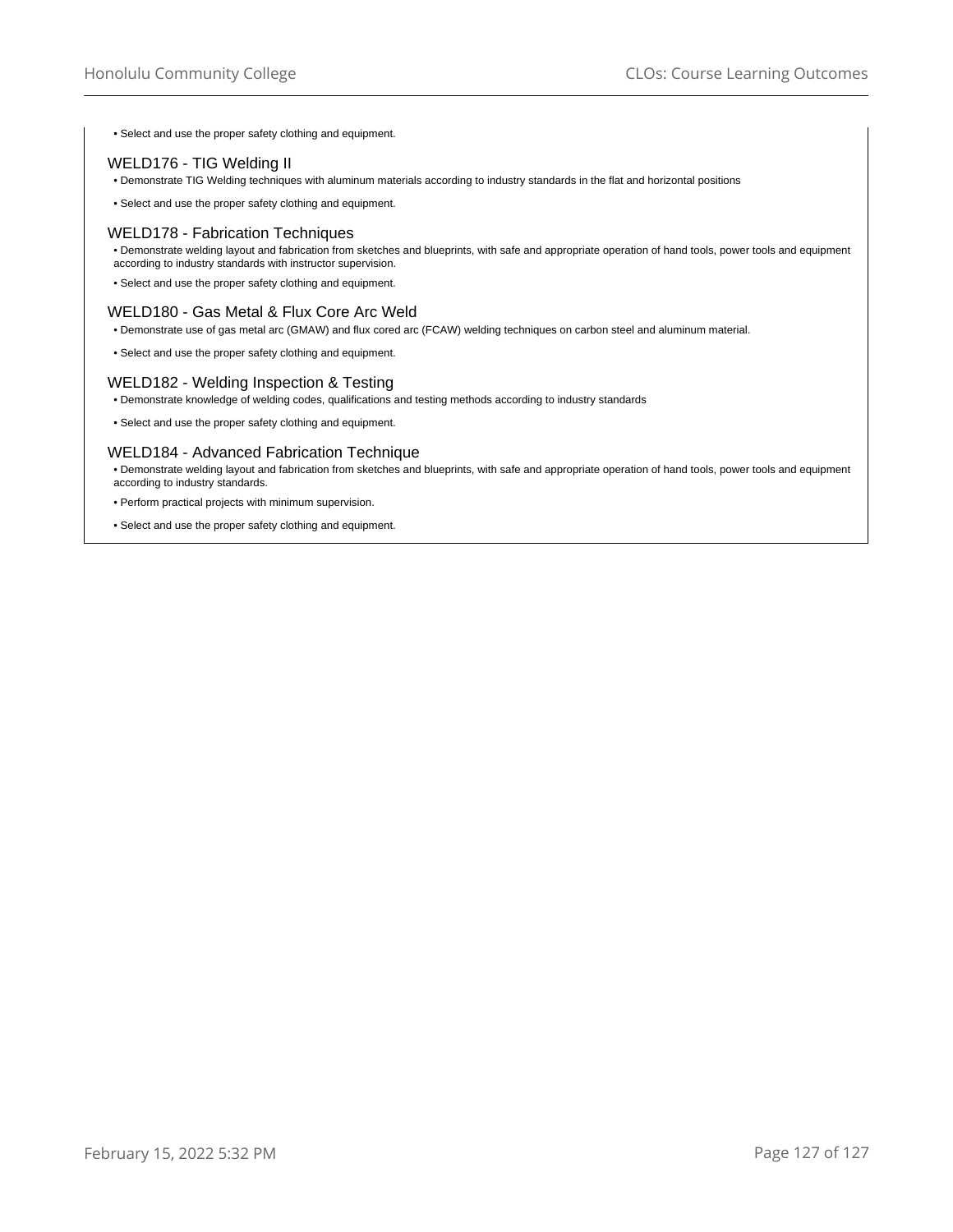- Select and use the proper safety clothing and equipment.

### WELD176 - TIG Welding II

- Demonstrate TIG Welding techniques with aluminum materials according to industry standards in the flat and horizontal positions
- Select and use the proper safety clothing and equipment.

### WELD178 - Fabrication Techniques

- Demonstrate welding layout and fabrication from sketches and blueprints, with safe and appropriate operation of hand tools, power tools and equipment according to industry standards with instructor supervision.
- Select and use the proper safety clothing and equipment.

### WELD180 - Gas Metal & Flux Core Arc Weld

- Demonstrate use of gas metal arc (GMAW) and flux cored arc (FCAW) welding techniques on carbon steel and aluminum material.
- Select and use the proper safety clothing and equipment.

### WELD182 - Welding Inspection & Testing

- Demonstrate knowledge of welding codes, qualifications and testing methods according to industry standards
- Select and use the proper safety clothing and equipment.

### WELD184 - Advanced Fabrication Technique

- Demonstrate welding layout and fabrication from sketches and blueprints, with safe and appropriate operation of hand tools, power tools and equipment according to industry standards.
- Perform practical projects with minimum supervision.
- Select and use the proper safety clothing and equipment.